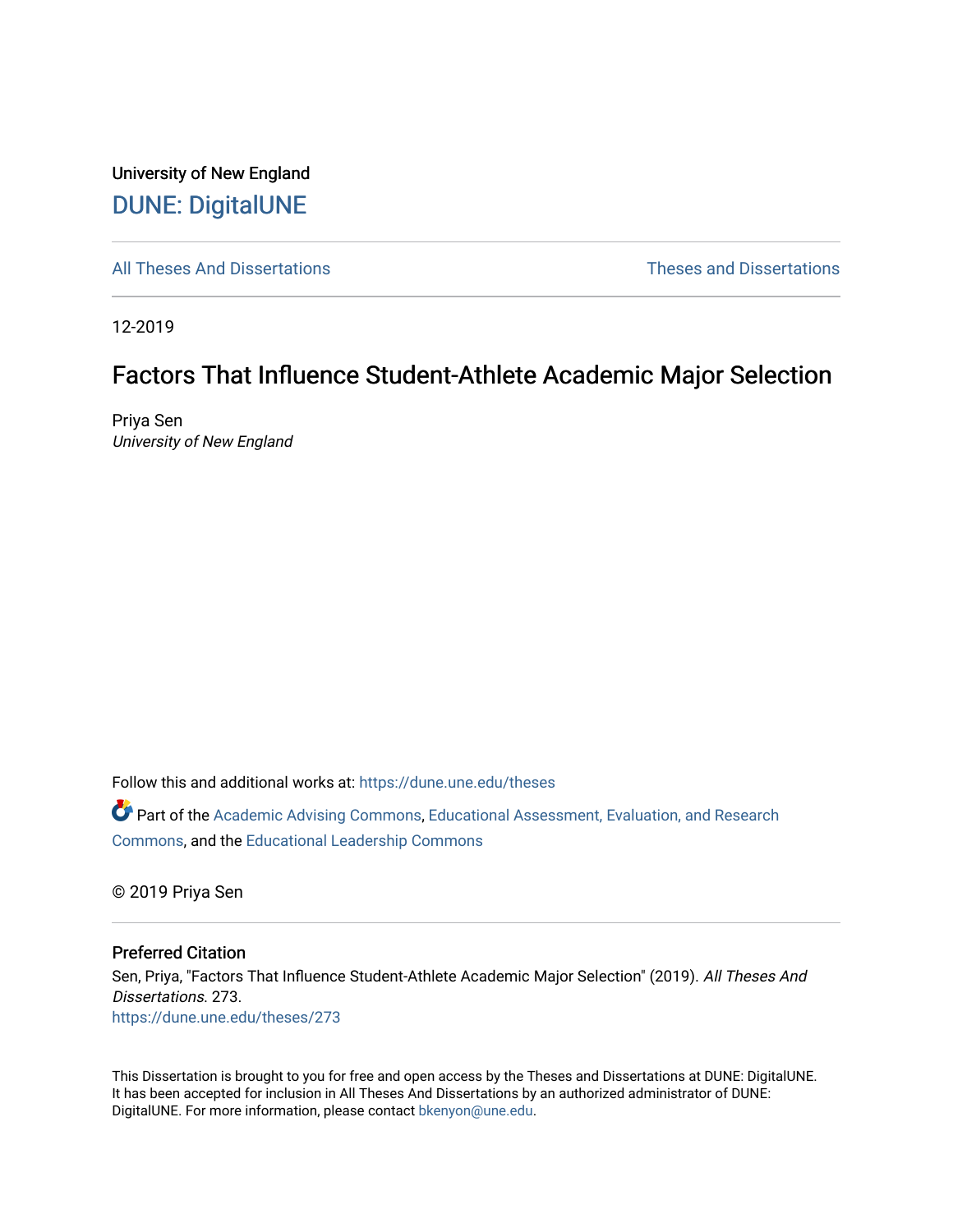University of New England

# DUNE: DigitalUNE

All Theses And Dissertations | Theses and Dissertations

12-2019

## Factors That Influence Student-Athlete Academic Major Selection

Priya Sen
*University of New England*

Follow this and additional works at: https://dune.une.edu/theses

Part of the Academic Advising Commons, Educational Assessment, Evaluation, and Research Commons, and the Educational Leadership Commons

© 2019 Priya Sen

### Preferred Citation

Sen, Priya, "Factors That Influence Student-Athlete Academic Major Selection" (2019). *All Theses And Dissertations*. 273.
https://dune.une.edu/theses/273

This Dissertation is brought to you for free and open access by the Theses and Dissertations at DUNE: DigitalUNE. It has been accepted for inclusion in All Theses And Dissertations by an authorized administrator of DUNE: DigitalUNE. For more information, please contact bkenyon@une.edu.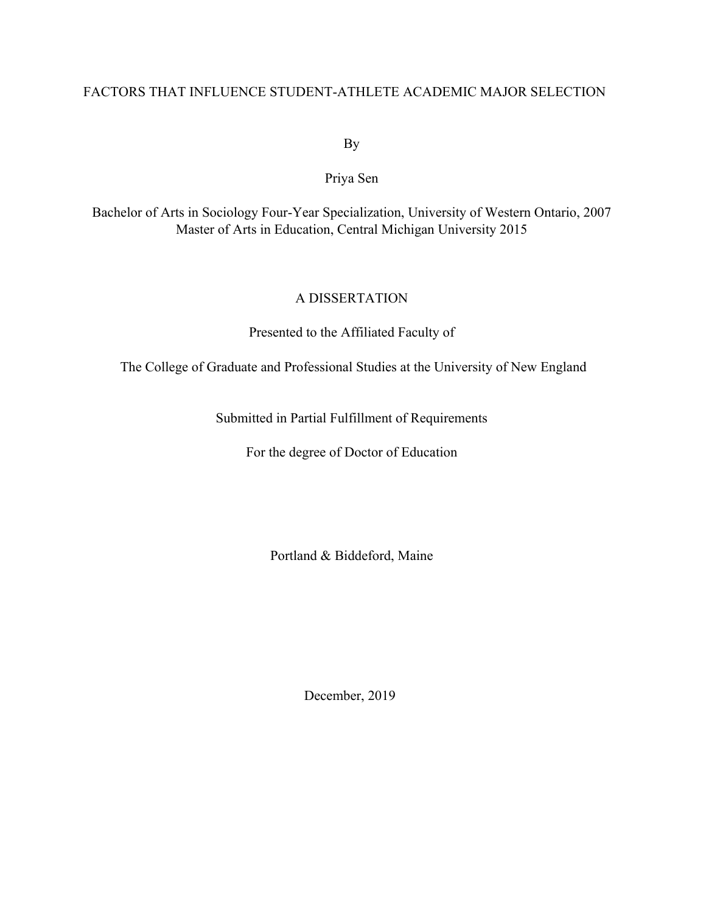# FACTORS THAT INFLUENCE STUDENT-ATHLETE ACADEMIC MAJOR SELECTION

By

Priya Sen

Bachelor of Arts in Sociology Four-Year Specialization, University of Western Ontario, 2007
Master of Arts in Education, Central Michigan University 2015

A DISSERTATION

Presented to the Affiliated Faculty of

The College of Graduate and Professional Studies at the University of New England

Submitted in Partial Fulfillment of Requirements

For the degree of Doctor of Education

Portland & Biddeford, Maine

December, 2019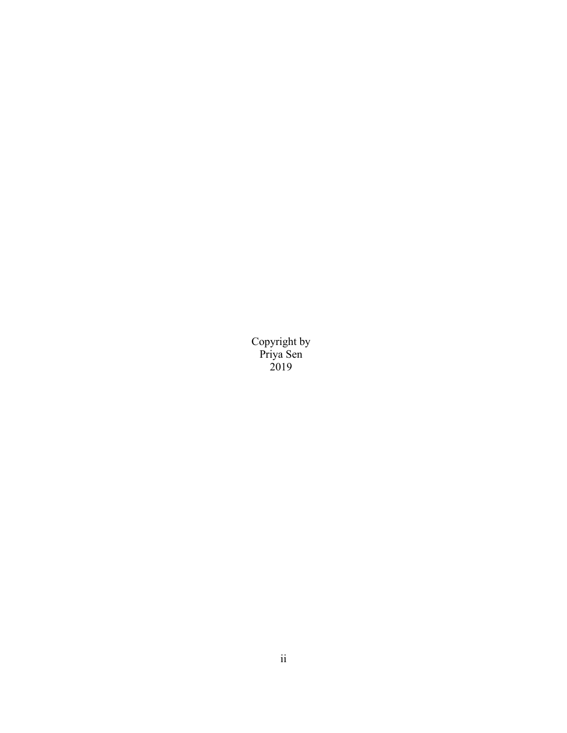Copyright by
Priya Sen
2019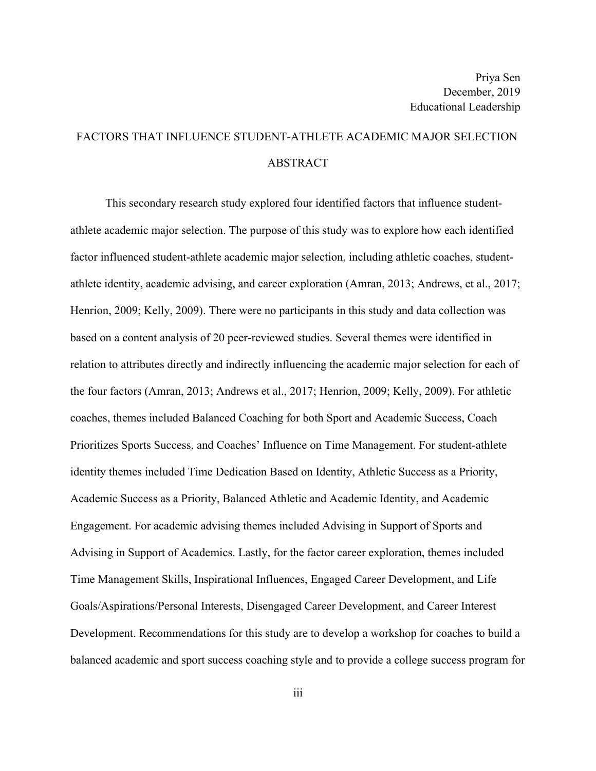Priya Sen  
December, 2019  
Educational Leadership

# FACTORS THAT INFLUENCE STUDENT-ATHLETE ACADEMIC MAJOR SELECTION

## ABSTRACT

This secondary research study explored four identified factors that influence student-athlete academic major selection. The purpose of this study was to explore how each identified factor influenced student-athlete academic major selection, including athletic coaches, student-athlete identity, academic advising, and career exploration (Amran, 2013; Andrews, et al., 2017; Henrion, 2009; Kelly, 2009). There were no participants in this study and data collection was based on a content analysis of 20 peer-reviewed studies. Several themes were identified in relation to attributes directly and indirectly influencing the academic major selection for each of the four factors (Amran, 2013; Andrews et al., 2017; Henrion, 2009; Kelly, 2009). For athletic coaches, themes included Balanced Coaching for both Sport and Academic Success, Coach Prioritizes Sports Success, and Coaches' Influence on Time Management. For student-athlete identity themes included Time Dedication Based on Identity, Athletic Success as a Priority, Academic Success as a Priority, Balanced Athletic and Academic Identity, and Academic Engagement. For academic advising themes included Advising in Support of Sports and Advising in Support of Academics. Lastly, for the factor career exploration, themes included Time Management Skills, Inspirational Influences, Engaged Career Development, and Life Goals/Aspirations/Personal Interests, Disengaged Career Development, and Career Interest Development. Recommendations for this study are to develop a workshop for coaches to build a balanced academic and sport success coaching style and to provide a college success program for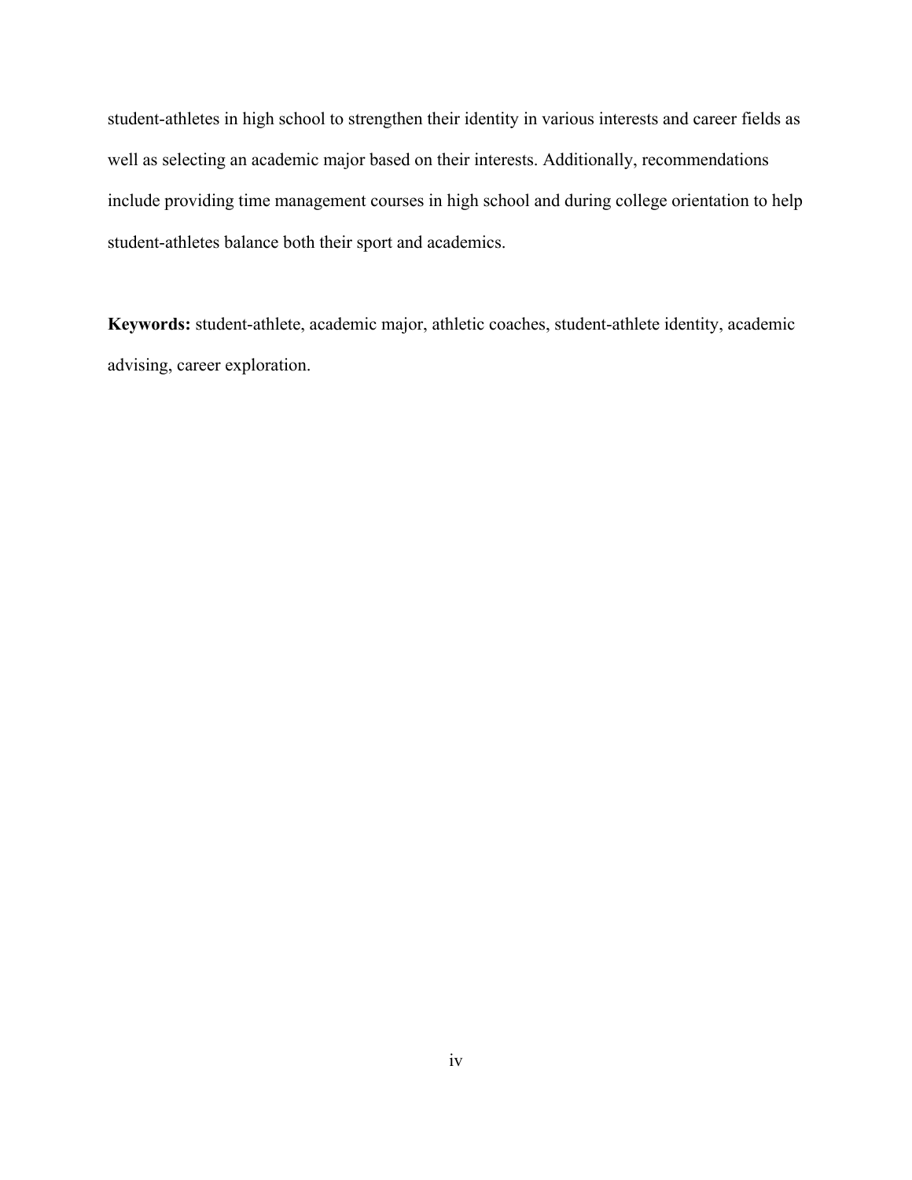student-athletes in high school to strengthen their identity in various interests and career fields as well as selecting an academic major based on their interests. Additionally, recommendations include providing time management courses in high school and during college orientation to help student-athletes balance both their sport and academics.

**Keywords:** student-athlete, academic major, athletic coaches, student-athlete identity, academic advising, career exploration.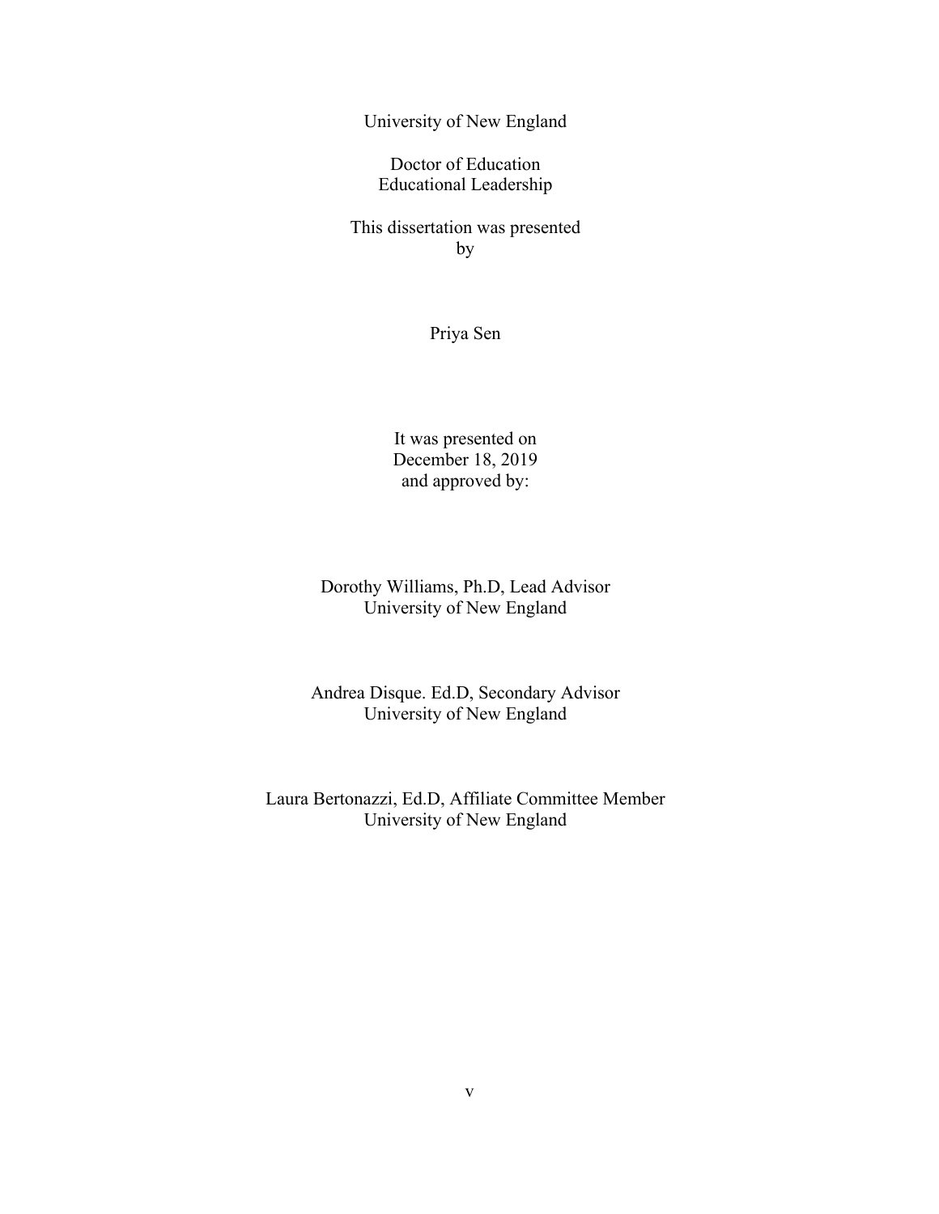University of New England

Doctor of Education
Educational Leadership

This dissertation was presented
by

Priya Sen

It was presented on
December 18, 2019
and approved by:

Dorothy Williams, Ph.D, Lead Advisor
University of New England

Andrea Disque. Ed.D, Secondary Advisor
University of New England

Laura Bertonazzi, Ed.D, Affiliate Committee Member
University of New England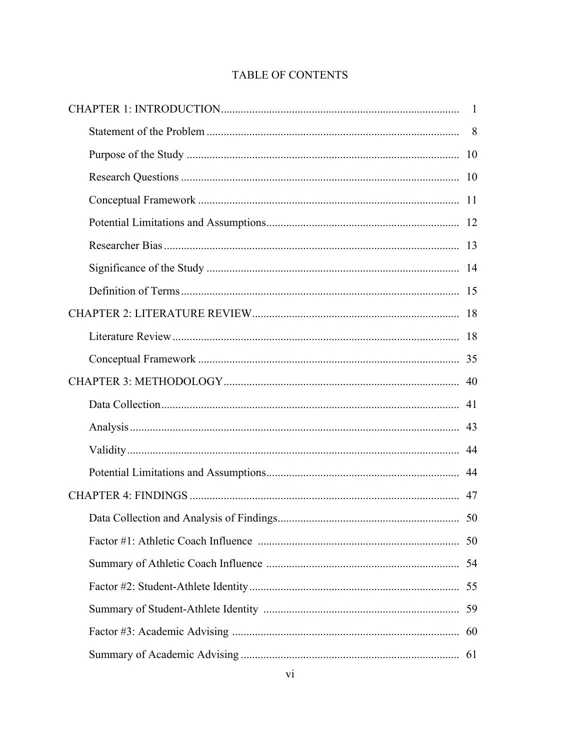# TABLE OF CONTENTS

| | |
|---|---|
| CHAPTER 1: INTRODUCTION | 1 |
| Statement of the Problem | 8 |
| Purpose of the Study | 10 |
| Research Questions | 10 |
| Conceptual Framework | 11 |
| Potential Limitations and Assumptions | 12 |
| Researcher Bias | 13 |
| Significance of the Study | 14 |
| Definition of Terms | 15 |
| CHAPTER 2: LITERATURE REVIEW | 18 |
| Literature Review | 18 |
| Conceptual Framework | 35 |
| CHAPTER 3: METHODOLOGY | 40 |
| Data Collection | 41 |
| Analysis | 43 |
| Validity | 44 |
| Potential Limitations and Assumptions | 44 |
| CHAPTER 4: FINDINGS | 47 |
| Data Collection and Analysis of Findings | 50 |
| Factor #1: Athletic Coach Influence | 50 |
| Summary of Athletic Coach Influence | 54 |
| Factor #2: Student-Athlete Identity | 55 |
| Summary of Student-Athlete Identity | 59 |
| Factor #3: Academic Advising | 60 |
| Summary of Academic Advising | 61 |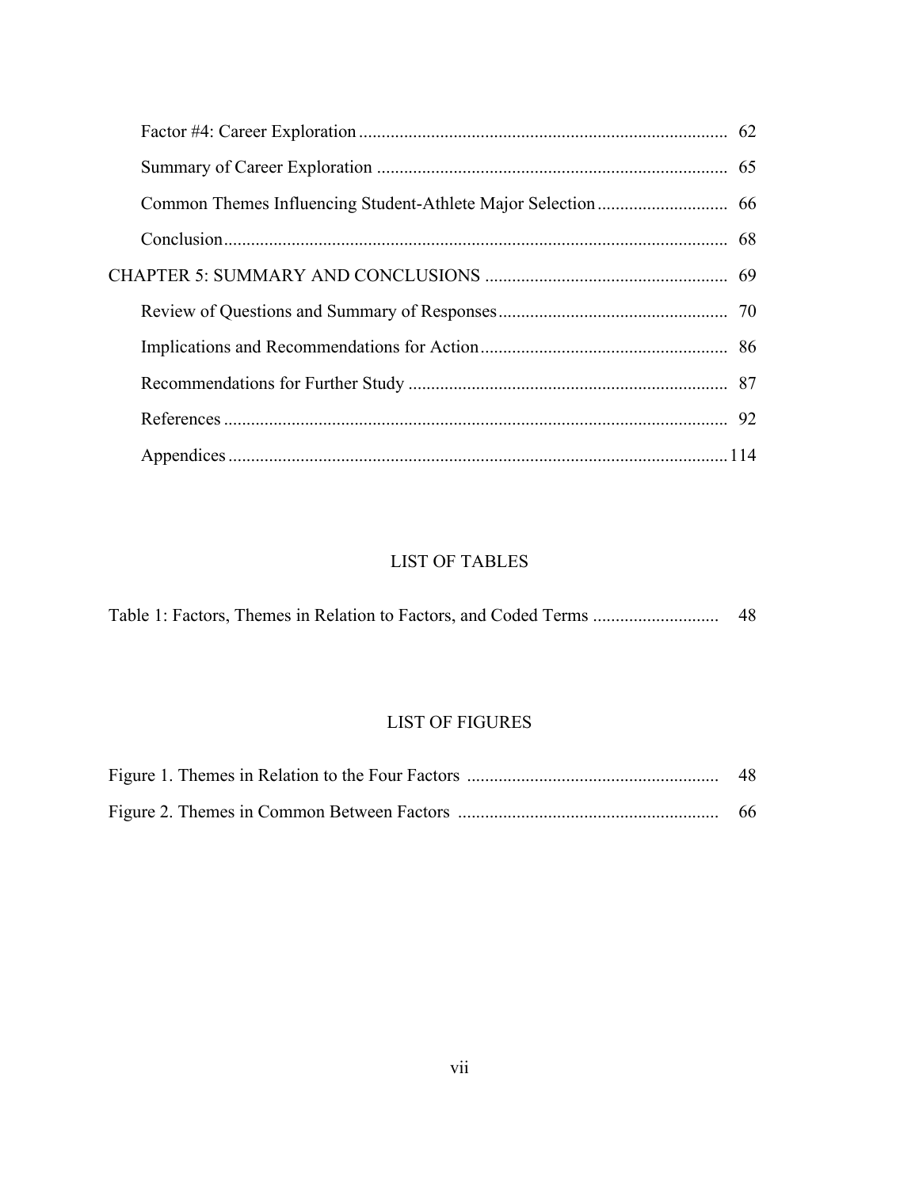Factor #4: Career Exploration ... 62

Summary of Career Exploration ... 65

Common Themes Influencing Student-Athlete Major Selection ... 66

Conclusion ... 68

CHAPTER 5: SUMMARY AND CONCLUSIONS ... 69

Review of Questions and Summary of Responses ... 70

Implications and Recommendations for Action ... 86

Recommendations for Further Study ... 87

References ... 92

Appendices ... 114

## LIST OF TABLES

Table 1: Factors, Themes in Relation to Factors, and Coded Terms ... 48

## LIST OF FIGURES

Figure 1. Themes in Relation to the Four Factors ... 48

Figure 2. Themes in Common Between Factors ... 66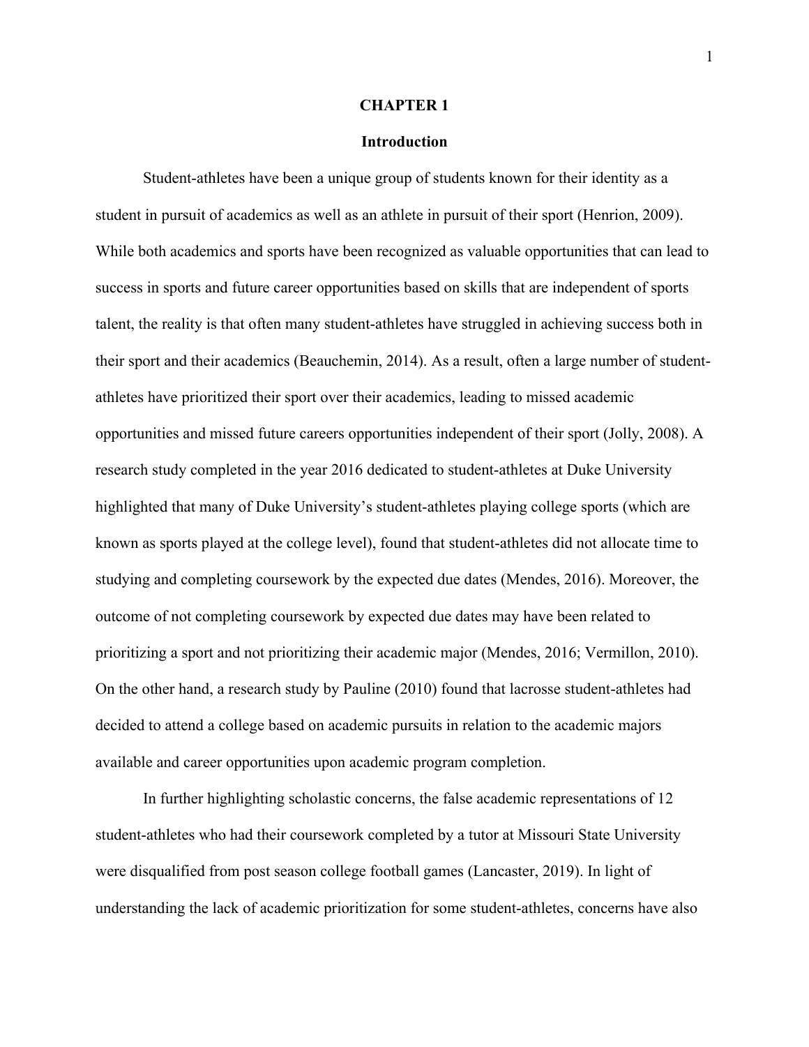# CHAPTER 1

## Introduction

Student-athletes have been a unique group of students known for their identity as a student in pursuit of academics as well as an athlete in pursuit of their sport (Henrion, 2009). While both academics and sports have been recognized as valuable opportunities that can lead to success in sports and future career opportunities based on skills that are independent of sports talent, the reality is that often many student-athletes have struggled in achieving success both in their sport and their academics (Beauchemin, 2014). As a result, often a large number of student-athletes have prioritized their sport over their academics, leading to missed academic opportunities and missed future careers opportunities independent of their sport (Jolly, 2008). A research study completed in the year 2016 dedicated to student-athletes at Duke University highlighted that many of Duke University's student-athletes playing college sports (which are known as sports played at the college level), found that student-athletes did not allocate time to studying and completing coursework by the expected due dates (Mendes, 2016). Moreover, the outcome of not completing coursework by expected due dates may have been related to prioritizing a sport and not prioritizing their academic major (Mendes, 2016; Vermillon, 2010). On the other hand, a research study by Pauline (2010) found that lacrosse student-athletes had decided to attend a college based on academic pursuits in relation to the academic majors available and career opportunities upon academic program completion.

In further highlighting scholastic concerns, the false academic representations of 12 student-athletes who had their coursework completed by a tutor at Missouri State University were disqualified from post season college football games (Lancaster, 2019). In light of understanding the lack of academic prioritization for some student-athletes, concerns have also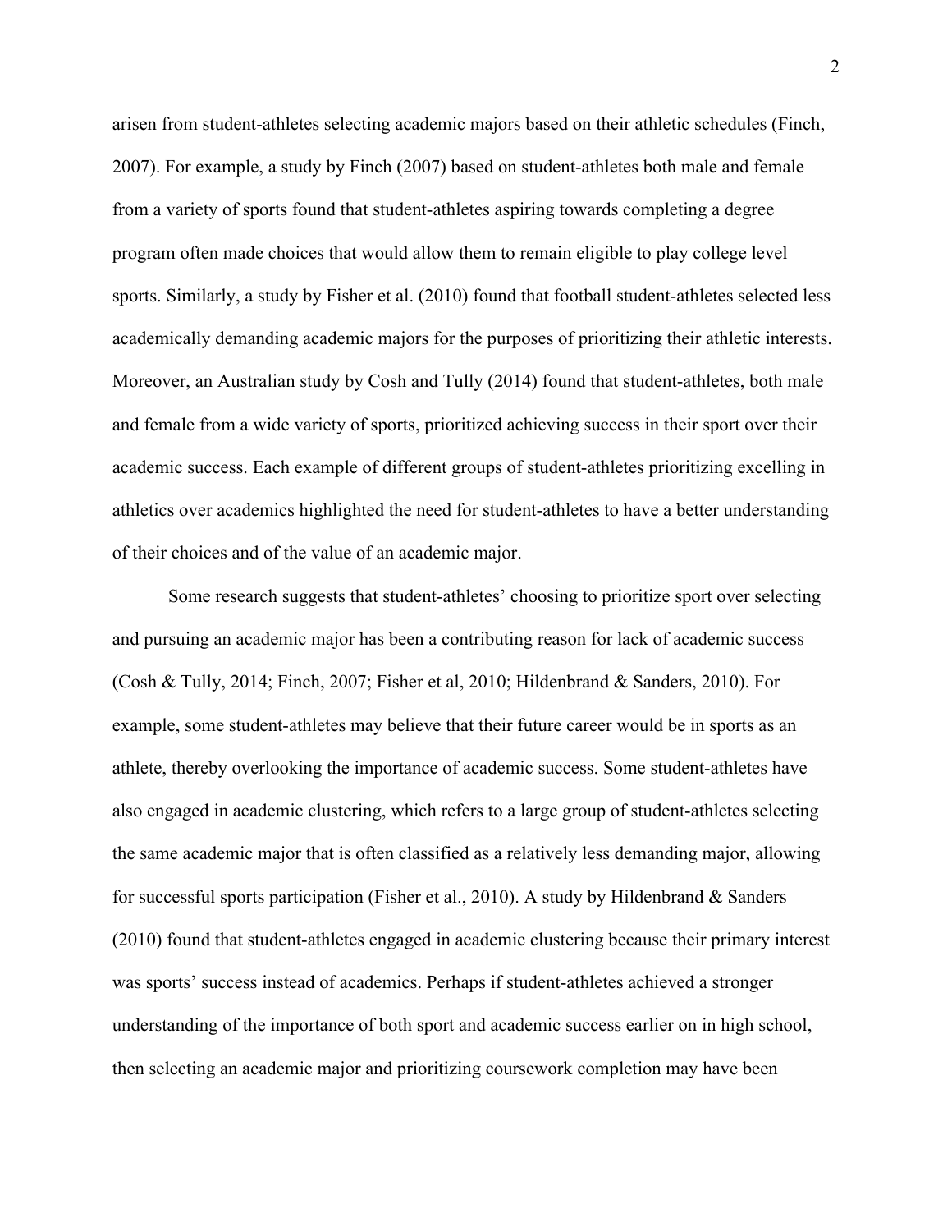arisen from student-athletes selecting academic majors based on their athletic schedules (Finch, 2007). For example, a study by Finch (2007) based on student-athletes both male and female from a variety of sports found that student-athletes aspiring towards completing a degree program often made choices that would allow them to remain eligible to play college level sports. Similarly, a study by Fisher et al. (2010) found that football student-athletes selected less academically demanding academic majors for the purposes of prioritizing their athletic interests. Moreover, an Australian study by Cosh and Tully (2014) found that student-athletes, both male and female from a wide variety of sports, prioritized achieving success in their sport over their academic success. Each example of different groups of student-athletes prioritizing excelling in athletics over academics highlighted the need for student-athletes to have a better understanding of their choices and of the value of an academic major.

Some research suggests that student-athletes' choosing to prioritize sport over selecting and pursuing an academic major has been a contributing reason for lack of academic success (Cosh & Tully, 2014; Finch, 2007; Fisher et al, 2010; Hildenbrand & Sanders, 2010). For example, some student-athletes may believe that their future career would be in sports as an athlete, thereby overlooking the importance of academic success. Some student-athletes have also engaged in academic clustering, which refers to a large group of student-athletes selecting the same academic major that is often classified as a relatively less demanding major, allowing for successful sports participation (Fisher et al., 2010). A study by Hildenbrand & Sanders (2010) found that student-athletes engaged in academic clustering because their primary interest was sports' success instead of academics. Perhaps if student-athletes achieved a stronger understanding of the importance of both sport and academic success earlier on in high school, then selecting an academic major and prioritizing coursework completion may have been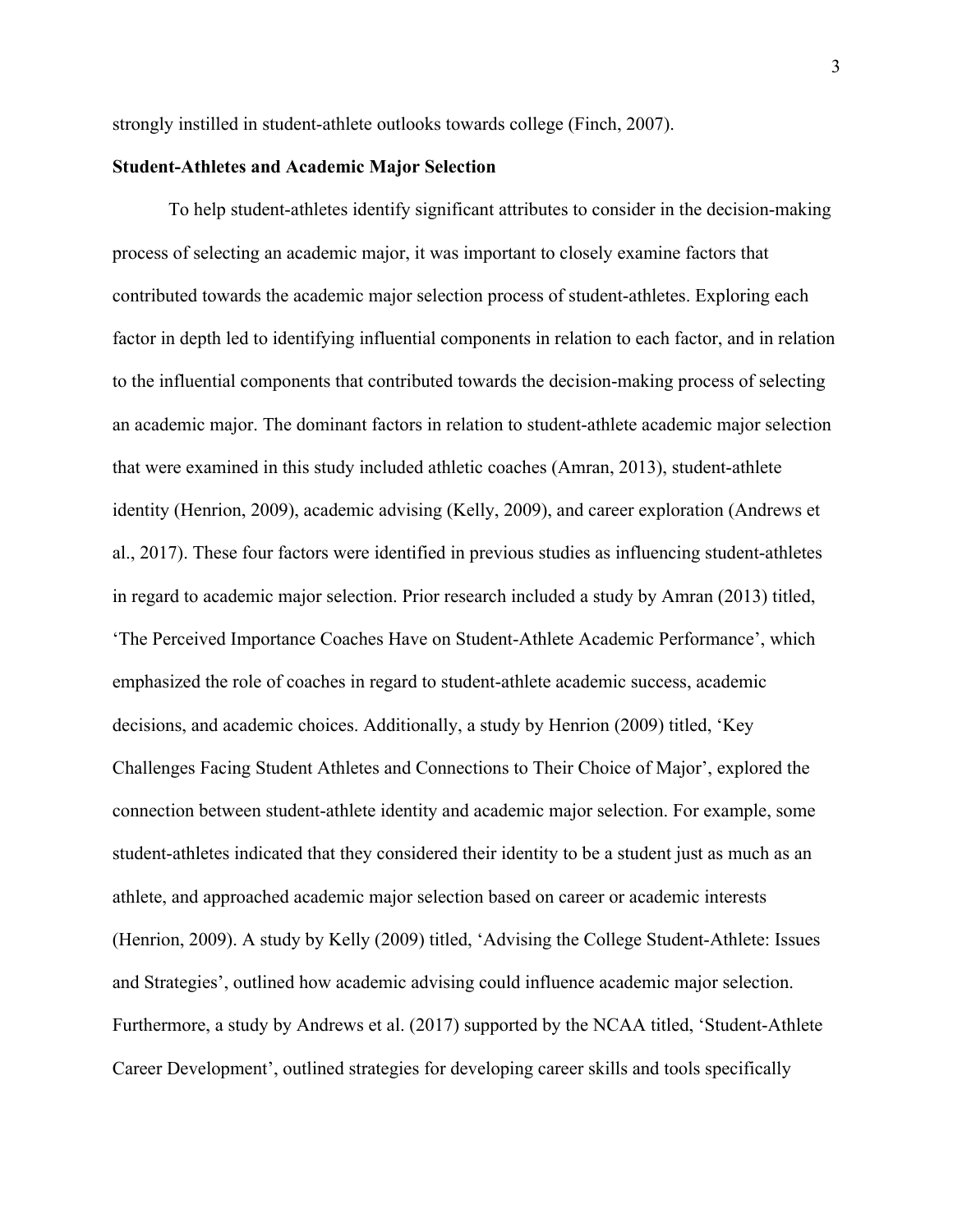strongly instilled in student-athlete outlooks towards college (Finch, 2007).

**Student-Athletes and Academic Major Selection**

To help student-athletes identify significant attributes to consider in the decision-making process of selecting an academic major, it was important to closely examine factors that contributed towards the academic major selection process of student-athletes. Exploring each factor in depth led to identifying influential components in relation to each factor, and in relation to the influential components that contributed towards the decision-making process of selecting an academic major. The dominant factors in relation to student-athlete academic major selection that were examined in this study included athletic coaches (Amran, 2013), student-athlete identity (Henrion, 2009), academic advising (Kelly, 2009), and career exploration (Andrews et al., 2017). These four factors were identified in previous studies as influencing student-athletes in regard to academic major selection. Prior research included a study by Amran (2013) titled, 'The Perceived Importance Coaches Have on Student-Athlete Academic Performance', which emphasized the role of coaches in regard to student-athlete academic success, academic decisions, and academic choices. Additionally, a study by Henrion (2009) titled, 'Key Challenges Facing Student Athletes and Connections to Their Choice of Major', explored the connection between student-athlete identity and academic major selection. For example, some student-athletes indicated that they considered their identity to be a student just as much as an athlete, and approached academic major selection based on career or academic interests (Henrion, 2009). A study by Kelly (2009) titled, 'Advising the College Student-Athlete: Issues and Strategies', outlined how academic advising could influence academic major selection. Furthermore, a study by Andrews et al. (2017) supported by the NCAA titled, 'Student-Athlete Career Development', outlined strategies for developing career skills and tools specifically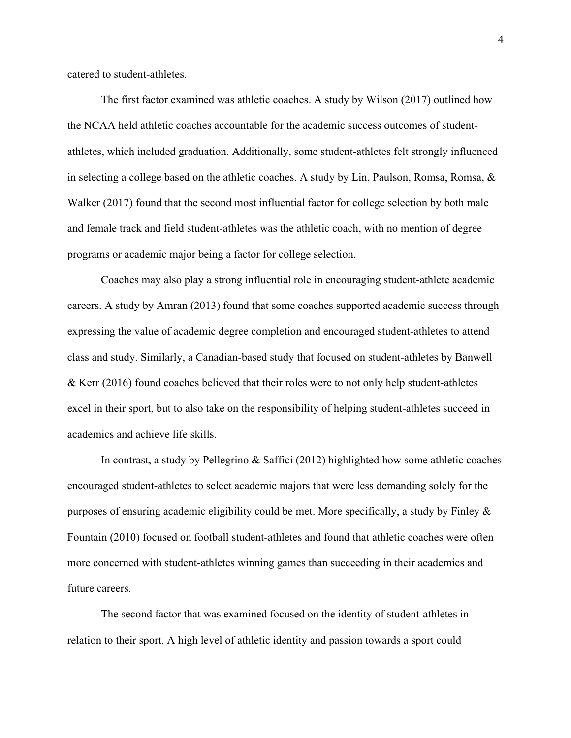catered to student-athletes.

The first factor examined was athletic coaches. A study by Wilson (2017) outlined how the NCAA held athletic coaches accountable for the academic success outcomes of student-athletes, which included graduation. Additionally, some student-athletes felt strongly influenced in selecting a college based on the athletic coaches. A study by Lin, Paulson, Romsa, Romsa, & Walker (2017) found that the second most influential factor for college selection by both male and female track and field student-athletes was the athletic coach, with no mention of degree programs or academic major being a factor for college selection.

Coaches may also play a strong influential role in encouraging student-athlete academic careers. A study by Amran (2013) found that some coaches supported academic success through expressing the value of academic degree completion and encouraged student-athletes to attend class and study. Similarly, a Canadian-based study that focused on student-athletes by Banwell & Kerr (2016) found coaches believed that their roles were to not only help student-athletes excel in their sport, but to also take on the responsibility of helping student-athletes succeed in academics and achieve life skills.

In contrast, a study by Pellegrino & Saffici (2012) highlighted how some athletic coaches encouraged student-athletes to select academic majors that were less demanding solely for the purposes of ensuring academic eligibility could be met. More specifically, a study by Finley & Fountain (2010) focused on football student-athletes and found that athletic coaches were often more concerned with student-athletes winning games than succeeding in their academics and future careers.

The second factor that was examined focused on the identity of student-athletes in relation to their sport. A high level of athletic identity and passion towards a sport could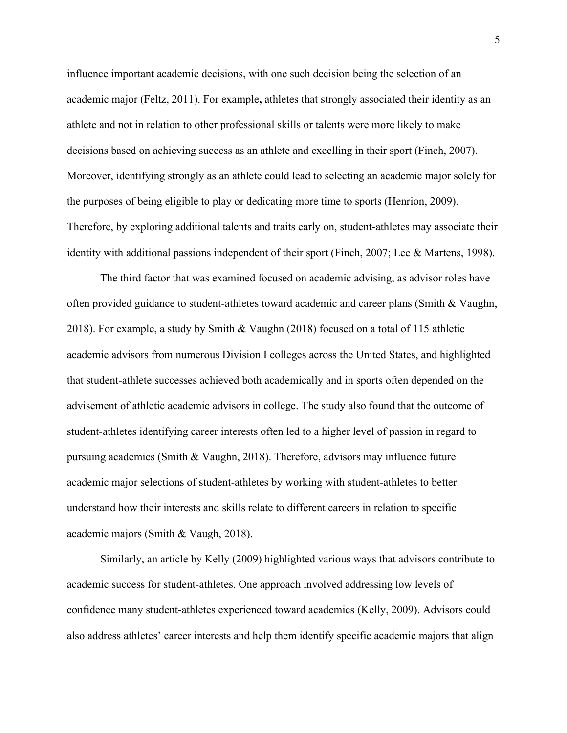influence important academic decisions, with one such decision being the selection of an academic major (Feltz, 2011). For example**,** athletes that strongly associated their identity as an athlete and not in relation to other professional skills or talents were more likely to make decisions based on achieving success as an athlete and excelling in their sport (Finch, 2007). Moreover, identifying strongly as an athlete could lead to selecting an academic major solely for the purposes of being eligible to play or dedicating more time to sports (Henrion, 2009). Therefore, by exploring additional talents and traits early on, student-athletes may associate their identity with additional passions independent of their sport (Finch, 2007; Lee & Martens, 1998).

The third factor that was examined focused on academic advising, as advisor roles have often provided guidance to student-athletes toward academic and career plans (Smith & Vaughn, 2018). For example, a study by Smith & Vaughn (2018) focused on a total of 115 athletic academic advisors from numerous Division I colleges across the United States, and highlighted that student-athlete successes achieved both academically and in sports often depended on the advisement of athletic academic advisors in college. The study also found that the outcome of student-athletes identifying career interests often led to a higher level of passion in regard to pursuing academics (Smith & Vaughn, 2018). Therefore, advisors may influence future academic major selections of student-athletes by working with student-athletes to better understand how their interests and skills relate to different careers in relation to specific academic majors (Smith & Vaugh, 2018).

Similarly, an article by Kelly (2009) highlighted various ways that advisors contribute to academic success for student-athletes. One approach involved addressing low levels of confidence many student-athletes experienced toward academics (Kelly, 2009). Advisors could also address athletes' career interests and help them identify specific academic majors that align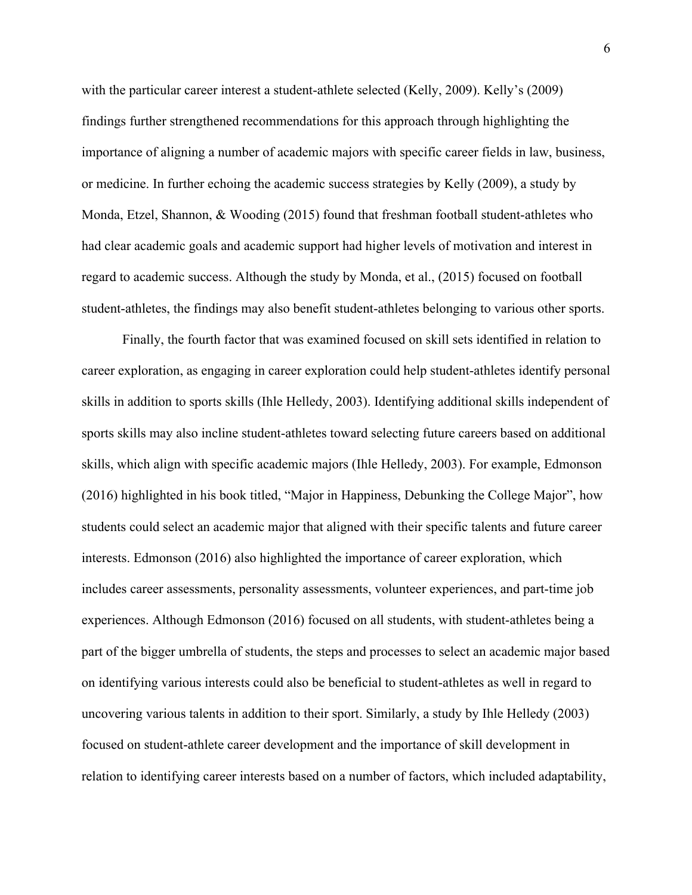with the particular career interest a student-athlete selected (Kelly, 2009). Kelly's (2009) findings further strengthened recommendations for this approach through highlighting the importance of aligning a number of academic majors with specific career fields in law, business, or medicine. In further echoing the academic success strategies by Kelly (2009), a study by Monda, Etzel, Shannon, & Wooding (2015) found that freshman football student-athletes who had clear academic goals and academic support had higher levels of motivation and interest in regard to academic success. Although the study by Monda, et al., (2015) focused on football student-athletes, the findings may also benefit student-athletes belonging to various other sports.

Finally, the fourth factor that was examined focused on skill sets identified in relation to career exploration, as engaging in career exploration could help student-athletes identify personal skills in addition to sports skills (Ihle Helledy, 2003). Identifying additional skills independent of sports skills may also incline student-athletes toward selecting future careers based on additional skills, which align with specific academic majors (Ihle Helledy, 2003). For example, Edmonson (2016) highlighted in his book titled, "Major in Happiness, Debunking the College Major", how students could select an academic major that aligned with their specific talents and future career interests. Edmonson (2016) also highlighted the importance of career exploration, which includes career assessments, personality assessments, volunteer experiences, and part-time job experiences. Although Edmonson (2016) focused on all students, with student-athletes being a part of the bigger umbrella of students, the steps and processes to select an academic major based on identifying various interests could also be beneficial to student-athletes as well in regard to uncovering various talents in addition to their sport. Similarly, a study by Ihle Helledy (2003) focused on student-athlete career development and the importance of skill development in relation to identifying career interests based on a number of factors, which included adaptability,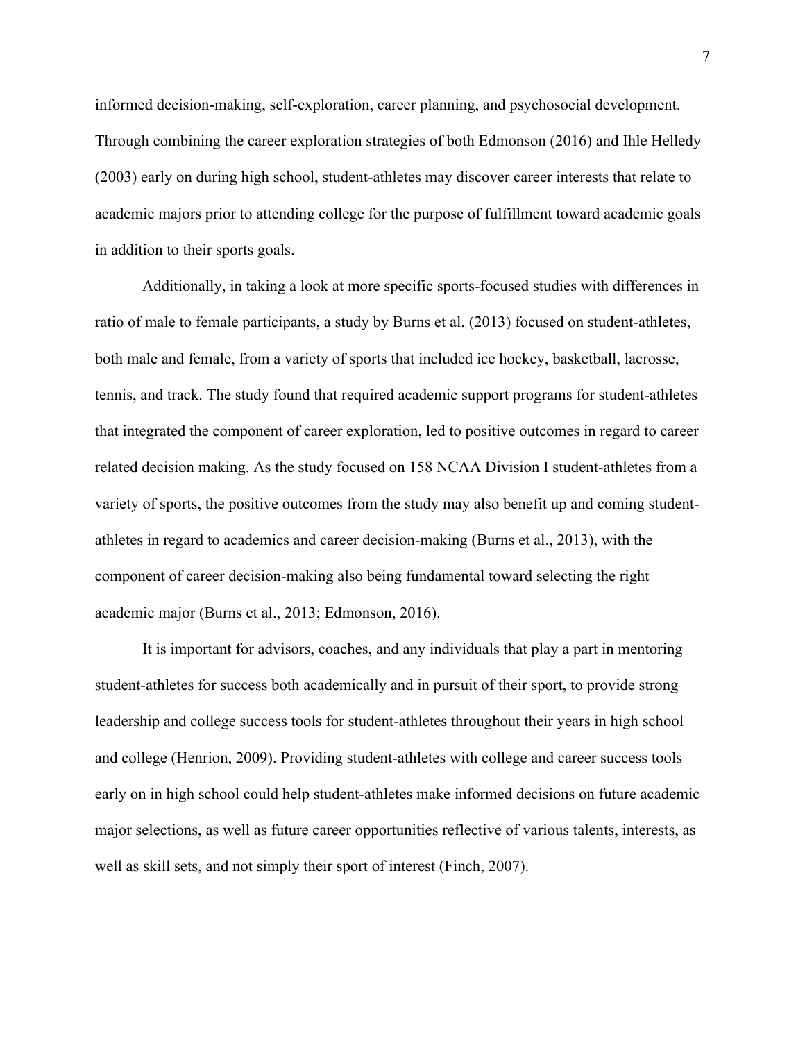informed decision-making, self-exploration, career planning, and psychosocial development. Through combining the career exploration strategies of both Edmonson (2016) and Ihle Helledy (2003) early on during high school, student-athletes may discover career interests that relate to academic majors prior to attending college for the purpose of fulfillment toward academic goals in addition to their sports goals.

Additionally, in taking a look at more specific sports-focused studies with differences in ratio of male to female participants, a study by Burns et al. (2013) focused on student-athletes, both male and female, from a variety of sports that included ice hockey, basketball, lacrosse, tennis, and track. The study found that required academic support programs for student-athletes that integrated the component of career exploration, led to positive outcomes in regard to career related decision making. As the study focused on 158 NCAA Division I student-athletes from a variety of sports, the positive outcomes from the study may also benefit up and coming student-athletes in regard to academics and career decision-making (Burns et al., 2013), with the component of career decision-making also being fundamental toward selecting the right academic major (Burns et al., 2013; Edmonson, 2016).

It is important for advisors, coaches, and any individuals that play a part in mentoring student-athletes for success both academically and in pursuit of their sport, to provide strong leadership and college success tools for student-athletes throughout their years in high school and college (Henrion, 2009). Providing student-athletes with college and career success tools early on in high school could help student-athletes make informed decisions on future academic major selections, as well as future career opportunities reflective of various talents, interests, as well as skill sets, and not simply their sport of interest (Finch, 2007).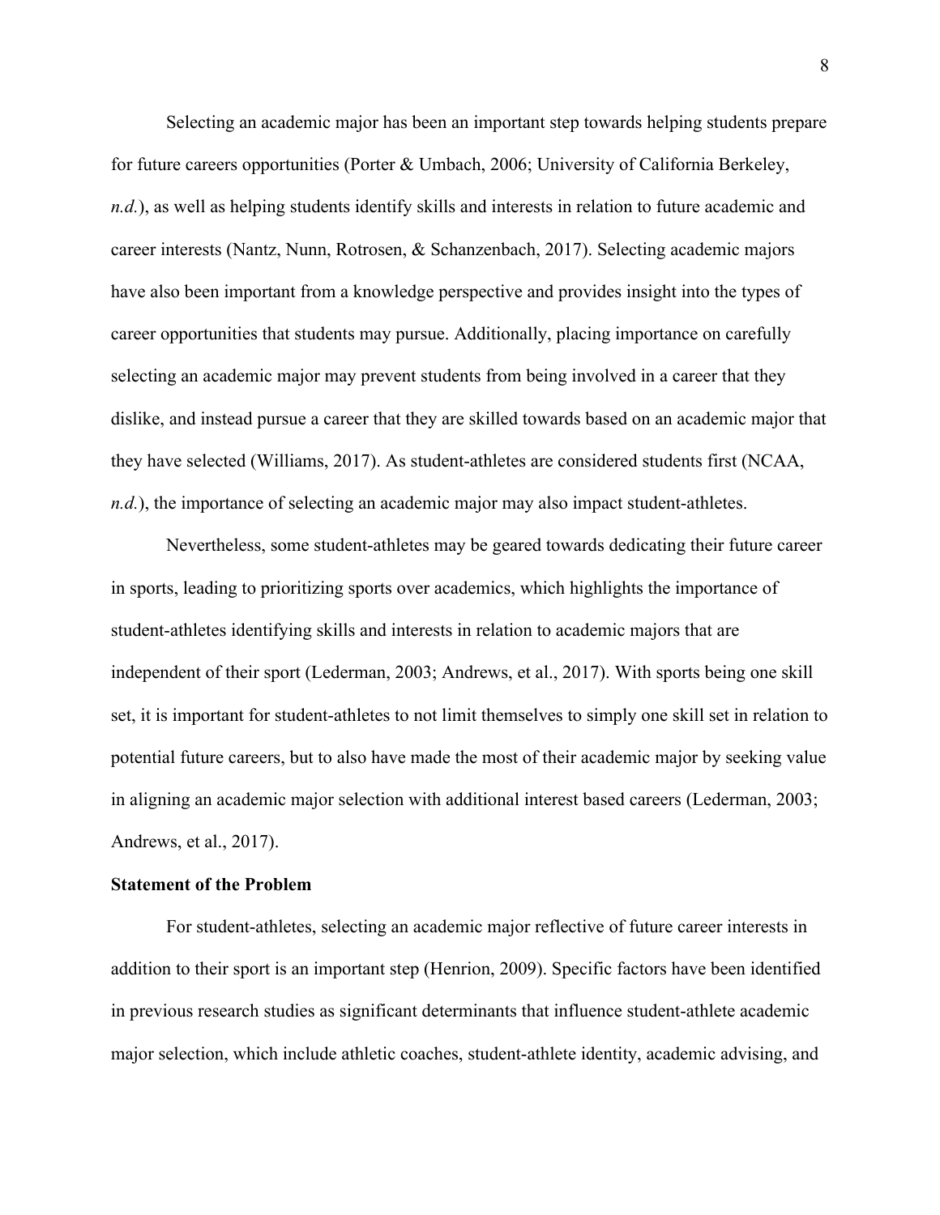Selecting an academic major has been an important step towards helping students prepare for future careers opportunities (Porter & Umbach, 2006; University of California Berkeley, *n.d.*), as well as helping students identify skills and interests in relation to future academic and career interests (Nantz, Nunn, Rotrosen, & Schanzenbach, 2017). Selecting academic majors have also been important from a knowledge perspective and provides insight into the types of career opportunities that students may pursue. Additionally, placing importance on carefully selecting an academic major may prevent students from being involved in a career that they dislike, and instead pursue a career that they are skilled towards based on an academic major that they have selected (Williams, 2017). As student-athletes are considered students first (NCAA, *n.d.*), the importance of selecting an academic major may also impact student-athletes.

Nevertheless, some student-athletes may be geared towards dedicating their future career in sports, leading to prioritizing sports over academics, which highlights the importance of student-athletes identifying skills and interests in relation to academic majors that are independent of their sport (Lederman, 2003; Andrews, et al., 2017). With sports being one skill set, it is important for student-athletes to not limit themselves to simply one skill set in relation to potential future careers, but to also have made the most of their academic major by seeking value in aligning an academic major selection with additional interest based careers (Lederman, 2003; Andrews, et al., 2017).

**Statement of the Problem**

For student-athletes, selecting an academic major reflective of future career interests in addition to their sport is an important step (Henrion, 2009). Specific factors have been identified in previous research studies as significant determinants that influence student-athlete academic major selection, which include athletic coaches, student-athlete identity, academic advising, and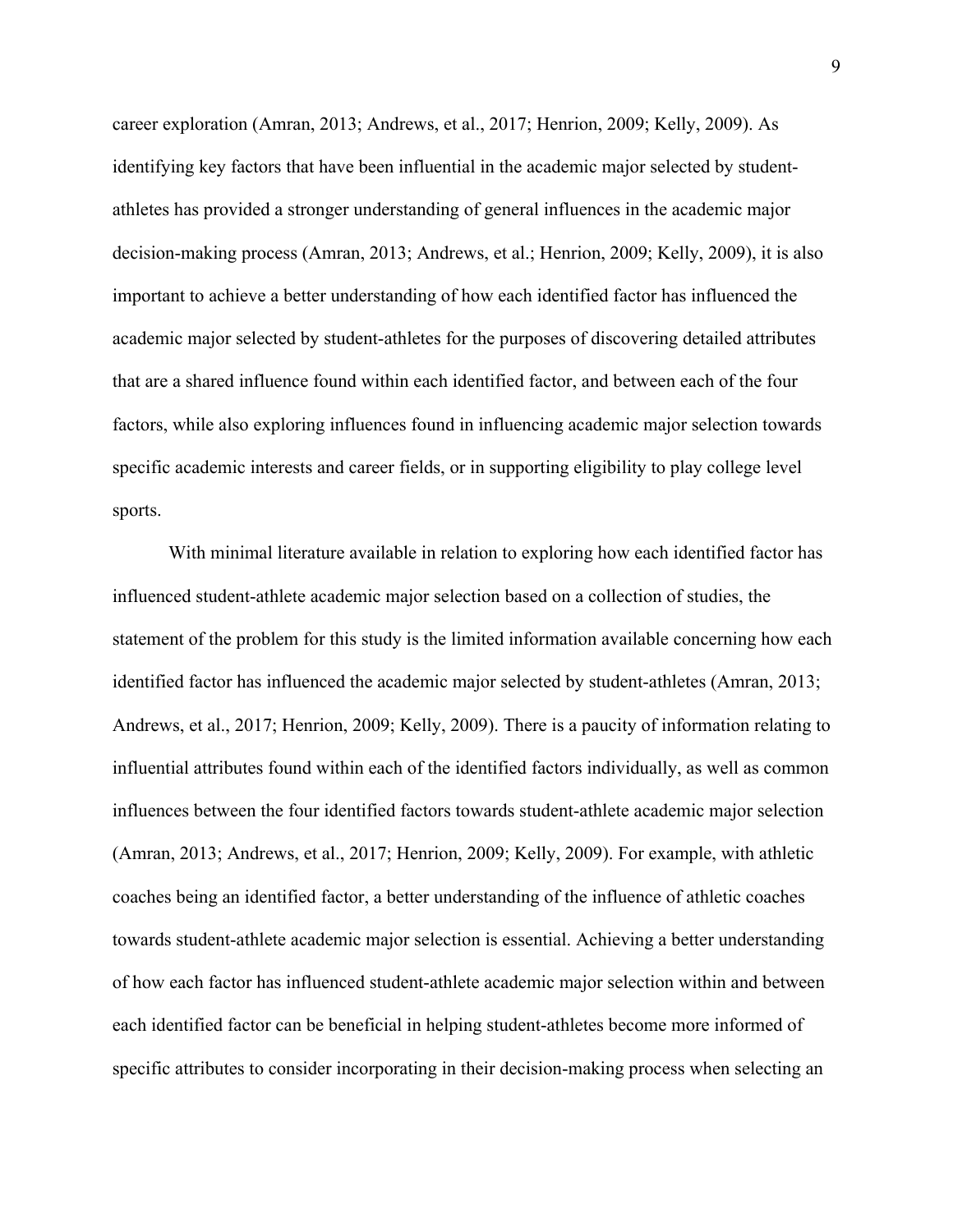career exploration (Amran, 2013; Andrews, et al., 2017; Henrion, 2009; Kelly, 2009). As identifying key factors that have been influential in the academic major selected by student-athletes has provided a stronger understanding of general influences in the academic major decision-making process (Amran, 2013; Andrews, et al.; Henrion, 2009; Kelly, 2009), it is also important to achieve a better understanding of how each identified factor has influenced the academic major selected by student-athletes for the purposes of discovering detailed attributes that are a shared influence found within each identified factor, and between each of the four factors, while also exploring influences found in influencing academic major selection towards specific academic interests and career fields, or in supporting eligibility to play college level sports.

With minimal literature available in relation to exploring how each identified factor has influenced student-athlete academic major selection based on a collection of studies, the statement of the problem for this study is the limited information available concerning how each identified factor has influenced the academic major selected by student-athletes (Amran, 2013; Andrews, et al., 2017; Henrion, 2009; Kelly, 2009). There is a paucity of information relating to influential attributes found within each of the identified factors individually, as well as common influences between the four identified factors towards student-athlete academic major selection (Amran, 2013; Andrews, et al., 2017; Henrion, 2009; Kelly, 2009). For example, with athletic coaches being an identified factor, a better understanding of the influence of athletic coaches towards student-athlete academic major selection is essential. Achieving a better understanding of how each factor has influenced student-athlete academic major selection within and between each identified factor can be beneficial in helping student-athletes become more informed of specific attributes to consider incorporating in their decision-making process when selecting an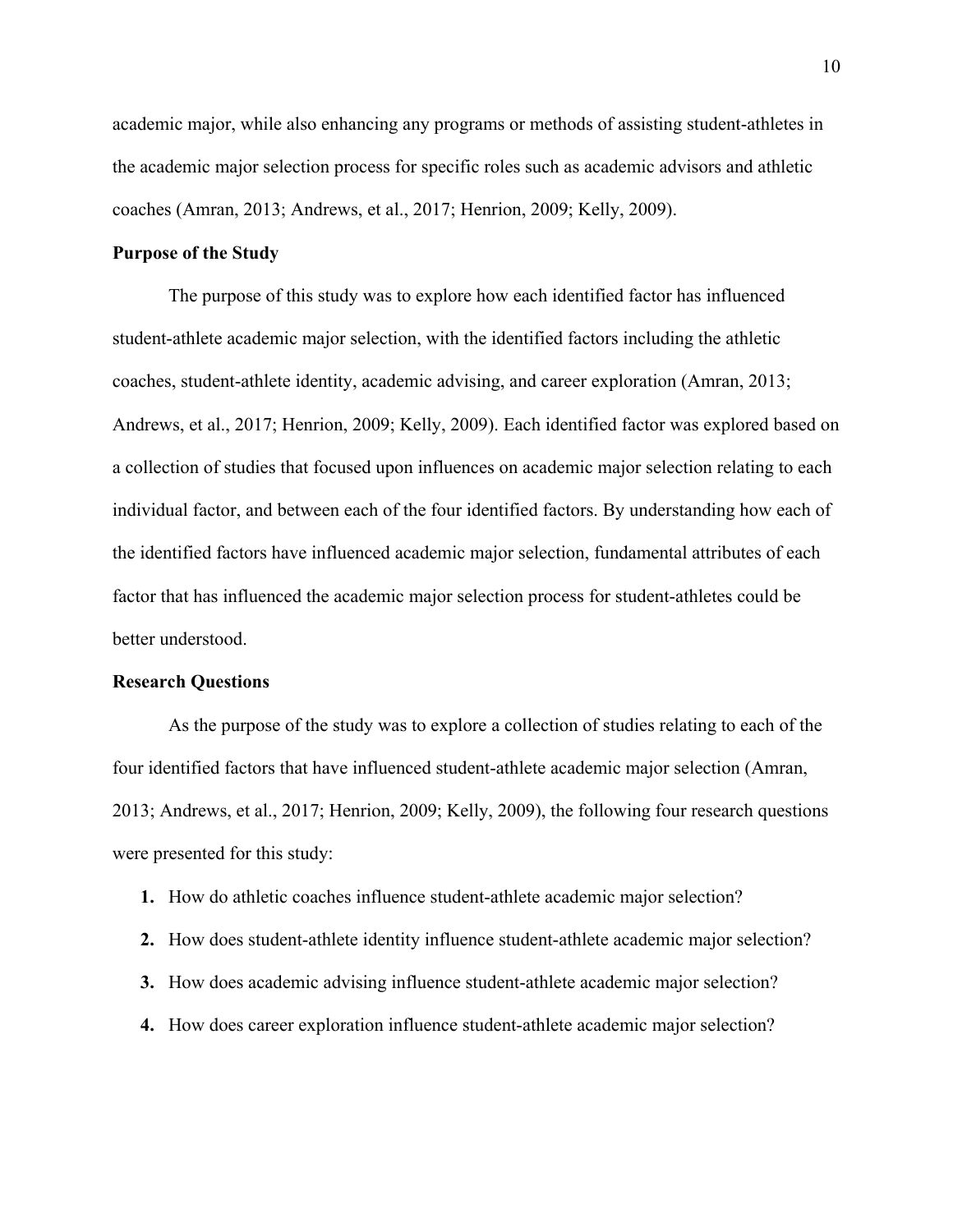academic major, while also enhancing any programs or methods of assisting student-athletes in the academic major selection process for specific roles such as academic advisors and athletic coaches (Amran, 2013; Andrews, et al., 2017; Henrion, 2009; Kelly, 2009).

**Purpose of the Study**

The purpose of this study was to explore how each identified factor has influenced student-athlete academic major selection, with the identified factors including the athletic coaches, student-athlete identity, academic advising, and career exploration (Amran, 2013; Andrews, et al., 2017; Henrion, 2009; Kelly, 2009). Each identified factor was explored based on a collection of studies that focused upon influences on academic major selection relating to each individual factor, and between each of the four identified factors. By understanding how each of the identified factors have influenced academic major selection, fundamental attributes of each factor that has influenced the academic major selection process for student-athletes could be better understood.

**Research Questions**

As the purpose of the study was to explore a collection of studies relating to each of the four identified factors that have influenced student-athlete academic major selection (Amran, 2013; Andrews, et al., 2017; Henrion, 2009; Kelly, 2009), the following four research questions were presented for this study:

1. How do athletic coaches influence student-athlete academic major selection?
2. How does student-athlete identity influence student-athlete academic major selection?
3. How does academic advising influence student-athlete academic major selection?
4. How does career exploration influence student-athlete academic major selection?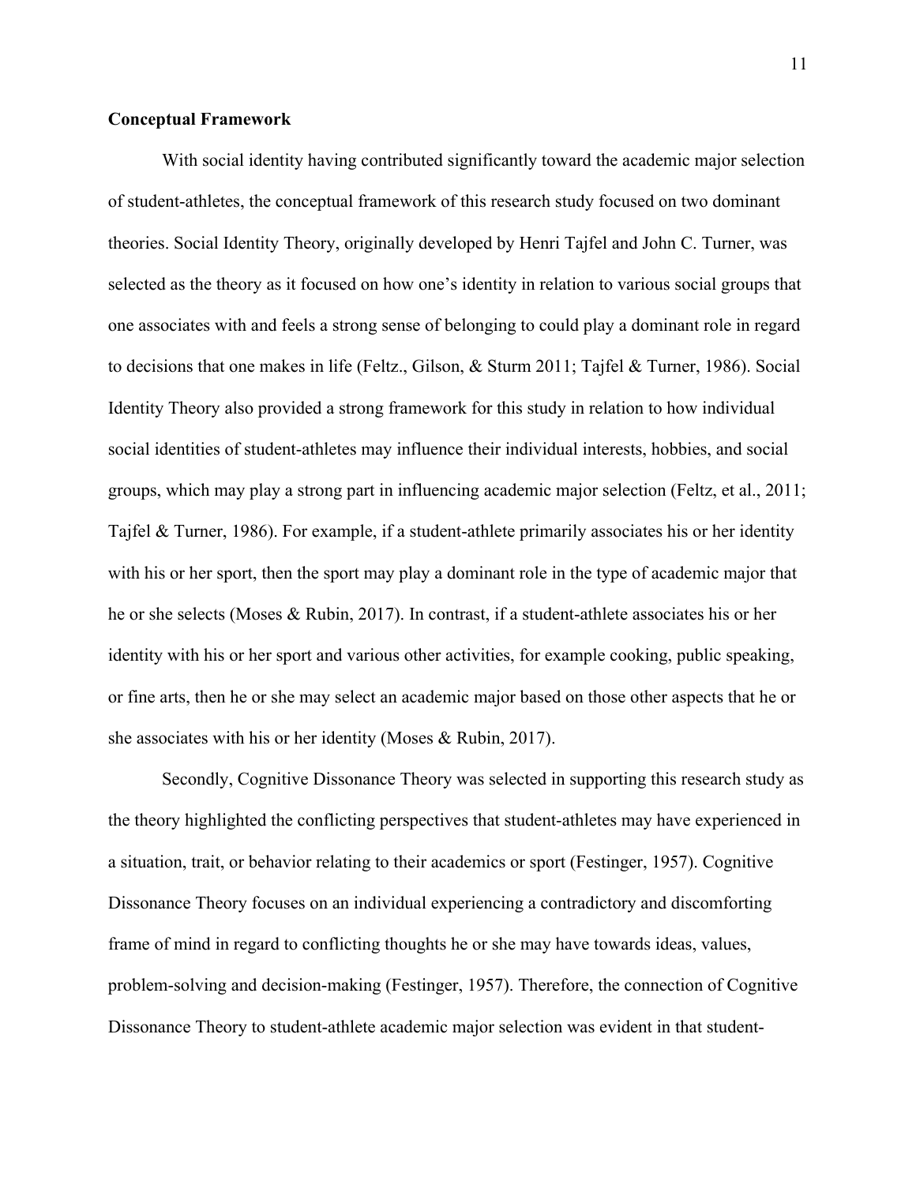**Conceptual Framework**

With social identity having contributed significantly toward the academic major selection of student-athletes, the conceptual framework of this research study focused on two dominant theories. Social Identity Theory, originally developed by Henri Tajfel and John C. Turner, was selected as the theory as it focused on how one's identity in relation to various social groups that one associates with and feels a strong sense of belonging to could play a dominant role in regard to decisions that one makes in life (Feltz., Gilson, & Sturm 2011; Tajfel & Turner, 1986). Social Identity Theory also provided a strong framework for this study in relation to how individual social identities of student-athletes may influence their individual interests, hobbies, and social groups, which may play a strong part in influencing academic major selection (Feltz, et al., 2011; Tajfel & Turner, 1986). For example, if a student-athlete primarily associates his or her identity with his or her sport, then the sport may play a dominant role in the type of academic major that he or she selects (Moses & Rubin, 2017). In contrast, if a student-athlete associates his or her identity with his or her sport and various other activities, for example cooking, public speaking, or fine arts, then he or she may select an academic major based on those other aspects that he or she associates with his or her identity (Moses & Rubin, 2017).

Secondly, Cognitive Dissonance Theory was selected in supporting this research study as the theory highlighted the conflicting perspectives that student-athletes may have experienced in a situation, trait, or behavior relating to their academics or sport (Festinger, 1957). Cognitive Dissonance Theory focuses on an individual experiencing a contradictory and discomforting frame of mind in regard to conflicting thoughts he or she may have towards ideas, values, problem-solving and decision-making (Festinger, 1957). Therefore, the connection of Cognitive Dissonance Theory to student-athlete academic major selection was evident in that student-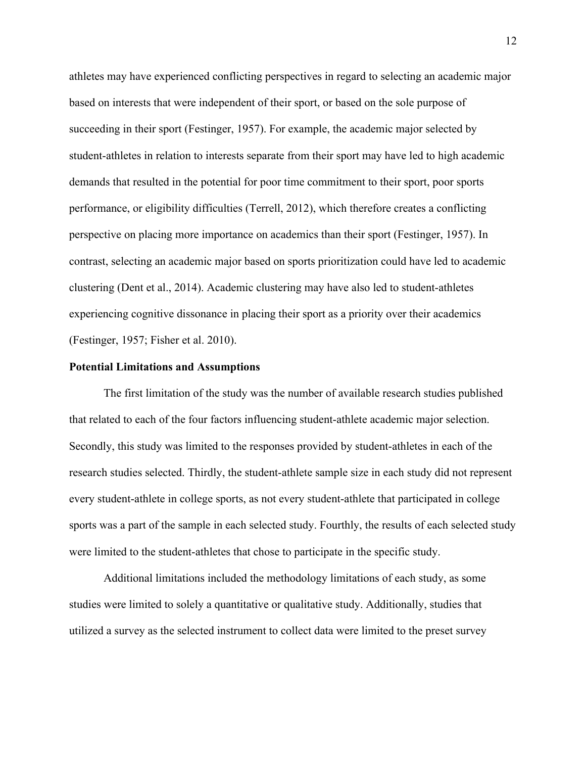athletes may have experienced conflicting perspectives in regard to selecting an academic major based on interests that were independent of their sport, or based on the sole purpose of succeeding in their sport (Festinger, 1957). For example, the academic major selected by student-athletes in relation to interests separate from their sport may have led to high academic demands that resulted in the potential for poor time commitment to their sport, poor sports performance, or eligibility difficulties (Terrell, 2012), which therefore creates a conflicting perspective on placing more importance on academics than their sport (Festinger, 1957). In contrast, selecting an academic major based on sports prioritization could have led to academic clustering (Dent et al., 2014). Academic clustering may have also led to student-athletes experiencing cognitive dissonance in placing their sport as a priority over their academics (Festinger, 1957; Fisher et al. 2010).

**Potential Limitations and Assumptions**

The first limitation of the study was the number of available research studies published that related to each of the four factors influencing student-athlete academic major selection. Secondly, this study was limited to the responses provided by student-athletes in each of the research studies selected. Thirdly, the student-athlete sample size in each study did not represent every student-athlete in college sports, as not every student-athlete that participated in college sports was a part of the sample in each selected study. Fourthly, the results of each selected study were limited to the student-athletes that chose to participate in the specific study.

Additional limitations included the methodology limitations of each study, as some studies were limited to solely a quantitative or qualitative study. Additionally, studies that utilized a survey as the selected instrument to collect data were limited to the preset survey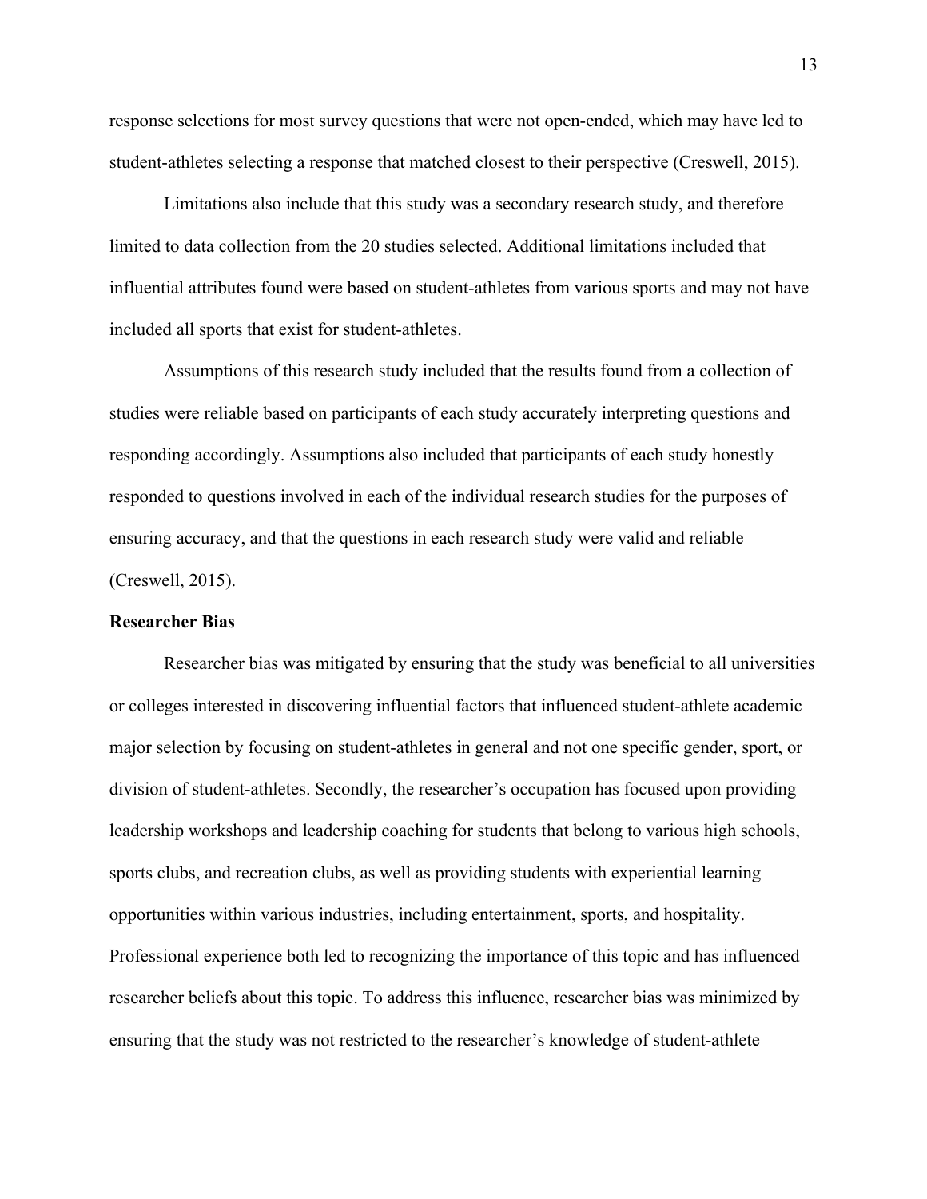response selections for most survey questions that were not open-ended, which may have led to student-athletes selecting a response that matched closest to their perspective (Creswell, 2015).

Limitations also include that this study was a secondary research study, and therefore limited to data collection from the 20 studies selected. Additional limitations included that influential attributes found were based on student-athletes from various sports and may not have included all sports that exist for student-athletes.

Assumptions of this research study included that the results found from a collection of studies were reliable based on participants of each study accurately interpreting questions and responding accordingly. Assumptions also included that participants of each study honestly responded to questions involved in each of the individual research studies for the purposes of ensuring accuracy, and that the questions in each research study were valid and reliable (Creswell, 2015).

**Researcher Bias**

Researcher bias was mitigated by ensuring that the study was beneficial to all universities or colleges interested in discovering influential factors that influenced student-athlete academic major selection by focusing on student-athletes in general and not one specific gender, sport, or division of student-athletes. Secondly, the researcher's occupation has focused upon providing leadership workshops and leadership coaching for students that belong to various high schools, sports clubs, and recreation clubs, as well as providing students with experiential learning opportunities within various industries, including entertainment, sports, and hospitality. Professional experience both led to recognizing the importance of this topic and has influenced researcher beliefs about this topic. To address this influence, researcher bias was minimized by ensuring that the study was not restricted to the researcher's knowledge of student-athlete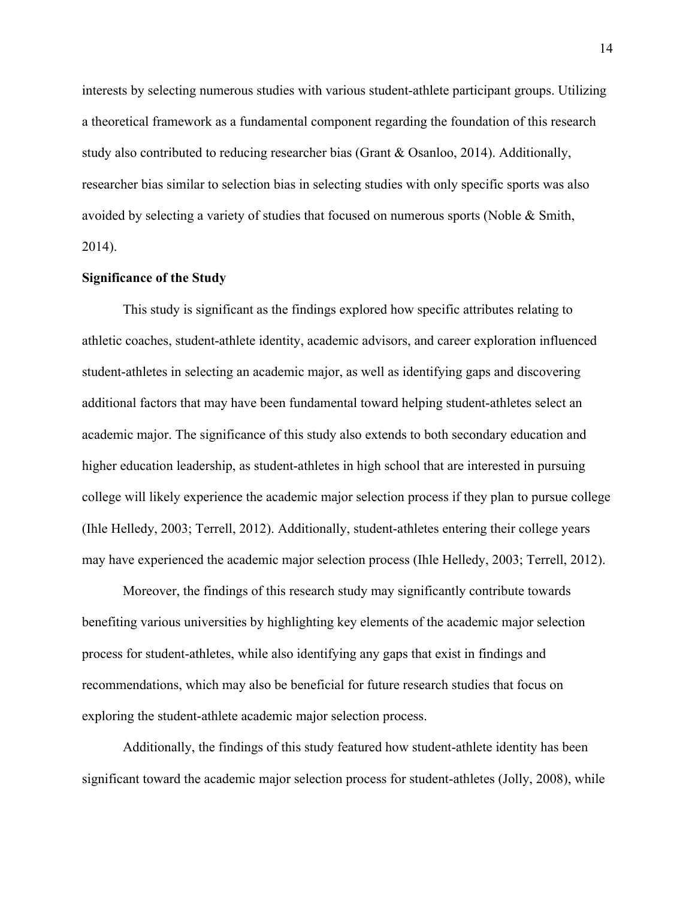interests by selecting numerous studies with various student-athlete participant groups. Utilizing a theoretical framework as a fundamental component regarding the foundation of this research study also contributed to reducing researcher bias (Grant & Osanloo, 2014). Additionally, researcher bias similar to selection bias in selecting studies with only specific sports was also avoided by selecting a variety of studies that focused on numerous sports (Noble & Smith, 2014).

**Significance of the Study**

This study is significant as the findings explored how specific attributes relating to athletic coaches, student-athlete identity, academic advisors, and career exploration influenced student-athletes in selecting an academic major, as well as identifying gaps and discovering additional factors that may have been fundamental toward helping student-athletes select an academic major. The significance of this study also extends to both secondary education and higher education leadership, as student-athletes in high school that are interested in pursuing college will likely experience the academic major selection process if they plan to pursue college (Ihle Helledy, 2003; Terrell, 2012). Additionally, student-athletes entering their college years may have experienced the academic major selection process (Ihle Helledy, 2003; Terrell, 2012).

Moreover, the findings of this research study may significantly contribute towards benefiting various universities by highlighting key elements of the academic major selection process for student-athletes, while also identifying any gaps that exist in findings and recommendations, which may also be beneficial for future research studies that focus on exploring the student-athlete academic major selection process.

Additionally, the findings of this study featured how student-athlete identity has been significant toward the academic major selection process for student-athletes (Jolly, 2008), while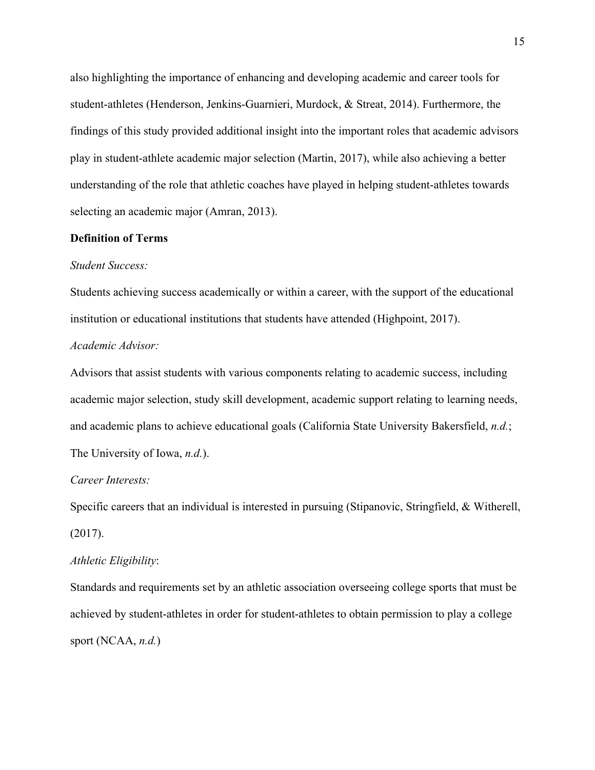also highlighting the importance of enhancing and developing academic and career tools for student-athletes (Henderson, Jenkins-Guarnieri, Murdock, & Streat, 2014). Furthermore, the findings of this study provided additional insight into the important roles that academic advisors play in student-athlete academic major selection (Martin, 2017), while also achieving a better understanding of the role that athletic coaches have played in helping student-athletes towards selecting an academic major (Amran, 2013).

**Definition of Terms**

*Student Success:*

Students achieving success academically or within a career, with the support of the educational institution or educational institutions that students have attended (Highpoint, 2017).

*Academic Advisor:*

Advisors that assist students with various components relating to academic success, including academic major selection, study skill development, academic support relating to learning needs, and academic plans to achieve educational goals (California State University Bakersfield, *n.d.*; The University of Iowa, *n.d.*).

*Career Interests:*

Specific careers that an individual is interested in pursuing (Stipanovic, Stringfield, & Witherell, (2017).

*Athletic Eligibility*:

Standards and requirements set by an athletic association overseeing college sports that must be achieved by student-athletes in order for student-athletes to obtain permission to play a college sport (NCAA, *n.d.*)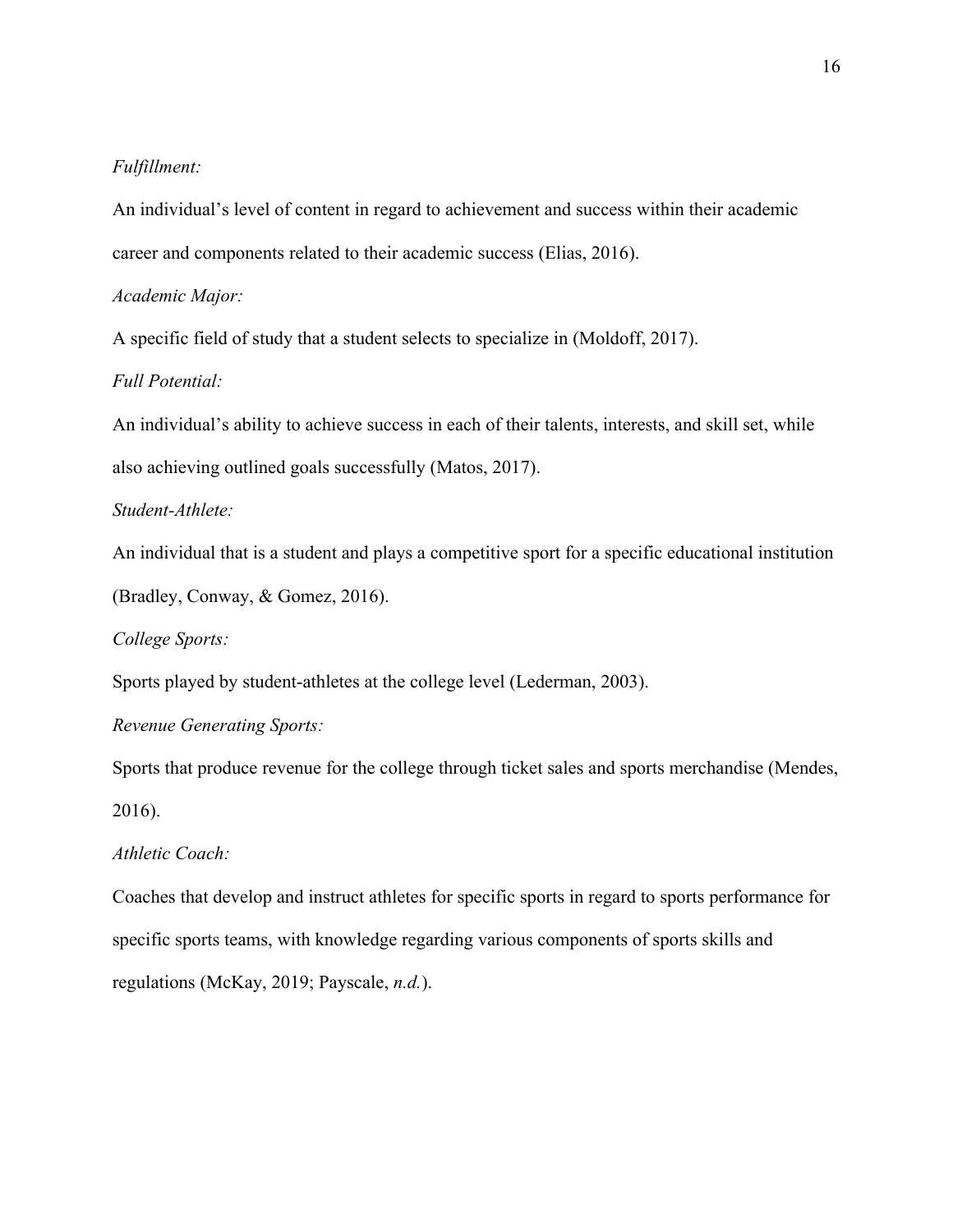*Fulfillment:*

An individual's level of content in regard to achievement and success within their academic career and components related to their academic success (Elias, 2016).

*Academic Major:*

A specific field of study that a student selects to specialize in (Moldoff, 2017).

*Full Potential:*

An individual's ability to achieve success in each of their talents, interests, and skill set, while also achieving outlined goals successfully (Matos, 2017).

*Student-Athlete:*

An individual that is a student and plays a competitive sport for a specific educational institution (Bradley, Conway, & Gomez, 2016).

*College Sports:*

Sports played by student-athletes at the college level (Lederman, 2003).

*Revenue Generating Sports:*

Sports that produce revenue for the college through ticket sales and sports merchandise (Mendes, 2016).

*Athletic Coach:*

Coaches that develop and instruct athletes for specific sports in regard to sports performance for specific sports teams, with knowledge regarding various components of sports skills and regulations (McKay, 2019; Payscale, *n.d.*).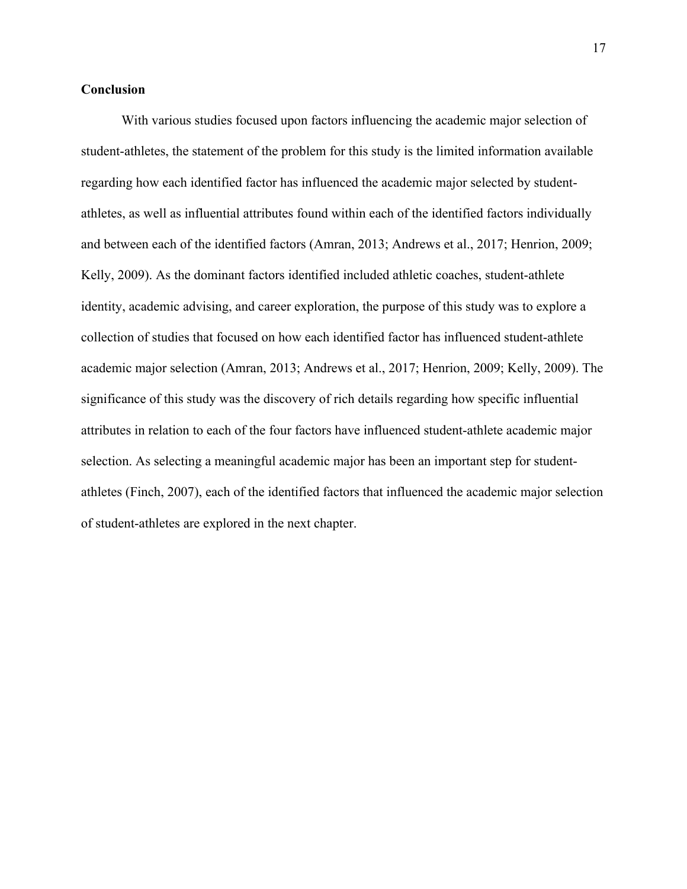## Conclusion

With various studies focused upon factors influencing the academic major selection of student-athletes, the statement of the problem for this study is the limited information available regarding how each identified factor has influenced the academic major selected by student-athletes, as well as influential attributes found within each of the identified factors individually and between each of the identified factors (Amran, 2013; Andrews et al., 2017; Henrion, 2009; Kelly, 2009). As the dominant factors identified included athletic coaches, student-athlete identity, academic advising, and career exploration, the purpose of this study was to explore a collection of studies that focused on how each identified factor has influenced student-athlete academic major selection (Amran, 2013; Andrews et al., 2017; Henrion, 2009; Kelly, 2009). The significance of this study was the discovery of rich details regarding how specific influential attributes in relation to each of the four factors have influenced student-athlete academic major selection. As selecting a meaningful academic major has been an important step for student-athletes (Finch, 2007), each of the identified factors that influenced the academic major selection of student-athletes are explored in the next chapter.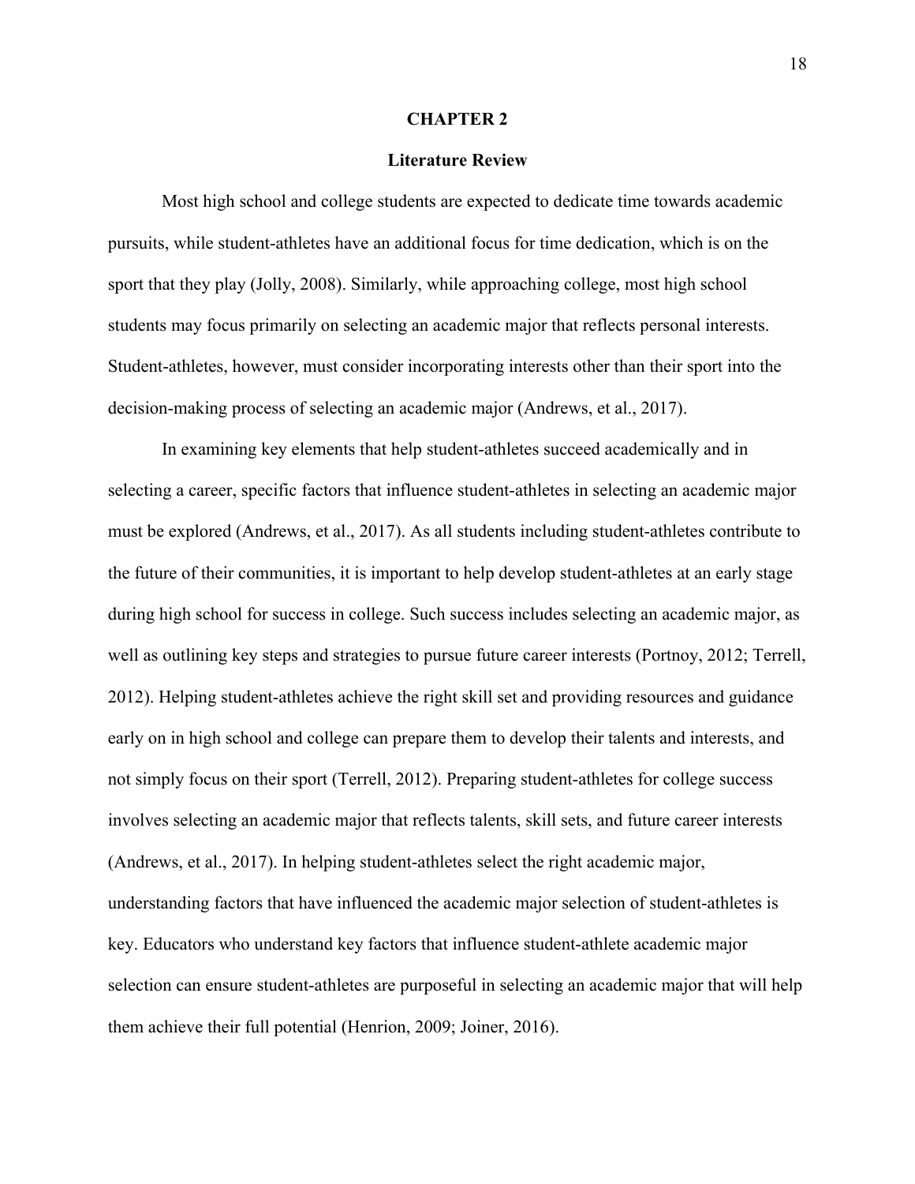# CHAPTER 2

## Literature Review

Most high school and college students are expected to dedicate time towards academic pursuits, while student-athletes have an additional focus for time dedication, which is on the sport that they play (Jolly, 2008). Similarly, while approaching college, most high school students may focus primarily on selecting an academic major that reflects personal interests. Student-athletes, however, must consider incorporating interests other than their sport into the decision-making process of selecting an academic major (Andrews, et al., 2017).

In examining key elements that help student-athletes succeed academically and in selecting a career, specific factors that influence student-athletes in selecting an academic major must be explored (Andrews, et al., 2017). As all students including student-athletes contribute to the future of their communities, it is important to help develop student-athletes at an early stage during high school for success in college. Such success includes selecting an academic major, as well as outlining key steps and strategies to pursue future career interests (Portnoy, 2012; Terrell, 2012). Helping student-athletes achieve the right skill set and providing resources and guidance early on in high school and college can prepare them to develop their talents and interests, and not simply focus on their sport (Terrell, 2012). Preparing student-athletes for college success involves selecting an academic major that reflects talents, skill sets, and future career interests (Andrews, et al., 2017). In helping student-athletes select the right academic major, understanding factors that have influenced the academic major selection of student-athletes is key. Educators who understand key factors that influence student-athlete academic major selection can ensure student-athletes are purposeful in selecting an academic major that will help them achieve their full potential (Henrion, 2009; Joiner, 2016).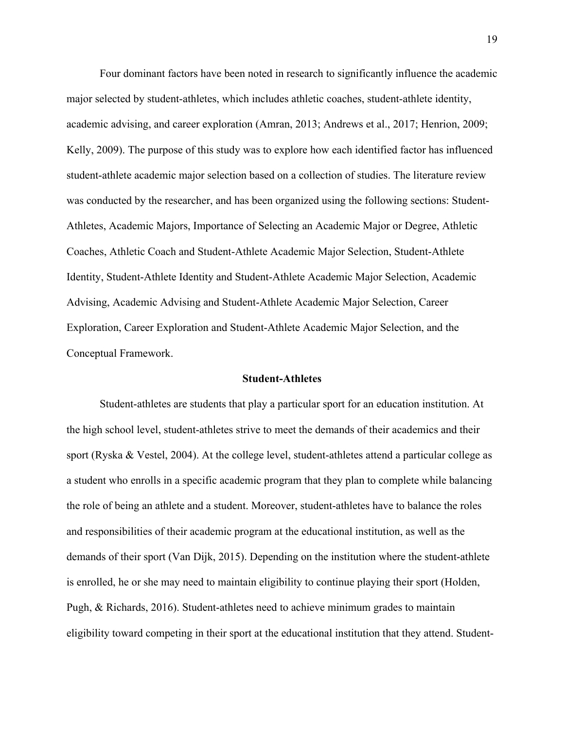Four dominant factors have been noted in research to significantly influence the academic major selected by student-athletes, which includes athletic coaches, student-athlete identity, academic advising, and career exploration (Amran, 2013; Andrews et al., 2017; Henrion, 2009; Kelly, 2009). The purpose of this study was to explore how each identified factor has influenced student-athlete academic major selection based on a collection of studies. The literature review was conducted by the researcher, and has been organized using the following sections: Student-Athletes, Academic Majors, Importance of Selecting an Academic Major or Degree, Athletic Coaches, Athletic Coach and Student-Athlete Academic Major Selection, Student-Athlete Identity, Student-Athlete Identity and Student-Athlete Academic Major Selection, Academic Advising, Academic Advising and Student-Athlete Academic Major Selection, Career Exploration, Career Exploration and Student-Athlete Academic Major Selection, and the Conceptual Framework.

## Student-Athletes

Student-athletes are students that play a particular sport for an education institution. At the high school level, student-athletes strive to meet the demands of their academics and their sport (Ryska & Vestel, 2004). At the college level, student-athletes attend a particular college as a student who enrolls in a specific academic program that they plan to complete while balancing the role of being an athlete and a student. Moreover, student-athletes have to balance the roles and responsibilities of their academic program at the educational institution, as well as the demands of their sport (Van Dijk, 2015). Depending on the institution where the student-athlete is enrolled, he or she may need to maintain eligibility to continue playing their sport (Holden, Pugh, & Richards, 2016). Student-athletes need to achieve minimum grades to maintain eligibility toward competing in their sport at the educational institution that they attend. Student-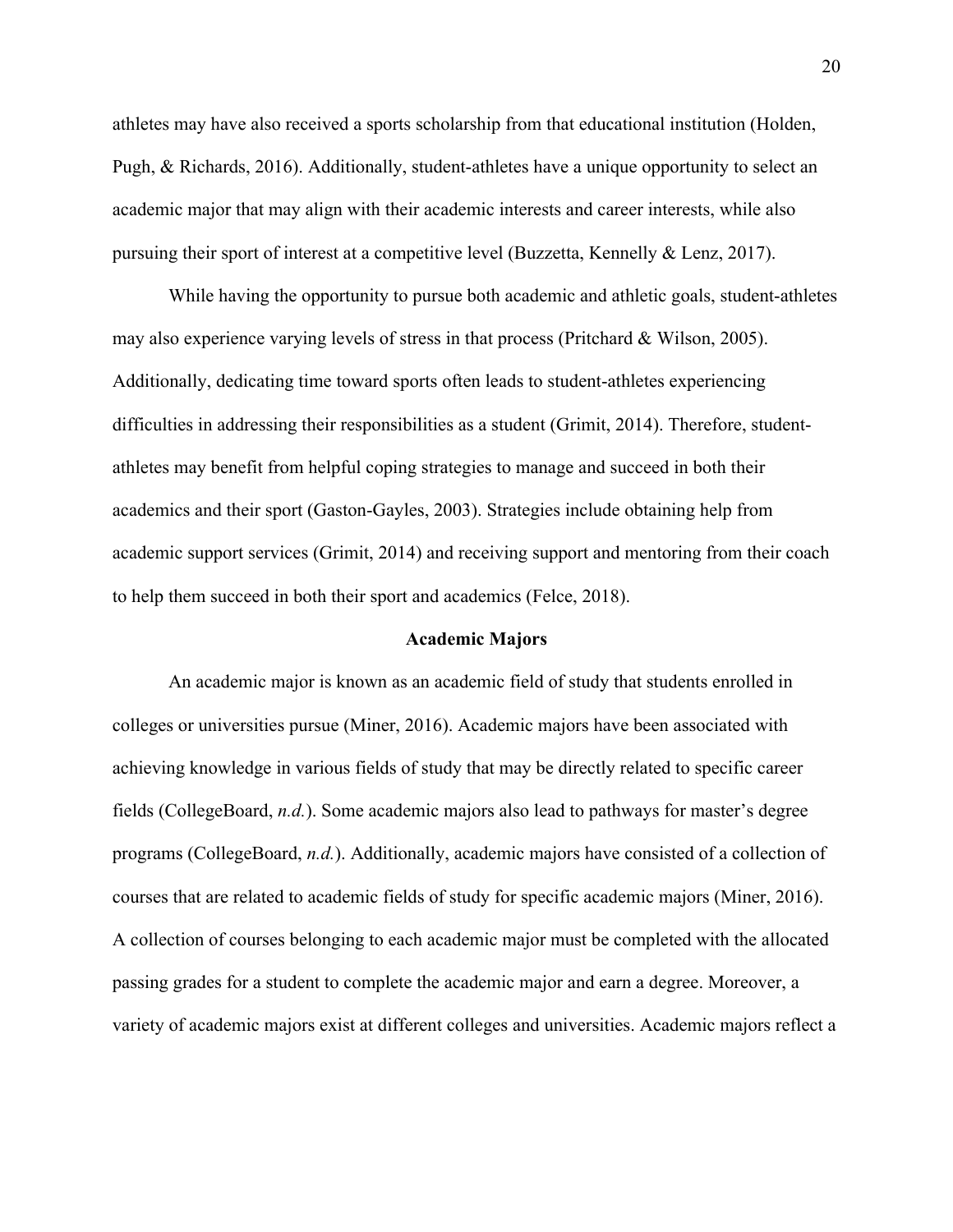athletes may have also received a sports scholarship from that educational institution (Holden, Pugh, & Richards, 2016). Additionally, student-athletes have a unique opportunity to select an academic major that may align with their academic interests and career interests, while also pursuing their sport of interest at a competitive level (Buzzetta, Kennelly & Lenz, 2017).

While having the opportunity to pursue both academic and athletic goals, student-athletes may also experience varying levels of stress in that process (Pritchard & Wilson, 2005). Additionally, dedicating time toward sports often leads to student-athletes experiencing difficulties in addressing their responsibilities as a student (Grimit, 2014). Therefore, student-athletes may benefit from helpful coping strategies to manage and succeed in both their academics and their sport (Gaston-Gayles, 2003). Strategies include obtaining help from academic support services (Grimit, 2014) and receiving support and mentoring from their coach to help them succeed in both their sport and academics (Felce, 2018).

## Academic Majors

An academic major is known as an academic field of study that students enrolled in colleges or universities pursue (Miner, 2016). Academic majors have been associated with achieving knowledge in various fields of study that may be directly related to specific career fields (CollegeBoard, *n.d.*). Some academic majors also lead to pathways for master's degree programs (CollegeBoard, *n.d.*). Additionally, academic majors have consisted of a collection of courses that are related to academic fields of study for specific academic majors (Miner, 2016). A collection of courses belonging to each academic major must be completed with the allocated passing grades for a student to complete the academic major and earn a degree. Moreover, a variety of academic majors exist at different colleges and universities. Academic majors reflect a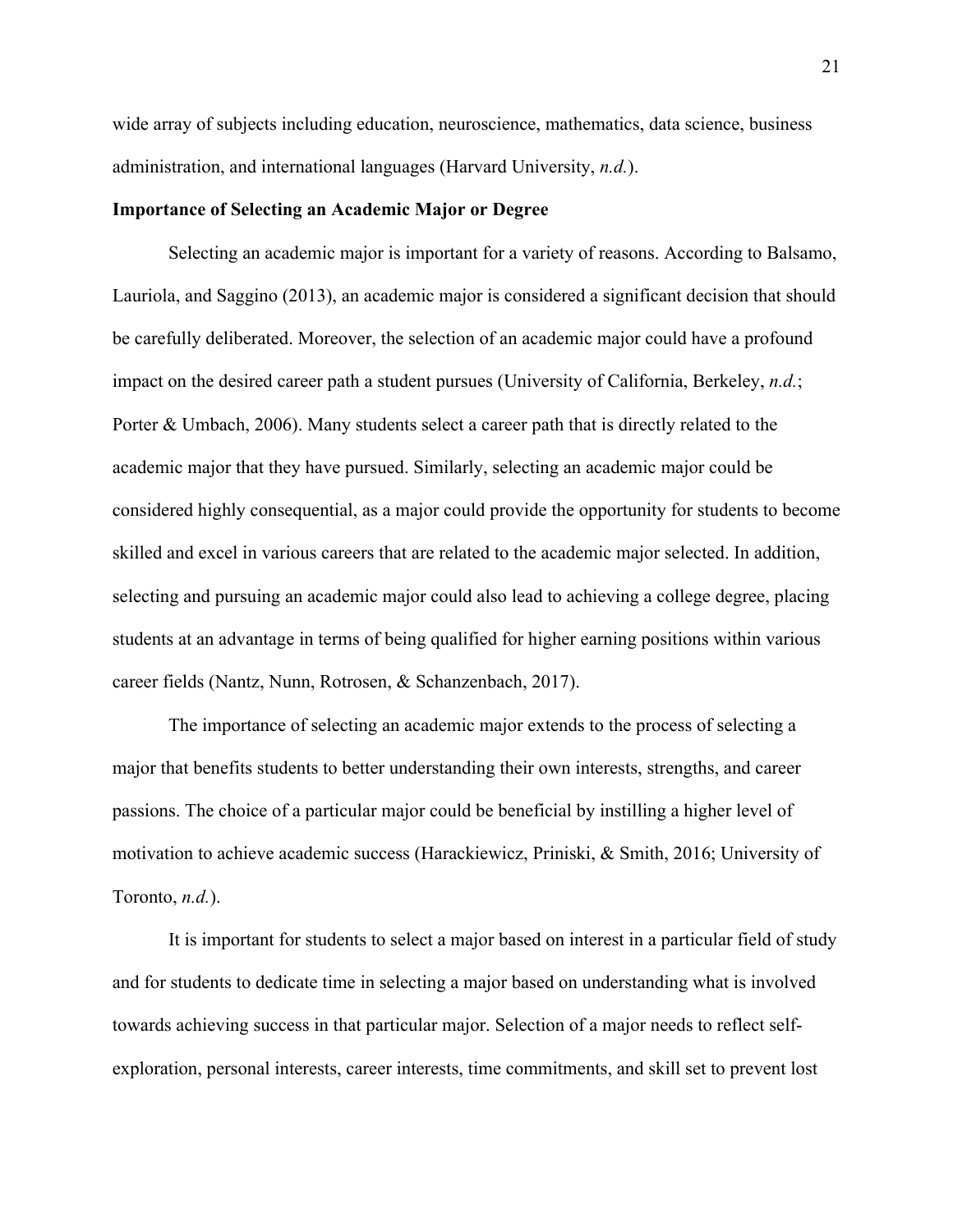wide array of subjects including education, neuroscience, mathematics, data science, business administration, and international languages (Harvard University, *n.d.*).

**Importance of Selecting an Academic Major or Degree**

Selecting an academic major is important for a variety of reasons. According to Balsamo, Lauriola, and Saggino (2013), an academic major is considered a significant decision that should be carefully deliberated. Moreover, the selection of an academic major could have a profound impact on the desired career path a student pursues (University of California, Berkeley, *n.d.*; Porter & Umbach, 2006). Many students select a career path that is directly related to the academic major that they have pursued. Similarly, selecting an academic major could be considered highly consequential, as a major could provide the opportunity for students to become skilled and excel in various careers that are related to the academic major selected. In addition, selecting and pursuing an academic major could also lead to achieving a college degree, placing students at an advantage in terms of being qualified for higher earning positions within various career fields (Nantz, Nunn, Rotrosen, & Schanzenbach, 2017).

The importance of selecting an academic major extends to the process of selecting a major that benefits students to better understanding their own interests, strengths, and career passions. The choice of a particular major could be beneficial by instilling a higher level of motivation to achieve academic success (Harackiewicz, Priniski, & Smith, 2016; University of Toronto, *n.d.*).

It is important for students to select a major based on interest in a particular field of study and for students to dedicate time in selecting a major based on understanding what is involved towards achieving success in that particular major. Selection of a major needs to reflect self-exploration, personal interests, career interests, time commitments, and skill set to prevent lost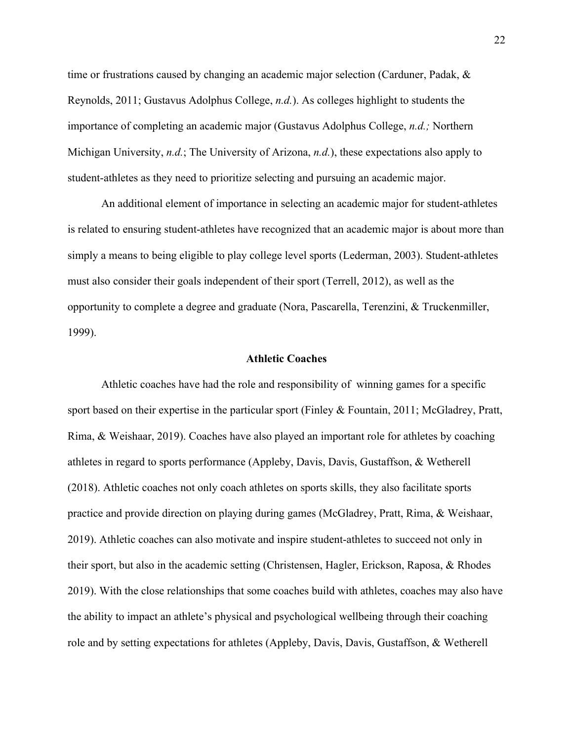time or frustrations caused by changing an academic major selection (Carduner, Padak, & Reynolds, 2011; Gustavus Adolphus College, *n.d.*). As colleges highlight to students the importance of completing an academic major (Gustavus Adolphus College, *n.d.;* Northern Michigan University, *n.d.*; The University of Arizona, *n.d.*), these expectations also apply to student-athletes as they need to prioritize selecting and pursuing an academic major.

An additional element of importance in selecting an academic major for student-athletes is related to ensuring student-athletes have recognized that an academic major is about more than simply a means to being eligible to play college level sports (Lederman, 2003). Student-athletes must also consider their goals independent of their sport (Terrell, 2012), as well as the opportunity to complete a degree and graduate (Nora, Pascarella, Terenzini, & Truckenmiller, 1999).

## Athletic Coaches

Athletic coaches have had the role and responsibility of winning games for a specific sport based on their expertise in the particular sport (Finley & Fountain, 2011; McGladrey, Pratt, Rima, & Weishaar, 2019). Coaches have also played an important role for athletes by coaching athletes in regard to sports performance (Appleby, Davis, Davis, Gustaffson, & Wetherell (2018). Athletic coaches not only coach athletes on sports skills, they also facilitate sports practice and provide direction on playing during games (McGladrey, Pratt, Rima, & Weishaar, 2019). Athletic coaches can also motivate and inspire student-athletes to succeed not only in their sport, but also in the academic setting (Christensen, Hagler, Erickson, Raposa, & Rhodes 2019). With the close relationships that some coaches build with athletes, coaches may also have the ability to impact an athlete's physical and psychological wellbeing through their coaching role and by setting expectations for athletes (Appleby, Davis, Davis, Gustaffson, & Wetherell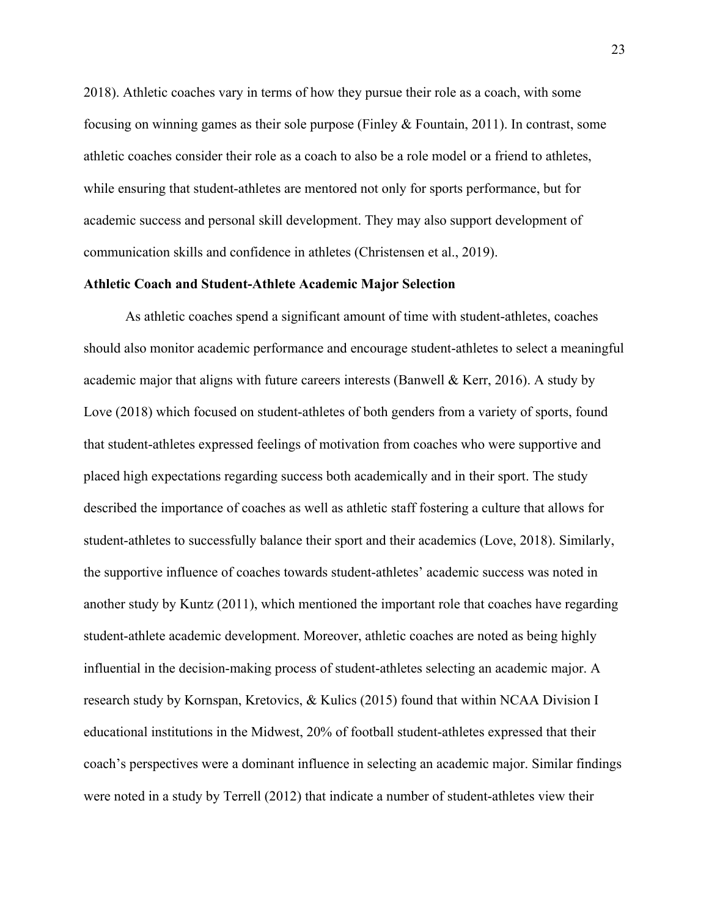2018). Athletic coaches vary in terms of how they pursue their role as a coach, with some focusing on winning games as their sole purpose (Finley & Fountain, 2011). In contrast, some athletic coaches consider their role as a coach to also be a role model or a friend to athletes, while ensuring that student-athletes are mentored not only for sports performance, but for academic success and personal skill development. They may also support development of communication skills and confidence in athletes (Christensen et al., 2019).

**Athletic Coach and Student-Athlete Academic Major Selection**

As athletic coaches spend a significant amount of time with student-athletes, coaches should also monitor academic performance and encourage student-athletes to select a meaningful academic major that aligns with future careers interests (Banwell & Kerr, 2016). A study by Love (2018) which focused on student-athletes of both genders from a variety of sports, found that student-athletes expressed feelings of motivation from coaches who were supportive and placed high expectations regarding success both academically and in their sport. The study described the importance of coaches as well as athletic staff fostering a culture that allows for student-athletes to successfully balance their sport and their academics (Love, 2018). Similarly, the supportive influence of coaches towards student-athletes' academic success was noted in another study by Kuntz (2011), which mentioned the important role that coaches have regarding student-athlete academic development. Moreover, athletic coaches are noted as being highly influential in the decision-making process of student-athletes selecting an academic major. A research study by Kornspan, Kretovics, & Kulics (2015) found that within NCAA Division I educational institutions in the Midwest, 20% of football student-athletes expressed that their coach's perspectives were a dominant influence in selecting an academic major. Similar findings were noted in a study by Terrell (2012) that indicate a number of student-athletes view their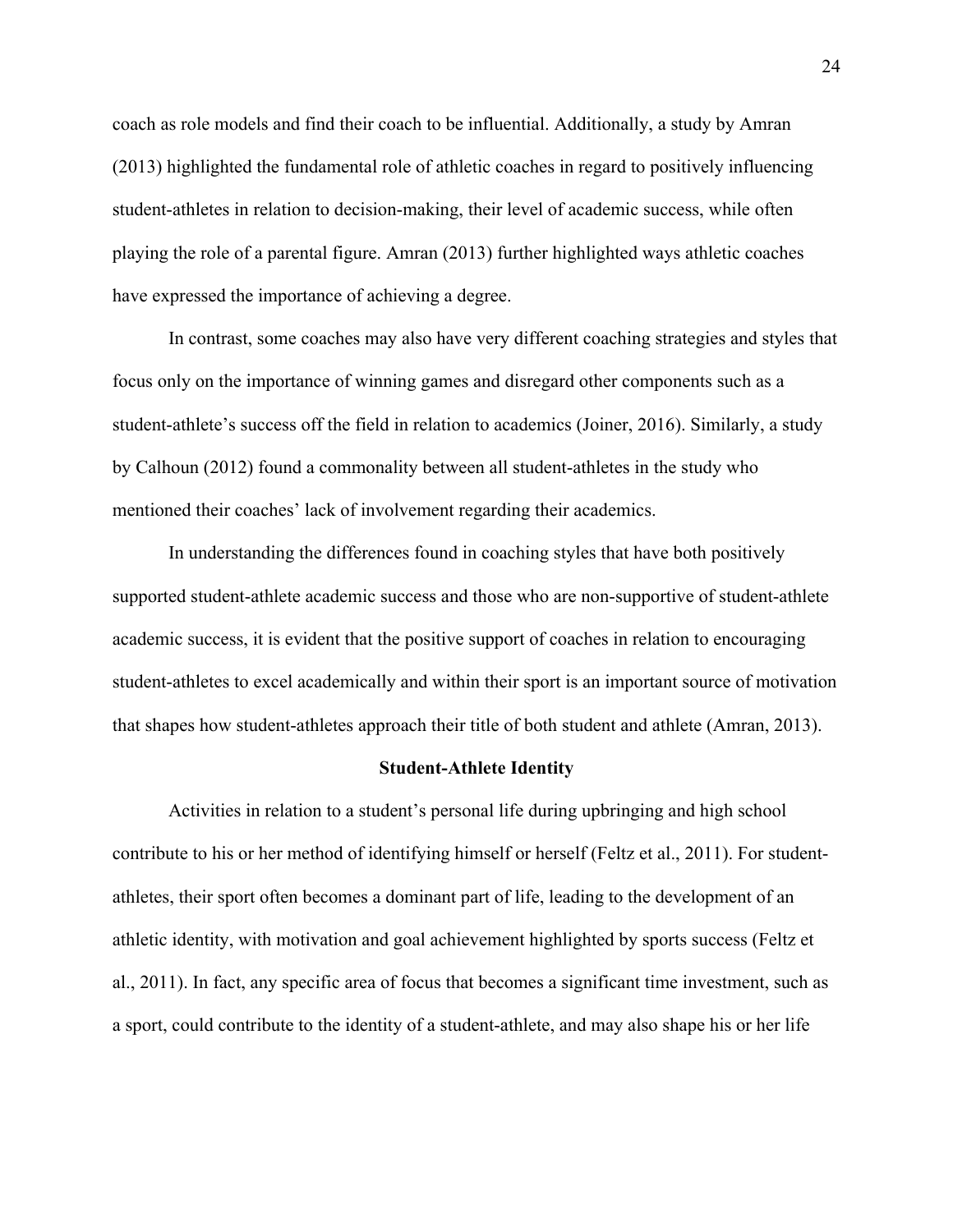coach as role models and find their coach to be influential. Additionally, a study by Amran (2013) highlighted the fundamental role of athletic coaches in regard to positively influencing student-athletes in relation to decision-making, their level of academic success, while often playing the role of a parental figure. Amran (2013) further highlighted ways athletic coaches have expressed the importance of achieving a degree.

In contrast, some coaches may also have very different coaching strategies and styles that focus only on the importance of winning games and disregard other components such as a student-athlete's success off the field in relation to academics (Joiner, 2016). Similarly, a study by Calhoun (2012) found a commonality between all student-athletes in the study who mentioned their coaches' lack of involvement regarding their academics.

In understanding the differences found in coaching styles that have both positively supported student-athlete academic success and those who are non-supportive of student-athlete academic success, it is evident that the positive support of coaches in relation to encouraging student-athletes to excel academically and within their sport is an important source of motivation that shapes how student-athletes approach their title of both student and athlete (Amran, 2013).

## Student-Athlete Identity

Activities in relation to a student's personal life during upbringing and high school contribute to his or her method of identifying himself or herself (Feltz et al., 2011). For student-athletes, their sport often becomes a dominant part of life, leading to the development of an athletic identity, with motivation and goal achievement highlighted by sports success (Feltz et al., 2011). In fact, any specific area of focus that becomes a significant time investment, such as a sport, could contribute to the identity of a student-athlete, and may also shape his or her life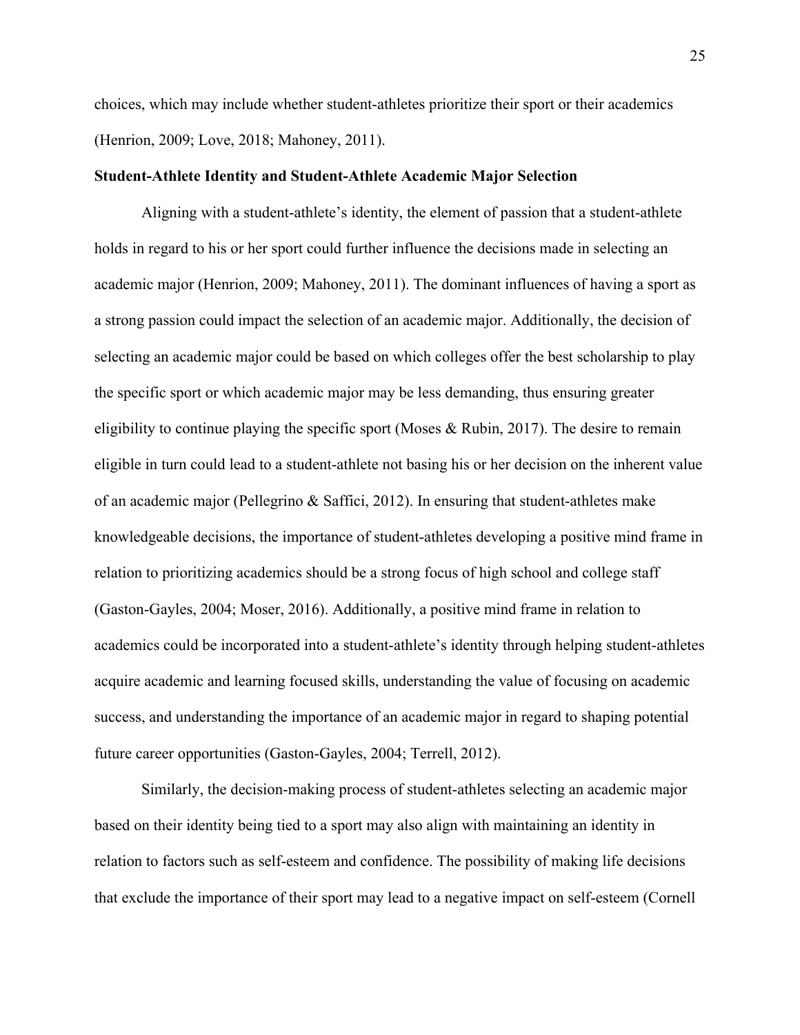choices, which may include whether student-athletes prioritize their sport or their academics (Henrion, 2009; Love, 2018; Mahoney, 2011).

**Student-Athlete Identity and Student-Athlete Academic Major Selection**

Aligning with a student-athlete's identity, the element of passion that a student-athlete holds in regard to his or her sport could further influence the decisions made in selecting an academic major (Henrion, 2009; Mahoney, 2011). The dominant influences of having a sport as a strong passion could impact the selection of an academic major. Additionally, the decision of selecting an academic major could be based on which colleges offer the best scholarship to play the specific sport or which academic major may be less demanding, thus ensuring greater eligibility to continue playing the specific sport (Moses & Rubin, 2017). The desire to remain eligible in turn could lead to a student-athlete not basing his or her decision on the inherent value of an academic major (Pellegrino & Saffici, 2012). In ensuring that student-athletes make knowledgeable decisions, the importance of student-athletes developing a positive mind frame in relation to prioritizing academics should be a strong focus of high school and college staff (Gaston-Gayles, 2004; Moser, 2016). Additionally, a positive mind frame in relation to academics could be incorporated into a student-athlete's identity through helping student-athletes acquire academic and learning focused skills, understanding the value of focusing on academic success, and understanding the importance of an academic major in regard to shaping potential future career opportunities (Gaston-Gayles, 2004; Terrell, 2012).

Similarly, the decision-making process of student-athletes selecting an academic major based on their identity being tied to a sport may also align with maintaining an identity in relation to factors such as self-esteem and confidence. The possibility of making life decisions that exclude the importance of their sport may lead to a negative impact on self-esteem (Cornell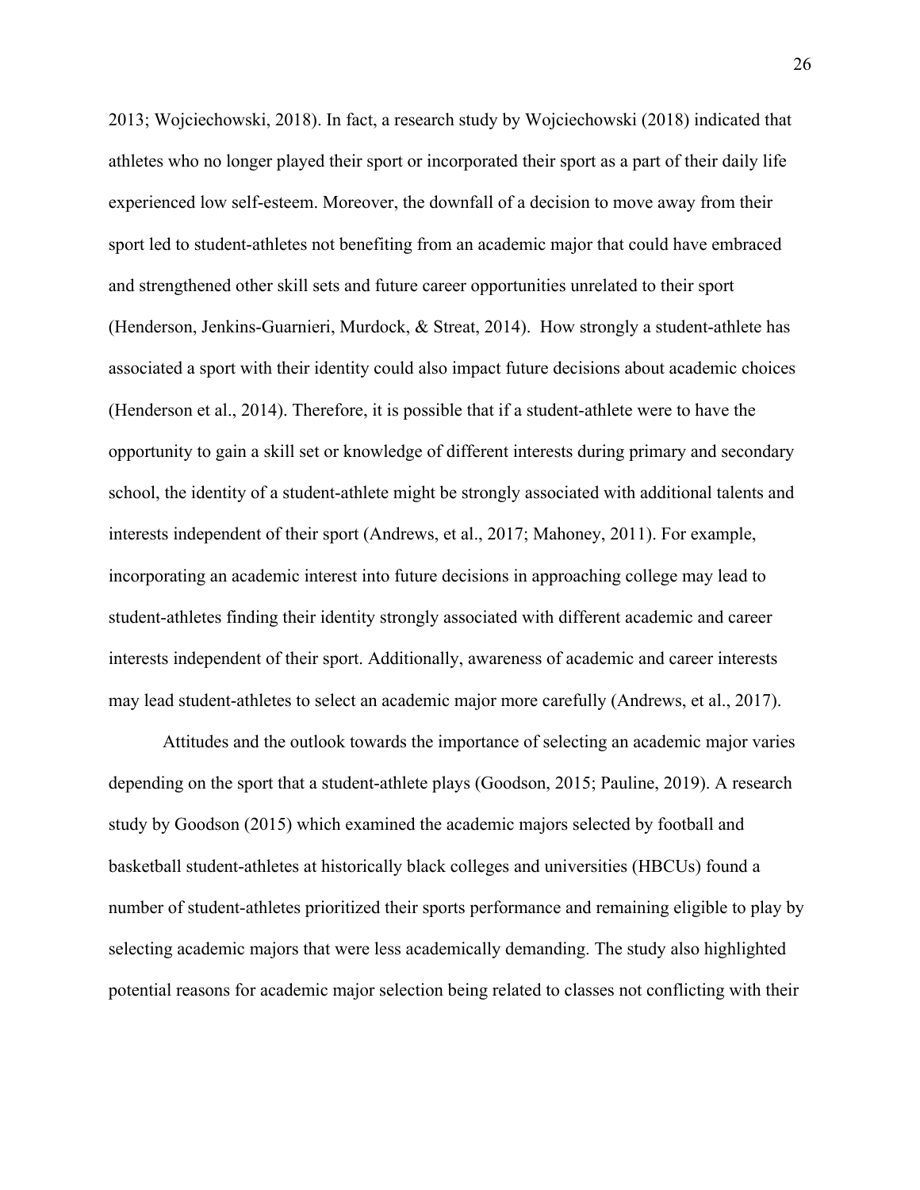2013; Wojciechowski, 2018). In fact, a research study by Wojciechowski (2018) indicated that athletes who no longer played their sport or incorporated their sport as a part of their daily life experienced low self-esteem. Moreover, the downfall of a decision to move away from their sport led to student-athletes not benefiting from an academic major that could have embraced and strengthened other skill sets and future career opportunities unrelated to their sport (Henderson, Jenkins-Guarnieri, Murdock, & Streat, 2014). How strongly a student-athlete has associated a sport with their identity could also impact future decisions about academic choices (Henderson et al., 2014). Therefore, it is possible that if a student-athlete were to have the opportunity to gain a skill set or knowledge of different interests during primary and secondary school, the identity of a student-athlete might be strongly associated with additional talents and interests independent of their sport (Andrews, et al., 2017; Mahoney, 2011). For example, incorporating an academic interest into future decisions in approaching college may lead to student-athletes finding their identity strongly associated with different academic and career interests independent of their sport. Additionally, awareness of academic and career interests may lead student-athletes to select an academic major more carefully (Andrews, et al., 2017).

Attitudes and the outlook towards the importance of selecting an academic major varies depending on the sport that a student-athlete plays (Goodson, 2015; Pauline, 2019). A research study by Goodson (2015) which examined the academic majors selected by football and basketball student-athletes at historically black colleges and universities (HBCUs) found a number of student-athletes prioritized their sports performance and remaining eligible to play by selecting academic majors that were less academically demanding. The study also highlighted potential reasons for academic major selection being related to classes not conflicting with their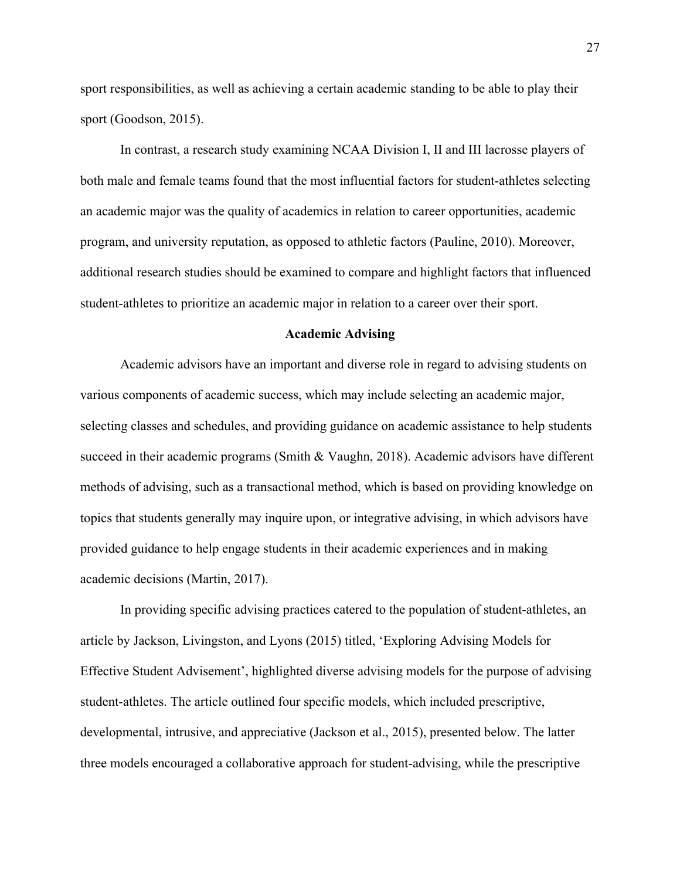sport responsibilities, as well as achieving a certain academic standing to be able to play their sport (Goodson, 2015).

In contrast, a research study examining NCAA Division I, II and III lacrosse players of both male and female teams found that the most influential factors for student-athletes selecting an academic major was the quality of academics in relation to career opportunities, academic program, and university reputation, as opposed to athletic factors (Pauline, 2010). Moreover, additional research studies should be examined to compare and highlight factors that influenced student-athletes to prioritize an academic major in relation to a career over their sport.

## Academic Advising

Academic advisors have an important and diverse role in regard to advising students on various components of academic success, which may include selecting an academic major, selecting classes and schedules, and providing guidance on academic assistance to help students succeed in their academic programs (Smith & Vaughn, 2018). Academic advisors have different methods of advising, such as a transactional method, which is based on providing knowledge on topics that students generally may inquire upon, or integrative advising, in which advisors have provided guidance to help engage students in their academic experiences and in making academic decisions (Martin, 2017).

In providing specific advising practices catered to the population of student-athletes, an article by Jackson, Livingston, and Lyons (2015) titled, 'Exploring Advising Models for Effective Student Advisement', highlighted diverse advising models for the purpose of advising student-athletes. The article outlined four specific models, which included prescriptive, developmental, intrusive, and appreciative (Jackson et al., 2015), presented below. The latter three models encouraged a collaborative approach for student-advising, while the prescriptive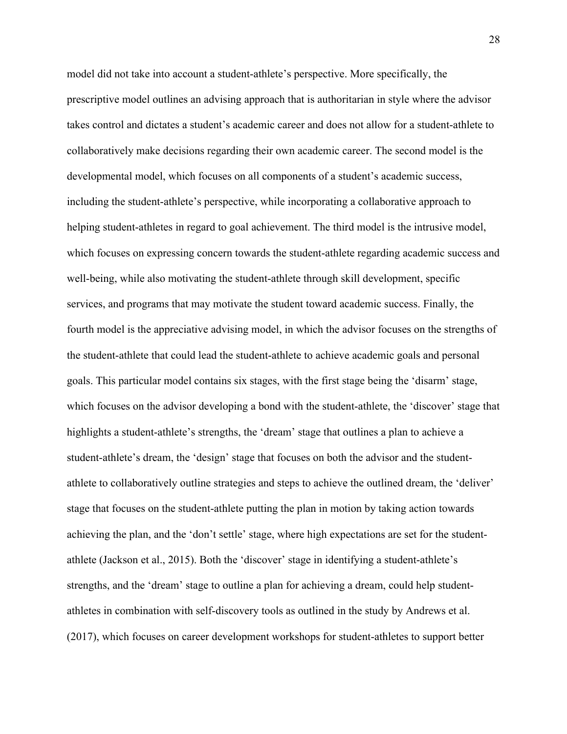model did not take into account a student-athlete's perspective. More specifically, the prescriptive model outlines an advising approach that is authoritarian in style where the advisor takes control and dictates a student's academic career and does not allow for a student-athlete to collaboratively make decisions regarding their own academic career. The second model is the developmental model, which focuses on all components of a student's academic success, including the student-athlete's perspective, while incorporating a collaborative approach to helping student-athletes in regard to goal achievement. The third model is the intrusive model, which focuses on expressing concern towards the student-athlete regarding academic success and well-being, while also motivating the student-athlete through skill development, specific services, and programs that may motivate the student toward academic success. Finally, the fourth model is the appreciative advising model, in which the advisor focuses on the strengths of the student-athlete that could lead the student-athlete to achieve academic goals and personal goals. This particular model contains six stages, with the first stage being the 'disarm' stage, which focuses on the advisor developing a bond with the student-athlete, the 'discover' stage that highlights a student-athlete's strengths, the 'dream' stage that outlines a plan to achieve a student-athlete's dream, the 'design' stage that focuses on both the advisor and the student-athlete to collaboratively outline strategies and steps to achieve the outlined dream, the 'deliver' stage that focuses on the student-athlete putting the plan in motion by taking action towards achieving the plan, and the 'don't settle' stage, where high expectations are set for the student-athlete (Jackson et al., 2015). Both the 'discover' stage in identifying a student-athlete's strengths, and the 'dream' stage to outline a plan for achieving a dream, could help student-athletes in combination with self-discovery tools as outlined in the study by Andrews et al. (2017), which focuses on career development workshops for student-athletes to support better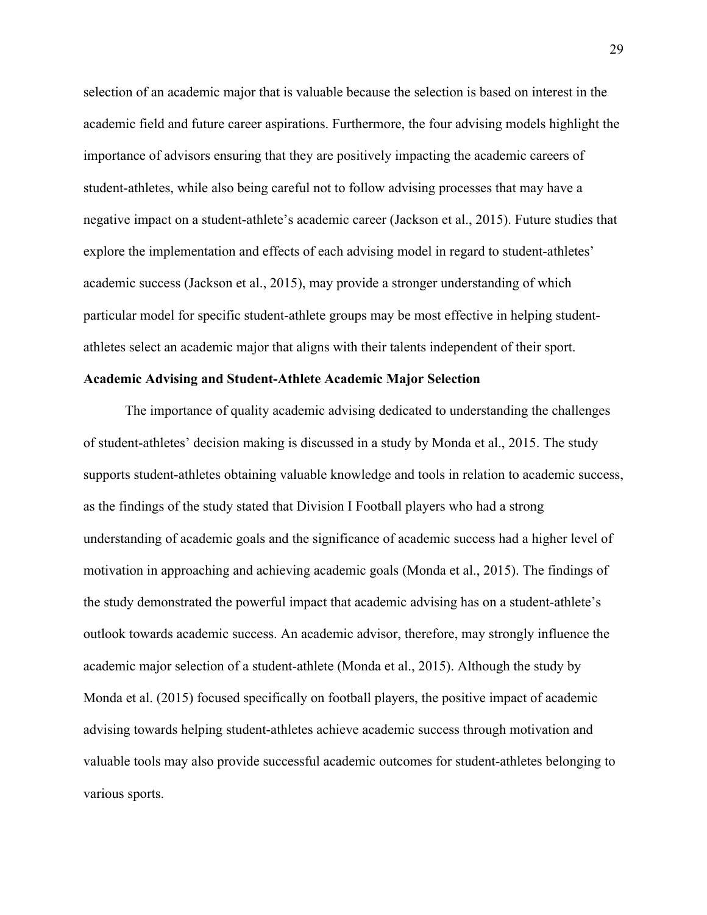selection of an academic major that is valuable because the selection is based on interest in the academic field and future career aspirations. Furthermore, the four advising models highlight the importance of advisors ensuring that they are positively impacting the academic careers of student-athletes, while also being careful not to follow advising processes that may have a negative impact on a student-athlete's academic career (Jackson et al., 2015). Future studies that explore the implementation and effects of each advising model in regard to student-athletes' academic success (Jackson et al., 2015), may provide a stronger understanding of which particular model for specific student-athlete groups may be most effective in helping student-athletes select an academic major that aligns with their talents independent of their sport.

**Academic Advising and Student-Athlete Academic Major Selection**

The importance of quality academic advising dedicated to understanding the challenges of student-athletes' decision making is discussed in a study by Monda et al., 2015. The study supports student-athletes obtaining valuable knowledge and tools in relation to academic success, as the findings of the study stated that Division I Football players who had a strong understanding of academic goals and the significance of academic success had a higher level of motivation in approaching and achieving academic goals (Monda et al., 2015). The findings of the study demonstrated the powerful impact that academic advising has on a student-athlete's outlook towards academic success. An academic advisor, therefore, may strongly influence the academic major selection of a student-athlete (Monda et al., 2015). Although the study by Monda et al. (2015) focused specifically on football players, the positive impact of academic advising towards helping student-athletes achieve academic success through motivation and valuable tools may also provide successful academic outcomes for student-athletes belonging to various sports.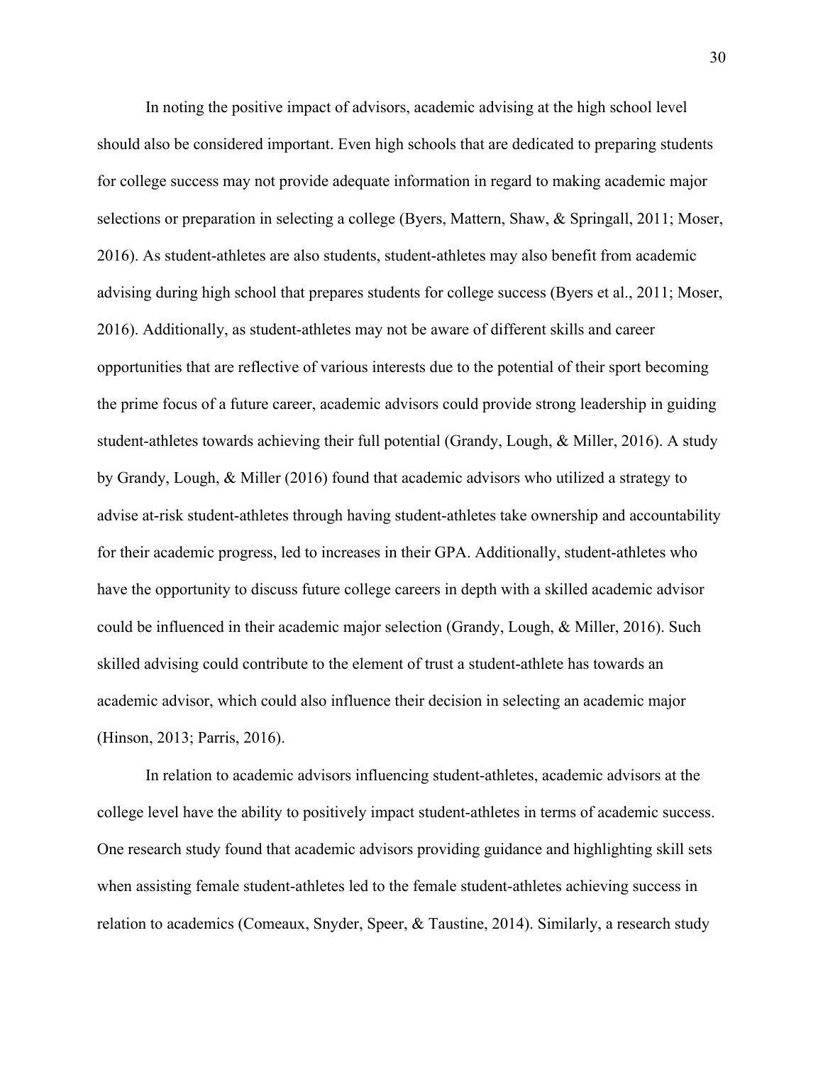In noting the positive impact of advisors, academic advising at the high school level should also be considered important. Even high schools that are dedicated to preparing students for college success may not provide adequate information in regard to making academic major selections or preparation in selecting a college (Byers, Mattern, Shaw, & Springall, 2011; Moser, 2016). As student-athletes are also students, student-athletes may also benefit from academic advising during high school that prepares students for college success (Byers et al., 2011; Moser, 2016). Additionally, as student-athletes may not be aware of different skills and career opportunities that are reflective of various interests due to the potential of their sport becoming the prime focus of a future career, academic advisors could provide strong leadership in guiding student-athletes towards achieving their full potential (Grandy, Lough, & Miller, 2016). A study by Grandy, Lough, & Miller (2016) found that academic advisors who utilized a strategy to advise at-risk student-athletes through having student-athletes take ownership and accountability for their academic progress, led to increases in their GPA. Additionally, student-athletes who have the opportunity to discuss future college careers in depth with a skilled academic advisor could be influenced in their academic major selection (Grandy, Lough, & Miller, 2016). Such skilled advising could contribute to the element of trust a student-athlete has towards an academic advisor, which could also influence their decision in selecting an academic major (Hinson, 2013; Parris, 2016).

In relation to academic advisors influencing student-athletes, academic advisors at the college level have the ability to positively impact student-athletes in terms of academic success. One research study found that academic advisors providing guidance and highlighting skill sets when assisting female student-athletes led to the female student-athletes achieving success in relation to academics (Comeaux, Snyder, Speer, & Taustine, 2014). Similarly, a research study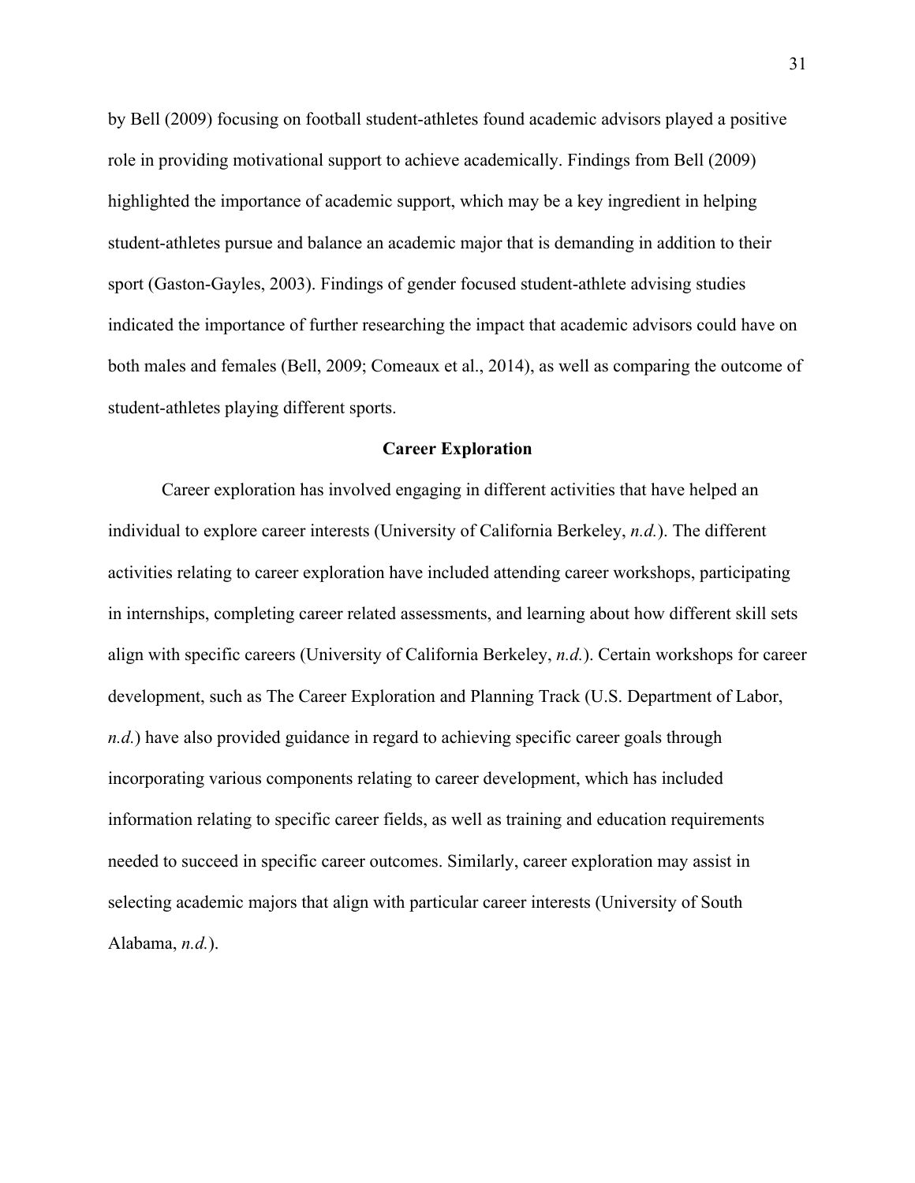by Bell (2009) focusing on football student-athletes found academic advisors played a positive role in providing motivational support to achieve academically. Findings from Bell (2009) highlighted the importance of academic support, which may be a key ingredient in helping student-athletes pursue and balance an academic major that is demanding in addition to their sport (Gaston-Gayles, 2003). Findings of gender focused student-athlete advising studies indicated the importance of further researching the impact that academic advisors could have on both males and females (Bell, 2009; Comeaux et al., 2014), as well as comparing the outcome of student-athletes playing different sports.

## Career Exploration

Career exploration has involved engaging in different activities that have helped an individual to explore career interests (University of California Berkeley, *n.d.*). The different activities relating to career exploration have included attending career workshops, participating in internships, completing career related assessments, and learning about how different skill sets align with specific careers (University of California Berkeley, *n.d.*). Certain workshops for career development, such as The Career Exploration and Planning Track (U.S. Department of Labor, *n.d.*) have also provided guidance in regard to achieving specific career goals through incorporating various components relating to career development, which has included information relating to specific career fields, as well as training and education requirements needed to succeed in specific career outcomes. Similarly, career exploration may assist in selecting academic majors that align with particular career interests (University of South Alabama, *n.d.*).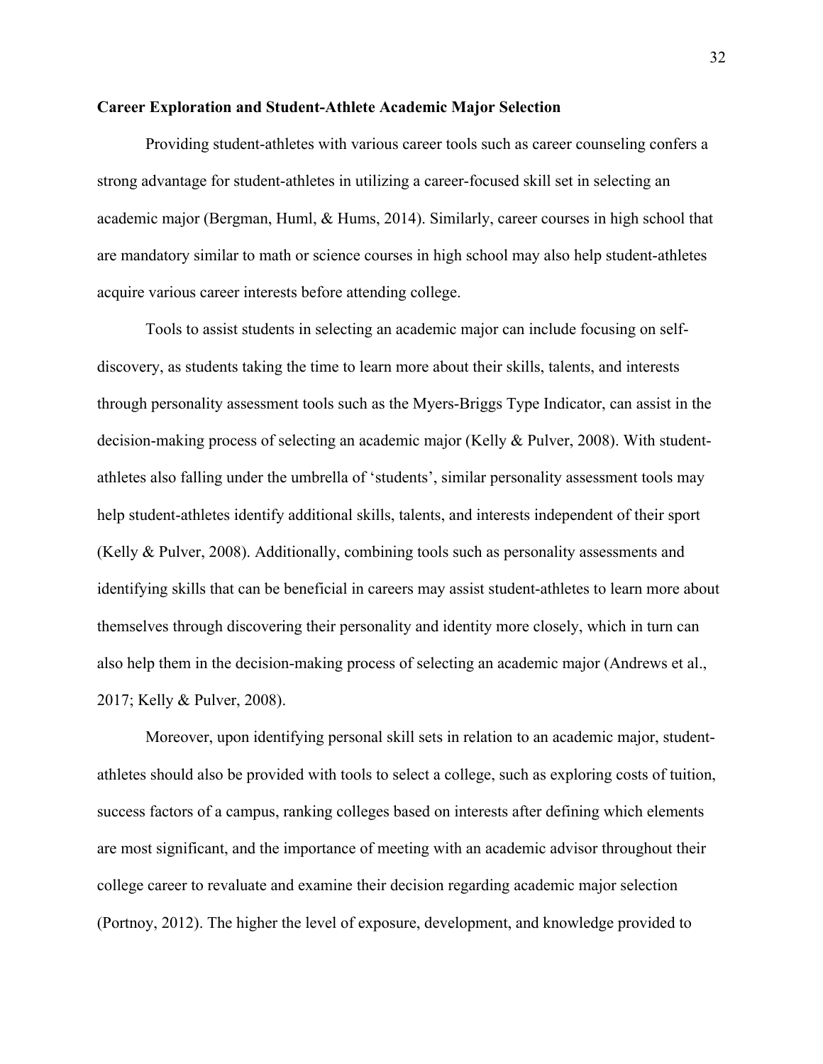**Career Exploration and Student-Athlete Academic Major Selection**

Providing student-athletes with various career tools such as career counseling confers a strong advantage for student-athletes in utilizing a career-focused skill set in selecting an academic major (Bergman, Huml, & Hums, 2014). Similarly, career courses in high school that are mandatory similar to math or science courses in high school may also help student-athletes acquire various career interests before attending college.

Tools to assist students in selecting an academic major can include focusing on self-discovery, as students taking the time to learn more about their skills, talents, and interests through personality assessment tools such as the Myers-Briggs Type Indicator, can assist in the decision-making process of selecting an academic major (Kelly & Pulver, 2008). With student-athletes also falling under the umbrella of 'students', similar personality assessment tools may help student-athletes identify additional skills, talents, and interests independent of their sport (Kelly & Pulver, 2008). Additionally, combining tools such as personality assessments and identifying skills that can be beneficial in careers may assist student-athletes to learn more about themselves through discovering their personality and identity more closely, which in turn can also help them in the decision-making process of selecting an academic major (Andrews et al., 2017; Kelly & Pulver, 2008).

Moreover, upon identifying personal skill sets in relation to an academic major, student-athletes should also be provided with tools to select a college, such as exploring costs of tuition, success factors of a campus, ranking colleges based on interests after defining which elements are most significant, and the importance of meeting with an academic advisor throughout their college career to revaluate and examine their decision regarding academic major selection (Portnoy, 2012). The higher the level of exposure, development, and knowledge provided to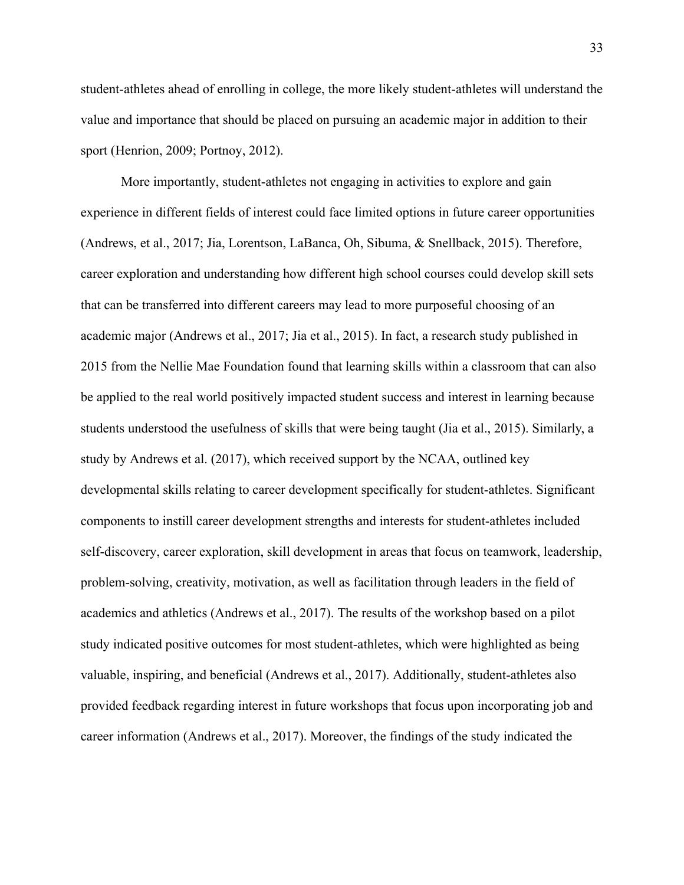student-athletes ahead of enrolling in college, the more likely student-athletes will understand the value and importance that should be placed on pursuing an academic major in addition to their sport (Henrion, 2009; Portnoy, 2012).

More importantly, student-athletes not engaging in activities to explore and gain experience in different fields of interest could face limited options in future career opportunities (Andrews, et al., 2017; Jia, Lorentson, LaBanca, Oh, Sibuma, & Snellback, 2015). Therefore, career exploration and understanding how different high school courses could develop skill sets that can be transferred into different careers may lead to more purposeful choosing of an academic major (Andrews et al., 2017; Jia et al., 2015). In fact, a research study published in 2015 from the Nellie Mae Foundation found that learning skills within a classroom that can also be applied to the real world positively impacted student success and interest in learning because students understood the usefulness of skills that were being taught (Jia et al., 2015). Similarly, a study by Andrews et al. (2017), which received support by the NCAA, outlined key developmental skills relating to career development specifically for student-athletes. Significant components to instill career development strengths and interests for student-athletes included self-discovery, career exploration, skill development in areas that focus on teamwork, leadership, problem-solving, creativity, motivation, as well as facilitation through leaders in the field of academics and athletics (Andrews et al., 2017). The results of the workshop based on a pilot study indicated positive outcomes for most student-athletes, which were highlighted as being valuable, inspiring, and beneficial (Andrews et al., 2017). Additionally, student-athletes also provided feedback regarding interest in future workshops that focus upon incorporating job and career information (Andrews et al., 2017). Moreover, the findings of the study indicated the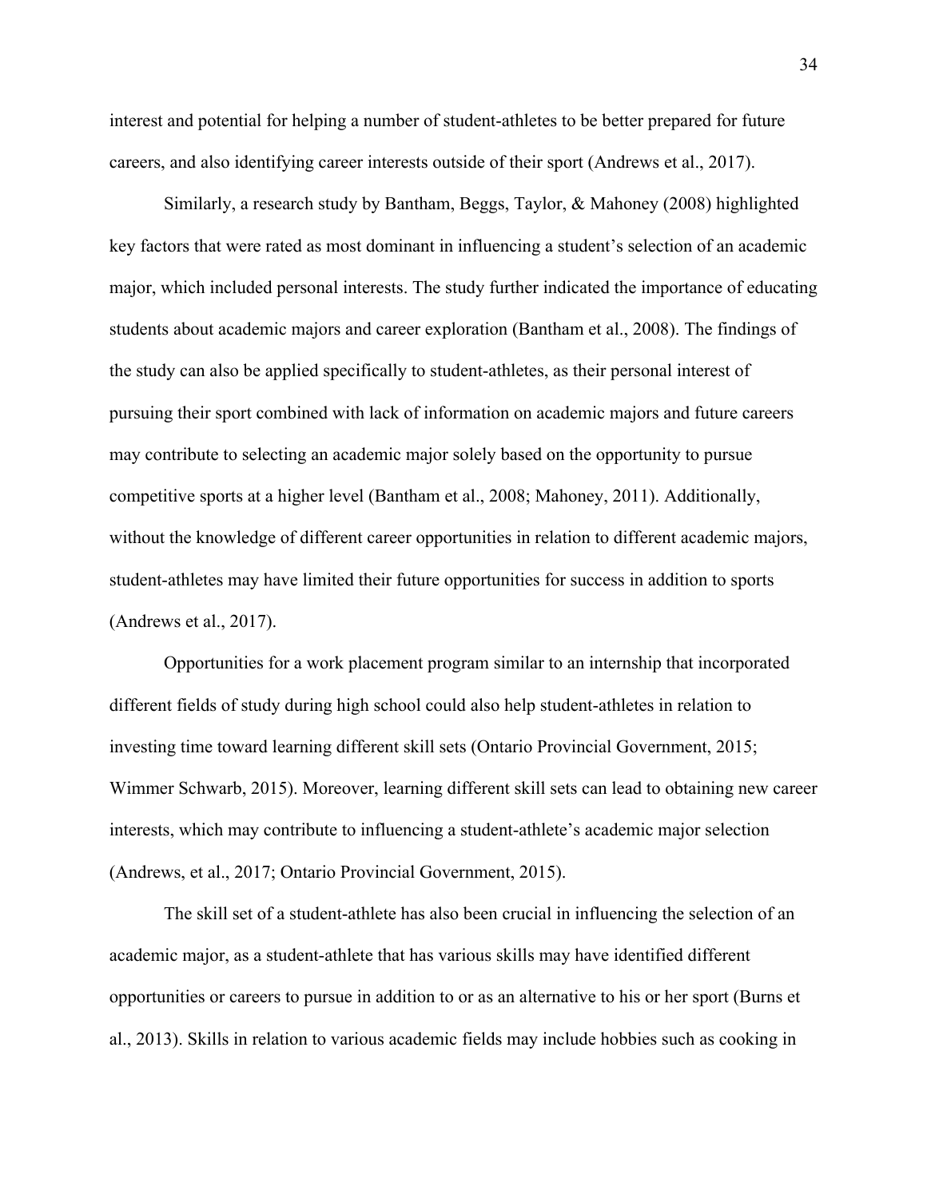interest and potential for helping a number of student-athletes to be better prepared for future careers, and also identifying career interests outside of their sport (Andrews et al., 2017).

Similarly, a research study by Bantham, Beggs, Taylor, & Mahoney (2008) highlighted key factors that were rated as most dominant in influencing a student's selection of an academic major, which included personal interests. The study further indicated the importance of educating students about academic majors and career exploration (Bantham et al., 2008). The findings of the study can also be applied specifically to student-athletes, as their personal interest of pursuing their sport combined with lack of information on academic majors and future careers may contribute to selecting an academic major solely based on the opportunity to pursue competitive sports at a higher level (Bantham et al., 2008; Mahoney, 2011). Additionally, without the knowledge of different career opportunities in relation to different academic majors, student-athletes may have limited their future opportunities for success in addition to sports (Andrews et al., 2017).

Opportunities for a work placement program similar to an internship that incorporated different fields of study during high school could also help student-athletes in relation to investing time toward learning different skill sets (Ontario Provincial Government, 2015; Wimmer Schwarb, 2015). Moreover, learning different skill sets can lead to obtaining new career interests, which may contribute to influencing a student-athlete's academic major selection (Andrews, et al., 2017; Ontario Provincial Government, 2015).

The skill set of a student-athlete has also been crucial in influencing the selection of an academic major, as a student-athlete that has various skills may have identified different opportunities or careers to pursue in addition to or as an alternative to his or her sport (Burns et al., 2013). Skills in relation to various academic fields may include hobbies such as cooking in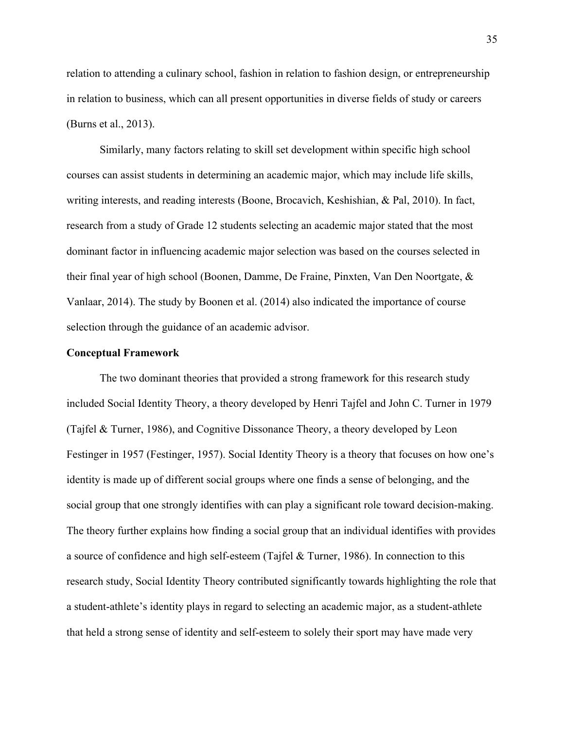relation to attending a culinary school, fashion in relation to fashion design, or entrepreneurship in relation to business, which can all present opportunities in diverse fields of study or careers (Burns et al., 2013).

Similarly, many factors relating to skill set development within specific high school courses can assist students in determining an academic major, which may include life skills, writing interests, and reading interests (Boone, Brocavich, Keshishian, & Pal, 2010). In fact, research from a study of Grade 12 students selecting an academic major stated that the most dominant factor in influencing academic major selection was based on the courses selected in their final year of high school (Boonen, Damme, De Fraine, Pinxten, Van Den Noortgate, & Vanlaar, 2014). The study by Boonen et al. (2014) also indicated the importance of course selection through the guidance of an academic advisor.

**Conceptual Framework**

The two dominant theories that provided a strong framework for this research study included Social Identity Theory, a theory developed by Henri Tajfel and John C. Turner in 1979 (Tajfel & Turner, 1986), and Cognitive Dissonance Theory, a theory developed by Leon Festinger in 1957 (Festinger, 1957). Social Identity Theory is a theory that focuses on how one's identity is made up of different social groups where one finds a sense of belonging, and the social group that one strongly identifies with can play a significant role toward decision-making. The theory further explains how finding a social group that an individual identifies with provides a source of confidence and high self-esteem (Tajfel & Turner, 1986). In connection to this research study, Social Identity Theory contributed significantly towards highlighting the role that a student-athlete's identity plays in regard to selecting an academic major, as a student-athlete that held a strong sense of identity and self-esteem to solely their sport may have made very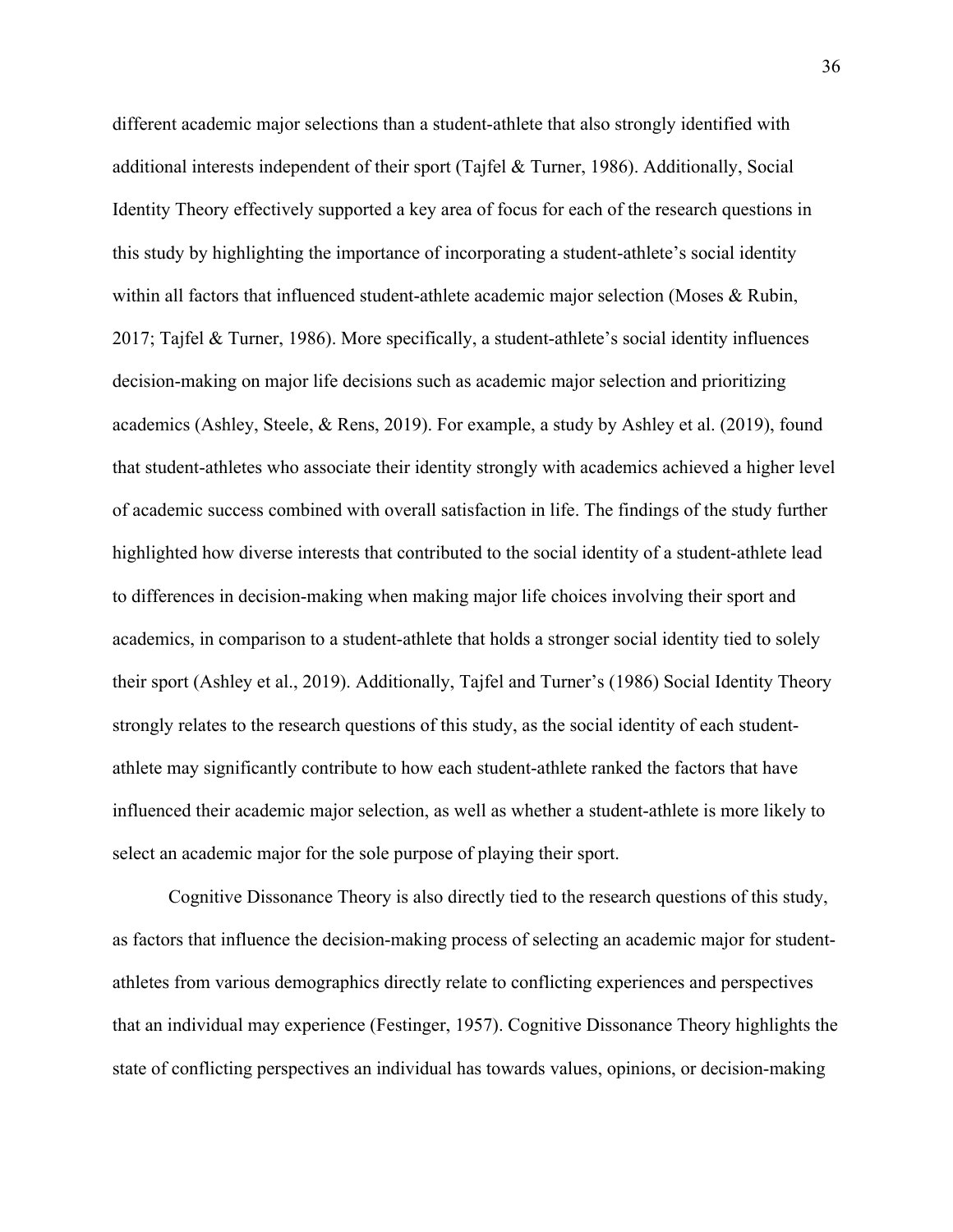different academic major selections than a student-athlete that also strongly identified with additional interests independent of their sport (Tajfel & Turner, 1986). Additionally, Social Identity Theory effectively supported a key area of focus for each of the research questions in this study by highlighting the importance of incorporating a student-athlete's social identity within all factors that influenced student-athlete academic major selection (Moses & Rubin, 2017; Tajfel & Turner, 1986). More specifically, a student-athlete's social identity influences decision-making on major life decisions such as academic major selection and prioritizing academics (Ashley, Steele, & Rens, 2019). For example, a study by Ashley et al. (2019), found that student-athletes who associate their identity strongly with academics achieved a higher level of academic success combined with overall satisfaction in life. The findings of the study further highlighted how diverse interests that contributed to the social identity of a student-athlete lead to differences in decision-making when making major life choices involving their sport and academics, in comparison to a student-athlete that holds a stronger social identity tied to solely their sport (Ashley et al., 2019). Additionally, Tajfel and Turner's (1986) Social Identity Theory strongly relates to the research questions of this study, as the social identity of each student-athlete may significantly contribute to how each student-athlete ranked the factors that have influenced their academic major selection, as well as whether a student-athlete is more likely to select an academic major for the sole purpose of playing their sport.

Cognitive Dissonance Theory is also directly tied to the research questions of this study, as factors that influence the decision-making process of selecting an academic major for student-athletes from various demographics directly relate to conflicting experiences and perspectives that an individual may experience (Festinger, 1957). Cognitive Dissonance Theory highlights the state of conflicting perspectives an individual has towards values, opinions, or decision-making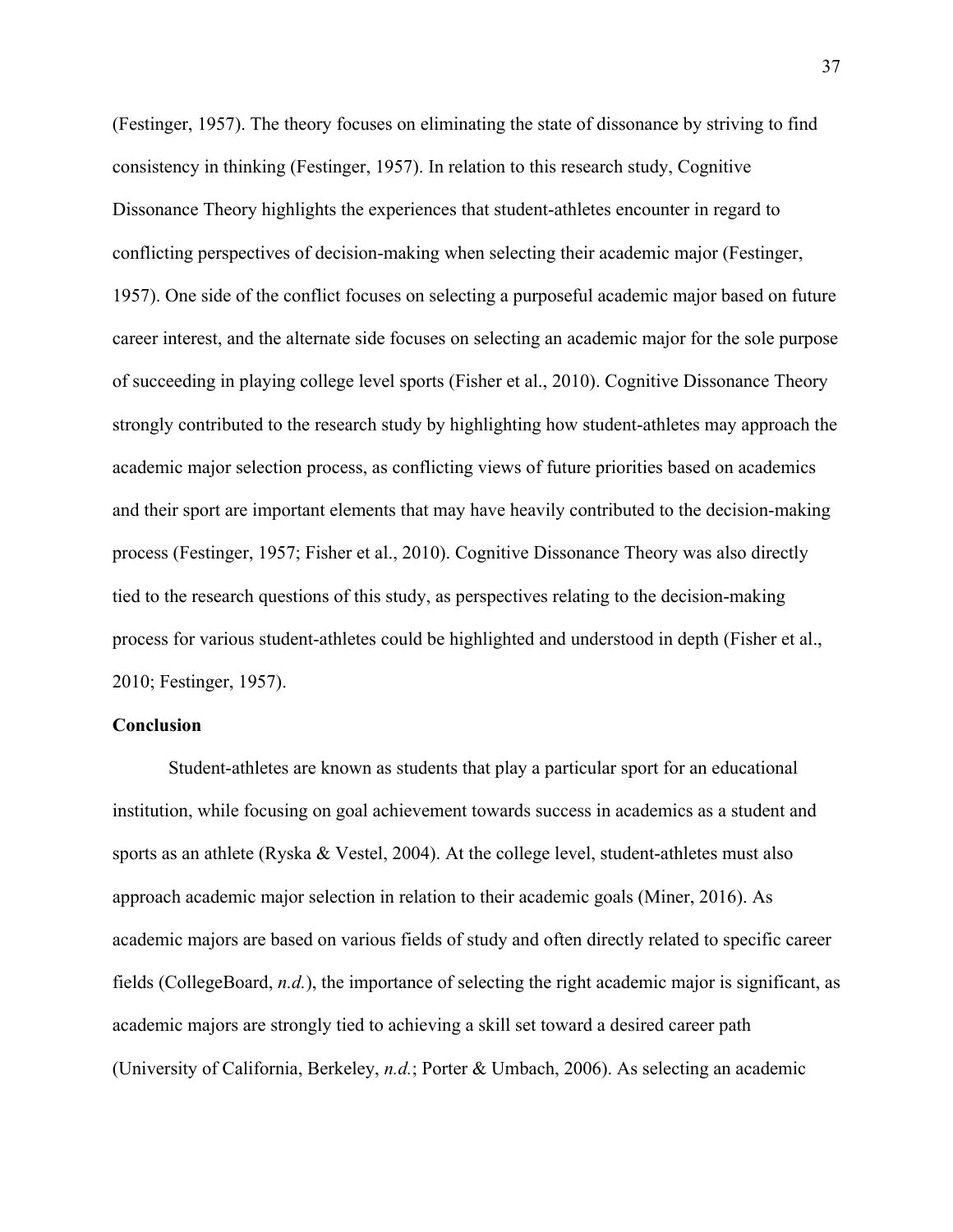(Festinger, 1957). The theory focuses on eliminating the state of dissonance by striving to find consistency in thinking (Festinger, 1957). In relation to this research study, Cognitive Dissonance Theory highlights the experiences that student-athletes encounter in regard to conflicting perspectives of decision-making when selecting their academic major (Festinger, 1957). One side of the conflict focuses on selecting a purposeful academic major based on future career interest, and the alternate side focuses on selecting an academic major for the sole purpose of succeeding in playing college level sports (Fisher et al., 2010). Cognitive Dissonance Theory strongly contributed to the research study by highlighting how student-athletes may approach the academic major selection process, as conflicting views of future priorities based on academics and their sport are important elements that may have heavily contributed to the decision-making process (Festinger, 1957; Fisher et al., 2010). Cognitive Dissonance Theory was also directly tied to the research questions of this study, as perspectives relating to the decision-making process for various student-athletes could be highlighted and understood in depth (Fisher et al., 2010; Festinger, 1957).

**Conclusion**

Student-athletes are known as students that play a particular sport for an educational institution, while focusing on goal achievement towards success in academics as a student and sports as an athlete (Ryska & Vestel, 2004). At the college level, student-athletes must also approach academic major selection in relation to their academic goals (Miner, 2016). As academic majors are based on various fields of study and often directly related to specific career fields (CollegeBoard, *n.d.*), the importance of selecting the right academic major is significant, as academic majors are strongly tied to achieving a skill set toward a desired career path (University of California, Berkeley, *n.d.*; Porter & Umbach, 2006). As selecting an academic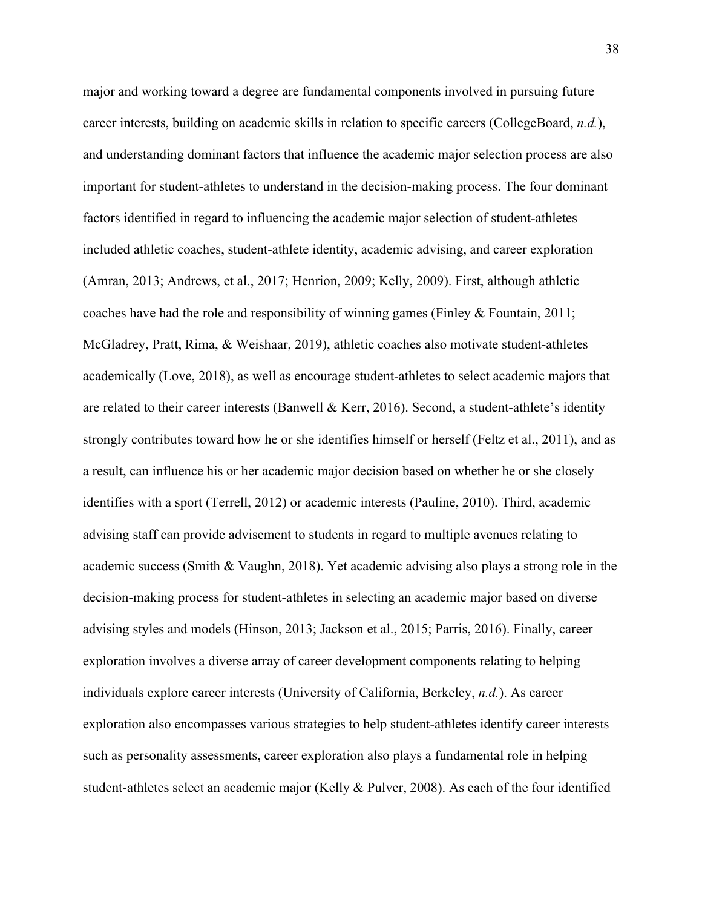major and working toward a degree are fundamental components involved in pursuing future career interests, building on academic skills in relation to specific careers (CollegeBoard, *n.d.*), and understanding dominant factors that influence the academic major selection process are also important for student-athletes to understand in the decision-making process. The four dominant factors identified in regard to influencing the academic major selection of student-athletes included athletic coaches, student-athlete identity, academic advising, and career exploration (Amran, 2013; Andrews, et al., 2017; Henrion, 2009; Kelly, 2009). First, although athletic coaches have had the role and responsibility of winning games (Finley & Fountain, 2011; McGladrey, Pratt, Rima, & Weishaar, 2019), athletic coaches also motivate student-athletes academically (Love, 2018), as well as encourage student-athletes to select academic majors that are related to their career interests (Banwell & Kerr, 2016). Second, a student-athlete's identity strongly contributes toward how he or she identifies himself or herself (Feltz et al., 2011), and as a result, can influence his or her academic major decision based on whether he or she closely identifies with a sport (Terrell, 2012) or academic interests (Pauline, 2010). Third, academic advising staff can provide advisement to students in regard to multiple avenues relating to academic success (Smith & Vaughn, 2018). Yet academic advising also plays a strong role in the decision-making process for student-athletes in selecting an academic major based on diverse advising styles and models (Hinson, 2013; Jackson et al., 2015; Parris, 2016). Finally, career exploration involves a diverse array of career development components relating to helping individuals explore career interests (University of California, Berkeley, *n.d.*). As career exploration also encompasses various strategies to help student-athletes identify career interests such as personality assessments, career exploration also plays a fundamental role in helping student-athletes select an academic major (Kelly & Pulver, 2008). As each of the four identified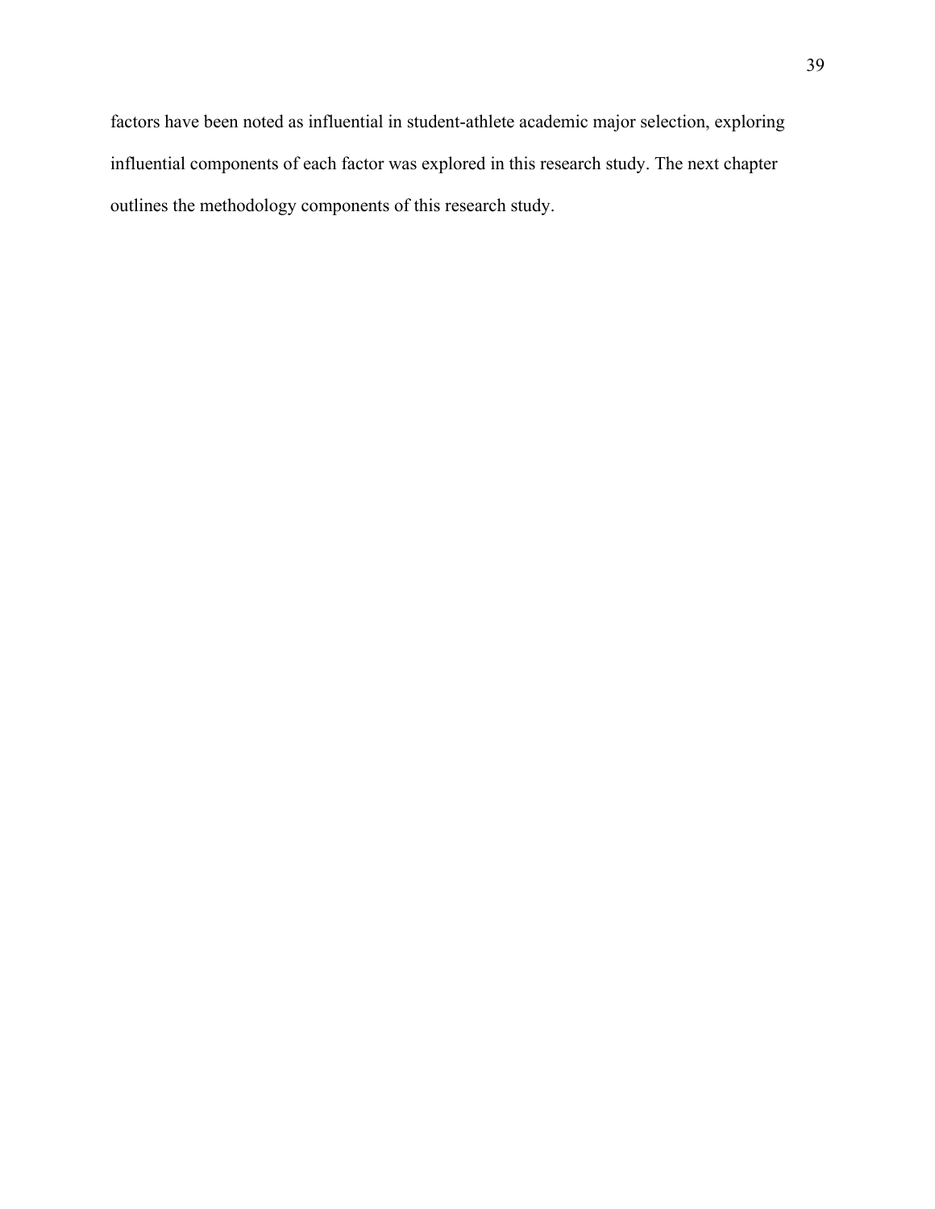factors have been noted as influential in student-athlete academic major selection, exploring influential components of each factor was explored in this research study. The next chapter outlines the methodology components of this research study.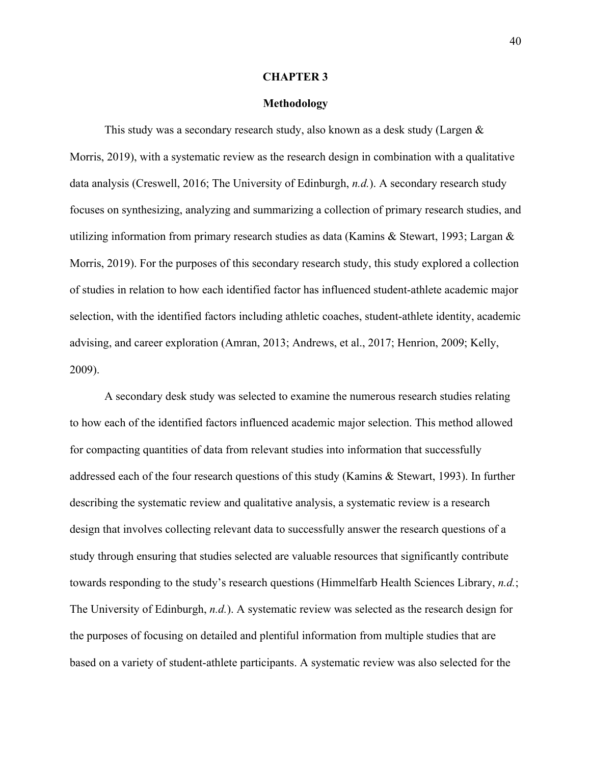# CHAPTER 3

## Methodology

This study was a secondary research study, also known as a desk study (Largen & Morris, 2019), with a systematic review as the research design in combination with a qualitative data analysis (Creswell, 2016; The University of Edinburgh, *n.d.*). A secondary research study focuses on synthesizing, analyzing and summarizing a collection of primary research studies, and utilizing information from primary research studies as data (Kamins & Stewart, 1993; Largan & Morris, 2019). For the purposes of this secondary research study, this study explored a collection of studies in relation to how each identified factor has influenced student-athlete academic major selection, with the identified factors including athletic coaches, student-athlete identity, academic advising, and career exploration (Amran, 2013; Andrews, et al., 2017; Henrion, 2009; Kelly, 2009).

A secondary desk study was selected to examine the numerous research studies relating to how each of the identified factors influenced academic major selection. This method allowed for compacting quantities of data from relevant studies into information that successfully addressed each of the four research questions of this study (Kamins & Stewart, 1993). In further describing the systematic review and qualitative analysis, a systematic review is a research design that involves collecting relevant data to successfully answer the research questions of a study through ensuring that studies selected are valuable resources that significantly contribute towards responding to the study's research questions (Himmelfarb Health Sciences Library, *n.d.*; The University of Edinburgh, *n.d.*). A systematic review was selected as the research design for the purposes of focusing on detailed and plentiful information from multiple studies that are based on a variety of student-athlete participants. A systematic review was also selected for the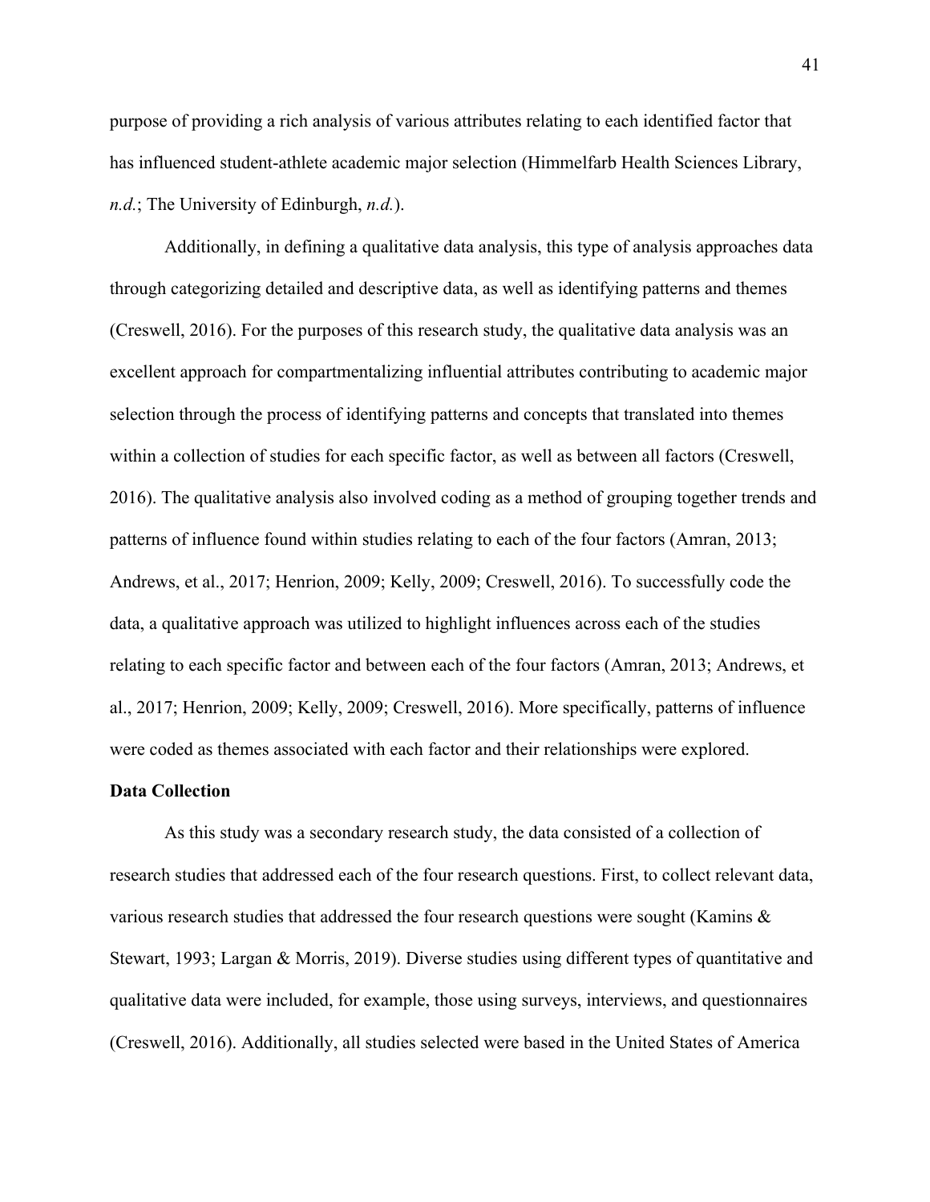purpose of providing a rich analysis of various attributes relating to each identified factor that has influenced student-athlete academic major selection (Himmelfarb Health Sciences Library, *n.d.*; The University of Edinburgh, *n.d.*).

Additionally, in defining a qualitative data analysis, this type of analysis approaches data through categorizing detailed and descriptive data, as well as identifying patterns and themes (Creswell, 2016). For the purposes of this research study, the qualitative data analysis was an excellent approach for compartmentalizing influential attributes contributing to academic major selection through the process of identifying patterns and concepts that translated into themes within a collection of studies for each specific factor, as well as between all factors (Creswell, 2016). The qualitative analysis also involved coding as a method of grouping together trends and patterns of influence found within studies relating to each of the four factors (Amran, 2013; Andrews, et al., 2017; Henrion, 2009; Kelly, 2009; Creswell, 2016). To successfully code the data, a qualitative approach was utilized to highlight influences across each of the studies relating to each specific factor and between each of the four factors (Amran, 2013; Andrews, et al., 2017; Henrion, 2009; Kelly, 2009; Creswell, 2016). More specifically, patterns of influence were coded as themes associated with each factor and their relationships were explored.

**Data Collection**

As this study was a secondary research study, the data consisted of a collection of research studies that addressed each of the four research questions. First, to collect relevant data, various research studies that addressed the four research questions were sought (Kamins & Stewart, 1993; Largan & Morris, 2019). Diverse studies using different types of quantitative and qualitative data were included, for example, those using surveys, interviews, and questionnaires (Creswell, 2016). Additionally, all studies selected were based in the United States of America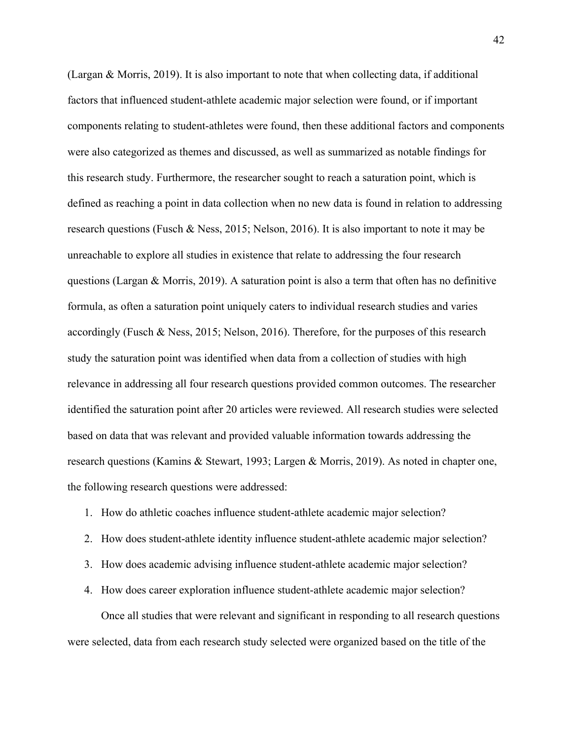(Largan & Morris, 2019). It is also important to note that when collecting data, if additional factors that influenced student-athlete academic major selection were found, or if important components relating to student-athletes were found, then these additional factors and components were also categorized as themes and discussed, as well as summarized as notable findings for this research study. Furthermore, the researcher sought to reach a saturation point, which is defined as reaching a point in data collection when no new data is found in relation to addressing research questions (Fusch & Ness, 2015; Nelson, 2016). It is also important to note it may be unreachable to explore all studies in existence that relate to addressing the four research questions (Largan & Morris, 2019). A saturation point is also a term that often has no definitive formula, as often a saturation point uniquely caters to individual research studies and varies accordingly (Fusch & Ness, 2015; Nelson, 2016). Therefore, for the purposes of this research study the saturation point was identified when data from a collection of studies with high relevance in addressing all four research questions provided common outcomes. The researcher identified the saturation point after 20 articles were reviewed. All research studies were selected based on data that was relevant and provided valuable information towards addressing the research questions (Kamins & Stewart, 1993; Largen & Morris, 2019). As noted in chapter one, the following research questions were addressed:

1. How do athletic coaches influence student-athlete academic major selection?
2. How does student-athlete identity influence student-athlete academic major selection?
3. How does academic advising influence student-athlete academic major selection?
4. How does career exploration influence student-athlete academic major selection?

Once all studies that were relevant and significant in responding to all research questions were selected, data from each research study selected were organized based on the title of the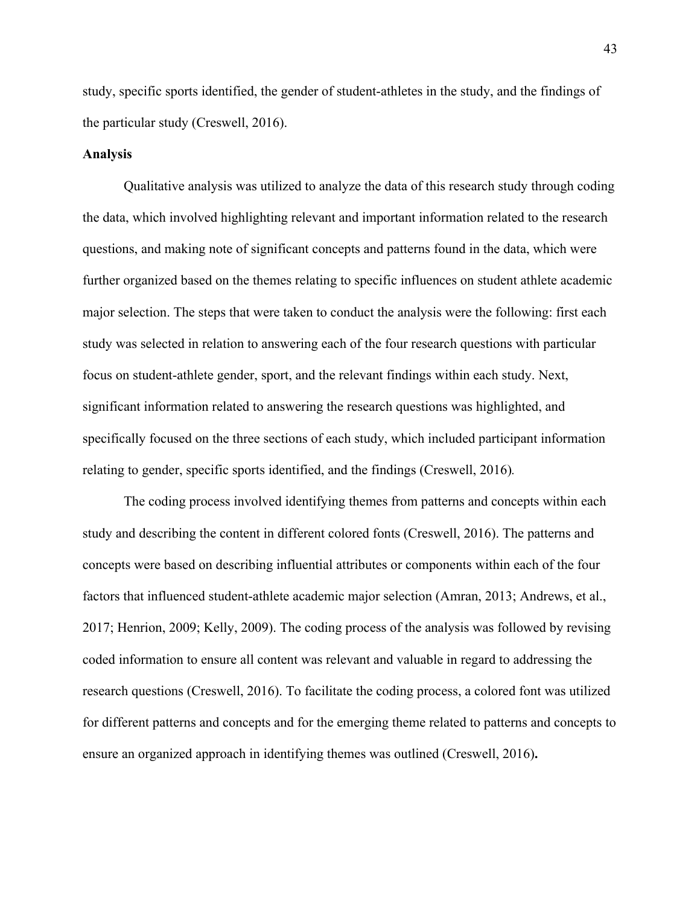study, specific sports identified, the gender of student-athletes in the study, and the findings of the particular study (Creswell, 2016).

**Analysis**

Qualitative analysis was utilized to analyze the data of this research study through coding the data, which involved highlighting relevant and important information related to the research questions, and making note of significant concepts and patterns found in the data, which were further organized based on the themes relating to specific influences on student athlete academic major selection. The steps that were taken to conduct the analysis were the following: first each study was selected in relation to answering each of the four research questions with particular focus on student-athlete gender, sport, and the relevant findings within each study. Next, significant information related to answering the research questions was highlighted, and specifically focused on the three sections of each study, which included participant information relating to gender, specific sports identified, and the findings (Creswell, 2016).

The coding process involved identifying themes from patterns and concepts within each study and describing the content in different colored fonts (Creswell, 2016). The patterns and concepts were based on describing influential attributes or components within each of the four factors that influenced student-athlete academic major selection (Amran, 2013; Andrews, et al., 2017; Henrion, 2009; Kelly, 2009). The coding process of the analysis was followed by revising coded information to ensure all content was relevant and valuable in regard to addressing the research questions (Creswell, 2016). To facilitate the coding process, a colored font was utilized for different patterns and concepts and for the emerging theme related to patterns and concepts to ensure an organized approach in identifying themes was outlined (Creswell, 2016).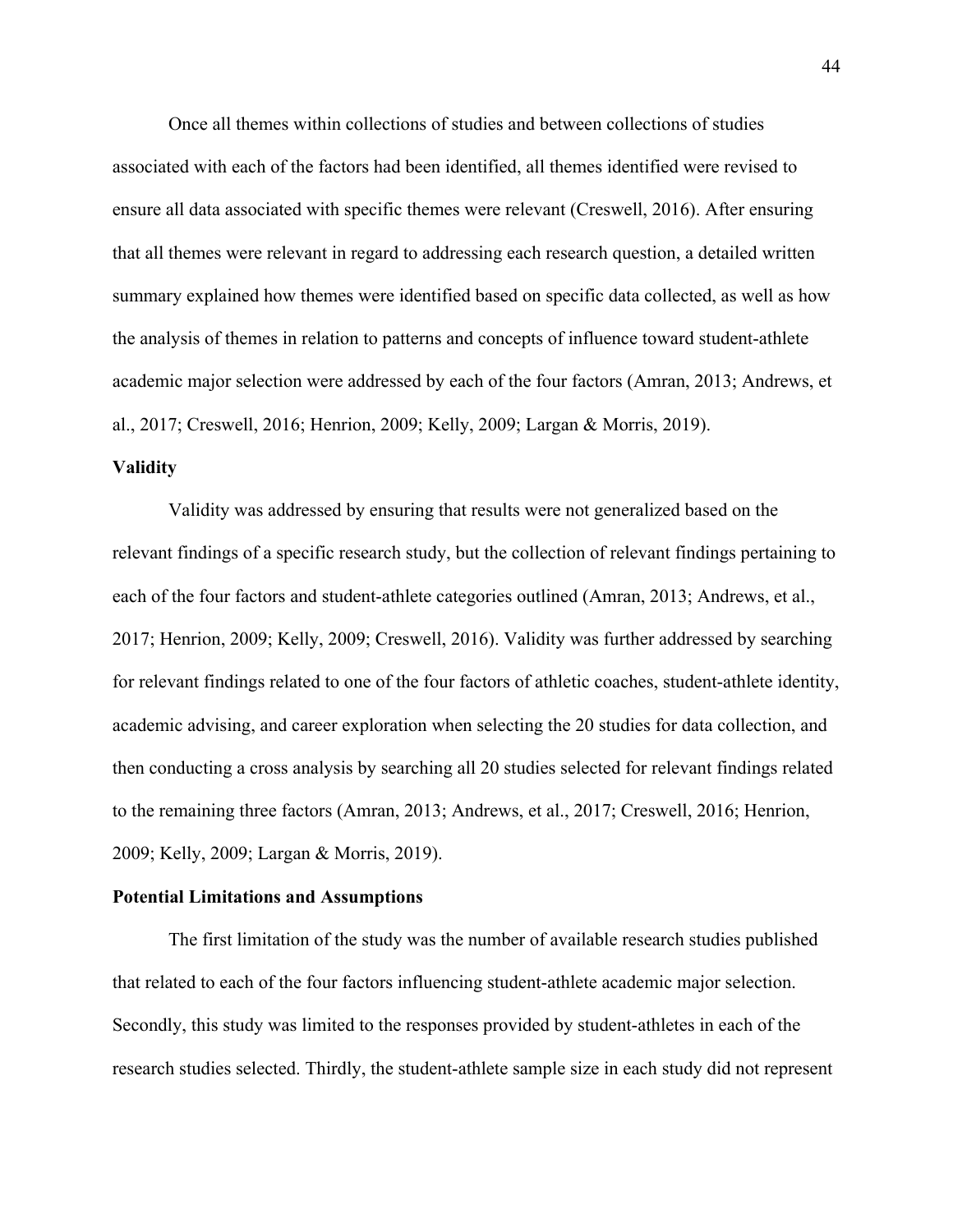Once all themes within collections of studies and between collections of studies associated with each of the factors had been identified, all themes identified were revised to ensure all data associated with specific themes were relevant (Creswell, 2016). After ensuring that all themes were relevant in regard to addressing each research question, a detailed written summary explained how themes were identified based on specific data collected, as well as how the analysis of themes in relation to patterns and concepts of influence toward student-athlete academic major selection were addressed by each of the four factors (Amran, 2013; Andrews, et al., 2017; Creswell, 2016; Henrion, 2009; Kelly, 2009; Largan & Morris, 2019).

**Validity**

Validity was addressed by ensuring that results were not generalized based on the relevant findings of a specific research study, but the collection of relevant findings pertaining to each of the four factors and student-athlete categories outlined (Amran, 2013; Andrews, et al., 2017; Henrion, 2009; Kelly, 2009; Creswell, 2016). Validity was further addressed by searching for relevant findings related to one of the four factors of athletic coaches, student-athlete identity, academic advising, and career exploration when selecting the 20 studies for data collection, and then conducting a cross analysis by searching all 20 studies selected for relevant findings related to the remaining three factors (Amran, 2013; Andrews, et al., 2017; Creswell, 2016; Henrion, 2009; Kelly, 2009; Largan & Morris, 2019).

**Potential Limitations and Assumptions**

The first limitation of the study was the number of available research studies published that related to each of the four factors influencing student-athlete academic major selection. Secondly, this study was limited to the responses provided by student-athletes in each of the research studies selected. Thirdly, the student-athlete sample size in each study did not represent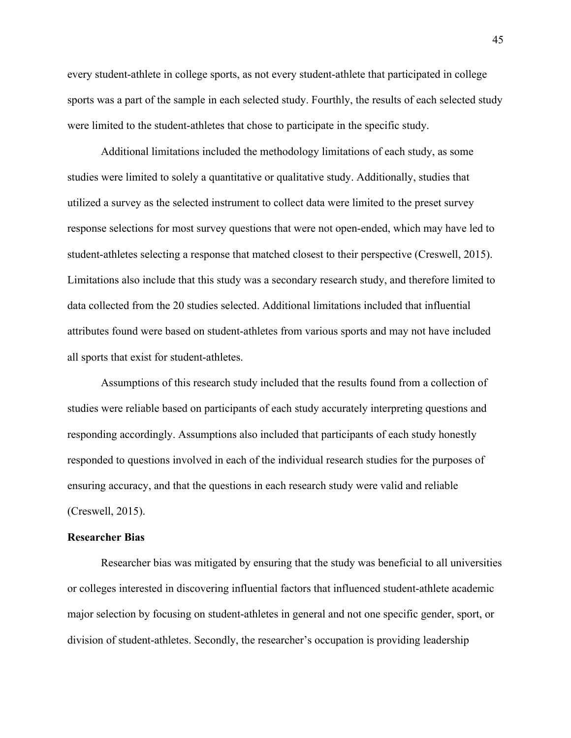every student-athlete in college sports, as not every student-athlete that participated in college sports was a part of the sample in each selected study. Fourthly, the results of each selected study were limited to the student-athletes that chose to participate in the specific study.

Additional limitations included the methodology limitations of each study, as some studies were limited to solely a quantitative or qualitative study. Additionally, studies that utilized a survey as the selected instrument to collect data were limited to the preset survey response selections for most survey questions that were not open-ended, which may have led to student-athletes selecting a response that matched closest to their perspective (Creswell, 2015). Limitations also include that this study was a secondary research study, and therefore limited to data collected from the 20 studies selected. Additional limitations included that influential attributes found were based on student-athletes from various sports and may not have included all sports that exist for student-athletes.

Assumptions of this research study included that the results found from a collection of studies were reliable based on participants of each study accurately interpreting questions and responding accordingly. Assumptions also included that participants of each study honestly responded to questions involved in each of the individual research studies for the purposes of ensuring accuracy, and that the questions in each research study were valid and reliable (Creswell, 2015).

**Researcher Bias**

Researcher bias was mitigated by ensuring that the study was beneficial to all universities or colleges interested in discovering influential factors that influenced student-athlete academic major selection by focusing on student-athletes in general and not one specific gender, sport, or division of student-athletes. Secondly, the researcher's occupation is providing leadership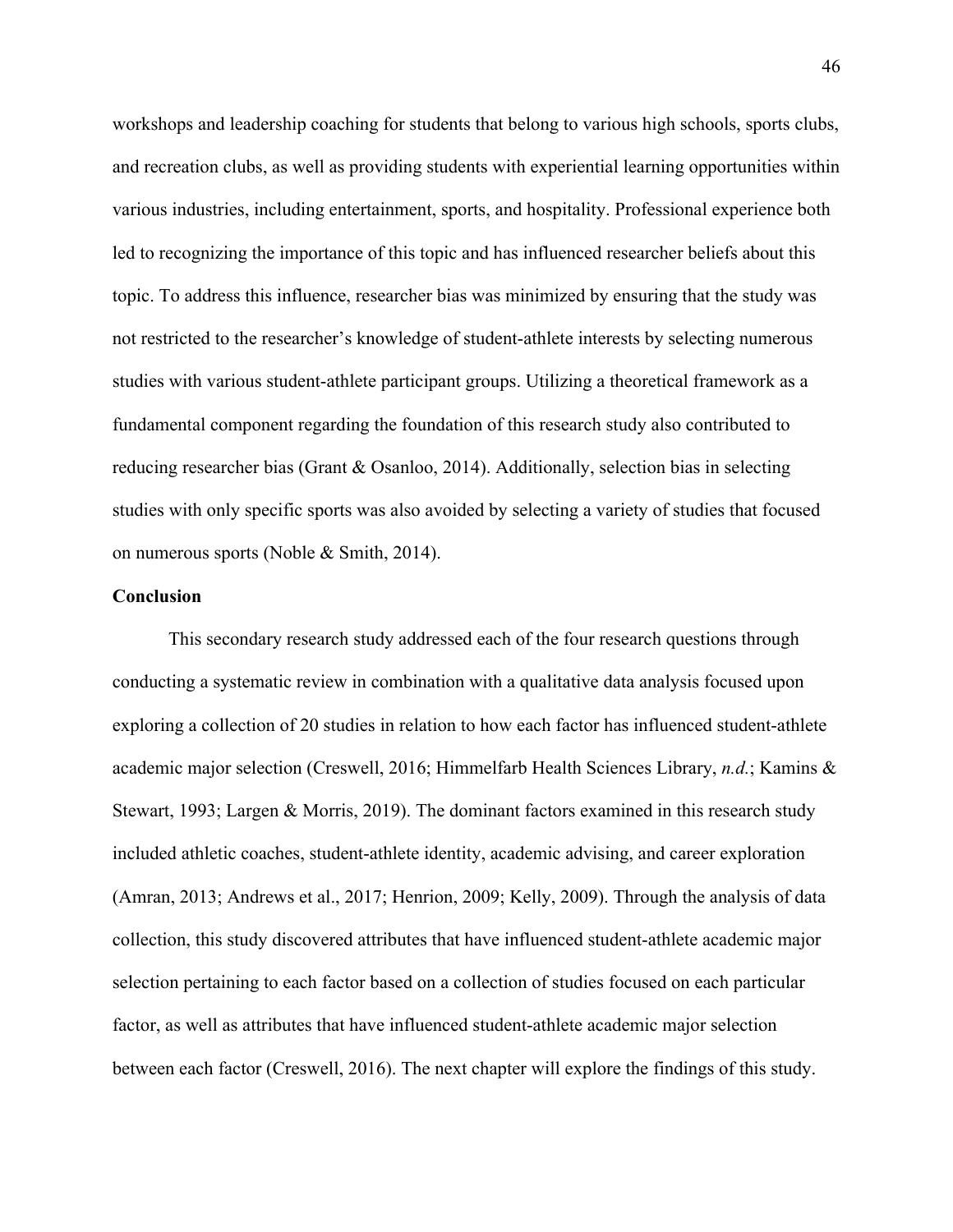workshops and leadership coaching for students that belong to various high schools, sports clubs, and recreation clubs, as well as providing students with experiential learning opportunities within various industries, including entertainment, sports, and hospitality. Professional experience both led to recognizing the importance of this topic and has influenced researcher beliefs about this topic. To address this influence, researcher bias was minimized by ensuring that the study was not restricted to the researcher's knowledge of student-athlete interests by selecting numerous studies with various student-athlete participant groups. Utilizing a theoretical framework as a fundamental component regarding the foundation of this research study also contributed to reducing researcher bias (Grant & Osanloo, 2014). Additionally, selection bias in selecting studies with only specific sports was also avoided by selecting a variety of studies that focused on numerous sports (Noble & Smith, 2014).

## Conclusion

This secondary research study addressed each of the four research questions through conducting a systematic review in combination with a qualitative data analysis focused upon exploring a collection of 20 studies in relation to how each factor has influenced student-athlete academic major selection (Creswell, 2016; Himmelfarb Health Sciences Library, *n.d.*; Kamins & Stewart, 1993; Largen & Morris, 2019). The dominant factors examined in this research study included athletic coaches, student-athlete identity, academic advising, and career exploration (Amran, 2013; Andrews et al., 2017; Henrion, 2009; Kelly, 2009). Through the analysis of data collection, this study discovered attributes that have influenced student-athlete academic major selection pertaining to each factor based on a collection of studies focused on each particular factor, as well as attributes that have influenced student-athlete academic major selection between each factor (Creswell, 2016). The next chapter will explore the findings of this study.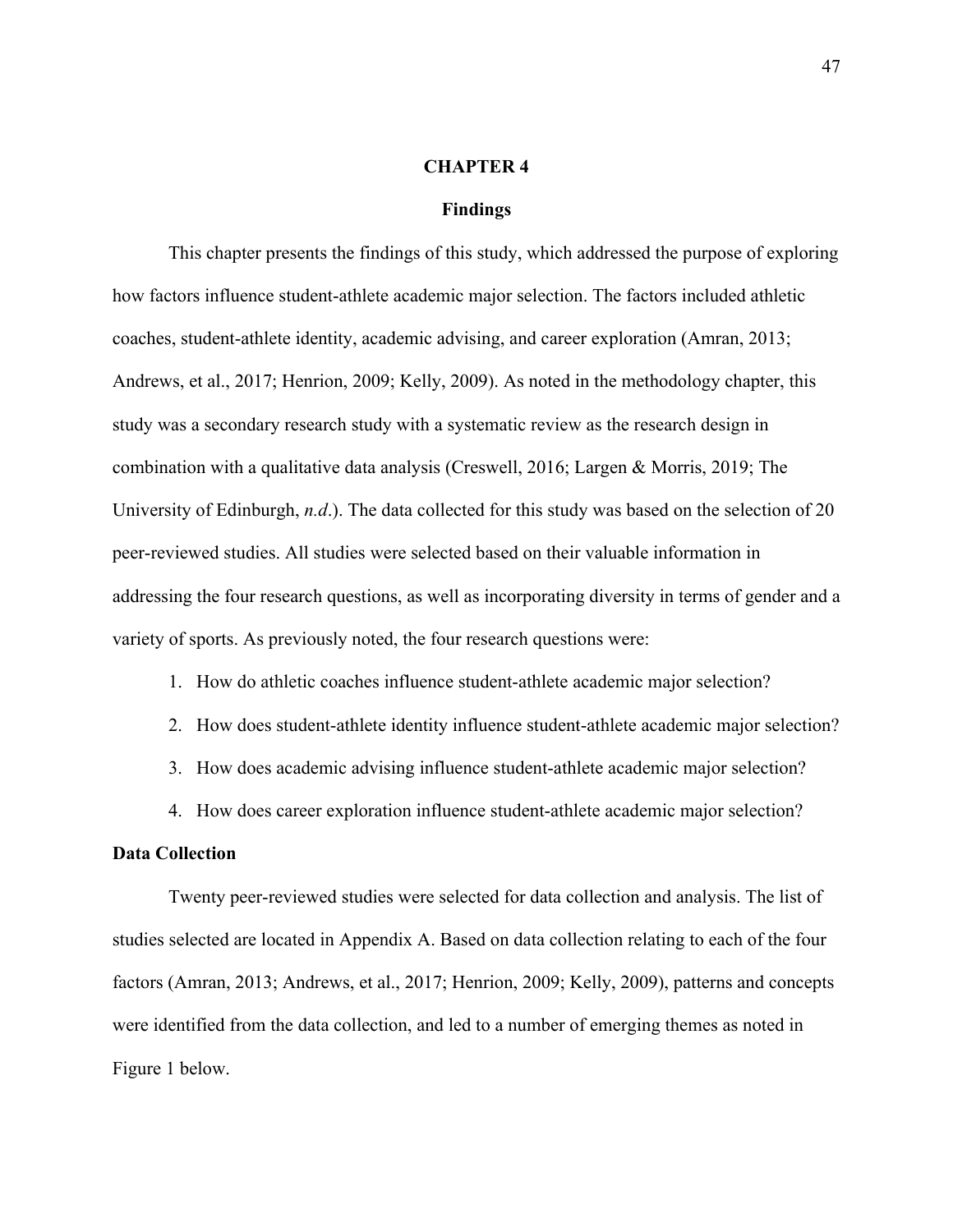# CHAPTER 4

## Findings

This chapter presents the findings of this study, which addressed the purpose of exploring how factors influence student-athlete academic major selection. The factors included athletic coaches, student-athlete identity, academic advising, and career exploration (Amran, 2013; Andrews, et al., 2017; Henrion, 2009; Kelly, 2009). As noted in the methodology chapter, this study was a secondary research study with a systematic review as the research design in combination with a qualitative data analysis (Creswell, 2016; Largen & Morris, 2019; The University of Edinburgh, *n.d*.). The data collected for this study was based on the selection of 20 peer-reviewed studies. All studies were selected based on their valuable information in addressing the four research questions, as well as incorporating diversity in terms of gender and a variety of sports. As previously noted, the four research questions were:

1. How do athletic coaches influence student-athlete academic major selection?
2. How does student-athlete identity influence student-athlete academic major selection?
3. How does academic advising influence student-athlete academic major selection?
4. How does career exploration influence student-athlete academic major selection?

### Data Collection

Twenty peer-reviewed studies were selected for data collection and analysis. The list of studies selected are located in Appendix A. Based on data collection relating to each of the four factors (Amran, 2013; Andrews, et al., 2017; Henrion, 2009; Kelly, 2009), patterns and concepts were identified from the data collection, and led to a number of emerging themes as noted in Figure 1 below.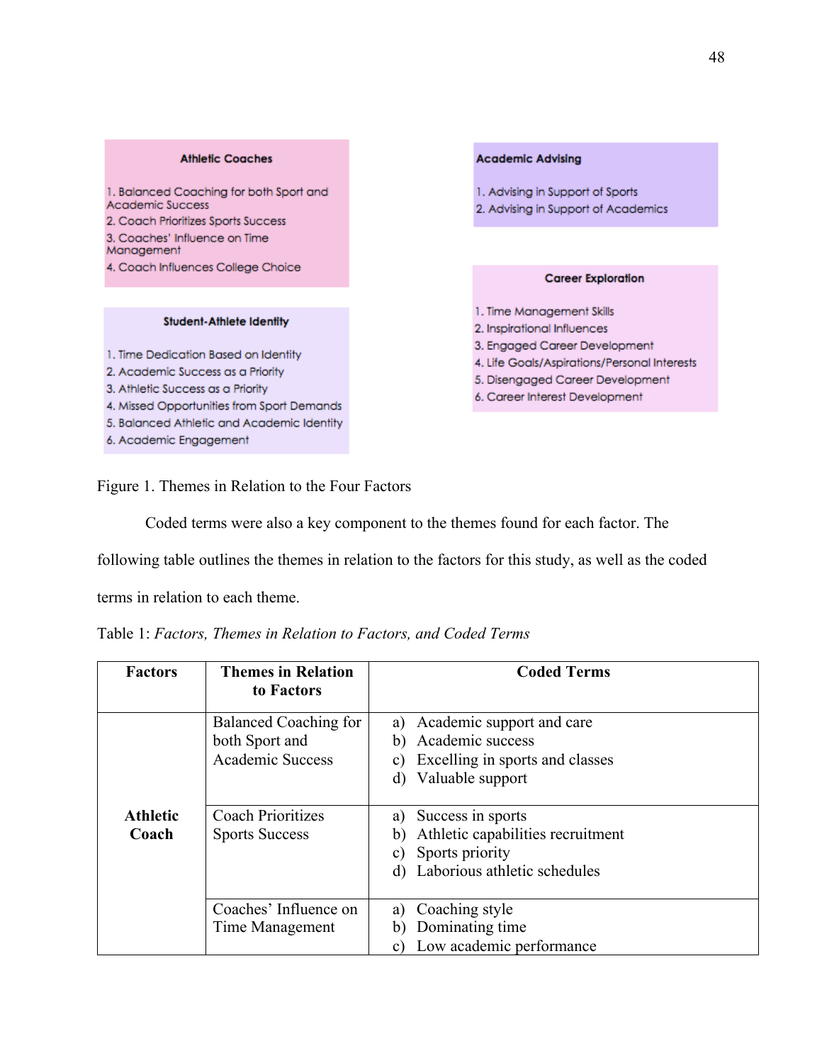**Athletic Coaches**

1. Balanced Coaching for both Sport and Academic Success
2. Coach Prioritizes Sports Success
3. Coaches' Influence on Time Management
4. Coach Influences College Choice

**Student-Athlete Identity**

1. Time Dedication Based on Identity
2. Academic Success as a Priority
3. Athletic Success as a Priority
4. Missed Opportunities from Sport Demands
5. Balanced Athletic and Academic Identity
6. Academic Engagement

**Academic Advising**

1. Advising in Support of Sports
2. Advising in Support of Academics

**Career Exploration**

1. Time Management Skills
2. Inspirational Influences
3. Engaged Career Development
4. Life Goals/Aspirations/Personal Interests
5. Disengaged Career Development
6. Career Interest Development

Figure 1. Themes in Relation to the Four Factors

Coded terms were also a key component to the themes found for each factor. The following table outlines the themes in relation to the factors for this study, as well as the coded terms in relation to each theme.

Table 1: *Factors, Themes in Relation to Factors, and Coded Terms*

| Factors | Themes in Relation to Factors | Coded Terms |
| --- | --- | --- |
| **Athletic Coach** | Balanced Coaching for both Sport and Academic Success | a) Academic support and care<br>b) Academic success<br>c) Excelling in sports and classes<br>d) Valuable support |
| | Coach Prioritizes Sports Success | a) Success in sports<br>b) Athletic capabilities recruitment<br>c) Sports priority<br>d) Laborious athletic schedules |
| | Coaches' Influence on Time Management | a) Coaching style<br>b) Dominating time<br>c) Low academic performance |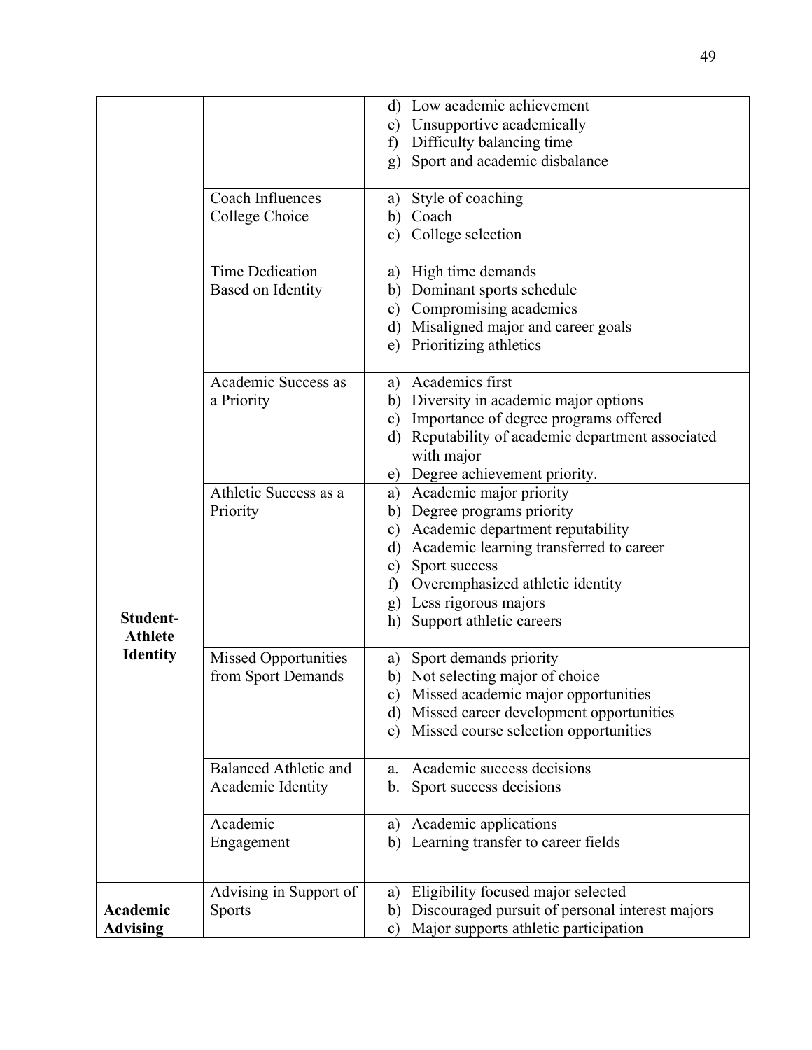| | | |
|---|---|---|
| | | d) Low academic achievement<br>e) Unsupportive academically<br>f) Difficulty balancing time<br>g) Sport and academic disbalance |
| | Coach Influences College Choice | a) Style of coaching<br>b) Coach<br>c) College selection |
| **Student-Athlete Identity** | Time Dedication Based on Identity | a) High time demands<br>b) Dominant sports schedule<br>c) Compromising academics<br>d) Misaligned major and career goals<br>e) Prioritizing athletics |
| | Academic Success as a Priority | a) Academics first<br>b) Diversity in academic major options<br>c) Importance of degree programs offered<br>d) Reputability of academic department associated with major<br>e) Degree achievement priority. |
| | Athletic Success as a Priority | a) Academic major priority<br>b) Degree programs priority<br>c) Academic department reputability<br>d) Academic learning transferred to career<br>e) Sport success<br>f) Overemphasized athletic identity<br>g) Less rigorous majors<br>h) Support athletic careers |
| | Missed Opportunities from Sport Demands | a) Sport demands priority<br>b) Not selecting major of choice<br>c) Missed academic major opportunities<br>d) Missed career development opportunities<br>e) Missed course selection opportunities |
| | Balanced Athletic and Academic Identity | a. Academic success decisions<br>b. Sport success decisions |
| | Academic Engagement | a) Academic applications<br>b) Learning transfer to career fields |
| **Academic Advising** | Advising in Support of Sports | a) Eligibility focused major selected<br>b) Discouraged pursuit of personal interest majors<br>c) Major supports athletic participation |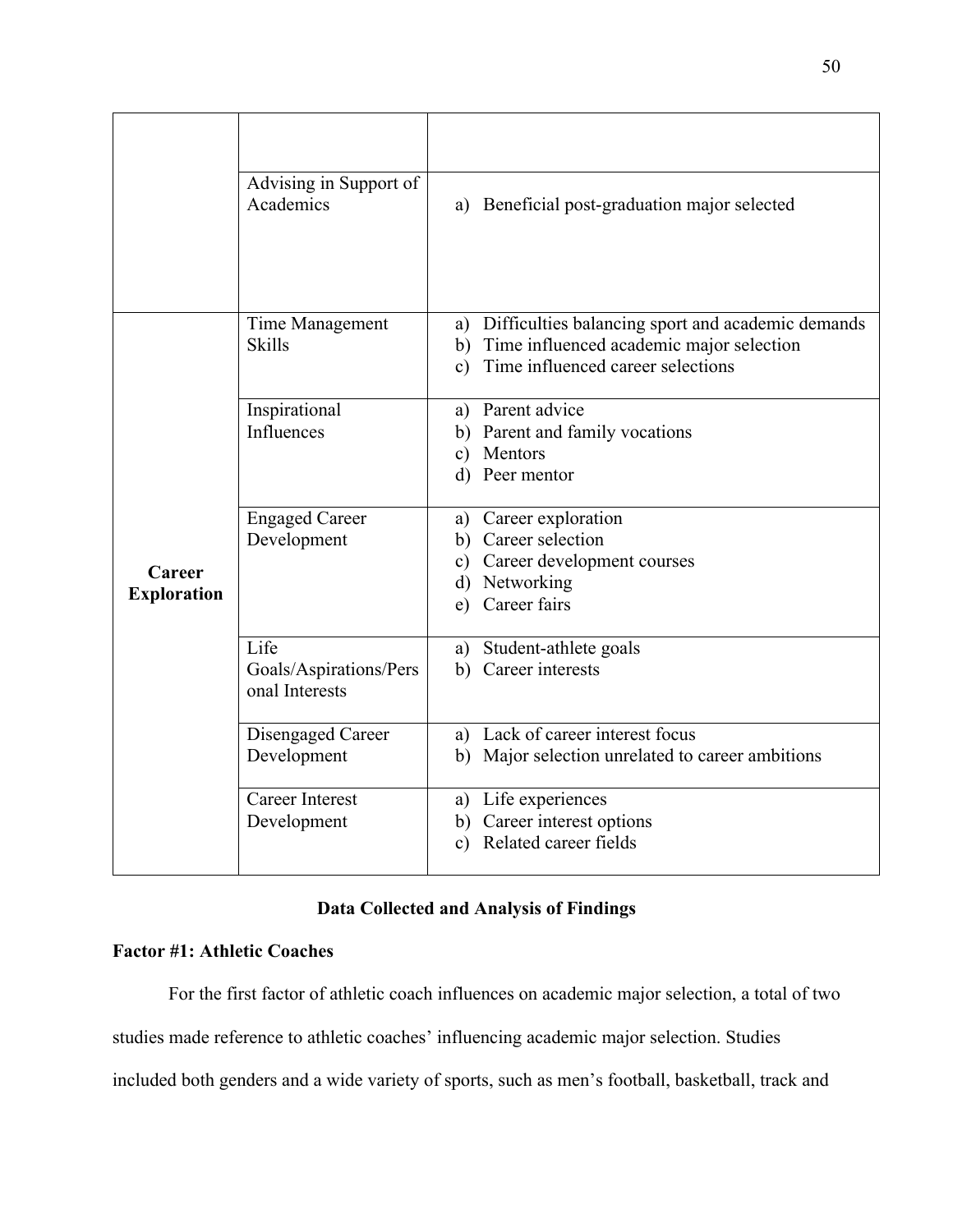| | | |
|---|---|---|
| | | |
| | Advising in Support of Academics | a) Beneficial post-graduation major selected |
| **Career Exploration** | Time Management Skills | a) Difficulties balancing sport and academic demands<br>b) Time influenced academic major selection<br>c) Time influenced career selections |
| | Inspirational Influences | a) Parent advice<br>b) Parent and family vocations<br>c) Mentors<br>d) Peer mentor |
| | Engaged Career Development | a) Career exploration<br>b) Career selection<br>c) Career development courses<br>d) Networking<br>e) Career fairs |
| | Life Goals/Aspirations/Personal Interests | a) Student-athlete goals<br>b) Career interests |
| | Disengaged Career Development | a) Lack of career interest focus<br>b) Major selection unrelated to career ambitions |
| | Career Interest Development | a) Life experiences<br>b) Career interest options<br>c) Related career fields |

## Data Collected and Analysis of Findings

### Factor #1: Athletic Coaches

For the first factor of athletic coach influences on academic major selection, a total of two studies made reference to athletic coaches' influencing academic major selection. Studies included both genders and a wide variety of sports, such as men's football, basketball, track and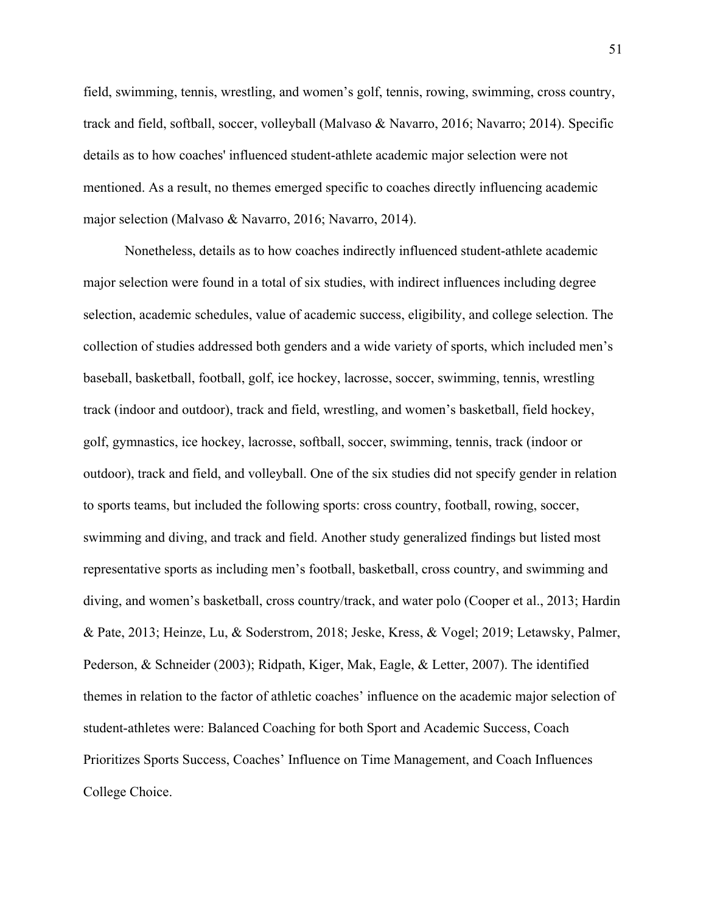field, swimming, tennis, wrestling, and women's golf, tennis, rowing, swimming, cross country, track and field, softball, soccer, volleyball (Malvaso & Navarro, 2016; Navarro; 2014). Specific details as to how coaches' influenced student-athlete academic major selection were not mentioned. As a result, no themes emerged specific to coaches directly influencing academic major selection (Malvaso & Navarro, 2016; Navarro, 2014).

Nonetheless, details as to how coaches indirectly influenced student-athlete academic major selection were found in a total of six studies, with indirect influences including degree selection, academic schedules, value of academic success, eligibility, and college selection. The collection of studies addressed both genders and a wide variety of sports, which included men's baseball, basketball, football, golf, ice hockey, lacrosse, soccer, swimming, tennis, wrestling track (indoor and outdoor), track and field, wrestling, and women's basketball, field hockey, golf, gymnastics, ice hockey, lacrosse, softball, soccer, swimming, tennis, track (indoor or outdoor), track and field, and volleyball. One of the six studies did not specify gender in relation to sports teams, but included the following sports: cross country, football, rowing, soccer, swimming and diving, and track and field. Another study generalized findings but listed most representative sports as including men's football, basketball, cross country, and swimming and diving, and women's basketball, cross country/track, and water polo (Cooper et al., 2013; Hardin & Pate, 2013; Heinze, Lu, & Soderstrom, 2018; Jeske, Kress, & Vogel; 2019; Letawsky, Palmer, Pederson, & Schneider (2003); Ridpath, Kiger, Mak, Eagle, & Letter, 2007). The identified themes in relation to the factor of athletic coaches' influence on the academic major selection of student-athletes were: Balanced Coaching for both Sport and Academic Success, Coach Prioritizes Sports Success, Coaches' Influence on Time Management, and Coach Influences College Choice.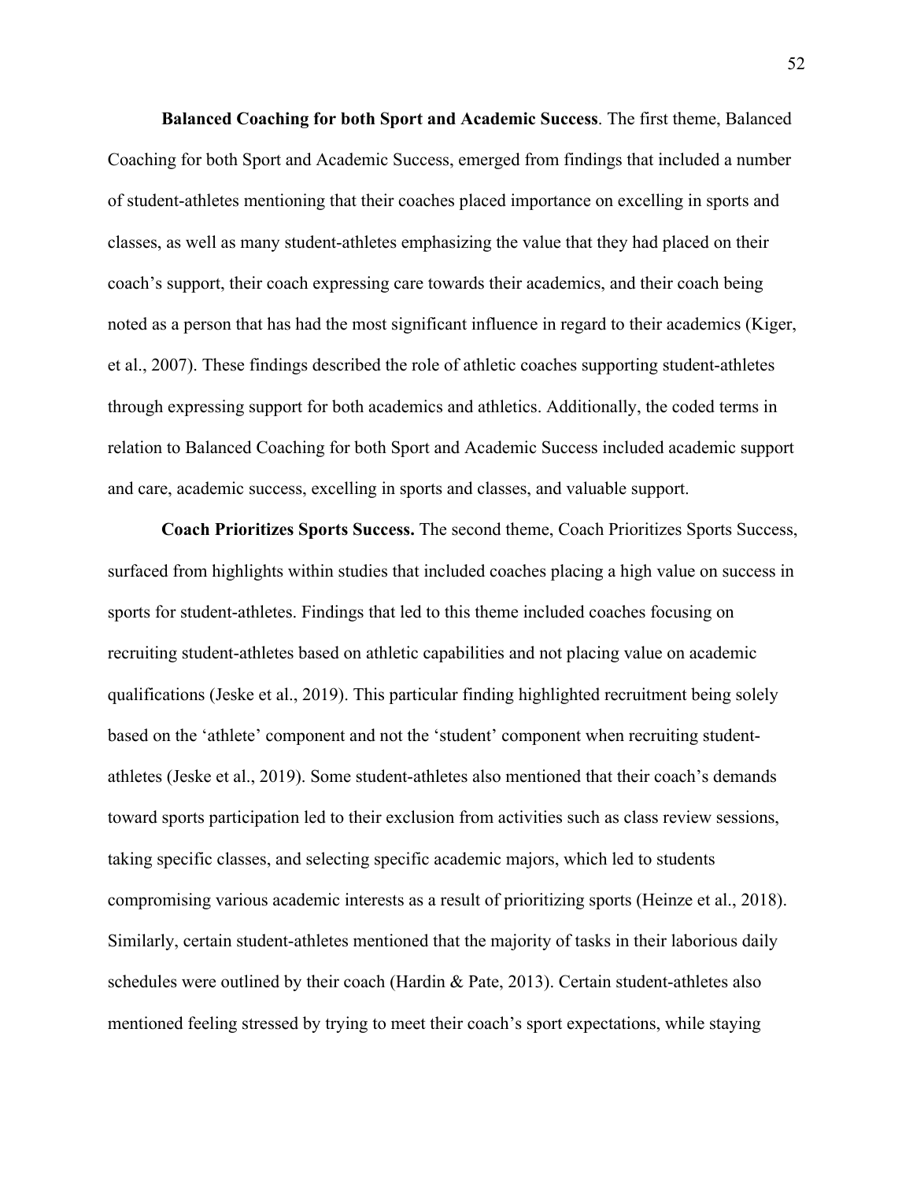**Balanced Coaching for both Sport and Academic Success**. The first theme, Balanced Coaching for both Sport and Academic Success, emerged from findings that included a number of student-athletes mentioning that their coaches placed importance on excelling in sports and classes, as well as many student-athletes emphasizing the value that they had placed on their coach's support, their coach expressing care towards their academics, and their coach being noted as a person that has had the most significant influence in regard to their academics (Kiger, et al., 2007). These findings described the role of athletic coaches supporting student-athletes through expressing support for both academics and athletics. Additionally, the coded terms in relation to Balanced Coaching for both Sport and Academic Success included academic support and care, academic success, excelling in sports and classes, and valuable support.

**Coach Prioritizes Sports Success.** The second theme, Coach Prioritizes Sports Success, surfaced from highlights within studies that included coaches placing a high value on success in sports for student-athletes. Findings that led to this theme included coaches focusing on recruiting student-athletes based on athletic capabilities and not placing value on academic qualifications (Jeske et al., 2019). This particular finding highlighted recruitment being solely based on the 'athlete' component and not the 'student' component when recruiting student-athletes (Jeske et al., 2019). Some student-athletes also mentioned that their coach's demands toward sports participation led to their exclusion from activities such as class review sessions, taking specific classes, and selecting specific academic majors, which led to students compromising various academic interests as a result of prioritizing sports (Heinze et al., 2018). Similarly, certain student-athletes mentioned that the majority of tasks in their laborious daily schedules were outlined by their coach (Hardin & Pate, 2013). Certain student-athletes also mentioned feeling stressed by trying to meet their coach's sport expectations, while staying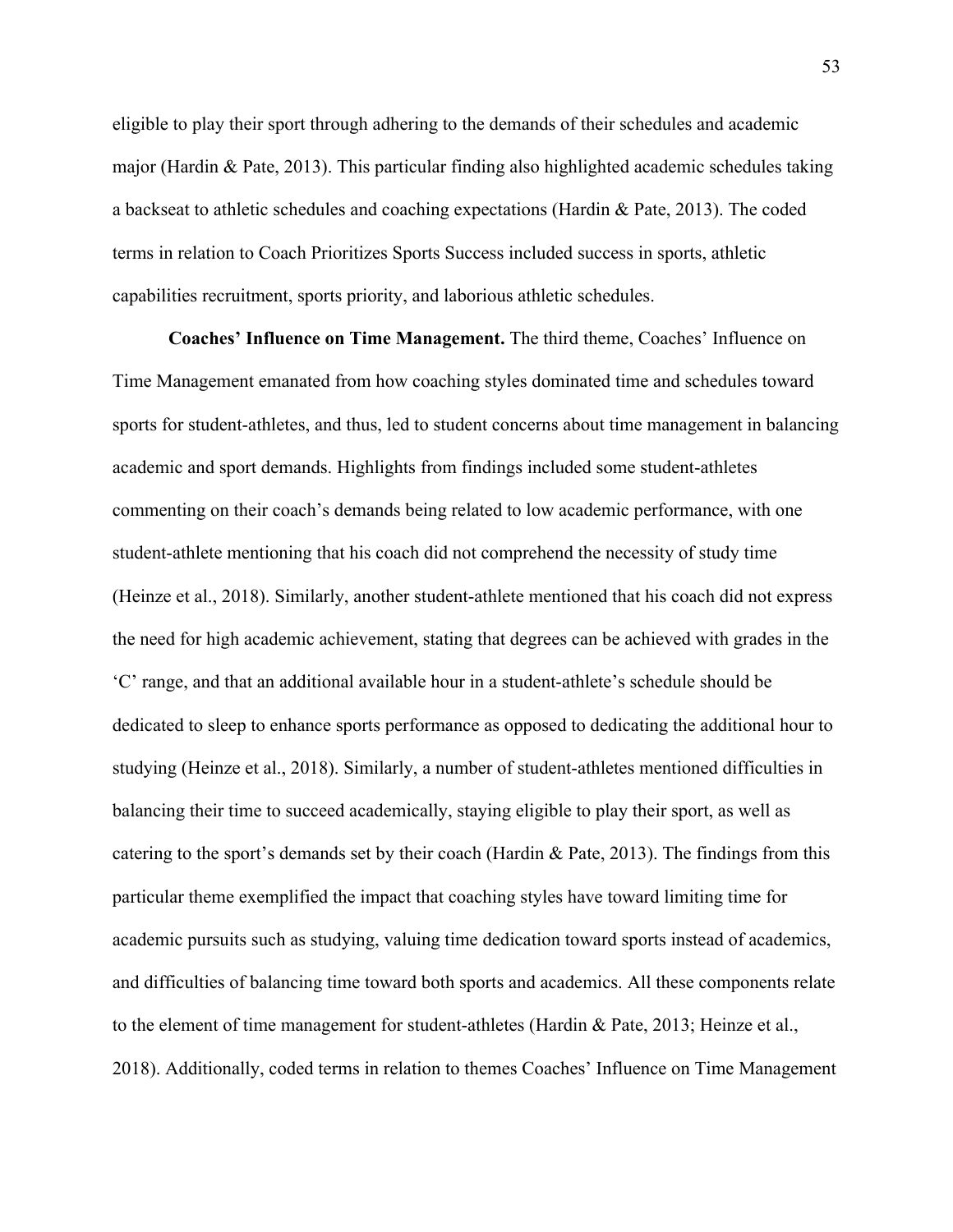eligible to play their sport through adhering to the demands of their schedules and academic major (Hardin & Pate, 2013). This particular finding also highlighted academic schedules taking a backseat to athletic schedules and coaching expectations (Hardin & Pate, 2013). The coded terms in relation to Coach Prioritizes Sports Success included success in sports, athletic capabilities recruitment, sports priority, and laborious athletic schedules.

**Coaches' Influence on Time Management.** The third theme, Coaches' Influence on Time Management emanated from how coaching styles dominated time and schedules toward sports for student-athletes, and thus, led to student concerns about time management in balancing academic and sport demands. Highlights from findings included some student-athletes commenting on their coach's demands being related to low academic performance, with one student-athlete mentioning that his coach did not comprehend the necessity of study time (Heinze et al., 2018). Similarly, another student-athlete mentioned that his coach did not express the need for high academic achievement, stating that degrees can be achieved with grades in the 'C' range, and that an additional available hour in a student-athlete's schedule should be dedicated to sleep to enhance sports performance as opposed to dedicating the additional hour to studying (Heinze et al., 2018). Similarly, a number of student-athletes mentioned difficulties in balancing their time to succeed academically, staying eligible to play their sport, as well as catering to the sport's demands set by their coach (Hardin & Pate, 2013). The findings from this particular theme exemplified the impact that coaching styles have toward limiting time for academic pursuits such as studying, valuing time dedication toward sports instead of academics, and difficulties of balancing time toward both sports and academics. All these components relate to the element of time management for student-athletes (Hardin & Pate, 2013; Heinze et al., 2018). Additionally, coded terms in relation to themes Coaches' Influence on Time Management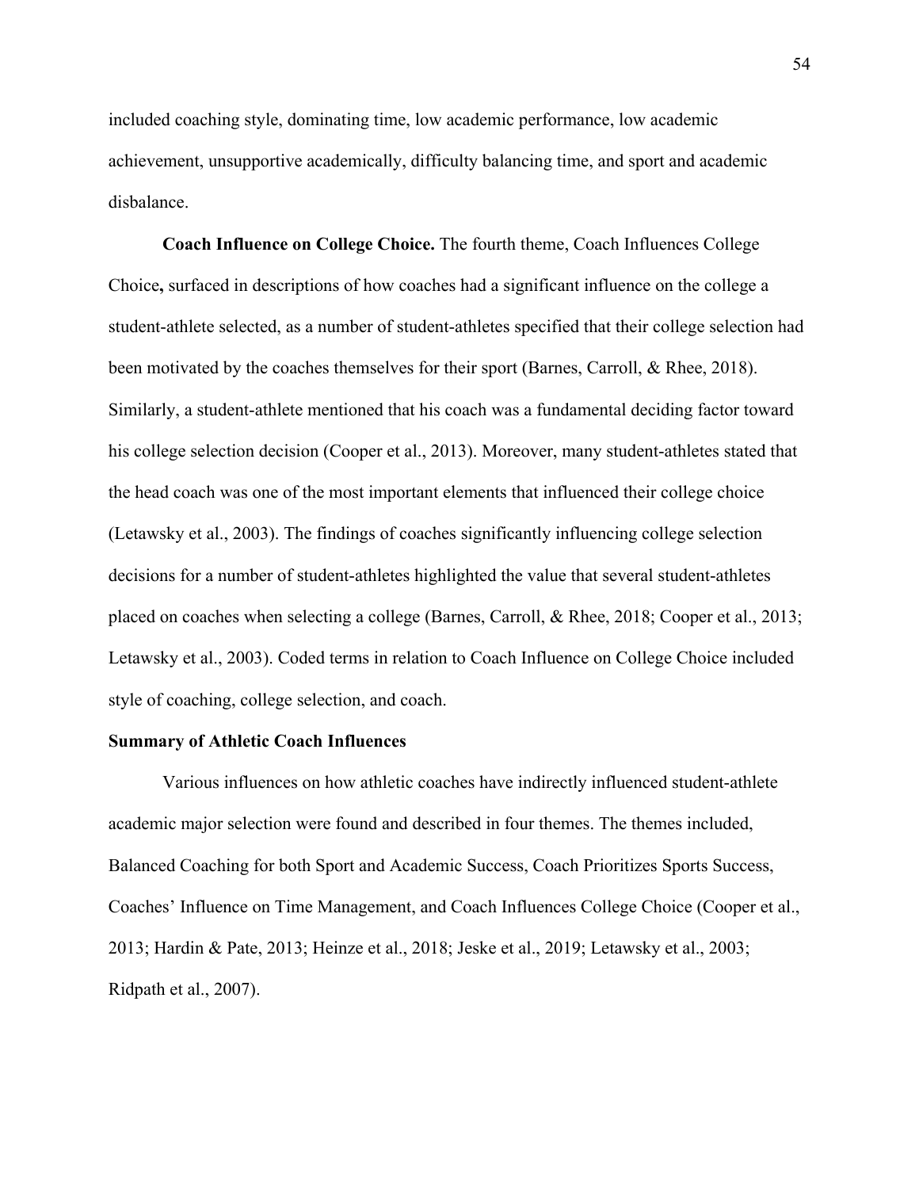included coaching style, dominating time, low academic performance, low academic achievement, unsupportive academically, difficulty balancing time, and sport and academic disbalance.

**Coach Influence on College Choice.** The fourth theme, Coach Influences College Choice**,** surfaced in descriptions of how coaches had a significant influence on the college a student-athlete selected, as a number of student-athletes specified that their college selection had been motivated by the coaches themselves for their sport (Barnes, Carroll, & Rhee, 2018). Similarly, a student-athlete mentioned that his coach was a fundamental deciding factor toward his college selection decision (Cooper et al., 2013). Moreover, many student-athletes stated that the head coach was one of the most important elements that influenced their college choice (Letawsky et al., 2003). The findings of coaches significantly influencing college selection decisions for a number of student-athletes highlighted the value that several student-athletes placed on coaches when selecting a college (Barnes, Carroll, & Rhee, 2018; Cooper et al., 2013; Letawsky et al., 2003). Coded terms in relation to Coach Influence on College Choice included style of coaching, college selection, and coach.

### Summary of Athletic Coach Influences

Various influences on how athletic coaches have indirectly influenced student-athlete academic major selection were found and described in four themes. The themes included, Balanced Coaching for both Sport and Academic Success, Coach Prioritizes Sports Success, Coaches' Influence on Time Management, and Coach Influences College Choice (Cooper et al., 2013; Hardin & Pate, 2013; Heinze et al., 2018; Jeske et al., 2019; Letawsky et al., 2003; Ridpath et al., 2007).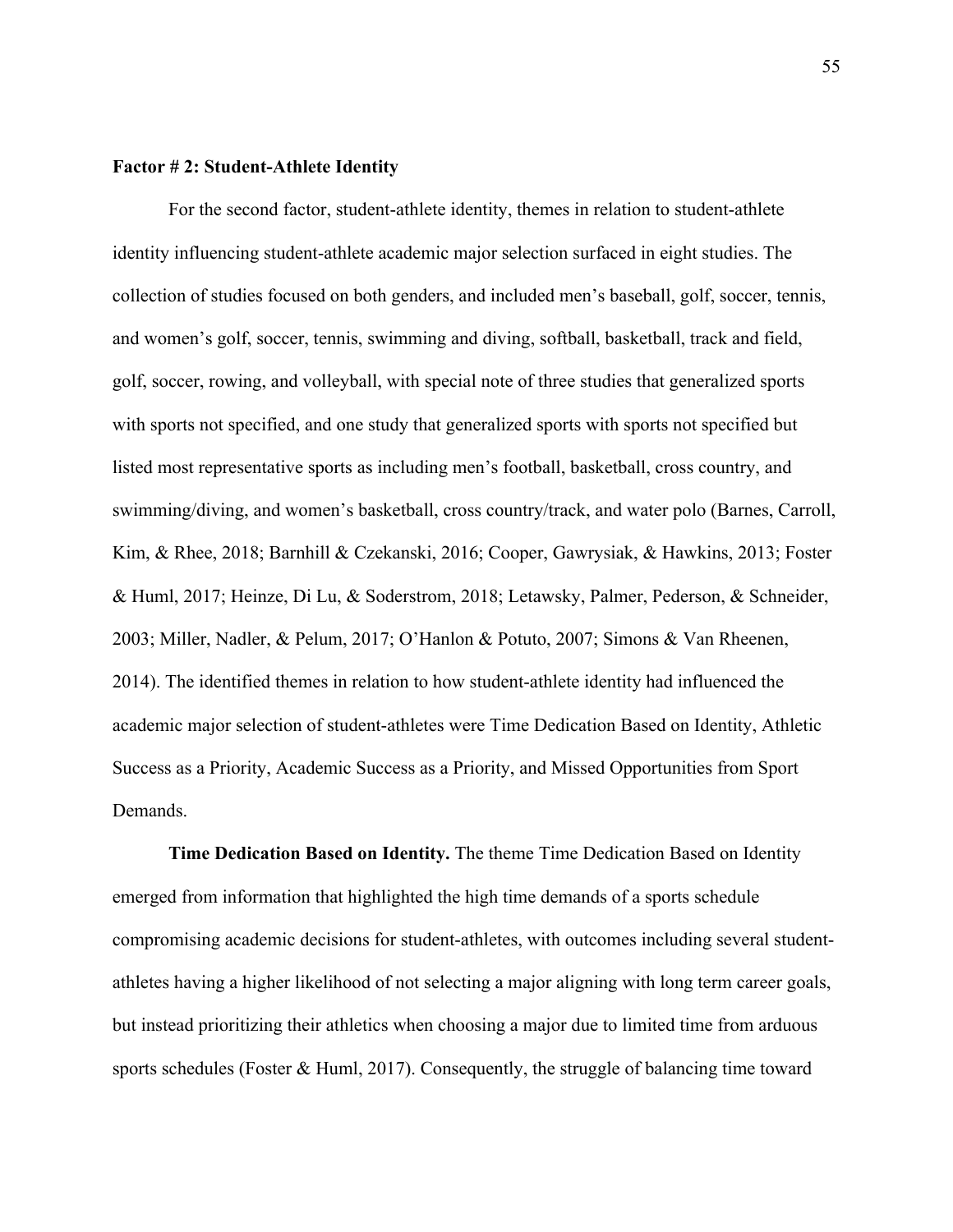**Factor # 2: Student-Athlete Identity**

For the second factor, student-athlete identity, themes in relation to student-athlete identity influencing student-athlete academic major selection surfaced in eight studies. The collection of studies focused on both genders, and included men's baseball, golf, soccer, tennis, and women's golf, soccer, tennis, swimming and diving, softball, basketball, track and field, golf, soccer, rowing, and volleyball, with special note of three studies that generalized sports with sports not specified, and one study that generalized sports with sports not specified but listed most representative sports as including men's football, basketball, cross country, and swimming/diving, and women's basketball, cross country/track, and water polo (Barnes, Carroll, Kim, & Rhee, 2018; Barnhill & Czekanski, 2016; Cooper, Gawrysiak, & Hawkins, 2013; Foster & Huml, 2017; Heinze, Di Lu, & Soderstrom, 2018; Letawsky, Palmer, Pederson, & Schneider, 2003; Miller, Nadler, & Pelum, 2017; O'Hanlon & Potuto, 2007; Simons & Van Rheenen, 2014). The identified themes in relation to how student-athlete identity had influenced the academic major selection of student-athletes were Time Dedication Based on Identity, Athletic Success as a Priority, Academic Success as a Priority, and Missed Opportunities from Sport Demands.

**Time Dedication Based on Identity.** The theme Time Dedication Based on Identity emerged from information that highlighted the high time demands of a sports schedule compromising academic decisions for student-athletes, with outcomes including several student-athletes having a higher likelihood of not selecting a major aligning with long term career goals, but instead prioritizing their athletics when choosing a major due to limited time from arduous sports schedules (Foster & Huml, 2017). Consequently, the struggle of balancing time toward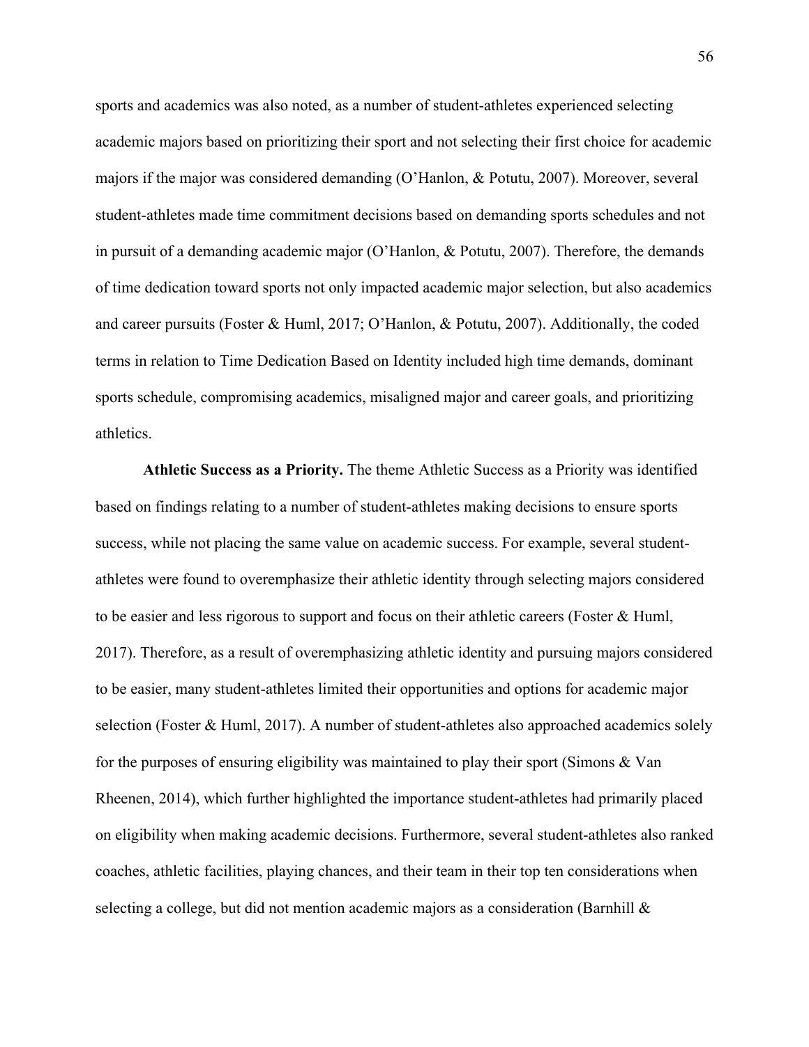sports and academics was also noted, as a number of student-athletes experienced selecting academic majors based on prioritizing their sport and not selecting their first choice for academic majors if the major was considered demanding (O'Hanlon, & Potutu, 2007). Moreover, several student-athletes made time commitment decisions based on demanding sports schedules and not in pursuit of a demanding academic major (O'Hanlon, & Potutu, 2007). Therefore, the demands of time dedication toward sports not only impacted academic major selection, but also academics and career pursuits (Foster & Huml, 2017; O'Hanlon, & Potutu, 2007). Additionally, the coded terms in relation to Time Dedication Based on Identity included high time demands, dominant sports schedule, compromising academics, misaligned major and career goals, and prioritizing athletics.

**Athletic Success as a Priority.** The theme Athletic Success as a Priority was identified based on findings relating to a number of student-athletes making decisions to ensure sports success, while not placing the same value on academic success. For example, several student-athletes were found to overemphasize their athletic identity through selecting majors considered to be easier and less rigorous to support and focus on their athletic careers (Foster & Huml, 2017). Therefore, as a result of overemphasizing athletic identity and pursuing majors considered to be easier, many student-athletes limited their opportunities and options for academic major selection (Foster & Huml, 2017). A number of student-athletes also approached academics solely for the purposes of ensuring eligibility was maintained to play their sport (Simons & Van Rheenen, 2014), which further highlighted the importance student-athletes had primarily placed on eligibility when making academic decisions. Furthermore, several student-athletes also ranked coaches, athletic facilities, playing chances, and their team in their top ten considerations when selecting a college, but did not mention academic majors as a consideration (Barnhill &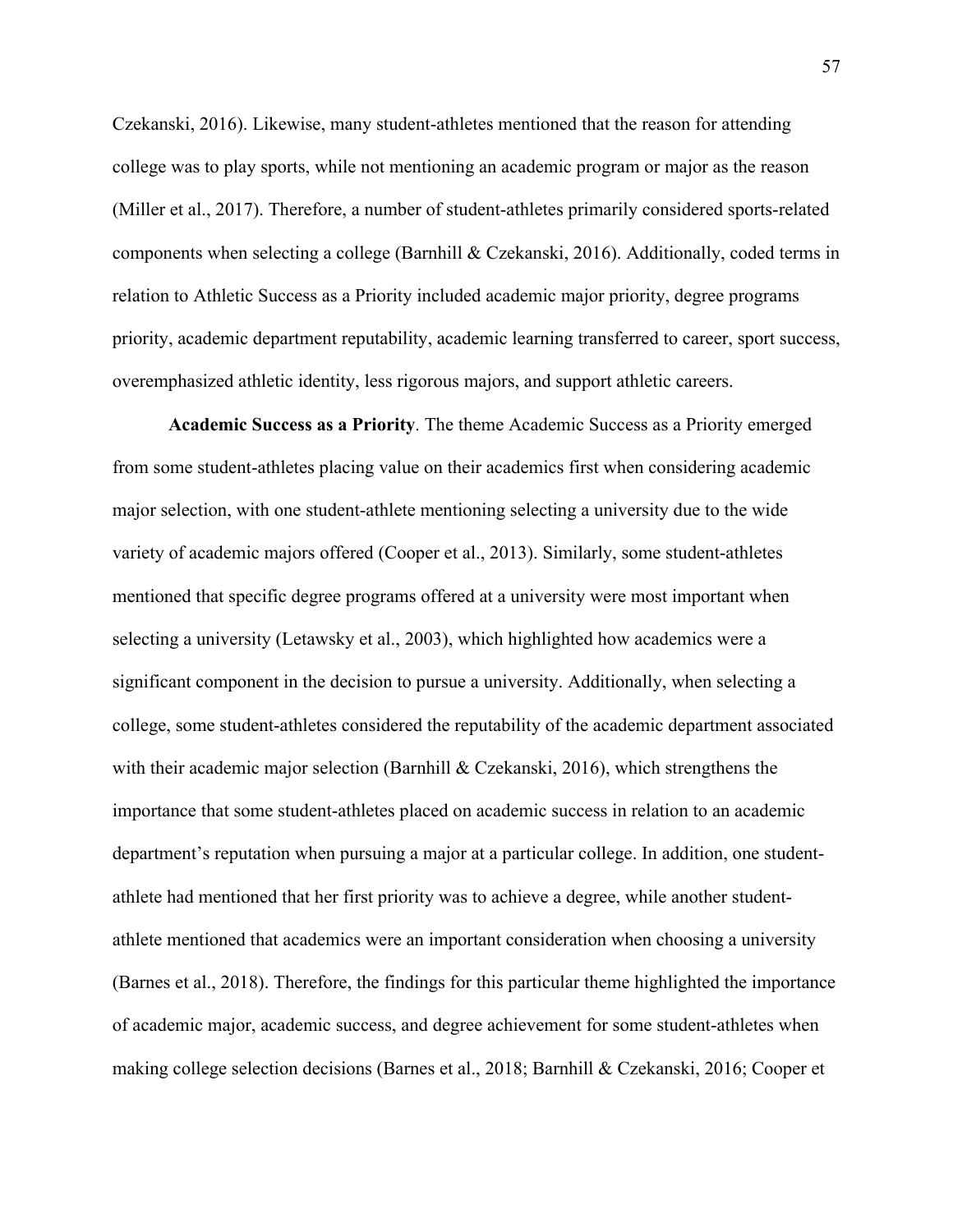Czekanski, 2016). Likewise, many student-athletes mentioned that the reason for attending college was to play sports, while not mentioning an academic program or major as the reason (Miller et al., 2017). Therefore, a number of student-athletes primarily considered sports-related components when selecting a college (Barnhill & Czekanski, 2016). Additionally, coded terms in relation to Athletic Success as a Priority included academic major priority, degree programs priority, academic department reputability, academic learning transferred to career, sport success, overemphasized athletic identity, less rigorous majors, and support athletic careers.

**Academic Success as a Priority**. The theme Academic Success as a Priority emerged from some student-athletes placing value on their academics first when considering academic major selection, with one student-athlete mentioning selecting a university due to the wide variety of academic majors offered (Cooper et al., 2013). Similarly, some student-athletes mentioned that specific degree programs offered at a university were most important when selecting a university (Letawsky et al., 2003), which highlighted how academics were a significant component in the decision to pursue a university. Additionally, when selecting a college, some student-athletes considered the reputability of the academic department associated with their academic major selection (Barnhill & Czekanski, 2016), which strengthens the importance that some student-athletes placed on academic success in relation to an academic department's reputation when pursuing a major at a particular college. In addition, one student-athlete had mentioned that her first priority was to achieve a degree, while another student-athlete mentioned that academics were an important consideration when choosing a university (Barnes et al., 2018). Therefore, the findings for this particular theme highlighted the importance of academic major, academic success, and degree achievement for some student-athletes when making college selection decisions (Barnes et al., 2018; Barnhill & Czekanski, 2016; Cooper et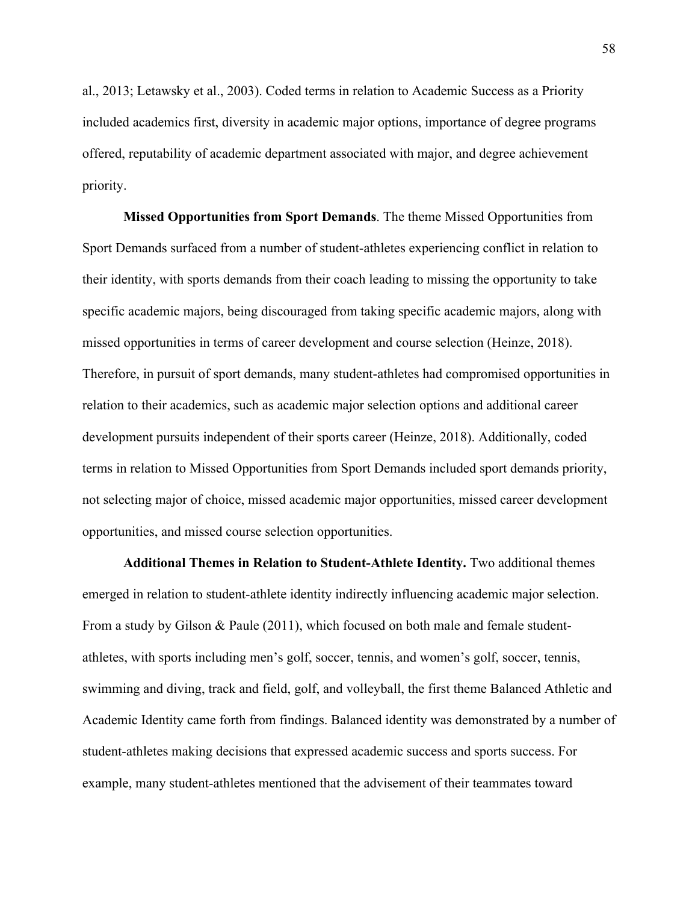al., 2013; Letawsky et al., 2003). Coded terms in relation to Academic Success as a Priority included academics first, diversity in academic major options, importance of degree programs offered, reputability of academic department associated with major, and degree achievement priority.

**Missed Opportunities from Sport Demands**. The theme Missed Opportunities from Sport Demands surfaced from a number of student-athletes experiencing conflict in relation to their identity, with sports demands from their coach leading to missing the opportunity to take specific academic majors, being discouraged from taking specific academic majors, along with missed opportunities in terms of career development and course selection (Heinze, 2018). Therefore, in pursuit of sport demands, many student-athletes had compromised opportunities in relation to their academics, such as academic major selection options and additional career development pursuits independent of their sports career (Heinze, 2018). Additionally, coded terms in relation to Missed Opportunities from Sport Demands included sport demands priority, not selecting major of choice, missed academic major opportunities, missed career development opportunities, and missed course selection opportunities.

**Additional Themes in Relation to Student-Athlete Identity.** Two additional themes emerged in relation to student-athlete identity indirectly influencing academic major selection. From a study by Gilson & Paule (2011), which focused on both male and female student-athletes, with sports including men's golf, soccer, tennis, and women's golf, soccer, tennis, swimming and diving, track and field, golf, and volleyball, the first theme Balanced Athletic and Academic Identity came forth from findings. Balanced identity was demonstrated by a number of student-athletes making decisions that expressed academic success and sports success. For example, many student-athletes mentioned that the advisement of their teammates toward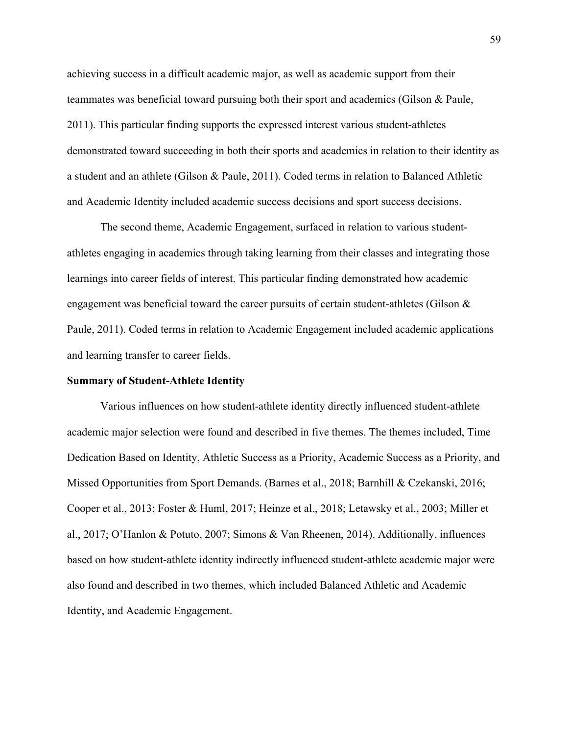achieving success in a difficult academic major, as well as academic support from their teammates was beneficial toward pursuing both their sport and academics (Gilson & Paule, 2011). This particular finding supports the expressed interest various student-athletes demonstrated toward succeeding in both their sports and academics in relation to their identity as a student and an athlete (Gilson & Paule, 2011). Coded terms in relation to Balanced Athletic and Academic Identity included academic success decisions and sport success decisions.

The second theme, Academic Engagement, surfaced in relation to various student-athletes engaging in academics through taking learning from their classes and integrating those learnings into career fields of interest. This particular finding demonstrated how academic engagement was beneficial toward the career pursuits of certain student-athletes (Gilson & Paule, 2011). Coded terms in relation to Academic Engagement included academic applications and learning transfer to career fields.

**Summary of Student-Athlete Identity**

Various influences on how student-athlete identity directly influenced student-athlete academic major selection were found and described in five themes. The themes included, Time Dedication Based on Identity, Athletic Success as a Priority, Academic Success as a Priority, and Missed Opportunities from Sport Demands. (Barnes et al., 2018; Barnhill & Czekanski, 2016; Cooper et al., 2013; Foster & Huml, 2017; Heinze et al., 2018; Letawsky et al., 2003; Miller et al., 2017; O'Hanlon & Potuto, 2007; Simons & Van Rheenen, 2014). Additionally, influences based on how student-athlete identity indirectly influenced student-athlete academic major were also found and described in two themes, which included Balanced Athletic and Academic Identity, and Academic Engagement.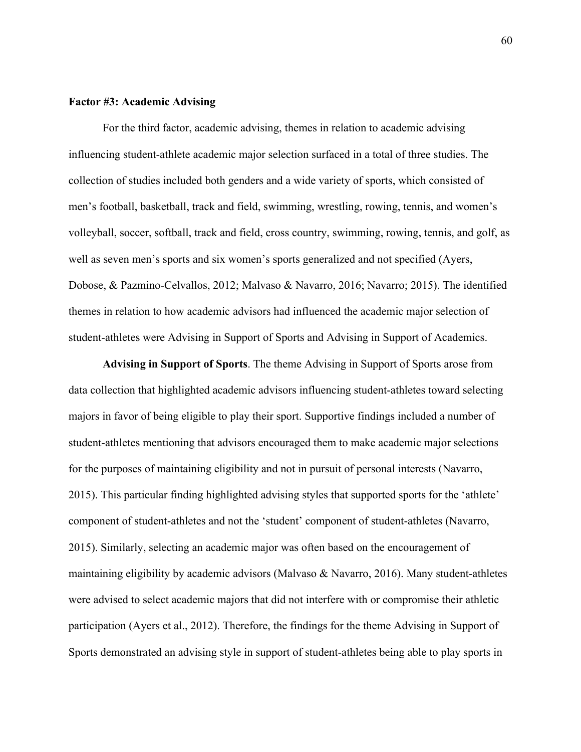**Factor #3: Academic Advising**

For the third factor, academic advising, themes in relation to academic advising influencing student-athlete academic major selection surfaced in a total of three studies. The collection of studies included both genders and a wide variety of sports, which consisted of men's football, basketball, track and field, swimming, wrestling, rowing, tennis, and women's volleyball, soccer, softball, track and field, cross country, swimming, rowing, tennis, and golf, as well as seven men's sports and six women's sports generalized and not specified (Ayers, Dobose, & Pazmino-Celvallos, 2012; Malvaso & Navarro, 2016; Navarro; 2015). The identified themes in relation to how academic advisors had influenced the academic major selection of student-athletes were Advising in Support of Sports and Advising in Support of Academics.

**Advising in Support of Sports**. The theme Advising in Support of Sports arose from data collection that highlighted academic advisors influencing student-athletes toward selecting majors in favor of being eligible to play their sport. Supportive findings included a number of student-athletes mentioning that advisors encouraged them to make academic major selections for the purposes of maintaining eligibility and not in pursuit of personal interests (Navarro, 2015). This particular finding highlighted advising styles that supported sports for the 'athlete' component of student-athletes and not the 'student' component of student-athletes (Navarro, 2015). Similarly, selecting an academic major was often based on the encouragement of maintaining eligibility by academic advisors (Malvaso & Navarro, 2016). Many student-athletes were advised to select academic majors that did not interfere with or compromise their athletic participation (Ayers et al., 2012). Therefore, the findings for the theme Advising in Support of Sports demonstrated an advising style in support of student-athletes being able to play sports in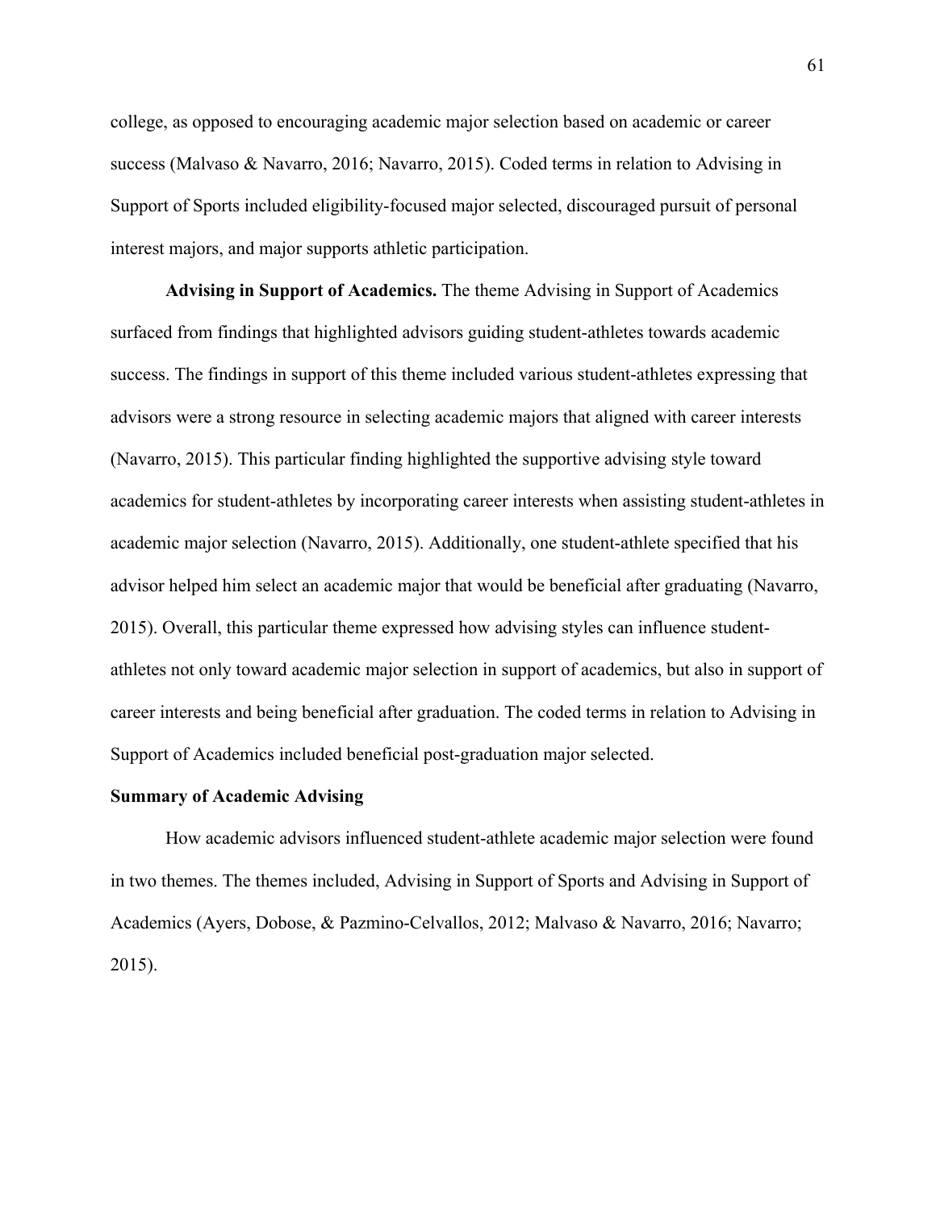college, as opposed to encouraging academic major selection based on academic or career success (Malvaso & Navarro, 2016; Navarro, 2015). Coded terms in relation to Advising in Support of Sports included eligibility-focused major selected, discouraged pursuit of personal interest majors, and major supports athletic participation.

**Advising in Support of Academics.** The theme Advising in Support of Academics surfaced from findings that highlighted advisors guiding student-athletes towards academic success. The findings in support of this theme included various student-athletes expressing that advisors were a strong resource in selecting academic majors that aligned with career interests (Navarro, 2015). This particular finding highlighted the supportive advising style toward academics for student-athletes by incorporating career interests when assisting student-athletes in academic major selection (Navarro, 2015). Additionally, one student-athlete specified that his advisor helped him select an academic major that would be beneficial after graduating (Navarro, 2015). Overall, this particular theme expressed how advising styles can influence student-athletes not only toward academic major selection in support of academics, but also in support of career interests and being beneficial after graduation. The coded terms in relation to Advising in Support of Academics included beneficial post-graduation major selected.

### Summary of Academic Advising

How academic advisors influenced student-athlete academic major selection were found in two themes. The themes included, Advising in Support of Sports and Advising in Support of Academics (Ayers, Dobose, & Pazmino-Celvallos, 2012; Malvaso & Navarro, 2016; Navarro; 2015).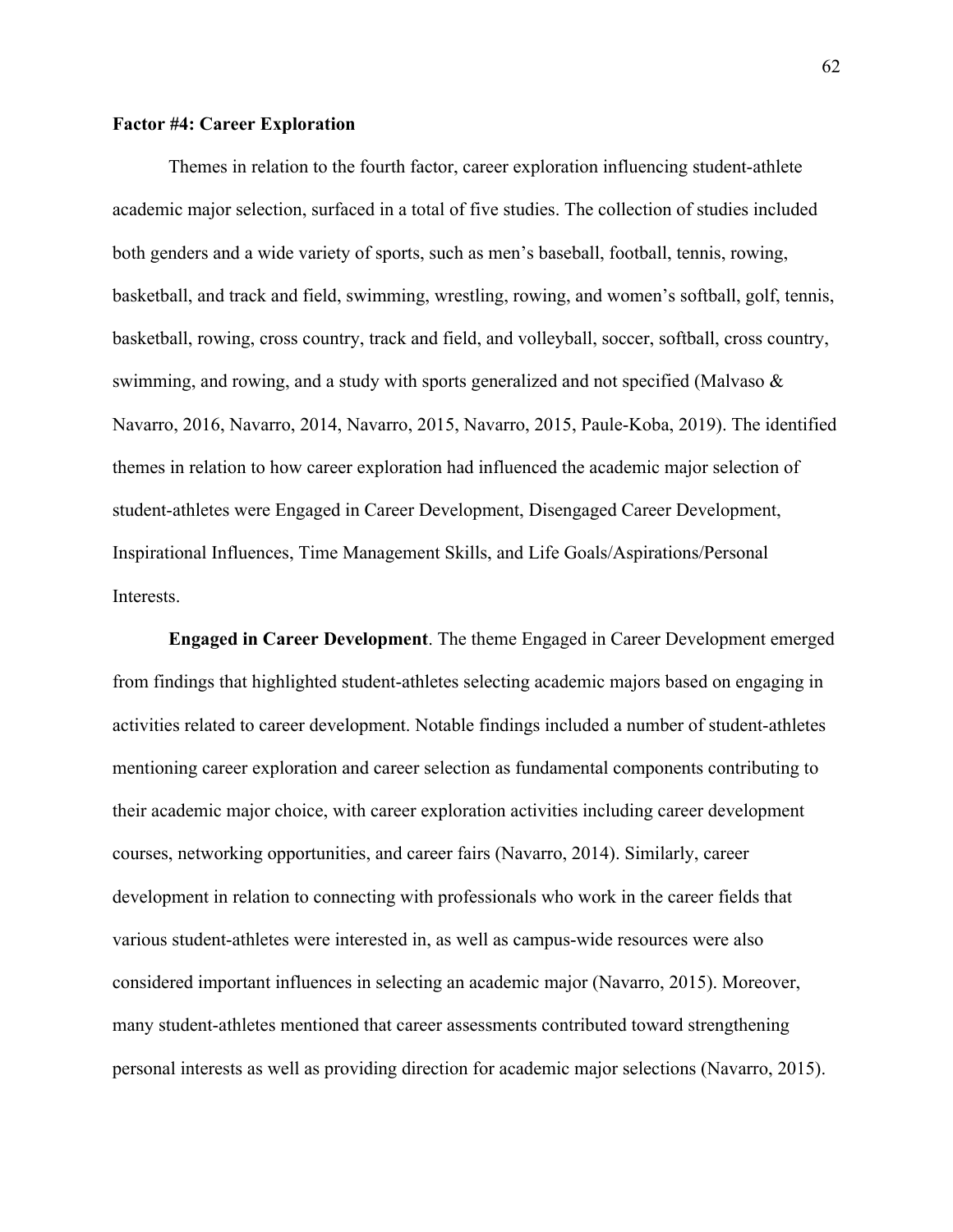**Factor #4: Career Exploration**

Themes in relation to the fourth factor, career exploration influencing student-athlete academic major selection, surfaced in a total of five studies. The collection of studies included both genders and a wide variety of sports, such as men's baseball, football, tennis, rowing, basketball, and track and field, swimming, wrestling, rowing, and women's softball, golf, tennis, basketball, rowing, cross country, track and field, and volleyball, soccer, softball, cross country, swimming, and rowing, and a study with sports generalized and not specified (Malvaso & Navarro, 2016, Navarro, 2014, Navarro, 2015, Navarro, 2015, Paule-Koba, 2019). The identified themes in relation to how career exploration had influenced the academic major selection of student-athletes were Engaged in Career Development, Disengaged Career Development, Inspirational Influences, Time Management Skills, and Life Goals/Aspirations/Personal Interests.

**Engaged in Career Development**. The theme Engaged in Career Development emerged from findings that highlighted student-athletes selecting academic majors based on engaging in activities related to career development. Notable findings included a number of student-athletes mentioning career exploration and career selection as fundamental components contributing to their academic major choice, with career exploration activities including career development courses, networking opportunities, and career fairs (Navarro, 2014). Similarly, career development in relation to connecting with professionals who work in the career fields that various student-athletes were interested in, as well as campus-wide resources were also considered important influences in selecting an academic major (Navarro, 2015). Moreover, many student-athletes mentioned that career assessments contributed toward strengthening personal interests as well as providing direction for academic major selections (Navarro, 2015).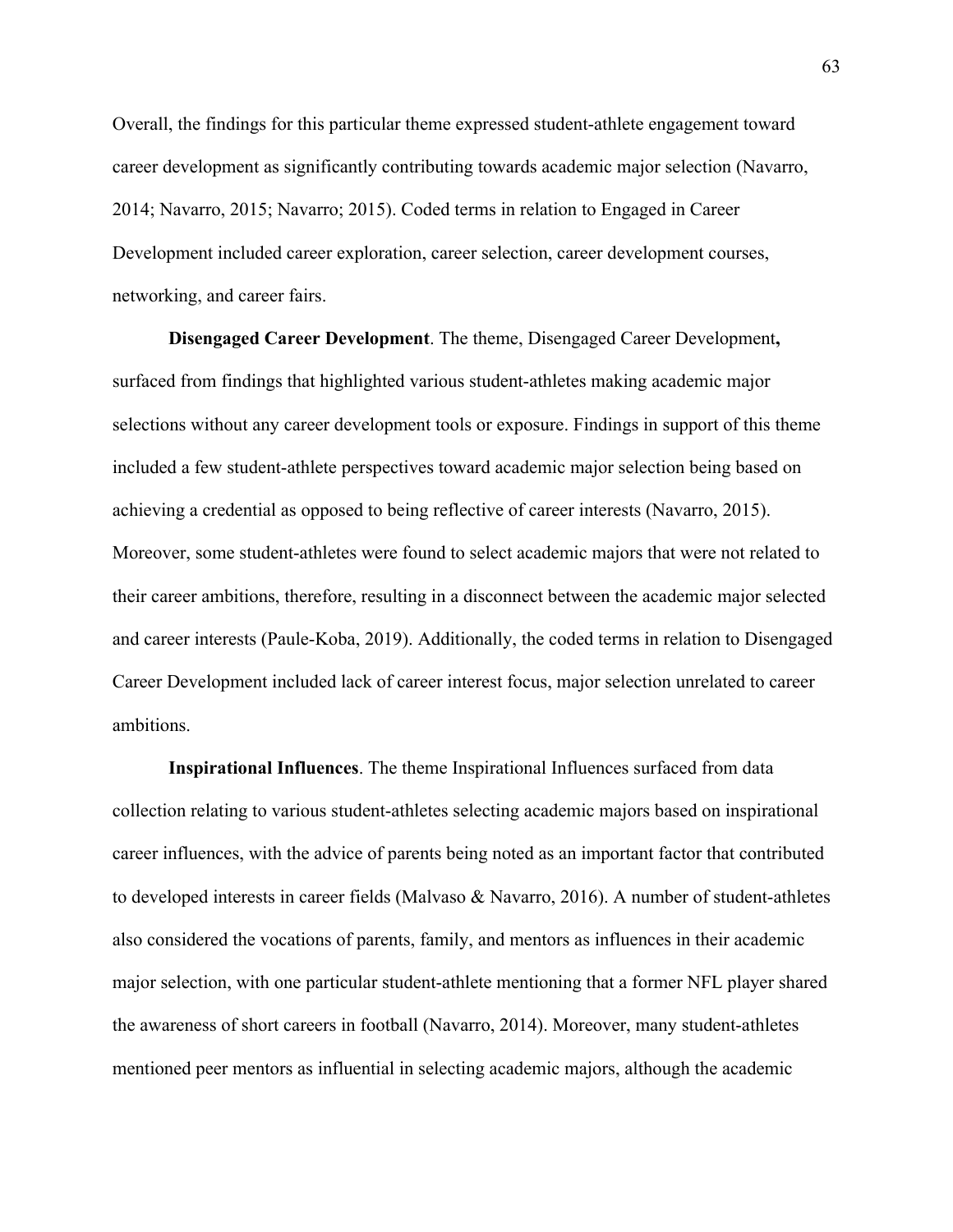Overall, the findings for this particular theme expressed student-athlete engagement toward career development as significantly contributing towards academic major selection (Navarro, 2014; Navarro, 2015; Navarro; 2015). Coded terms in relation to Engaged in Career Development included career exploration, career selection, career development courses, networking, and career fairs.

**Disengaged Career Development**. The theme, Disengaged Career Development**,** surfaced from findings that highlighted various student-athletes making academic major selections without any career development tools or exposure. Findings in support of this theme included a few student-athlete perspectives toward academic major selection being based on achieving a credential as opposed to being reflective of career interests (Navarro, 2015). Moreover, some student-athletes were found to select academic majors that were not related to their career ambitions, therefore, resulting in a disconnect between the academic major selected and career interests (Paule-Koba, 2019). Additionally, the coded terms in relation to Disengaged Career Development included lack of career interest focus, major selection unrelated to career ambitions.

**Inspirational Influences**. The theme Inspirational Influences surfaced from data collection relating to various student-athletes selecting academic majors based on inspirational career influences, with the advice of parents being noted as an important factor that contributed to developed interests in career fields (Malvaso & Navarro, 2016). A number of student-athletes also considered the vocations of parents, family, and mentors as influences in their academic major selection, with one particular student-athlete mentioning that a former NFL player shared the awareness of short careers in football (Navarro, 2014). Moreover, many student-athletes mentioned peer mentors as influential in selecting academic majors, although the academic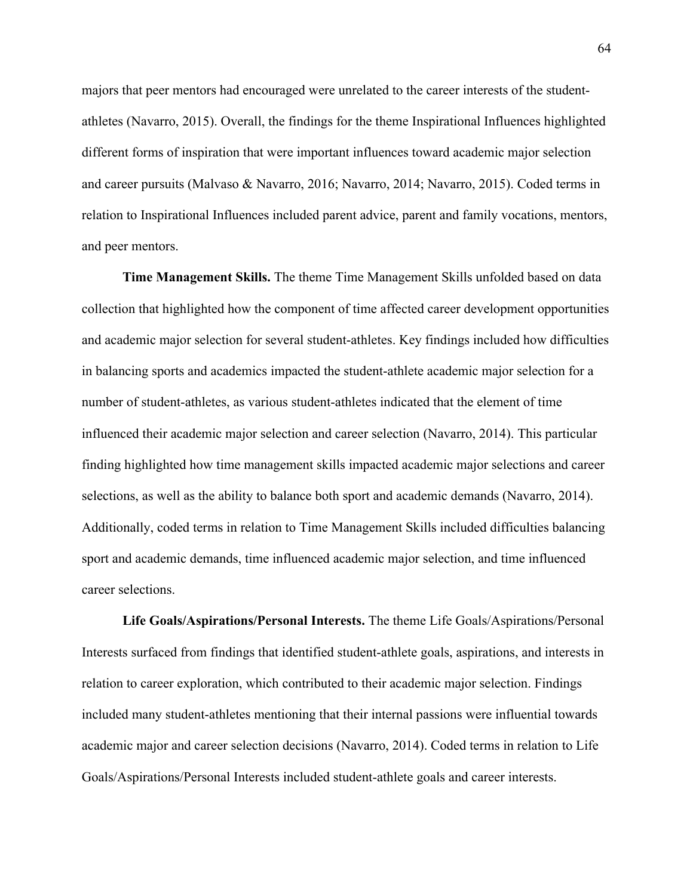majors that peer mentors had encouraged were unrelated to the career interests of the student-athletes (Navarro, 2015). Overall, the findings for the theme Inspirational Influences highlighted different forms of inspiration that were important influences toward academic major selection and career pursuits (Malvaso & Navarro, 2016; Navarro, 2014; Navarro, 2015). Coded terms in relation to Inspirational Influences included parent advice, parent and family vocations, mentors, and peer mentors.

**Time Management Skills.** The theme Time Management Skills unfolded based on data collection that highlighted how the component of time affected career development opportunities and academic major selection for several student-athletes. Key findings included how difficulties in balancing sports and academics impacted the student-athlete academic major selection for a number of student-athletes, as various student-athletes indicated that the element of time influenced their academic major selection and career selection (Navarro, 2014). This particular finding highlighted how time management skills impacted academic major selections and career selections, as well as the ability to balance both sport and academic demands (Navarro, 2014). Additionally, coded terms in relation to Time Management Skills included difficulties balancing sport and academic demands, time influenced academic major selection, and time influenced career selections.

**Life Goals/Aspirations/Personal Interests.** The theme Life Goals/Aspirations/Personal Interests surfaced from findings that identified student-athlete goals, aspirations, and interests in relation to career exploration, which contributed to their academic major selection. Findings included many student-athletes mentioning that their internal passions were influential towards academic major and career selection decisions (Navarro, 2014). Coded terms in relation to Life Goals/Aspirations/Personal Interests included student-athlete goals and career interests.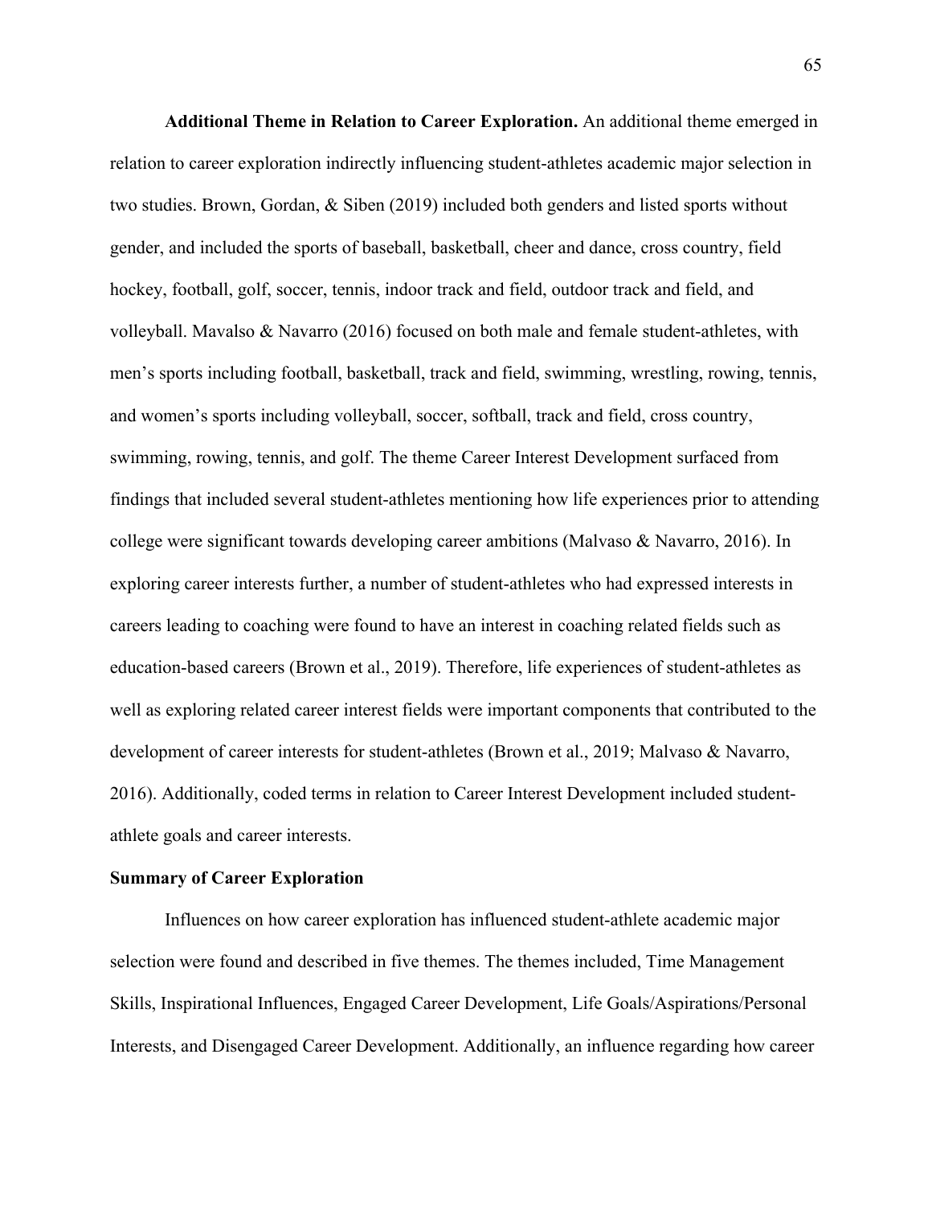**Additional Theme in Relation to Career Exploration.** An additional theme emerged in relation to career exploration indirectly influencing student-athletes academic major selection in two studies. Brown, Gordan, & Siben (2019) included both genders and listed sports without gender, and included the sports of baseball, basketball, cheer and dance, cross country, field hockey, football, golf, soccer, tennis, indoor track and field, outdoor track and field, and volleyball. Mavalso & Navarro (2016) focused on both male and female student-athletes, with men's sports including football, basketball, track and field, swimming, wrestling, rowing, tennis, and women's sports including volleyball, soccer, softball, track and field, cross country, swimming, rowing, tennis, and golf. The theme Career Interest Development surfaced from findings that included several student-athletes mentioning how life experiences prior to attending college were significant towards developing career ambitions (Malvaso & Navarro, 2016). In exploring career interests further, a number of student-athletes who had expressed interests in careers leading to coaching were found to have an interest in coaching related fields such as education-based careers (Brown et al., 2019). Therefore, life experiences of student-athletes as well as exploring related career interest fields were important components that contributed to the development of career interests for student-athletes (Brown et al., 2019; Malvaso & Navarro, 2016). Additionally, coded terms in relation to Career Interest Development included student-athlete goals and career interests.

### Summary of Career Exploration

Influences on how career exploration has influenced student-athlete academic major selection were found and described in five themes. The themes included, Time Management Skills, Inspirational Influences, Engaged Career Development, Life Goals/Aspirations/Personal Interests, and Disengaged Career Development. Additionally, an influence regarding how career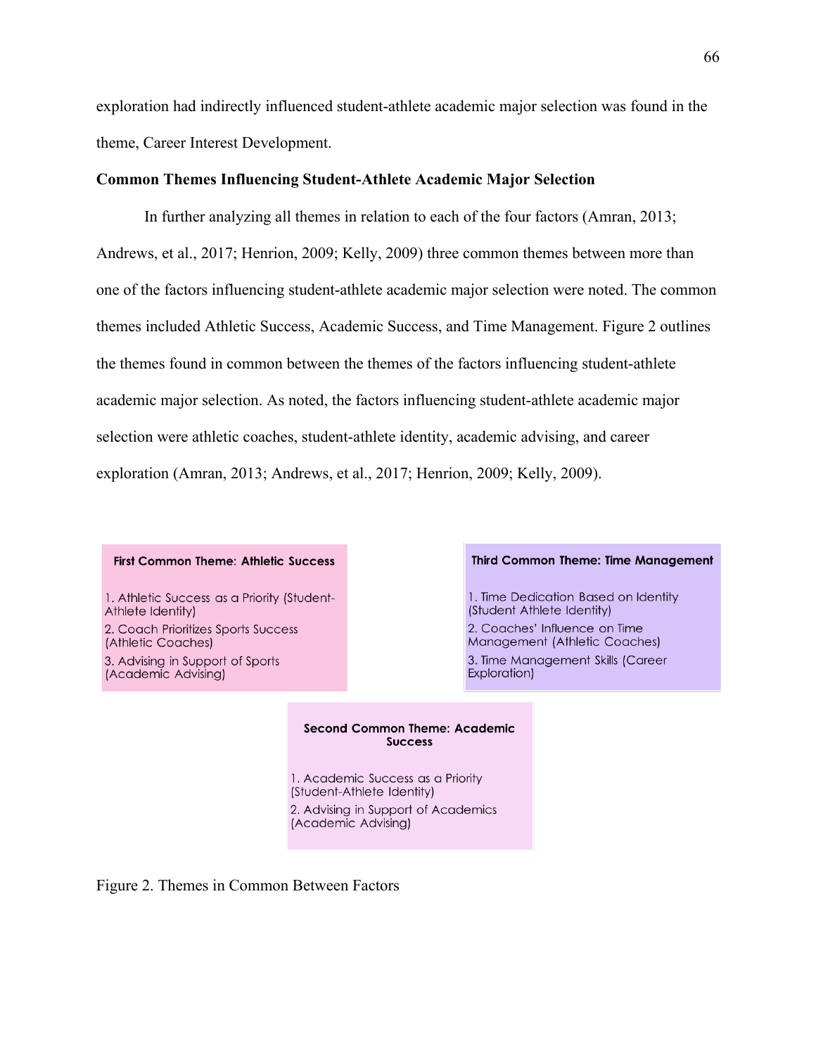exploration had indirectly influenced student-athlete academic major selection was found in the theme, Career Interest Development.

**Common Themes Influencing Student-Athlete Academic Major Selection**

In further analyzing all themes in relation to each of the four factors (Amran, 2013; Andrews, et al., 2017; Henrion, 2009; Kelly, 2009) three common themes between more than one of the factors influencing student-athlete academic major selection were noted. The common themes included Athletic Success, Academic Success, and Time Management. Figure 2 outlines the themes found in common between the themes of the factors influencing student-athlete academic major selection. As noted, the factors influencing student-athlete academic major selection were athletic coaches, student-athlete identity, academic advising, and career exploration (Amran, 2013; Andrews, et al., 2017; Henrion, 2009; Kelly, 2009).

**First Common Theme: Athletic Success**

1. Athletic Success as a Priority (Student-Athlete Identity)
2. Coach Prioritizes Sports Success (Athletic Coaches)
3. Advising in Support of Sports (Academic Advising)

**Third Common Theme: Time Management**

1. Time Dedication Based on Identity (Student Athlete Identity)
2. Coaches' Influence on Time Management (Athletic Coaches)
3. Time Management Skills (Career Exploration)

**Second Common Theme: Academic Success**

1. Academic Success as a Priority (Student-Athlete Identity)
2. Advising in Support of Academics (Academic Advising)

Figure 2. Themes in Common Between Factors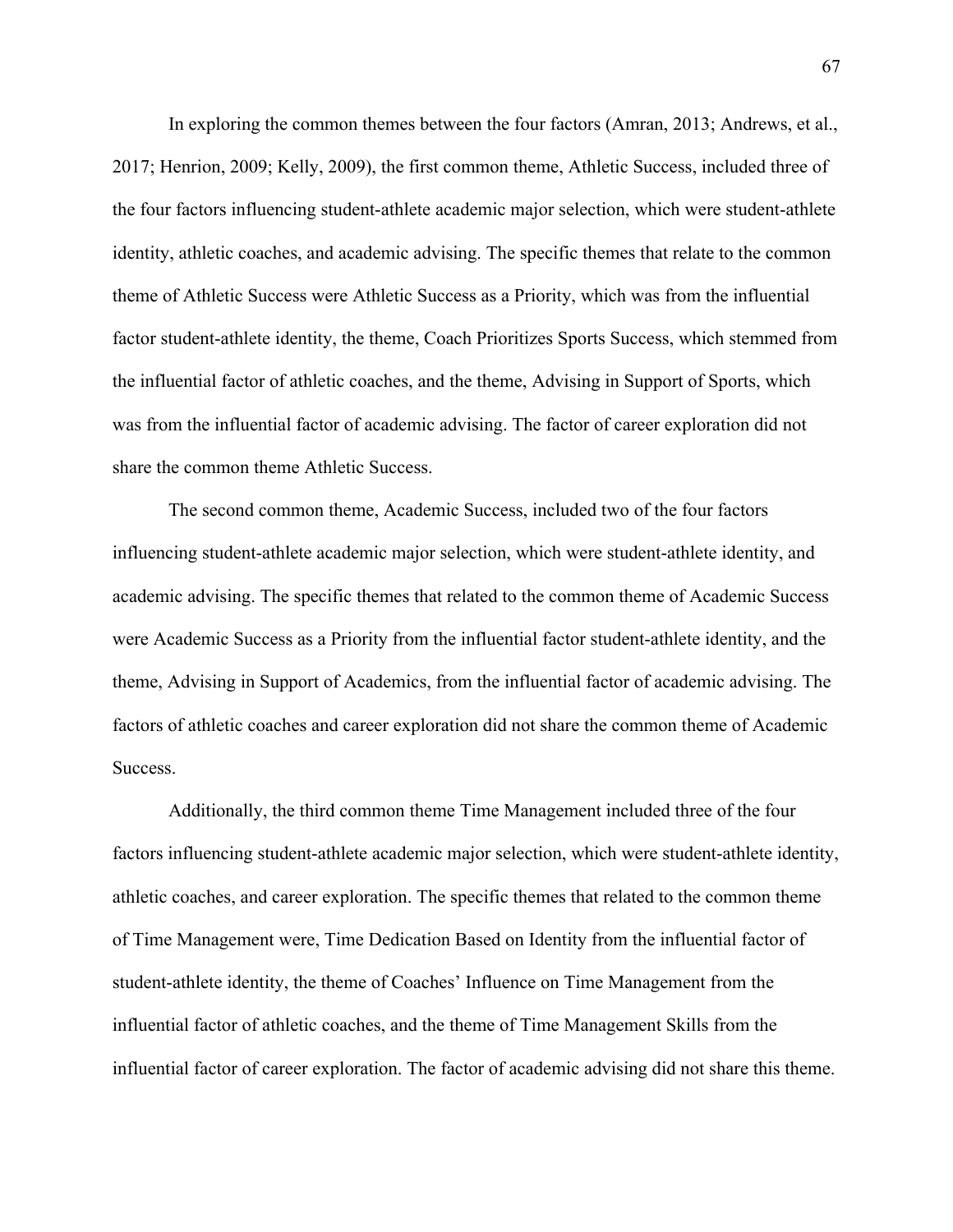In exploring the common themes between the four factors (Amran, 2013; Andrews, et al., 2017; Henrion, 2009; Kelly, 2009), the first common theme, Athletic Success, included three of the four factors influencing student-athlete academic major selection, which were student-athlete identity, athletic coaches, and academic advising. The specific themes that relate to the common theme of Athletic Success were Athletic Success as a Priority, which was from the influential factor student-athlete identity, the theme, Coach Prioritizes Sports Success, which stemmed from the influential factor of athletic coaches, and the theme, Advising in Support of Sports, which was from the influential factor of academic advising. The factor of career exploration did not share the common theme Athletic Success.

The second common theme, Academic Success, included two of the four factors influencing student-athlete academic major selection, which were student-athlete identity, and academic advising. The specific themes that related to the common theme of Academic Success were Academic Success as a Priority from the influential factor student-athlete identity, and the theme, Advising in Support of Academics, from the influential factor of academic advising. The factors of athletic coaches and career exploration did not share the common theme of Academic Success.

Additionally, the third common theme Time Management included three of the four factors influencing student-athlete academic major selection, which were student-athlete identity, athletic coaches, and career exploration. The specific themes that related to the common theme of Time Management were, Time Dedication Based on Identity from the influential factor of student-athlete identity, the theme of Coaches' Influence on Time Management from the influential factor of athletic coaches, and the theme of Time Management Skills from the influential factor of career exploration. The factor of academic advising did not share this theme.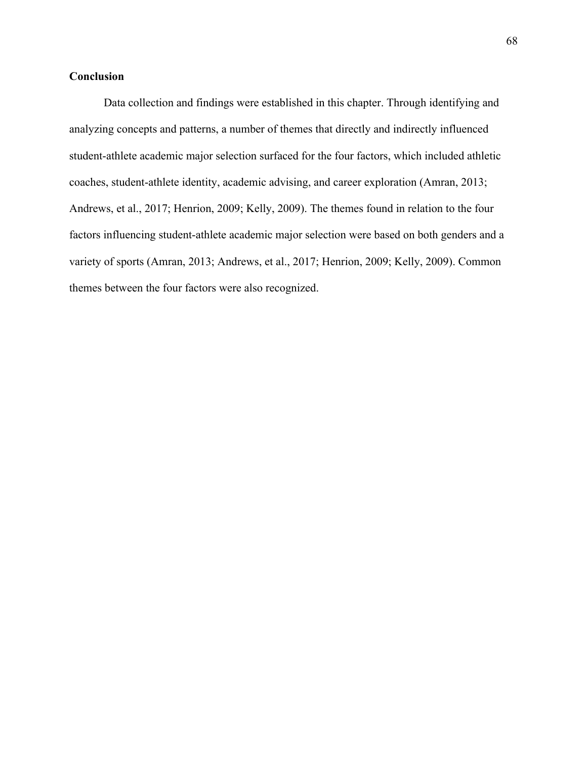## Conclusion

Data collection and findings were established in this chapter. Through identifying and analyzing concepts and patterns, a number of themes that directly and indirectly influenced student-athlete academic major selection surfaced for the four factors, which included athletic coaches, student-athlete identity, academic advising, and career exploration (Amran, 2013; Andrews, et al., 2017; Henrion, 2009; Kelly, 2009). The themes found in relation to the four factors influencing student-athlete academic major selection were based on both genders and a variety of sports (Amran, 2013; Andrews, et al., 2017; Henrion, 2009; Kelly, 2009). Common themes between the four factors were also recognized.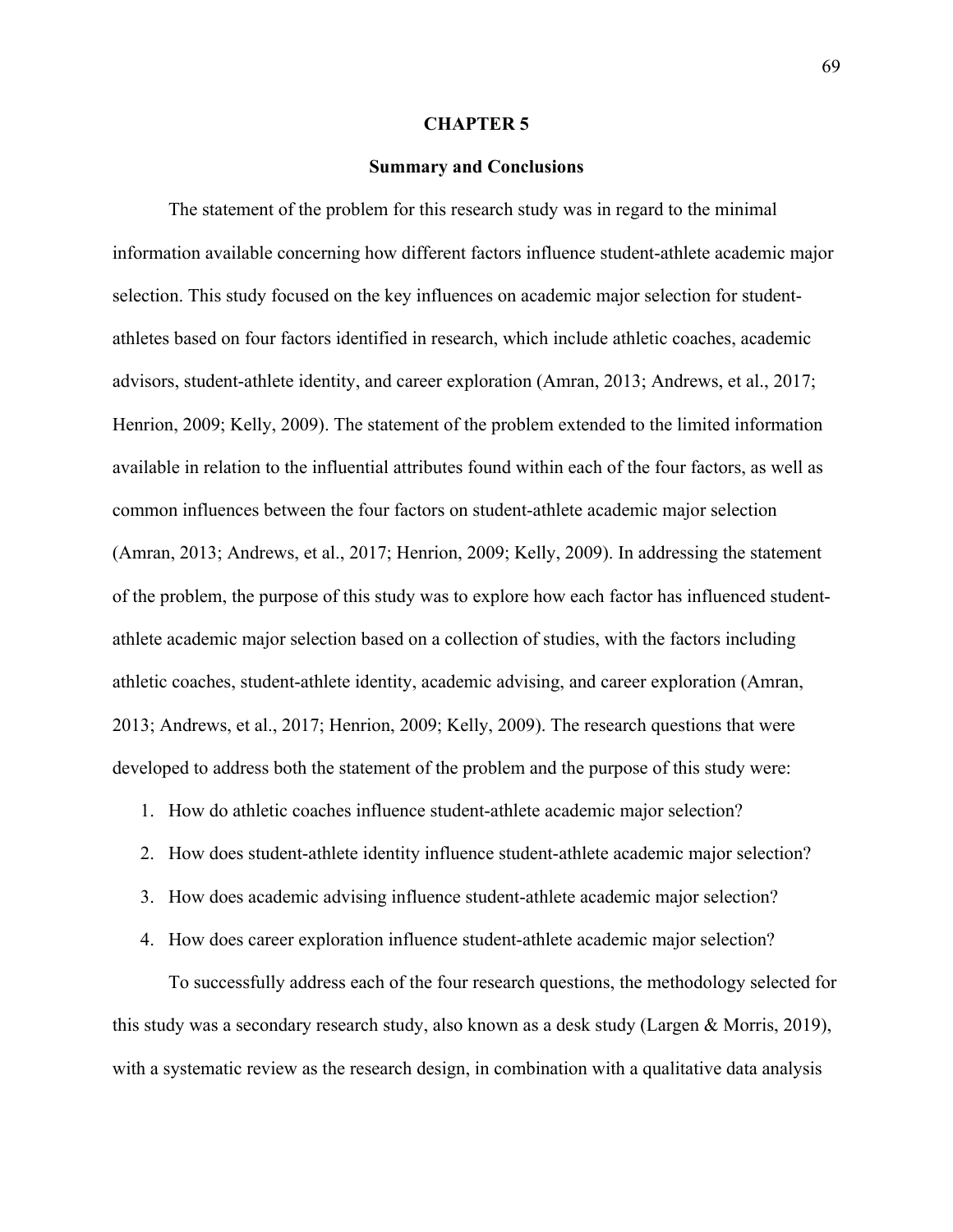# CHAPTER 5

## Summary and Conclusions

The statement of the problem for this research study was in regard to the minimal information available concerning how different factors influence student-athlete academic major selection. This study focused on the key influences on academic major selection for student-athletes based on four factors identified in research, which include athletic coaches, academic advisors, student-athlete identity, and career exploration (Amran, 2013; Andrews, et al., 2017; Henrion, 2009; Kelly, 2009). The statement of the problem extended to the limited information available in relation to the influential attributes found within each of the four factors, as well as common influences between the four factors on student-athlete academic major selection (Amran, 2013; Andrews, et al., 2017; Henrion, 2009; Kelly, 2009). In addressing the statement of the problem, the purpose of this study was to explore how each factor has influenced student-athlete academic major selection based on a collection of studies, with the factors including athletic coaches, student-athlete identity, academic advising, and career exploration (Amran, 2013; Andrews, et al., 2017; Henrion, 2009; Kelly, 2009). The research questions that were developed to address both the statement of the problem and the purpose of this study were:

1. How do athletic coaches influence student-athlete academic major selection?
2. How does student-athlete identity influence student-athlete academic major selection?
3. How does academic advising influence student-athlete academic major selection?
4. How does career exploration influence student-athlete academic major selection?

To successfully address each of the four research questions, the methodology selected for this study was a secondary research study, also known as a desk study (Largen & Morris, 2019), with a systematic review as the research design, in combination with a qualitative data analysis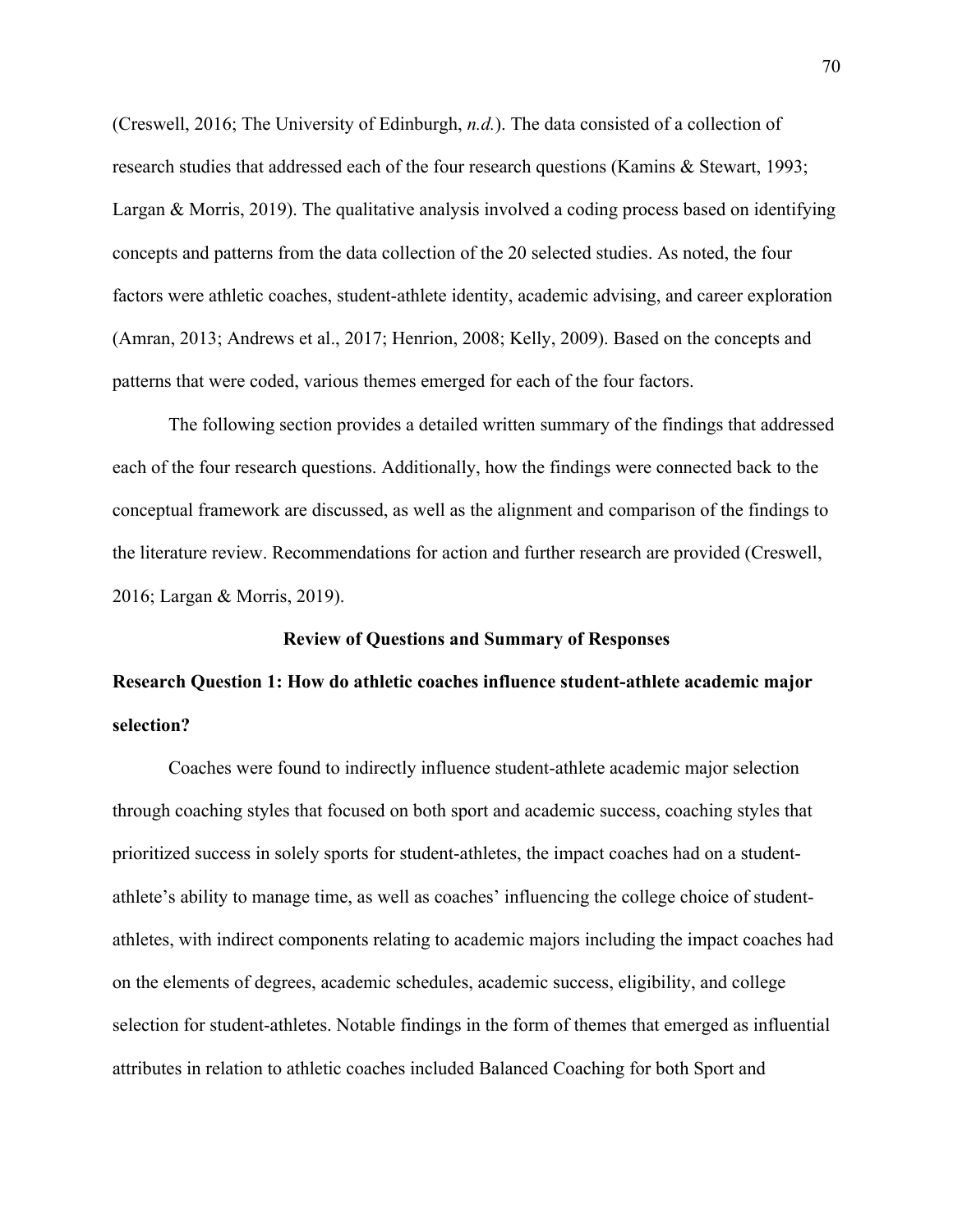(Creswell, 2016; The University of Edinburgh, *n.d.*). The data consisted of a collection of research studies that addressed each of the four research questions (Kamins & Stewart, 1993; Largan & Morris, 2019). The qualitative analysis involved a coding process based on identifying concepts and patterns from the data collection of the 20 selected studies. As noted, the four factors were athletic coaches, student-athlete identity, academic advising, and career exploration (Amran, 2013; Andrews et al., 2017; Henrion, 2008; Kelly, 2009). Based on the concepts and patterns that were coded, various themes emerged for each of the four factors.

The following section provides a detailed written summary of the findings that addressed each of the four research questions. Additionally, how the findings were connected back to the conceptual framework are discussed, as well as the alignment and comparison of the findings to the literature review. Recommendations for action and further research are provided (Creswell, 2016; Largan & Morris, 2019).

## Review of Questions and Summary of Responses

### Research Question 1: How do athletic coaches influence student-athlete academic major selection?

Coaches were found to indirectly influence student-athlete academic major selection through coaching styles that focused on both sport and academic success, coaching styles that prioritized success in solely sports for student-athletes, the impact coaches had on a student-athlete's ability to manage time, as well as coaches' influencing the college choice of student-athletes, with indirect components relating to academic majors including the impact coaches had on the elements of degrees, academic schedules, academic success, eligibility, and college selection for student-athletes. Notable findings in the form of themes that emerged as influential attributes in relation to athletic coaches included Balanced Coaching for both Sport and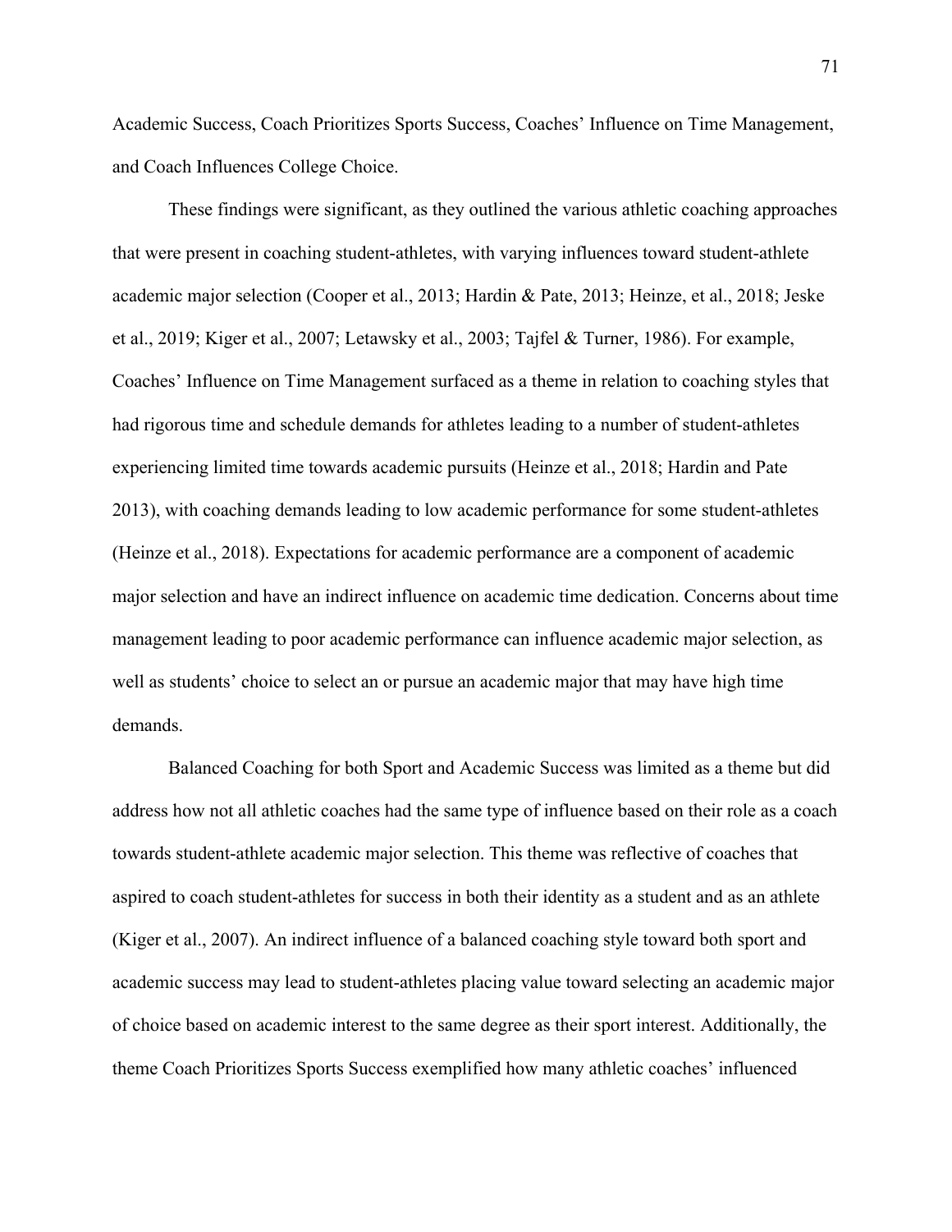Academic Success, Coach Prioritizes Sports Success, Coaches' Influence on Time Management, and Coach Influences College Choice.

These findings were significant, as they outlined the various athletic coaching approaches that were present in coaching student-athletes, with varying influences toward student-athlete academic major selection (Cooper et al., 2013; Hardin & Pate, 2013; Heinze, et al., 2018; Jeske et al., 2019; Kiger et al., 2007; Letawsky et al., 2003; Tajfel & Turner, 1986). For example, Coaches' Influence on Time Management surfaced as a theme in relation to coaching styles that had rigorous time and schedule demands for athletes leading to a number of student-athletes experiencing limited time towards academic pursuits (Heinze et al., 2018; Hardin and Pate 2013), with coaching demands leading to low academic performance for some student-athletes (Heinze et al., 2018). Expectations for academic performance are a component of academic major selection and have an indirect influence on academic time dedication. Concerns about time management leading to poor academic performance can influence academic major selection, as well as students' choice to select an or pursue an academic major that may have high time demands.

Balanced Coaching for both Sport and Academic Success was limited as a theme but did address how not all athletic coaches had the same type of influence based on their role as a coach towards student-athlete academic major selection. This theme was reflective of coaches that aspired to coach student-athletes for success in both their identity as a student and as an athlete (Kiger et al., 2007). An indirect influence of a balanced coaching style toward both sport and academic success may lead to student-athletes placing value toward selecting an academic major of choice based on academic interest to the same degree as their sport interest. Additionally, the theme Coach Prioritizes Sports Success exemplified how many athletic coaches' influenced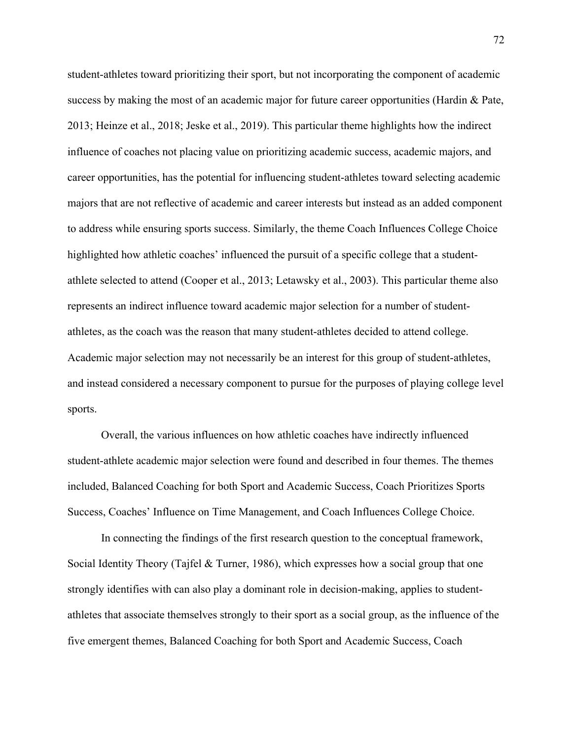student-athletes toward prioritizing their sport, but not incorporating the component of academic success by making the most of an academic major for future career opportunities (Hardin & Pate, 2013; Heinze et al., 2018; Jeske et al., 2019). This particular theme highlights how the indirect influence of coaches not placing value on prioritizing academic success, academic majors, and career opportunities, has the potential for influencing student-athletes toward selecting academic majors that are not reflective of academic and career interests but instead as an added component to address while ensuring sports success. Similarly, the theme Coach Influences College Choice highlighted how athletic coaches' influenced the pursuit of a specific college that a student-athlete selected to attend (Cooper et al., 2013; Letawsky et al., 2003). This particular theme also represents an indirect influence toward academic major selection for a number of student-athletes, as the coach was the reason that many student-athletes decided to attend college. Academic major selection may not necessarily be an interest for this group of student-athletes, and instead considered a necessary component to pursue for the purposes of playing college level sports.

Overall, the various influences on how athletic coaches have indirectly influenced student-athlete academic major selection were found and described in four themes. The themes included, Balanced Coaching for both Sport and Academic Success, Coach Prioritizes Sports Success, Coaches' Influence on Time Management, and Coach Influences College Choice.

In connecting the findings of the first research question to the conceptual framework, Social Identity Theory (Tajfel & Turner, 1986), which expresses how a social group that one strongly identifies with can also play a dominant role in decision-making, applies to student-athletes that associate themselves strongly to their sport as a social group, as the influence of the five emergent themes, Balanced Coaching for both Sport and Academic Success, Coach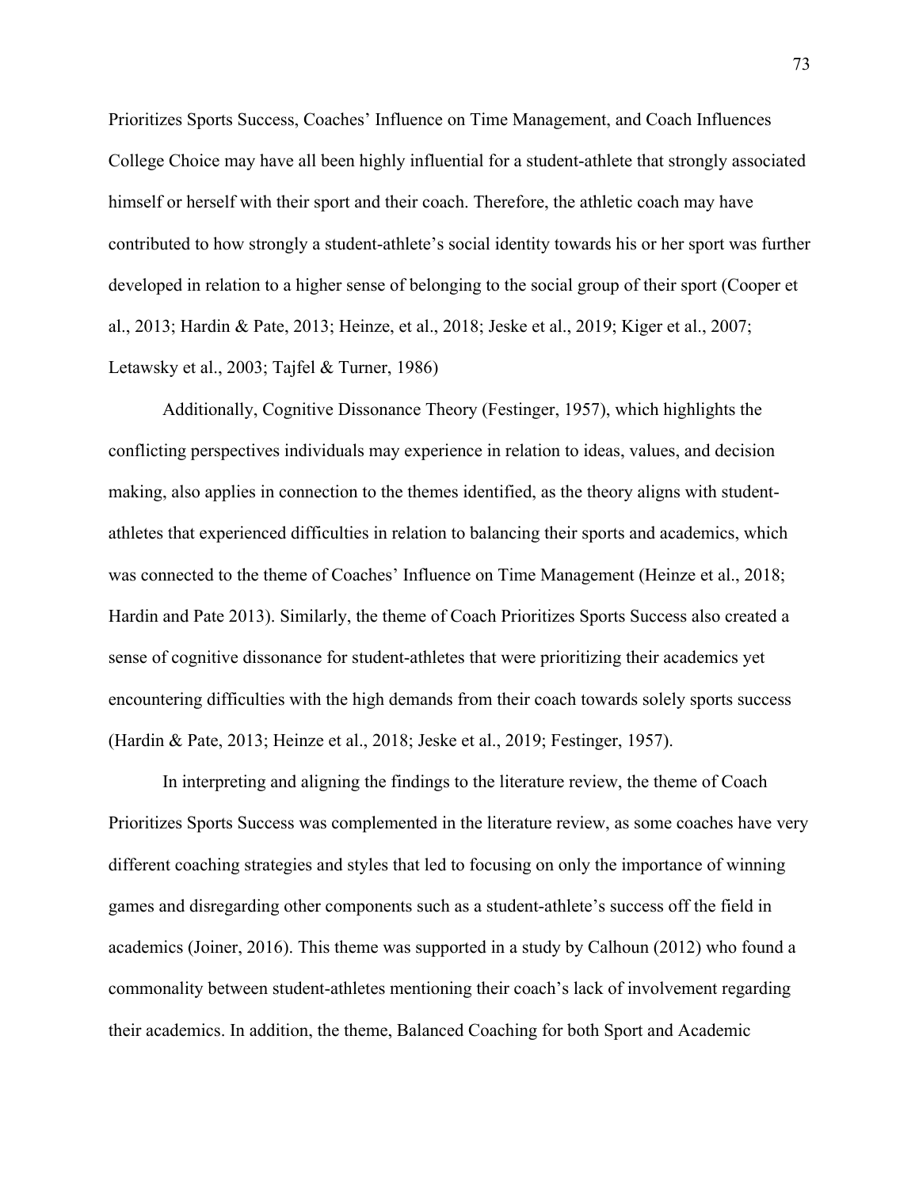Prioritizes Sports Success, Coaches' Influence on Time Management, and Coach Influences College Choice may have all been highly influential for a student-athlete that strongly associated himself or herself with their sport and their coach. Therefore, the athletic coach may have contributed to how strongly a student-athlete's social identity towards his or her sport was further developed in relation to a higher sense of belonging to the social group of their sport (Cooper et al., 2013; Hardin & Pate, 2013; Heinze, et al., 2018; Jeske et al., 2019; Kiger et al., 2007; Letawsky et al., 2003; Tajfel & Turner, 1986)

Additionally, Cognitive Dissonance Theory (Festinger, 1957), which highlights the conflicting perspectives individuals may experience in relation to ideas, values, and decision making, also applies in connection to the themes identified, as the theory aligns with student-athletes that experienced difficulties in relation to balancing their sports and academics, which was connected to the theme of Coaches' Influence on Time Management (Heinze et al., 2018; Hardin and Pate 2013). Similarly, the theme of Coach Prioritizes Sports Success also created a sense of cognitive dissonance for student-athletes that were prioritizing their academics yet encountering difficulties with the high demands from their coach towards solely sports success (Hardin & Pate, 2013; Heinze et al., 2018; Jeske et al., 2019; Festinger, 1957).

In interpreting and aligning the findings to the literature review, the theme of Coach Prioritizes Sports Success was complemented in the literature review, as some coaches have very different coaching strategies and styles that led to focusing on only the importance of winning games and disregarding other components such as a student-athlete's success off the field in academics (Joiner, 2016). This theme was supported in a study by Calhoun (2012) who found a commonality between student-athletes mentioning their coach's lack of involvement regarding their academics. In addition, the theme, Balanced Coaching for both Sport and Academic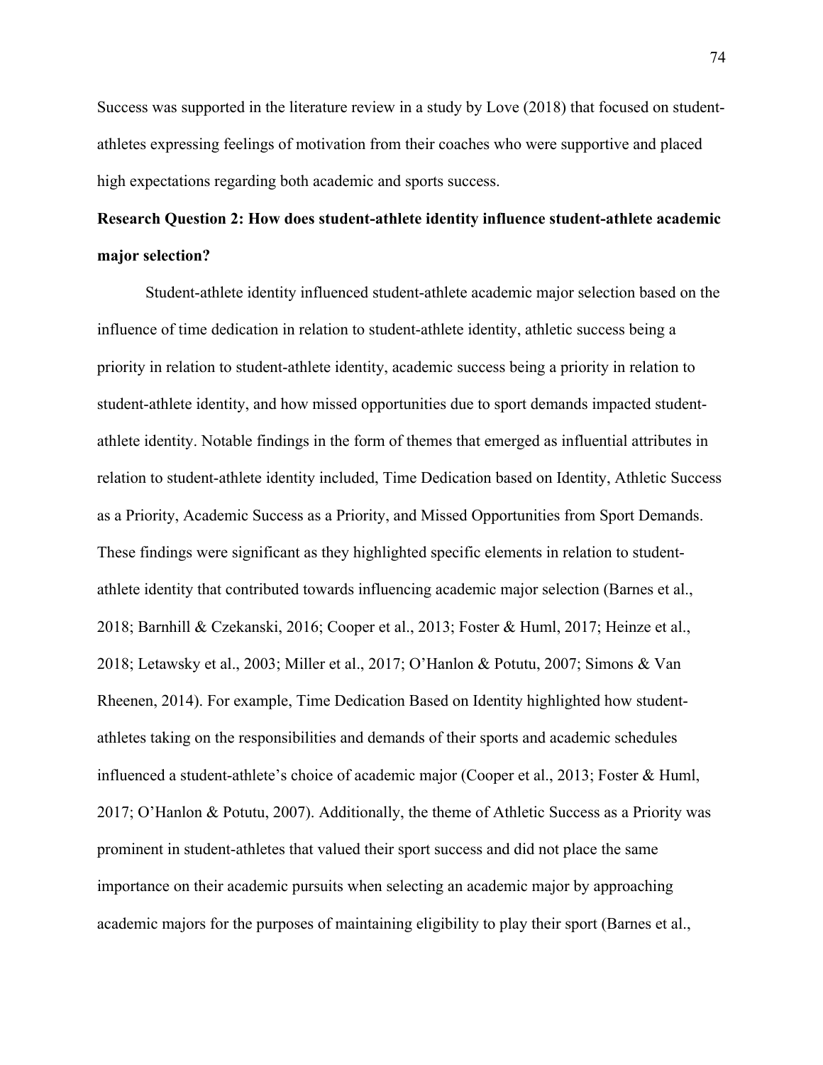Success was supported in the literature review in a study by Love (2018) that focused on student-athletes expressing feelings of motivation from their coaches who were supportive and placed high expectations regarding both academic and sports success.

**Research Question 2: How does student-athlete identity influence student-athlete academic major selection?**

Student-athlete identity influenced student-athlete academic major selection based on the influence of time dedication in relation to student-athlete identity, athletic success being a priority in relation to student-athlete identity, academic success being a priority in relation to student-athlete identity, and how missed opportunities due to sport demands impacted student-athlete identity. Notable findings in the form of themes that emerged as influential attributes in relation to student-athlete identity included, Time Dedication based on Identity, Athletic Success as a Priority, Academic Success as a Priority, and Missed Opportunities from Sport Demands. These findings were significant as they highlighted specific elements in relation to student-athlete identity that contributed towards influencing academic major selection (Barnes et al., 2018; Barnhill & Czekanski, 2016; Cooper et al., 2013; Foster & Huml, 2017; Heinze et al., 2018; Letawsky et al., 2003; Miller et al., 2017; O'Hanlon & Potutu, 2007; Simons & Van Rheenen, 2014). For example, Time Dedication Based on Identity highlighted how student-athletes taking on the responsibilities and demands of their sports and academic schedules influenced a student-athlete's choice of academic major (Cooper et al., 2013; Foster & Huml, 2017; O'Hanlon & Potutu, 2007). Additionally, the theme of Athletic Success as a Priority was prominent in student-athletes that valued their sport success and did not place the same importance on their academic pursuits when selecting an academic major by approaching academic majors for the purposes of maintaining eligibility to play their sport (Barnes et al.,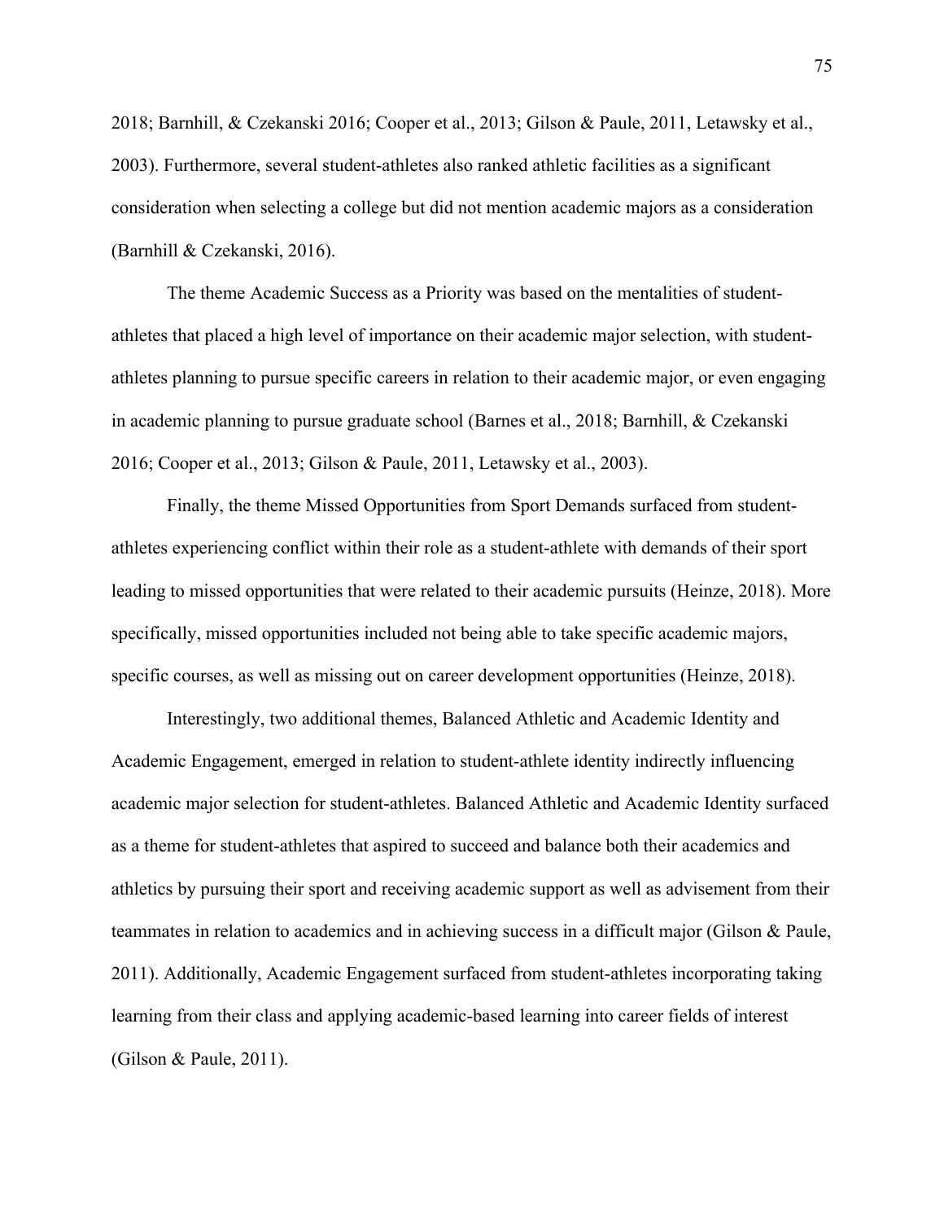2018; Barnhill, & Czekanski 2016; Cooper et al., 2013; Gilson & Paule, 2011, Letawsky et al., 2003). Furthermore, several student-athletes also ranked athletic facilities as a significant consideration when selecting a college but did not mention academic majors as a consideration (Barnhill & Czekanski, 2016).

The theme Academic Success as a Priority was based on the mentalities of student-athletes that placed a high level of importance on their academic major selection, with student-athletes planning to pursue specific careers in relation to their academic major, or even engaging in academic planning to pursue graduate school (Barnes et al., 2018; Barnhill, & Czekanski 2016; Cooper et al., 2013; Gilson & Paule, 2011, Letawsky et al., 2003).

Finally, the theme Missed Opportunities from Sport Demands surfaced from student-athletes experiencing conflict within their role as a student-athlete with demands of their sport leading to missed opportunities that were related to their academic pursuits (Heinze, 2018). More specifically, missed opportunities included not being able to take specific academic majors, specific courses, as well as missing out on career development opportunities (Heinze, 2018).

Interestingly, two additional themes, Balanced Athletic and Academic Identity and Academic Engagement, emerged in relation to student-athlete identity indirectly influencing academic major selection for student-athletes. Balanced Athletic and Academic Identity surfaced as a theme for student-athletes that aspired to succeed and balance both their academics and athletics by pursuing their sport and receiving academic support as well as advisement from their teammates in relation to academics and in achieving success in a difficult major (Gilson & Paule, 2011). Additionally, Academic Engagement surfaced from student-athletes incorporating taking learning from their class and applying academic-based learning into career fields of interest (Gilson & Paule, 2011).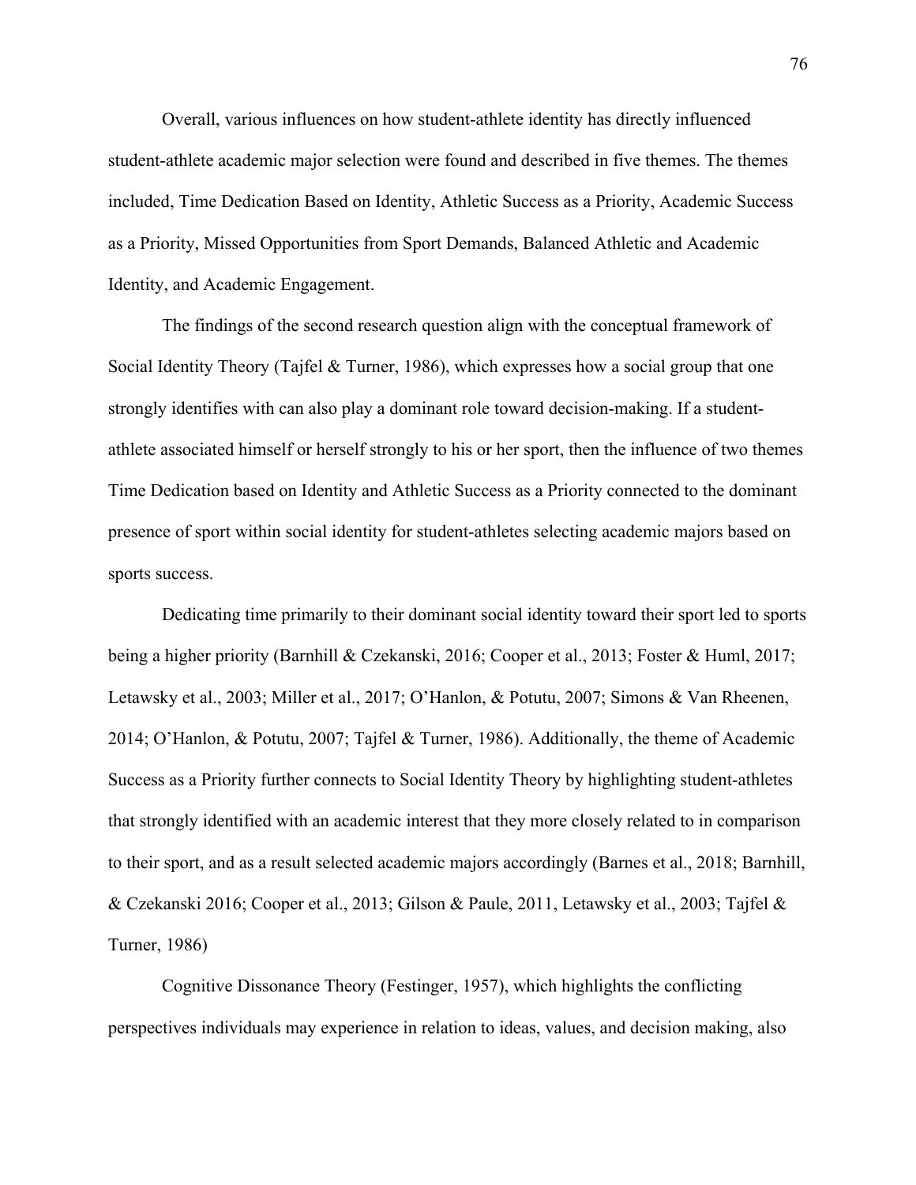Overall, various influences on how student-athlete identity has directly influenced student-athlete academic major selection were found and described in five themes. The themes included, Time Dedication Based on Identity, Athletic Success as a Priority, Academic Success as a Priority, Missed Opportunities from Sport Demands, Balanced Athletic and Academic Identity, and Academic Engagement.

The findings of the second research question align with the conceptual framework of Social Identity Theory (Tajfel & Turner, 1986), which expresses how a social group that one strongly identifies with can also play a dominant role toward decision-making. If a student-athlete associated himself or herself strongly to his or her sport, then the influence of two themes Time Dedication based on Identity and Athletic Success as a Priority connected to the dominant presence of sport within social identity for student-athletes selecting academic majors based on sports success.

Dedicating time primarily to their dominant social identity toward their sport led to sports being a higher priority (Barnhill & Czekanski, 2016; Cooper et al., 2013; Foster & Huml, 2017; Letawsky et al., 2003; Miller et al., 2017; O'Hanlon, & Potutu, 2007; Simons & Van Rheenen, 2014; O'Hanlon, & Potutu, 2007; Tajfel & Turner, 1986). Additionally, the theme of Academic Success as a Priority further connects to Social Identity Theory by highlighting student-athletes that strongly identified with an academic interest that they more closely related to in comparison to their sport, and as a result selected academic majors accordingly (Barnes et al., 2018; Barnhill, & Czekanski 2016; Cooper et al., 2013; Gilson & Paule, 2011, Letawsky et al., 2003; Tajfel & Turner, 1986)

Cognitive Dissonance Theory (Festinger, 1957), which highlights the conflicting perspectives individuals may experience in relation to ideas, values, and decision making, also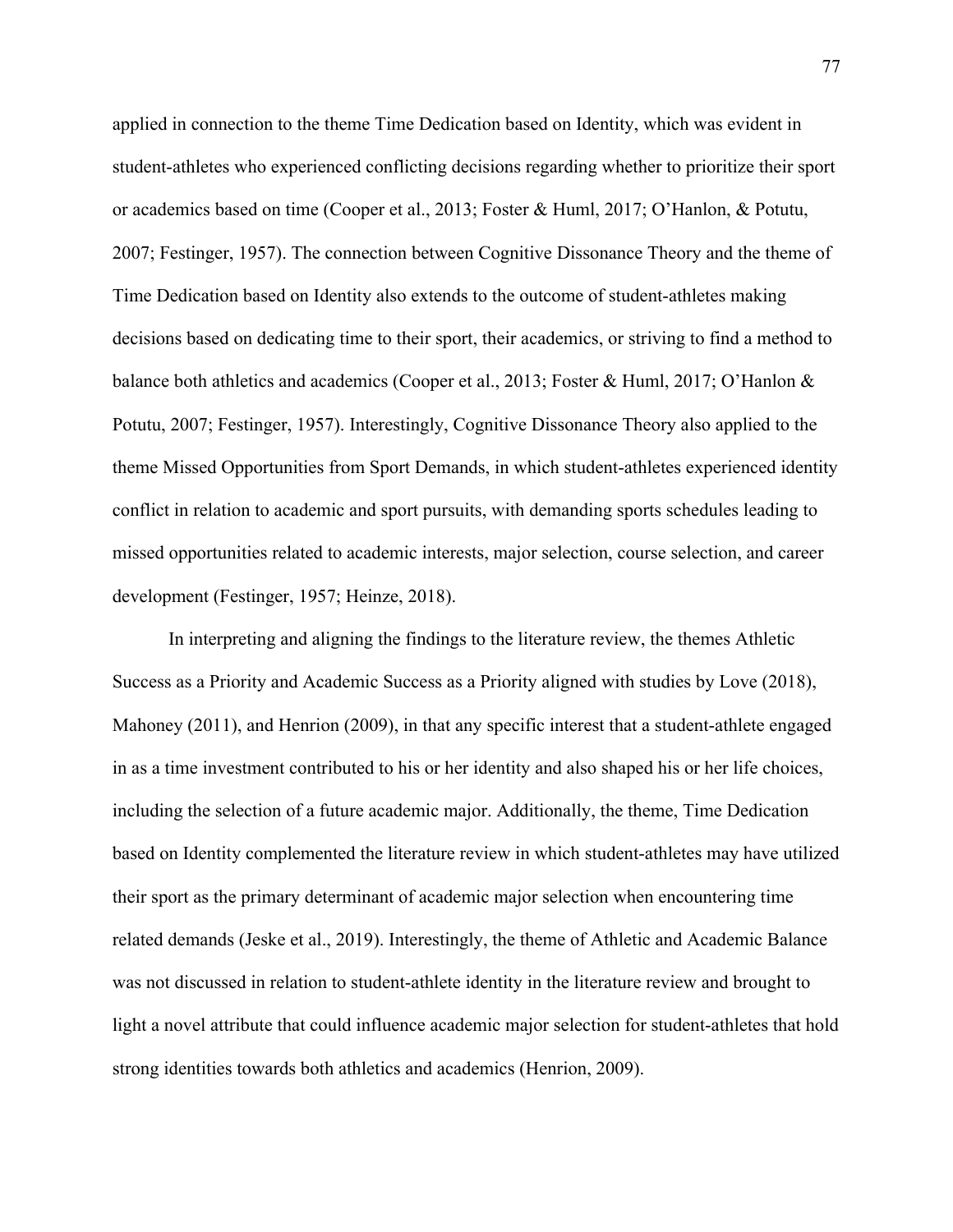applied in connection to the theme Time Dedication based on Identity, which was evident in student-athletes who experienced conflicting decisions regarding whether to prioritize their sport or academics based on time (Cooper et al., 2013; Foster & Huml, 2017; O'Hanlon, & Potutu, 2007; Festinger, 1957). The connection between Cognitive Dissonance Theory and the theme of Time Dedication based on Identity also extends to the outcome of student-athletes making decisions based on dedicating time to their sport, their academics, or striving to find a method to balance both athletics and academics (Cooper et al., 2013; Foster & Huml, 2017; O'Hanlon & Potutu, 2007; Festinger, 1957). Interestingly, Cognitive Dissonance Theory also applied to the theme Missed Opportunities from Sport Demands, in which student-athletes experienced identity conflict in relation to academic and sport pursuits, with demanding sports schedules leading to missed opportunities related to academic interests, major selection, course selection, and career development (Festinger, 1957; Heinze, 2018).

In interpreting and aligning the findings to the literature review, the themes Athletic Success as a Priority and Academic Success as a Priority aligned with studies by Love (2018), Mahoney (2011), and Henrion (2009), in that any specific interest that a student-athlete engaged in as a time investment contributed to his or her identity and also shaped his or her life choices, including the selection of a future academic major. Additionally, the theme, Time Dedication based on Identity complemented the literature review in which student-athletes may have utilized their sport as the primary determinant of academic major selection when encountering time related demands (Jeske et al., 2019). Interestingly, the theme of Athletic and Academic Balance was not discussed in relation to student-athlete identity in the literature review and brought to light a novel attribute that could influence academic major selection for student-athletes that hold strong identities towards both athletics and academics (Henrion, 2009).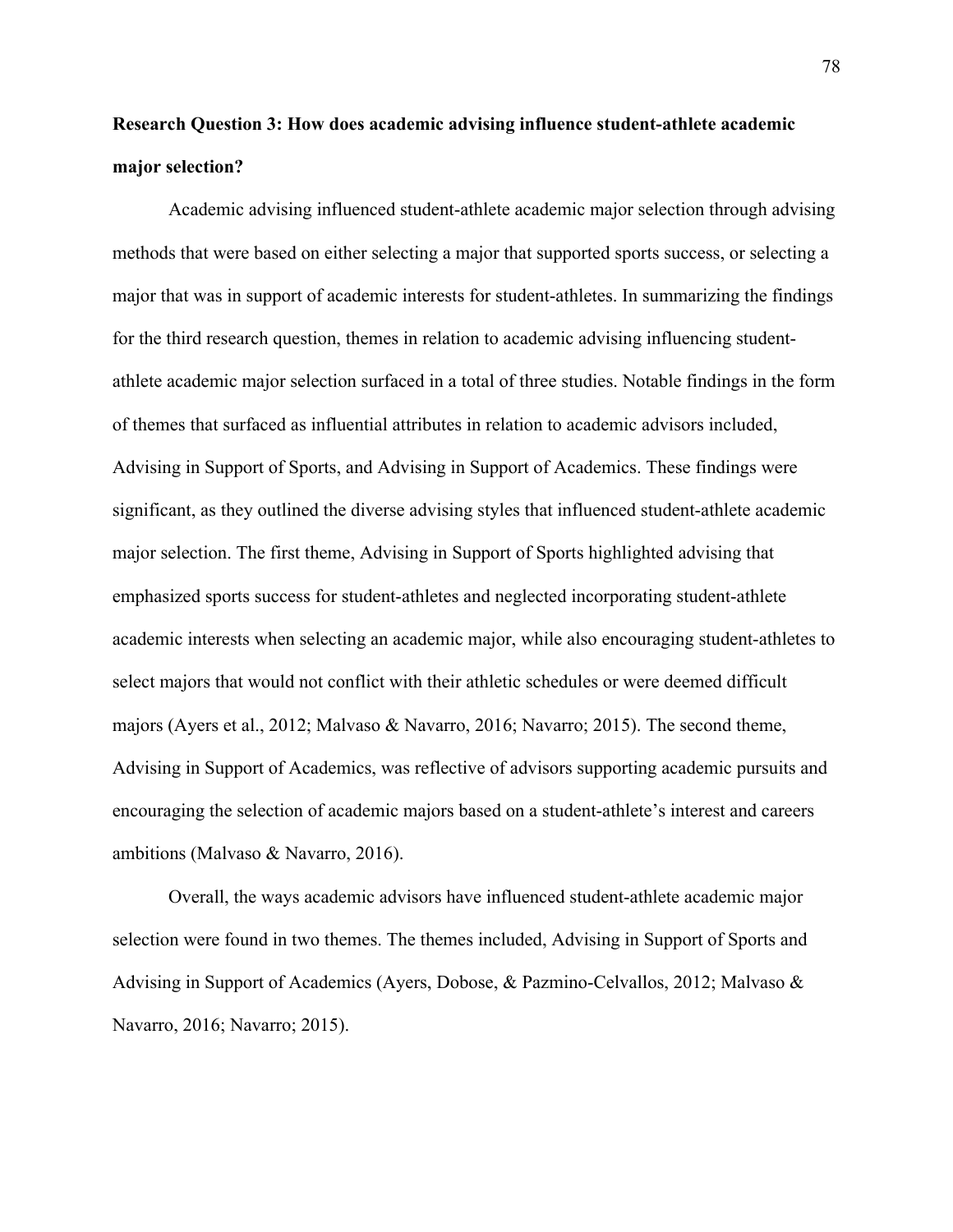**Research Question 3: How does academic advising influence student-athlete academic major selection?**

Academic advising influenced student-athlete academic major selection through advising methods that were based on either selecting a major that supported sports success, or selecting a major that was in support of academic interests for student-athletes. In summarizing the findings for the third research question, themes in relation to academic advising influencing student-athlete academic major selection surfaced in a total of three studies. Notable findings in the form of themes that surfaced as influential attributes in relation to academic advisors included, Advising in Support of Sports, and Advising in Support of Academics. These findings were significant, as they outlined the diverse advising styles that influenced student-athlete academic major selection. The first theme, Advising in Support of Sports highlighted advising that emphasized sports success for student-athletes and neglected incorporating student-athlete academic interests when selecting an academic major, while also encouraging student-athletes to select majors that would not conflict with their athletic schedules or were deemed difficult majors (Ayers et al., 2012; Malvaso & Navarro, 2016; Navarro; 2015). The second theme, Advising in Support of Academics, was reflective of advisors supporting academic pursuits and encouraging the selection of academic majors based on a student-athlete's interest and careers ambitions (Malvaso & Navarro, 2016).

Overall, the ways academic advisors have influenced student-athlete academic major selection were found in two themes. The themes included, Advising in Support of Sports and Advising in Support of Academics (Ayers, Dobose, & Pazmino-Celvallos, 2012; Malvaso & Navarro, 2016; Navarro; 2015).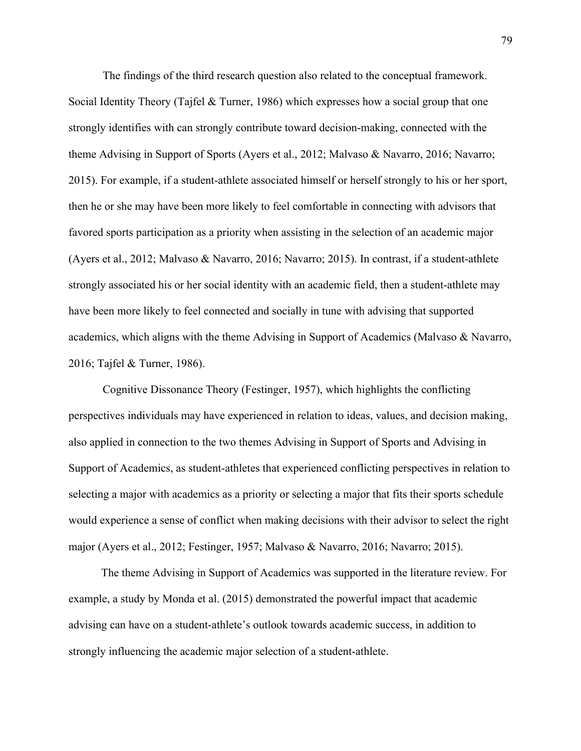The findings of the third research question also related to the conceptual framework. Social Identity Theory (Tajfel & Turner, 1986) which expresses how a social group that one strongly identifies with can strongly contribute toward decision-making, connected with the theme Advising in Support of Sports (Ayers et al., 2012; Malvaso & Navarro, 2016; Navarro; 2015). For example, if a student-athlete associated himself or herself strongly to his or her sport, then he or she may have been more likely to feel comfortable in connecting with advisors that favored sports participation as a priority when assisting in the selection of an academic major (Ayers et al., 2012; Malvaso & Navarro, 2016; Navarro; 2015). In contrast, if a student-athlete strongly associated his or her social identity with an academic field, then a student-athlete may have been more likely to feel connected and socially in tune with advising that supported academics, which aligns with the theme Advising in Support of Academics (Malvaso & Navarro, 2016; Tajfel & Turner, 1986).

Cognitive Dissonance Theory (Festinger, 1957), which highlights the conflicting perspectives individuals may have experienced in relation to ideas, values, and decision making, also applied in connection to the two themes Advising in Support of Sports and Advising in Support of Academics, as student-athletes that experienced conflicting perspectives in relation to selecting a major with academics as a priority or selecting a major that fits their sports schedule would experience a sense of conflict when making decisions with their advisor to select the right major (Ayers et al., 2012; Festinger, 1957; Malvaso & Navarro, 2016; Navarro; 2015).

The theme Advising in Support of Academics was supported in the literature review. For example, a study by Monda et al. (2015) demonstrated the powerful impact that academic advising can have on a student-athlete's outlook towards academic success, in addition to strongly influencing the academic major selection of a student-athlete.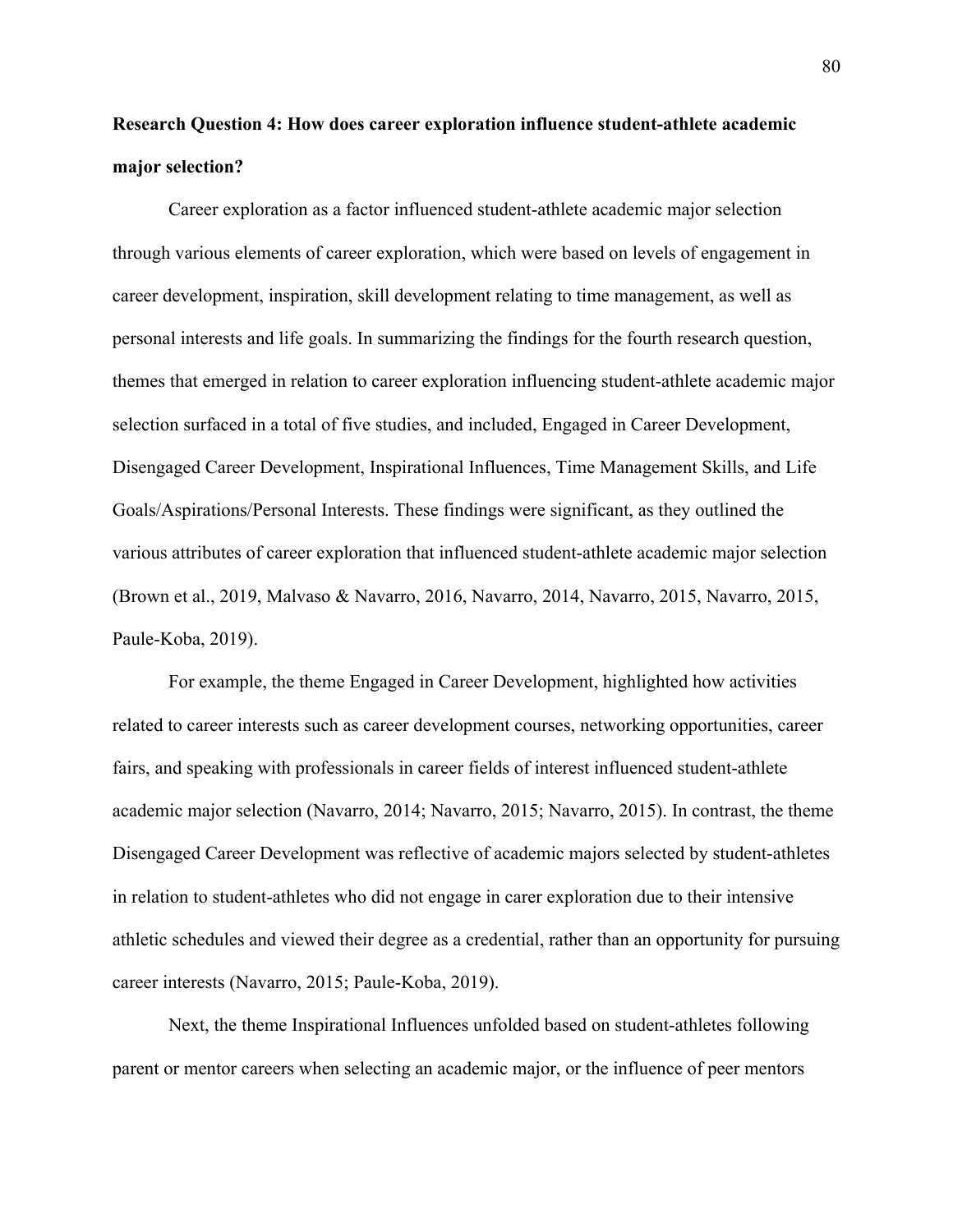**Research Question 4: How does career exploration influence student-athlete academic major selection?**

Career exploration as a factor influenced student-athlete academic major selection through various elements of career exploration, which were based on levels of engagement in career development, inspiration, skill development relating to time management, as well as personal interests and life goals. In summarizing the findings for the fourth research question, themes that emerged in relation to career exploration influencing student-athlete academic major selection surfaced in a total of five studies, and included, Engaged in Career Development, Disengaged Career Development, Inspirational Influences, Time Management Skills, and Life Goals/Aspirations/Personal Interests. These findings were significant, as they outlined the various attributes of career exploration that influenced student-athlete academic major selection (Brown et al., 2019, Malvaso & Navarro, 2016, Navarro, 2014, Navarro, 2015, Navarro, 2015, Paule-Koba, 2019).

For example, the theme Engaged in Career Development, highlighted how activities related to career interests such as career development courses, networking opportunities, career fairs, and speaking with professionals in career fields of interest influenced student-athlete academic major selection (Navarro, 2014; Navarro, 2015; Navarro, 2015). In contrast, the theme Disengaged Career Development was reflective of academic majors selected by student-athletes in relation to student-athletes who did not engage in carer exploration due to their intensive athletic schedules and viewed their degree as a credential, rather than an opportunity for pursuing career interests (Navarro, 2015; Paule-Koba, 2019).

Next, the theme Inspirational Influences unfolded based on student-athletes following parent or mentor careers when selecting an academic major, or the influence of peer mentors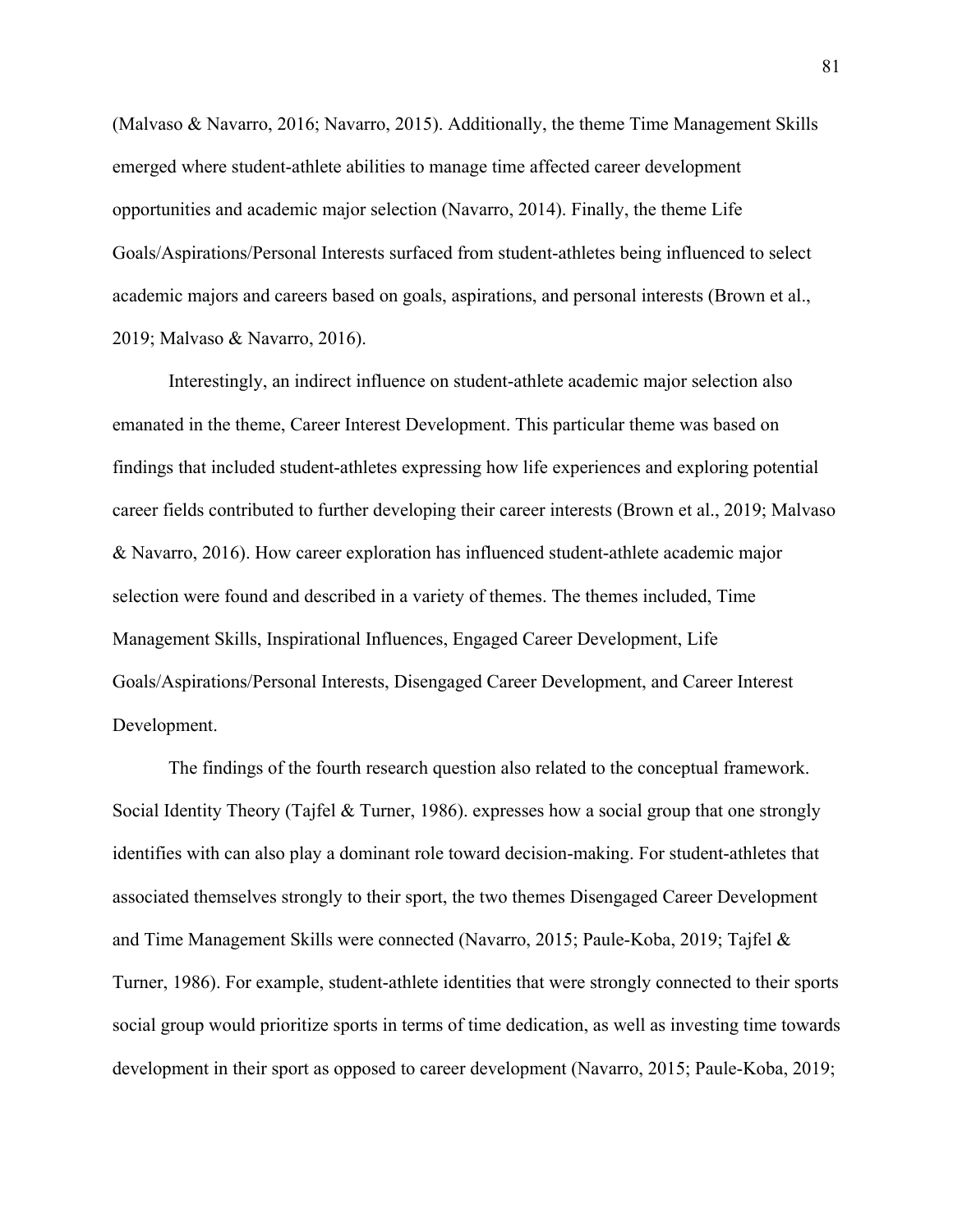(Malvaso & Navarro, 2016; Navarro, 2015). Additionally, the theme Time Management Skills emerged where student-athlete abilities to manage time affected career development opportunities and academic major selection (Navarro, 2014). Finally, the theme Life Goals/Aspirations/Personal Interests surfaced from student-athletes being influenced to select academic majors and careers based on goals, aspirations, and personal interests (Brown et al., 2019; Malvaso & Navarro, 2016).

Interestingly, an indirect influence on student-athlete academic major selection also emanated in the theme, Career Interest Development. This particular theme was based on findings that included student-athletes expressing how life experiences and exploring potential career fields contributed to further developing their career interests (Brown et al., 2019; Malvaso & Navarro, 2016). How career exploration has influenced student-athlete academic major selection were found and described in a variety of themes. The themes included, Time Management Skills, Inspirational Influences, Engaged Career Development, Life Goals/Aspirations/Personal Interests, Disengaged Career Development, and Career Interest Development.

The findings of the fourth research question also related to the conceptual framework. Social Identity Theory (Tajfel & Turner, 1986). expresses how a social group that one strongly identifies with can also play a dominant role toward decision-making. For student-athletes that associated themselves strongly to their sport, the two themes Disengaged Career Development and Time Management Skills were connected (Navarro, 2015; Paule-Koba, 2019; Tajfel & Turner, 1986). For example, student-athlete identities that were strongly connected to their sports social group would prioritize sports in terms of time dedication, as well as investing time towards development in their sport as opposed to career development (Navarro, 2015; Paule-Koba, 2019;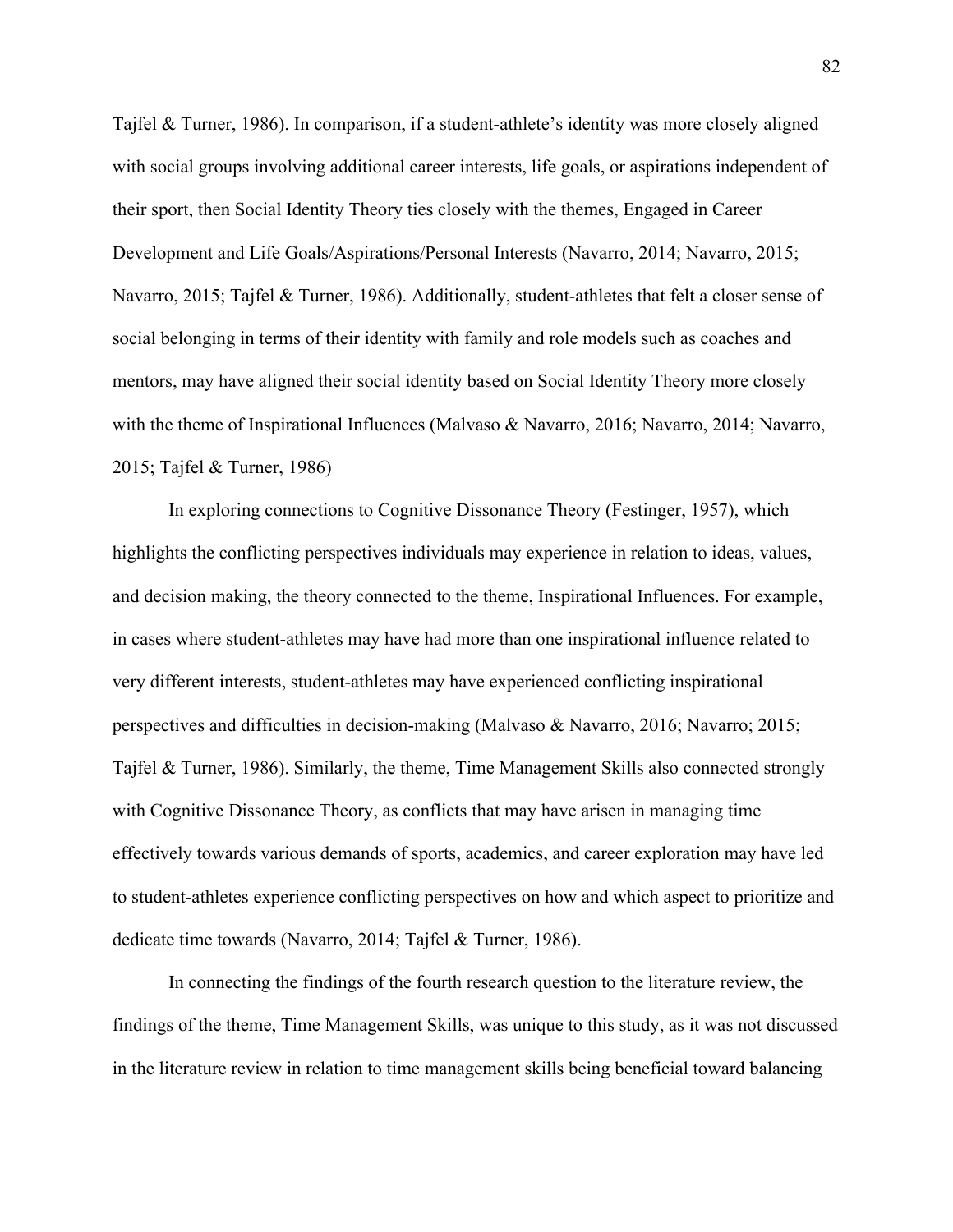Tajfel & Turner, 1986). In comparison, if a student-athlete's identity was more closely aligned with social groups involving additional career interests, life goals, or aspirations independent of their sport, then Social Identity Theory ties closely with the themes, Engaged in Career Development and Life Goals/Aspirations/Personal Interests (Navarro, 2014; Navarro, 2015; Navarro, 2015; Tajfel & Turner, 1986). Additionally, student-athletes that felt a closer sense of social belonging in terms of their identity with family and role models such as coaches and mentors, may have aligned their social identity based on Social Identity Theory more closely with the theme of Inspirational Influences (Malvaso & Navarro, 2016; Navarro, 2014; Navarro, 2015; Tajfel & Turner, 1986)

In exploring connections to Cognitive Dissonance Theory (Festinger, 1957), which highlights the conflicting perspectives individuals may experience in relation to ideas, values, and decision making, the theory connected to the theme, Inspirational Influences. For example, in cases where student-athletes may have had more than one inspirational influence related to very different interests, student-athletes may have experienced conflicting inspirational perspectives and difficulties in decision-making (Malvaso & Navarro, 2016; Navarro; 2015; Tajfel & Turner, 1986). Similarly, the theme, Time Management Skills also connected strongly with Cognitive Dissonance Theory, as conflicts that may have arisen in managing time effectively towards various demands of sports, academics, and career exploration may have led to student-athletes experience conflicting perspectives on how and which aspect to prioritize and dedicate time towards (Navarro, 2014; Tajfel & Turner, 1986).

In connecting the findings of the fourth research question to the literature review, the findings of the theme, Time Management Skills, was unique to this study, as it was not discussed in the literature review in relation to time management skills being beneficial toward balancing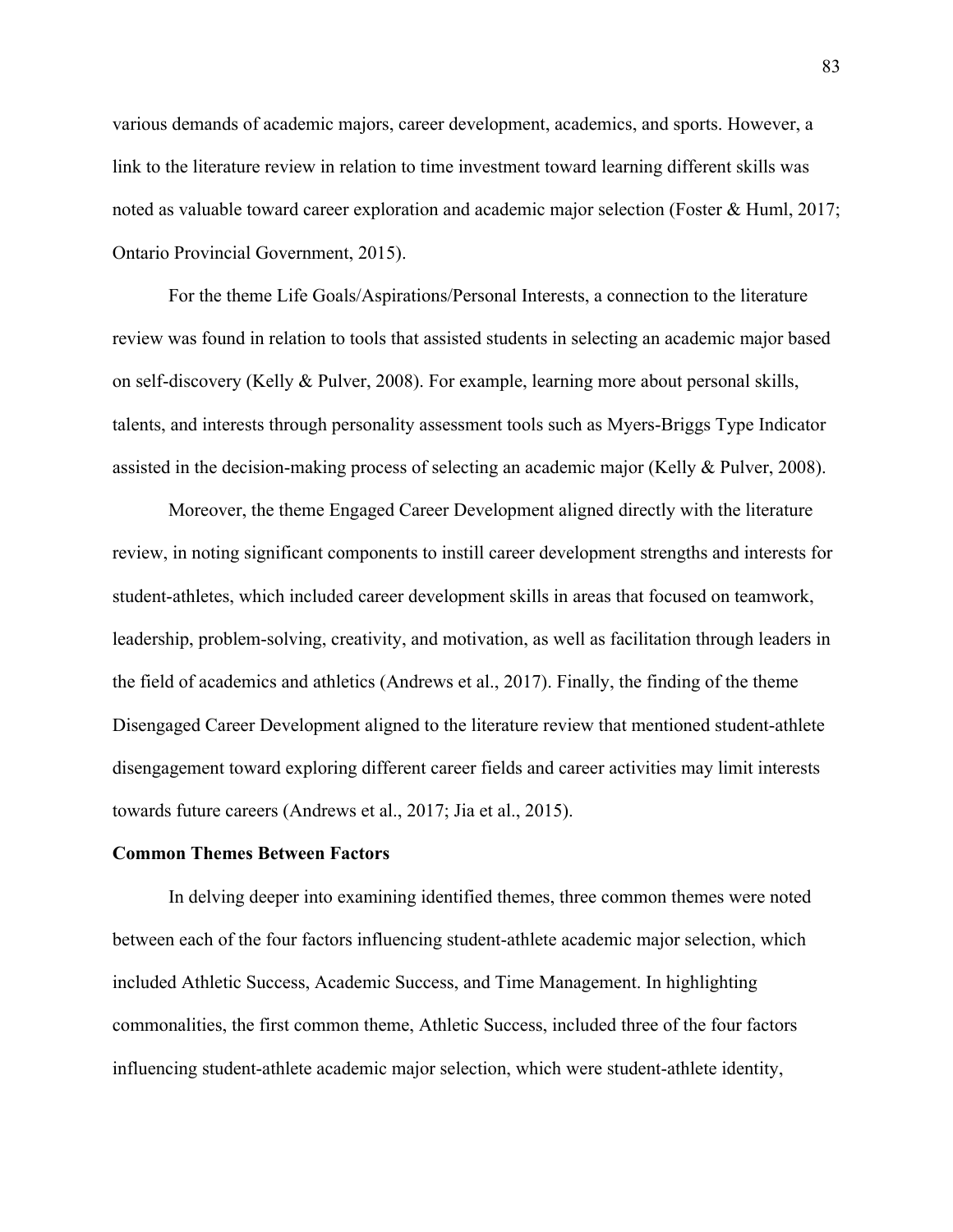various demands of academic majors, career development, academics, and sports. However, a link to the literature review in relation to time investment toward learning different skills was noted as valuable toward career exploration and academic major selection (Foster & Huml, 2017; Ontario Provincial Government, 2015).

For the theme Life Goals/Aspirations/Personal Interests, a connection to the literature review was found in relation to tools that assisted students in selecting an academic major based on self-discovery (Kelly & Pulver, 2008). For example, learning more about personal skills, talents, and interests through personality assessment tools such as Myers-Briggs Type Indicator assisted in the decision-making process of selecting an academic major (Kelly & Pulver, 2008).

Moreover, the theme Engaged Career Development aligned directly with the literature review, in noting significant components to instill career development strengths and interests for student-athletes, which included career development skills in areas that focused on teamwork, leadership, problem-solving, creativity, and motivation, as well as facilitation through leaders in the field of academics and athletics (Andrews et al., 2017). Finally, the finding of the theme Disengaged Career Development aligned to the literature review that mentioned student-athlete disengagement toward exploring different career fields and career activities may limit interests towards future careers (Andrews et al., 2017; Jia et al., 2015).

**Common Themes Between Factors**

In delving deeper into examining identified themes, three common themes were noted between each of the four factors influencing student-athlete academic major selection, which included Athletic Success, Academic Success, and Time Management. In highlighting commonalities, the first common theme, Athletic Success, included three of the four factors influencing student-athlete academic major selection, which were student-athlete identity,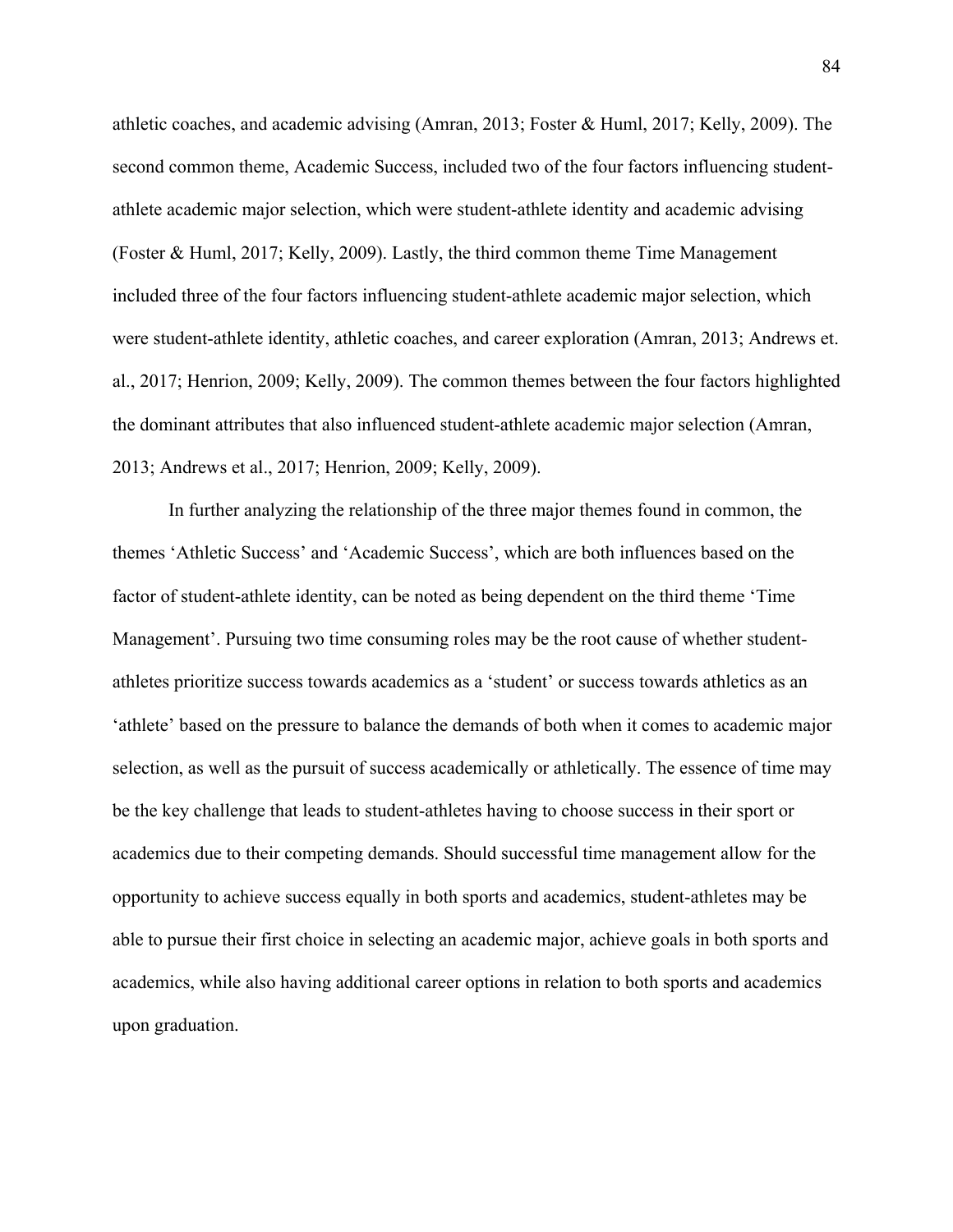athletic coaches, and academic advising (Amran, 2013; Foster & Huml, 2017; Kelly, 2009). The second common theme, Academic Success, included two of the four factors influencing student-athlete academic major selection, which were student-athlete identity and academic advising (Foster & Huml, 2017; Kelly, 2009). Lastly, the third common theme Time Management included three of the four factors influencing student-athlete academic major selection, which were student-athlete identity, athletic coaches, and career exploration (Amran, 2013; Andrews et. al., 2017; Henrion, 2009; Kelly, 2009). The common themes between the four factors highlighted the dominant attributes that also influenced student-athlete academic major selection (Amran, 2013; Andrews et al., 2017; Henrion, 2009; Kelly, 2009).

In further analyzing the relationship of the three major themes found in common, the themes 'Athletic Success' and 'Academic Success', which are both influences based on the factor of student-athlete identity, can be noted as being dependent on the third theme 'Time Management'. Pursuing two time consuming roles may be the root cause of whether student-athletes prioritize success towards academics as a 'student' or success towards athletics as an 'athlete' based on the pressure to balance the demands of both when it comes to academic major selection, as well as the pursuit of success academically or athletically. The essence of time may be the key challenge that leads to student-athletes having to choose success in their sport or academics due to their competing demands. Should successful time management allow for the opportunity to achieve success equally in both sports and academics, student-athletes may be able to pursue their first choice in selecting an academic major, achieve goals in both sports and academics, while also having additional career options in relation to both sports and academics upon graduation.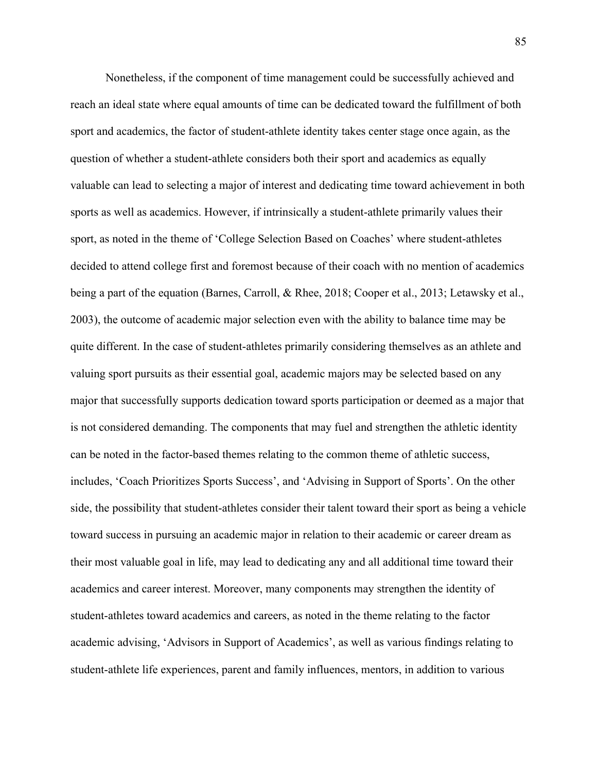Nonetheless, if the component of time management could be successfully achieved and reach an ideal state where equal amounts of time can be dedicated toward the fulfillment of both sport and academics, the factor of student-athlete identity takes center stage once again, as the question of whether a student-athlete considers both their sport and academics as equally valuable can lead to selecting a major of interest and dedicating time toward achievement in both sports as well as academics. However, if intrinsically a student-athlete primarily values their sport, as noted in the theme of 'College Selection Based on Coaches' where student-athletes decided to attend college first and foremost because of their coach with no mention of academics being a part of the equation (Barnes, Carroll, & Rhee, 2018; Cooper et al., 2013; Letawsky et al., 2003), the outcome of academic major selection even with the ability to balance time may be quite different. In the case of student-athletes primarily considering themselves as an athlete and valuing sport pursuits as their essential goal, academic majors may be selected based on any major that successfully supports dedication toward sports participation or deemed as a major that is not considered demanding. The components that may fuel and strengthen the athletic identity can be noted in the factor-based themes relating to the common theme of athletic success, includes, 'Coach Prioritizes Sports Success', and 'Advising in Support of Sports'. On the other side, the possibility that student-athletes consider their talent toward their sport as being a vehicle toward success in pursuing an academic major in relation to their academic or career dream as their most valuable goal in life, may lead to dedicating any and all additional time toward their academics and career interest. Moreover, many components may strengthen the identity of student-athletes toward academics and careers, as noted in the theme relating to the factor academic advising, 'Advisors in Support of Academics', as well as various findings relating to student-athlete life experiences, parent and family influences, mentors, in addition to various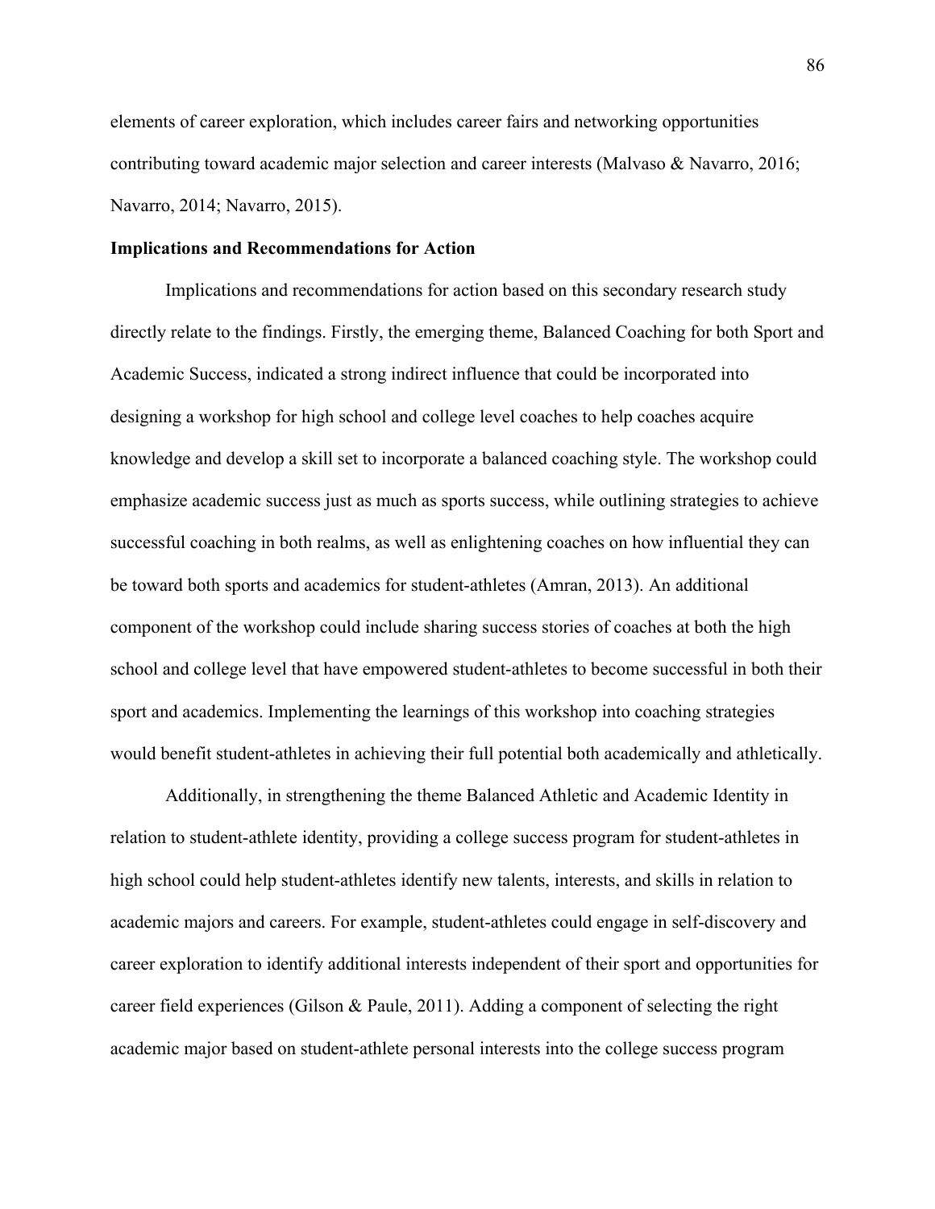elements of career exploration, which includes career fairs and networking opportunities contributing toward academic major selection and career interests (Malvaso & Navarro, 2016; Navarro, 2014; Navarro, 2015).

**Implications and Recommendations for Action**

Implications and recommendations for action based on this secondary research study directly relate to the findings. Firstly, the emerging theme, Balanced Coaching for both Sport and Academic Success, indicated a strong indirect influence that could be incorporated into designing a workshop for high school and college level coaches to help coaches acquire knowledge and develop a skill set to incorporate a balanced coaching style. The workshop could emphasize academic success just as much as sports success, while outlining strategies to achieve successful coaching in both realms, as well as enlightening coaches on how influential they can be toward both sports and academics for student-athletes (Amran, 2013). An additional component of the workshop could include sharing success stories of coaches at both the high school and college level that have empowered student-athletes to become successful in both their sport and academics. Implementing the learnings of this workshop into coaching strategies would benefit student-athletes in achieving their full potential both academically and athletically.

Additionally, in strengthening the theme Balanced Athletic and Academic Identity in relation to student-athlete identity, providing a college success program for student-athletes in high school could help student-athletes identify new talents, interests, and skills in relation to academic majors and careers. For example, student-athletes could engage in self-discovery and career exploration to identify additional interests independent of their sport and opportunities for career field experiences (Gilson & Paule, 2011). Adding a component of selecting the right academic major based on student-athlete personal interests into the college success program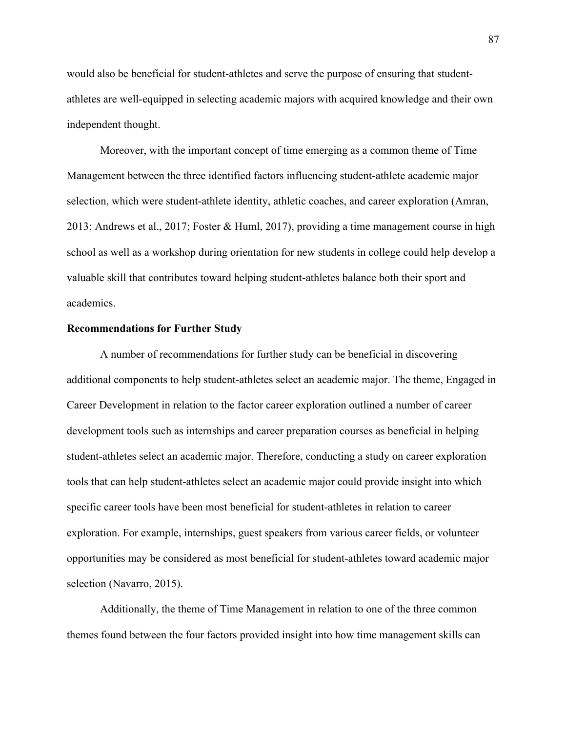would also be beneficial for student-athletes and serve the purpose of ensuring that student-athletes are well-equipped in selecting academic majors with acquired knowledge and their own independent thought.

Moreover, with the important concept of time emerging as a common theme of Time Management between the three identified factors influencing student-athlete academic major selection, which were student-athlete identity, athletic coaches, and career exploration (Amran, 2013; Andrews et al., 2017; Foster & Huml, 2017), providing a time management course in high school as well as a workshop during orientation for new students in college could help develop a valuable skill that contributes toward helping student-athletes balance both their sport and academics.

**Recommendations for Further Study**

A number of recommendations for further study can be beneficial in discovering additional components to help student-athletes select an academic major. The theme, Engaged in Career Development in relation to the factor career exploration outlined a number of career development tools such as internships and career preparation courses as beneficial in helping student-athletes select an academic major. Therefore, conducting a study on career exploration tools that can help student-athletes select an academic major could provide insight into which specific career tools have been most beneficial for student-athletes in relation to career exploration. For example, internships, guest speakers from various career fields, or volunteer opportunities may be considered as most beneficial for student-athletes toward academic major selection (Navarro, 2015).

Additionally, the theme of Time Management in relation to one of the three common themes found between the four factors provided insight into how time management skills can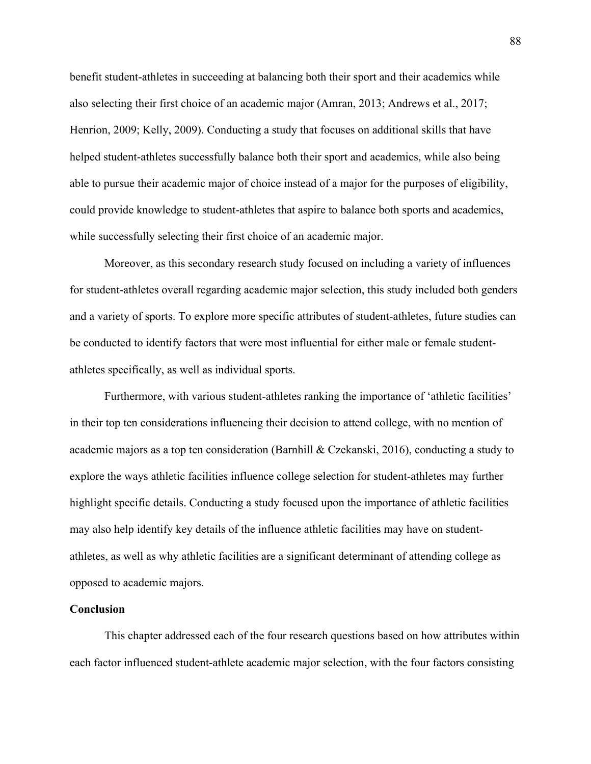benefit student-athletes in succeeding at balancing both their sport and their academics while also selecting their first choice of an academic major (Amran, 2013; Andrews et al., 2017; Henrion, 2009; Kelly, 2009). Conducting a study that focuses on additional skills that have helped student-athletes successfully balance both their sport and academics, while also being able to pursue their academic major of choice instead of a major for the purposes of eligibility, could provide knowledge to student-athletes that aspire to balance both sports and academics, while successfully selecting their first choice of an academic major.

Moreover, as this secondary research study focused on including a variety of influences for student-athletes overall regarding academic major selection, this study included both genders and a variety of sports. To explore more specific attributes of student-athletes, future studies can be conducted to identify factors that were most influential for either male or female student-athletes specifically, as well as individual sports.

Furthermore, with various student-athletes ranking the importance of 'athletic facilities' in their top ten considerations influencing their decision to attend college, with no mention of academic majors as a top ten consideration (Barnhill & Czekanski, 2016), conducting a study to explore the ways athletic facilities influence college selection for student-athletes may further highlight specific details. Conducting a study focused upon the importance of athletic facilities may also help identify key details of the influence athletic facilities may have on student-athletes, as well as why athletic facilities are a significant determinant of attending college as opposed to academic majors.

**Conclusion**

This chapter addressed each of the four research questions based on how attributes within each factor influenced student-athlete academic major selection, with the four factors consisting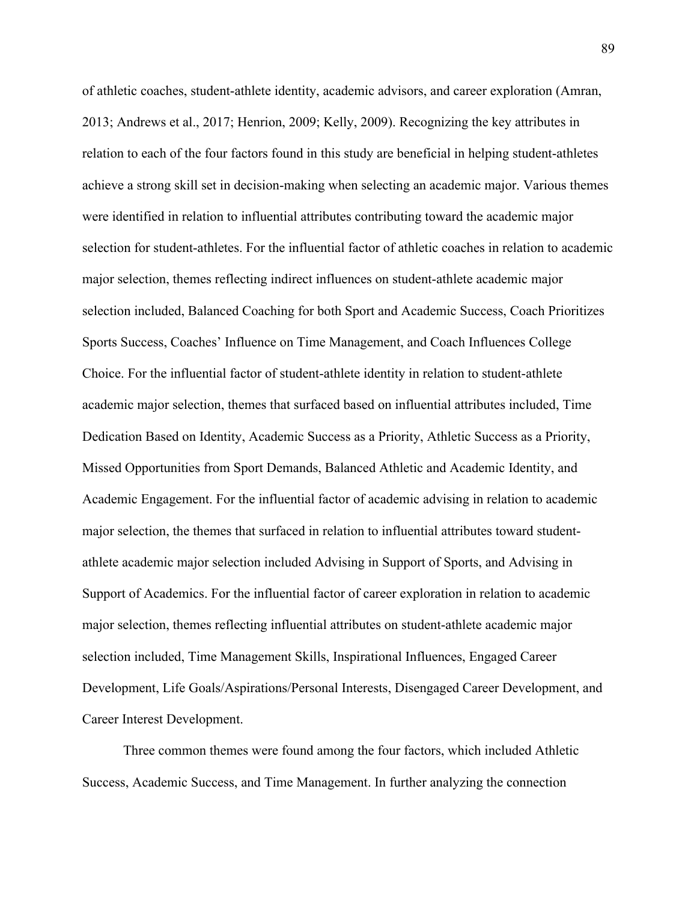of athletic coaches, student-athlete identity, academic advisors, and career exploration (Amran, 2013; Andrews et al., 2017; Henrion, 2009; Kelly, 2009). Recognizing the key attributes in relation to each of the four factors found in this study are beneficial in helping student-athletes achieve a strong skill set in decision-making when selecting an academic major. Various themes were identified in relation to influential attributes contributing toward the academic major selection for student-athletes. For the influential factor of athletic coaches in relation to academic major selection, themes reflecting indirect influences on student-athlete academic major selection included, Balanced Coaching for both Sport and Academic Success, Coach Prioritizes Sports Success, Coaches' Influence on Time Management, and Coach Influences College Choice. For the influential factor of student-athlete identity in relation to student-athlete academic major selection, themes that surfaced based on influential attributes included, Time Dedication Based on Identity, Academic Success as a Priority, Athletic Success as a Priority, Missed Opportunities from Sport Demands, Balanced Athletic and Academic Identity, and Academic Engagement. For the influential factor of academic advising in relation to academic major selection, the themes that surfaced in relation to influential attributes toward student-athlete academic major selection included Advising in Support of Sports, and Advising in Support of Academics. For the influential factor of career exploration in relation to academic major selection, themes reflecting influential attributes on student-athlete academic major selection included, Time Management Skills, Inspirational Influences, Engaged Career Development, Life Goals/Aspirations/Personal Interests, Disengaged Career Development, and Career Interest Development.

Three common themes were found among the four factors, which included Athletic Success, Academic Success, and Time Management. In further analyzing the connection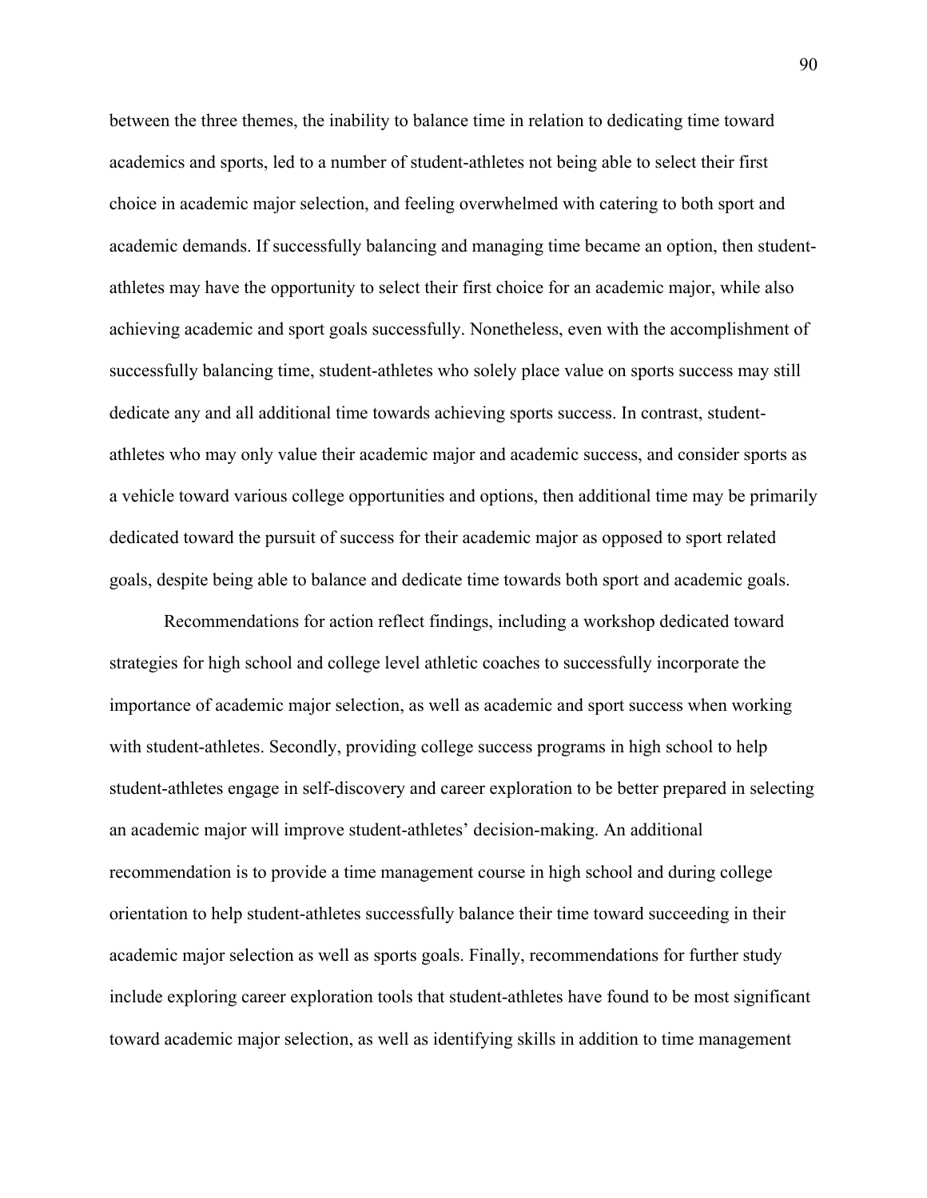between the three themes, the inability to balance time in relation to dedicating time toward academics and sports, led to a number of student-athletes not being able to select their first choice in academic major selection, and feeling overwhelmed with catering to both sport and academic demands. If successfully balancing and managing time became an option, then student-athletes may have the opportunity to select their first choice for an academic major, while also achieving academic and sport goals successfully. Nonetheless, even with the accomplishment of successfully balancing time, student-athletes who solely place value on sports success may still dedicate any and all additional time towards achieving sports success. In contrast, student-athletes who may only value their academic major and academic success, and consider sports as a vehicle toward various college opportunities and options, then additional time may be primarily dedicated toward the pursuit of success for their academic major as opposed to sport related goals, despite being able to balance and dedicate time towards both sport and academic goals.

Recommendations for action reflect findings, including a workshop dedicated toward strategies for high school and college level athletic coaches to successfully incorporate the importance of academic major selection, as well as academic and sport success when working with student-athletes. Secondly, providing college success programs in high school to help student-athletes engage in self-discovery and career exploration to be better prepared in selecting an academic major will improve student-athletes' decision-making. An additional recommendation is to provide a time management course in high school and during college orientation to help student-athletes successfully balance their time toward succeeding in their academic major selection as well as sports goals. Finally, recommendations for further study include exploring career exploration tools that student-athletes have found to be most significant toward academic major selection, as well as identifying skills in addition to time management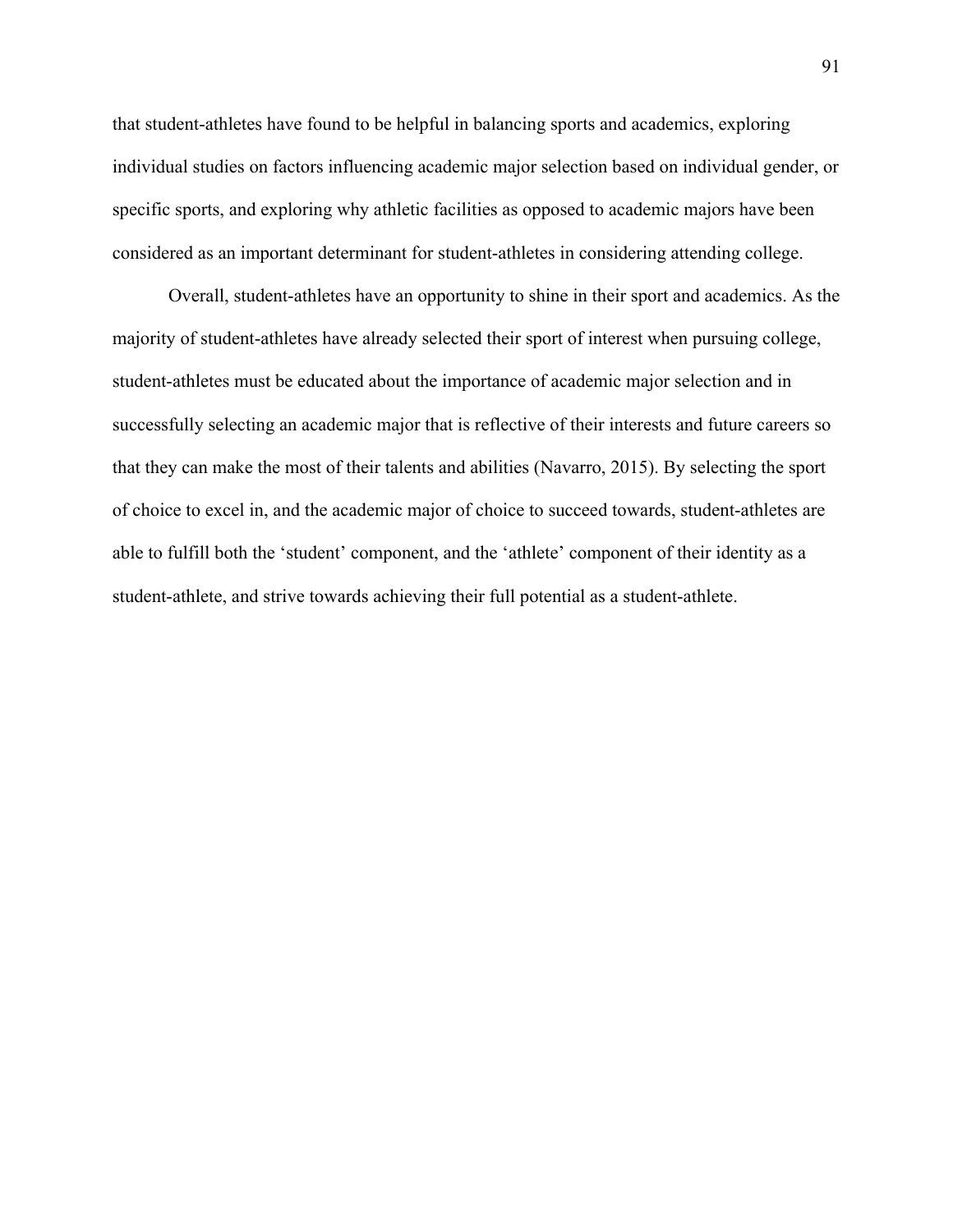that student-athletes have found to be helpful in balancing sports and academics, exploring individual studies on factors influencing academic major selection based on individual gender, or specific sports, and exploring why athletic facilities as opposed to academic majors have been considered as an important determinant for student-athletes in considering attending college.

Overall, student-athletes have an opportunity to shine in their sport and academics. As the majority of student-athletes have already selected their sport of interest when pursuing college, student-athletes must be educated about the importance of academic major selection and in successfully selecting an academic major that is reflective of their interests and future careers so that they can make the most of their talents and abilities (Navarro, 2015). By selecting the sport of choice to excel in, and the academic major of choice to succeed towards, student-athletes are able to fulfill both the 'student' component, and the 'athlete' component of their identity as a student-athlete, and strive towards achieving their full potential as a student-athlete.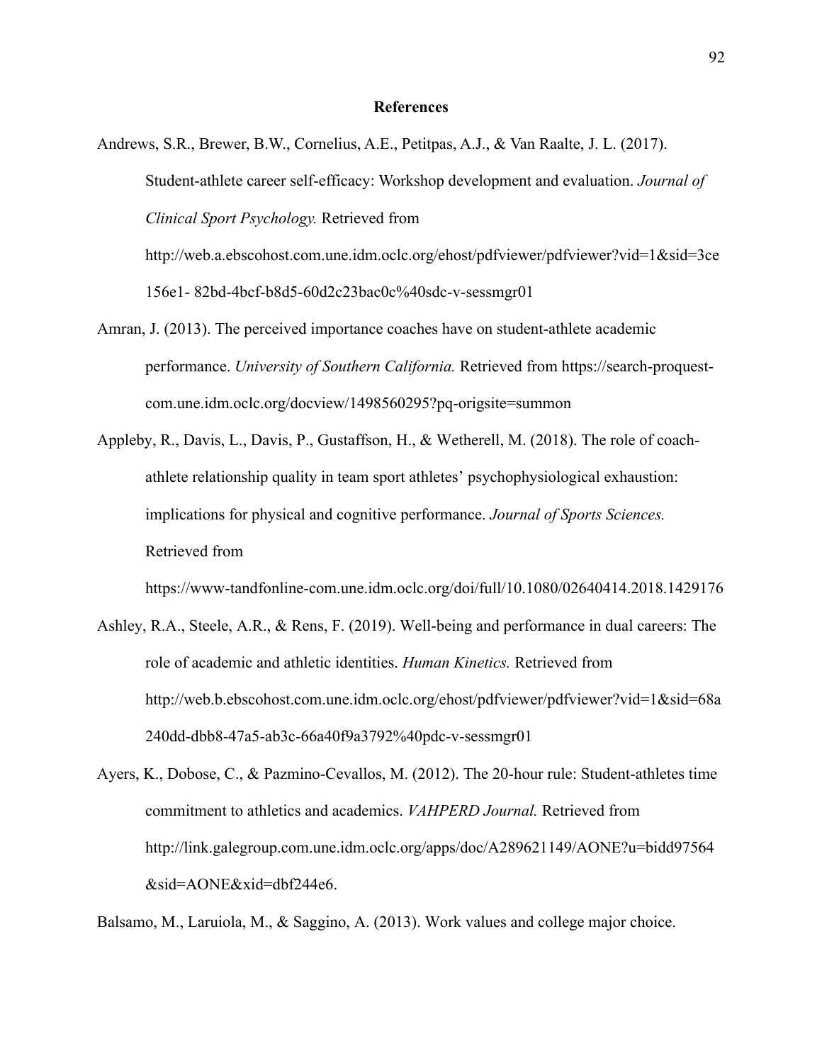## References

Andrews, S.R., Brewer, B.W., Cornelius, A.E., Petitpas, A.J., & Van Raalte, J. L. (2017). Student-athlete career self-efficacy: Workshop development and evaluation. *Journal of Clinical Sport Psychology.* Retrieved from http://web.a.ebscohost.com.une.idm.oclc.org/ehost/pdfviewer/pdfviewer?vid=1&sid=3ce156e1- 82bd-4bcf-b8d5-60d2c23bac0c%40sdc-v-sessmgr01

Amran, J. (2013). The perceived importance coaches have on student-athlete academic performance. *University of Southern California.* Retrieved from https://search-proquest-com.une.idm.oclc.org/docview/1498560295?pq-origsite=summon

Appleby, R., Davis, L., Davis, P., Gustaffson, H., & Wetherell, M. (2018). The role of coach-athlete relationship quality in team sport athletes' psychophysiological exhaustion: implications for physical and cognitive performance. *Journal of Sports Sciences.* Retrieved from https://www-tandfonline-com.une.idm.oclc.org/doi/full/10.1080/02640414.2018.1429176

Ashley, R.A., Steele, A.R., & Rens, F. (2019). Well-being and performance in dual careers: The role of academic and athletic identities. *Human Kinetics.* Retrieved from http://web.b.ebscohost.com.une.idm.oclc.org/ehost/pdfviewer/pdfviewer?vid=1&sid=68a240dd-dbb8-47a5-ab3c-66a40f9a3792%40pdc-v-sessmgr01

Ayers, K., Dobose, C., & Pazmino-Cevallos, M. (2012). The 20-hour rule: Student-athletes time commitment to athletics and academics. *VAHPERD Journal.* Retrieved from http://link.galegroup.com.une.idm.oclc.org/apps/doc/A289621149/AONE?u=bidd97564&sid=AONE&xid=dbf244e6.

Balsamo, M., Laruiola, M., & Saggino, A. (2013). Work values and college major choice.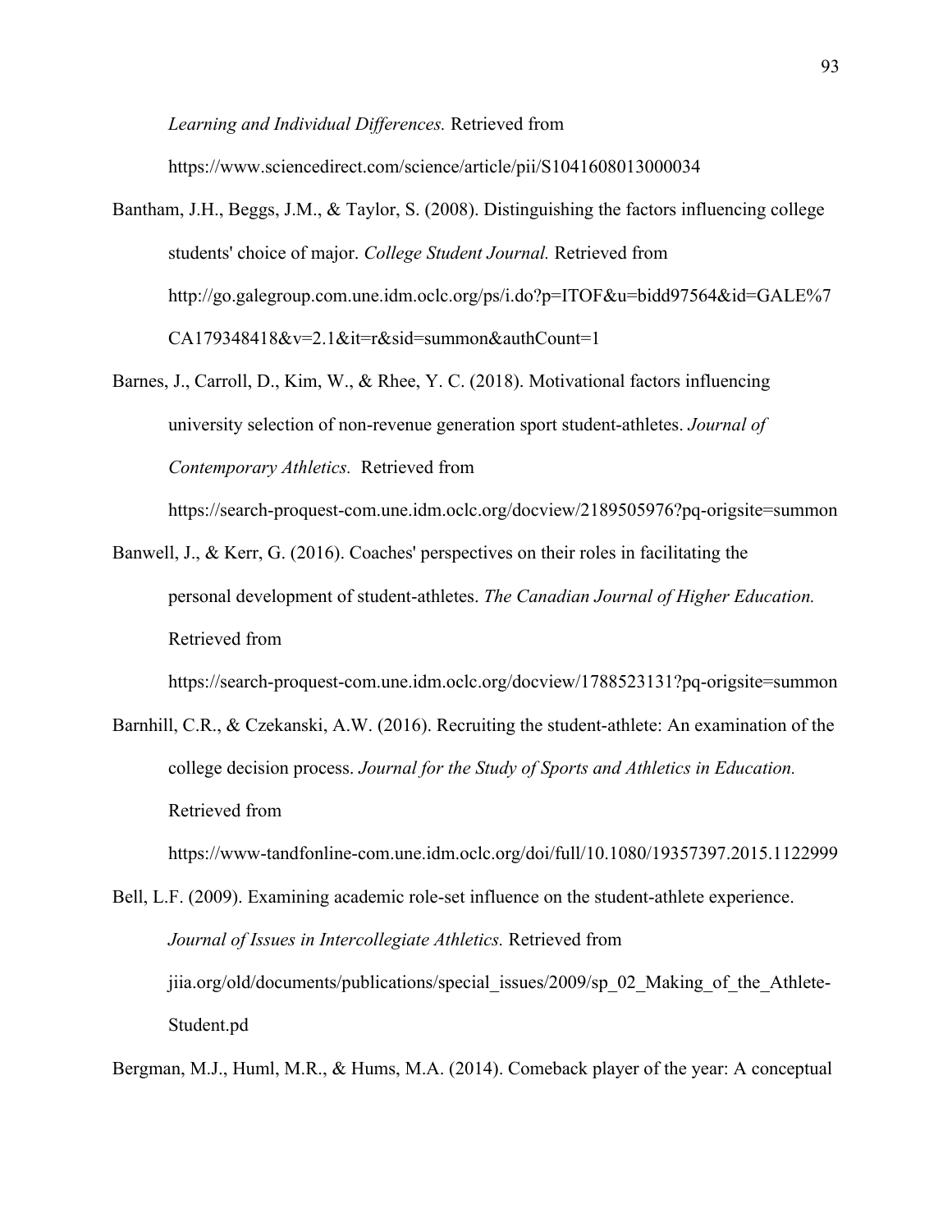*Learning and Individual Differences.* Retrieved from https://www.sciencedirect.com/science/article/pii/S1041608013000034

Bantham, J.H., Beggs, J.M., & Taylor, S. (2008). Distinguishing the factors influencing college students' choice of major. *College Student Journal.* Retrieved from http://go.galegroup.com.une.idm.oclc.org/ps/i.do?p=ITOF&u=bidd97564&id=GALE%7CA179348418&v=2.1&it=r&sid=summon&authCount=1

Barnes, J., Carroll, D., Kim, W., & Rhee, Y. C. (2018). Motivational factors influencing university selection of non-revenue generation sport student-athletes. *Journal of Contemporary Athletics.* Retrieved from https://search-proquest-com.une.idm.oclc.org/docview/2189505976?pq-origsite=summon

Banwell, J., & Kerr, G. (2016). Coaches' perspectives on their roles in facilitating the personal development of student-athletes. *The Canadian Journal of Higher Education.* Retrieved from https://search-proquest-com.une.idm.oclc.org/docview/1788523131?pq-origsite=summon

Barnhill, C.R., & Czekanski, A.W. (2016). Recruiting the student-athlete: An examination of the college decision process. *Journal for the Study of Sports and Athletics in Education.* Retrieved from https://www-tandfonline-com.une.idm.oclc.org/doi/full/10.1080/19357397.2015.1122999

Bell, L.F. (2009). Examining academic role-set influence on the student-athlete experience. *Journal of Issues in Intercollegiate Athletics.* Retrieved from jiia.org/old/documents/publications/special_issues/2009/sp_02_Making_of_the_Athlete-Student.pd

Bergman, M.J., Huml, M.R., & Hums, M.A. (2014). Comeback player of the year: A conceptual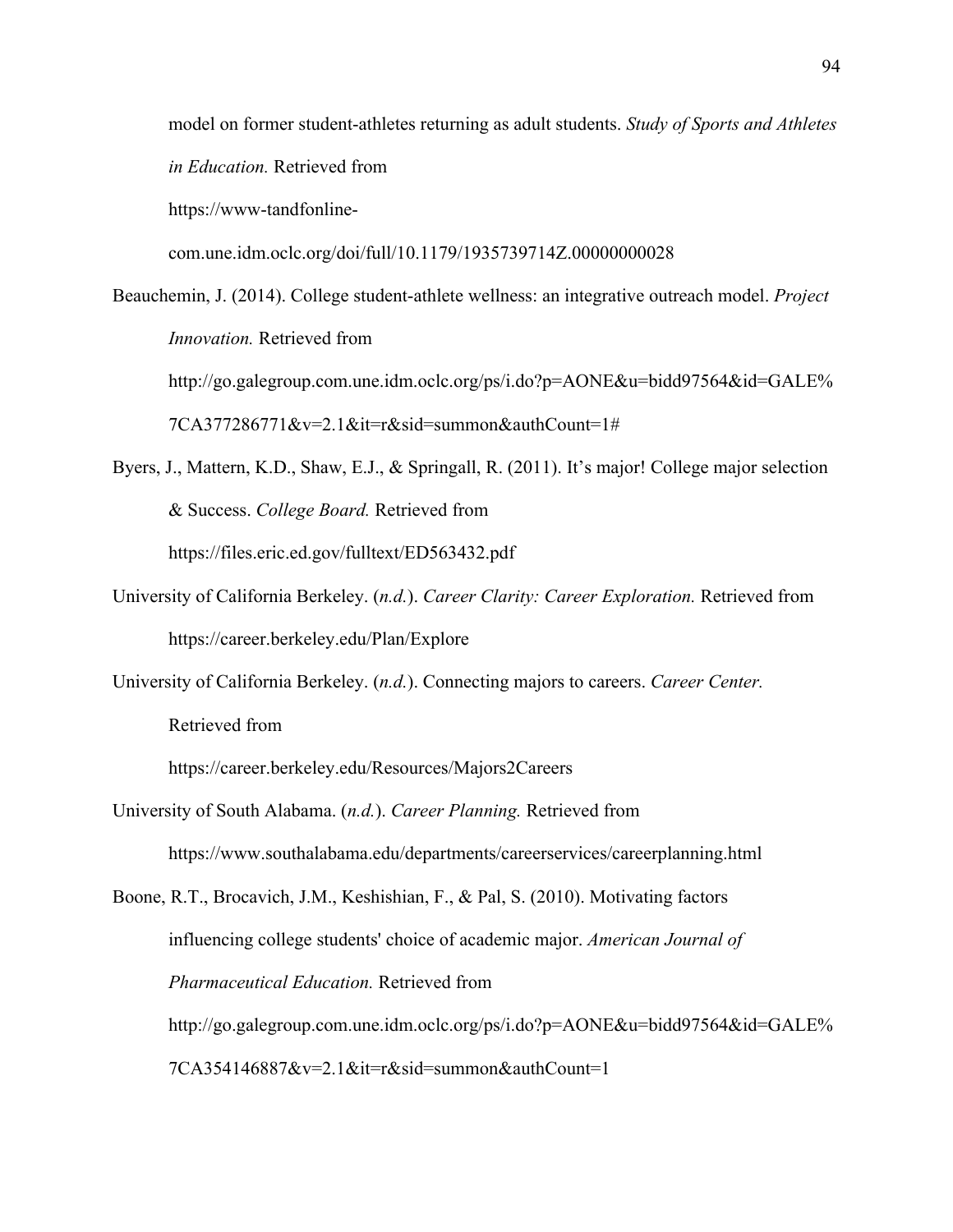model on former student-athletes returning as adult students. *Study of Sports and Athletes in Education.* Retrieved from https://www-tandfonline-com.une.idm.oclc.org/doi/full/10.1179/1935739714Z.00000000028

Beauchemin, J. (2014). College student-athlete wellness: an integrative outreach model. *Project Innovation.* Retrieved from http://go.galegroup.com.une.idm.oclc.org/ps/i.do?p=AONE&u=bidd97564&id=GALE%7CA377286771&v=2.1&it=r&sid=summon&authCount=1#

Byers, J., Mattern, K.D., Shaw, E.J., & Springall, R. (2011). It's major! College major selection & Success. *College Board.* Retrieved from https://files.eric.ed.gov/fulltext/ED563432.pdf

University of California Berkeley. (*n.d.*). *Career Clarity: Career Exploration.* Retrieved from https://career.berkeley.edu/Plan/Explore

University of California Berkeley. (*n.d.*). Connecting majors to careers. *Career Center.* Retrieved from https://career.berkeley.edu/Resources/Majors2Careers

University of South Alabama. (*n.d.*). *Career Planning.* Retrieved from https://www.southalabama.edu/departments/careerservices/careerplanning.html

Boone, R.T., Brocavich, J.M., Keshishian, F., & Pal, S. (2010). Motivating factors influencing college students' choice of academic major. *American Journal of Pharmaceutical Education.* Retrieved from http://go.galegroup.com.une.idm.oclc.org/ps/i.do?p=AONE&u=bidd97564&id=GALE%7CA354146887&v=2.1&it=r&sid=summon&authCount=1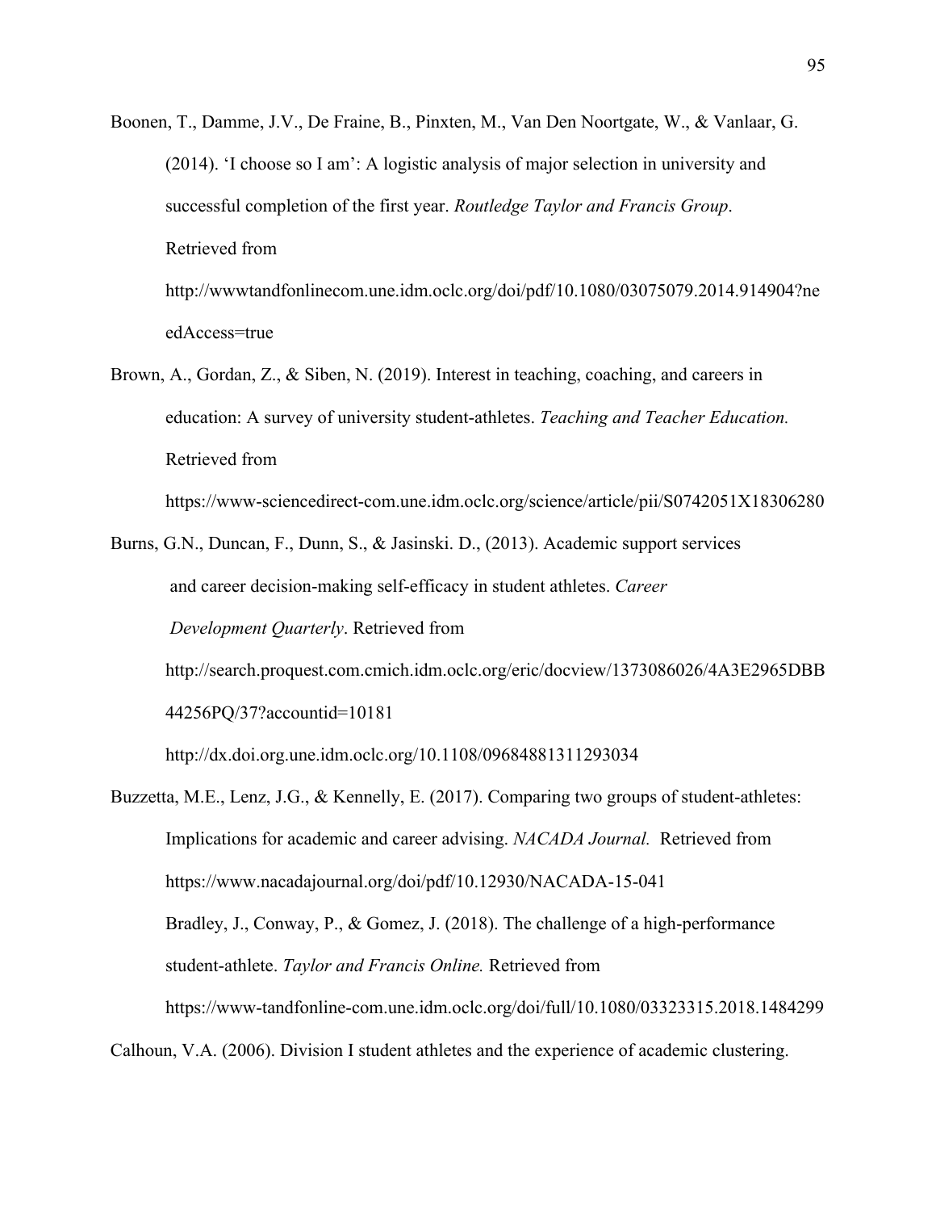Boonen, T., Damme, J.V., De Fraine, B., Pinxten, M., Van Den Noortgate, W., & Vanlaar, G. (2014). ‘I choose so I am’: A logistic analysis of major selection in university and successful completion of the first year. *Routledge Taylor and Francis Group*. Retrieved from http://wwwtandfonlinecom.une.idm.oclc.org/doi/pdf/10.1080/03075079.2014.914904?needAccess=true

Brown, A., Gordan, Z., & Siben, N. (2019). Interest in teaching, coaching, and careers in education: A survey of university student-athletes. *Teaching and Teacher Education.* Retrieved from https://www-sciencedirect-com.une.idm.oclc.org/science/article/pii/S0742051X18306280

Burns, G.N., Duncan, F., Dunn, S., & Jasinski. D., (2013). Academic support services and career decision-making self-efficacy in student athletes. *Career Development Quarterly*. Retrieved from http://search.proquest.com.cmich.idm.oclc.org/eric/docview/1373086026/4A3E2965DBB44256PQ/37?accountid=10181 http://dx.doi.org.une.idm.oclc.org/10.1108/09684881311293034

Buzzetta, M.E., Lenz, J.G., & Kennelly, E. (2017). Comparing two groups of student-athletes: Implications for academic and career advising. *NACADA Journal.* Retrieved from https://www.nacadajournal.org/doi/pdf/10.12930/NACADA-15-041 Bradley, J., Conway, P., & Gomez, J. (2018). The challenge of a high-performance student-athlete. *Taylor and Francis Online.* Retrieved from https://www-tandfonline-com.une.idm.oclc.org/doi/full/10.1080/03323315.2018.1484299

Calhoun, V.A. (2006). Division I student athletes and the experience of academic clustering.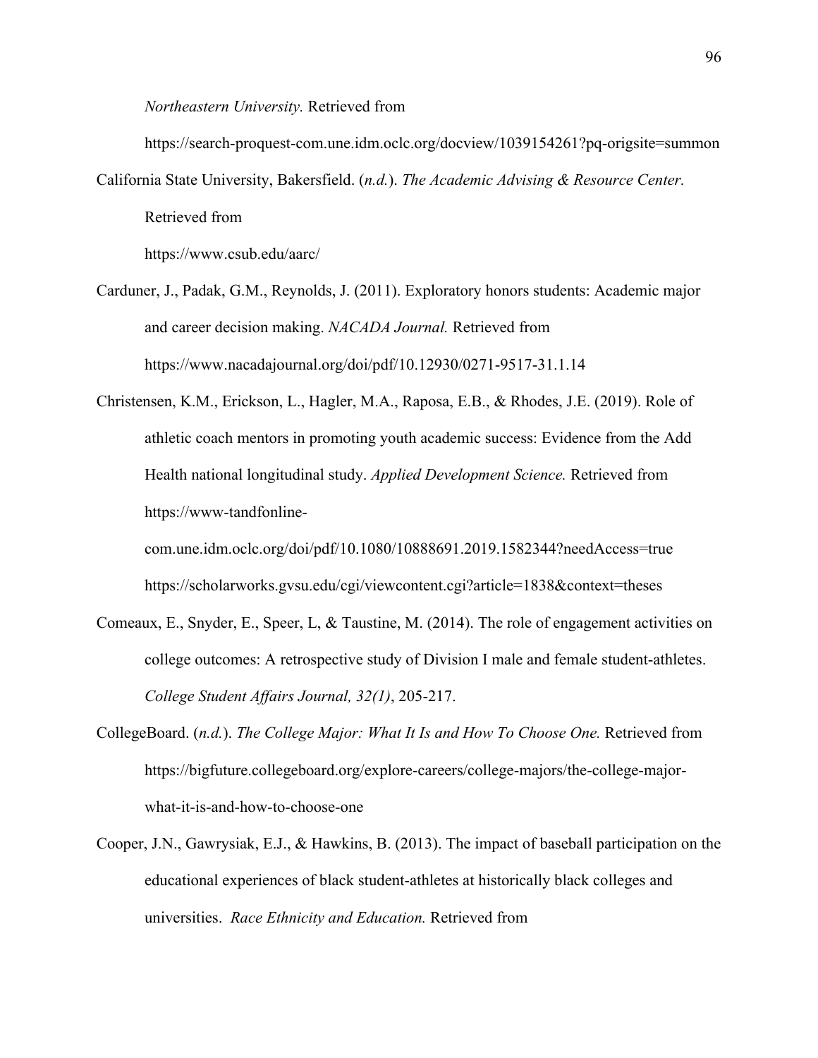*Northeastern University.* Retrieved from

https://search-proquest-com.une.idm.oclc.org/docview/1039154261?pq-origsite=summon

California State University, Bakersfield. (*n.d.*). *The Academic Advising & Resource Center.* Retrieved from

https://www.csub.edu/aarc/

Carduner, J., Padak, G.M., Reynolds, J. (2011). Exploratory honors students: Academic major and career decision making. *NACADA Journal.* Retrieved from https://www.nacadajournal.org/doi/pdf/10.12930/0271-9517-31.1.14

Christensen, K.M., Erickson, L., Hagler, M.A., Raposa, E.B., & Rhodes, J.E. (2019). Role of athletic coach mentors in promoting youth academic success: Evidence from the Add Health national longitudinal study. *Applied Development Science.* Retrieved from https://www-tandfonline-com.une.idm.oclc.org/doi/pdf/10.1080/10888691.2019.1582344?needAccess=true https://scholarworks.gvsu.edu/cgi/viewcontent.cgi?article=1838&context=theses

Comeaux, E., Snyder, E., Speer, L, & Taustine, M. (2014). The role of engagement activities on college outcomes: A retrospective study of Division I male and female student-athletes. *College Student Affairs Journal, 32(1)*, 205-217.

CollegeBoard. (*n.d.*). *The College Major: What It Is and How To Choose One.* Retrieved from https://bigfuture.collegeboard.org/explore-careers/college-majors/the-college-major-what-it-is-and-how-to-choose-one

Cooper, J.N., Gawrysiak, E.J., & Hawkins, B. (2013). The impact of baseball participation on the educational experiences of black student-athletes at historically black colleges and universities. *Race Ethnicity and Education.* Retrieved from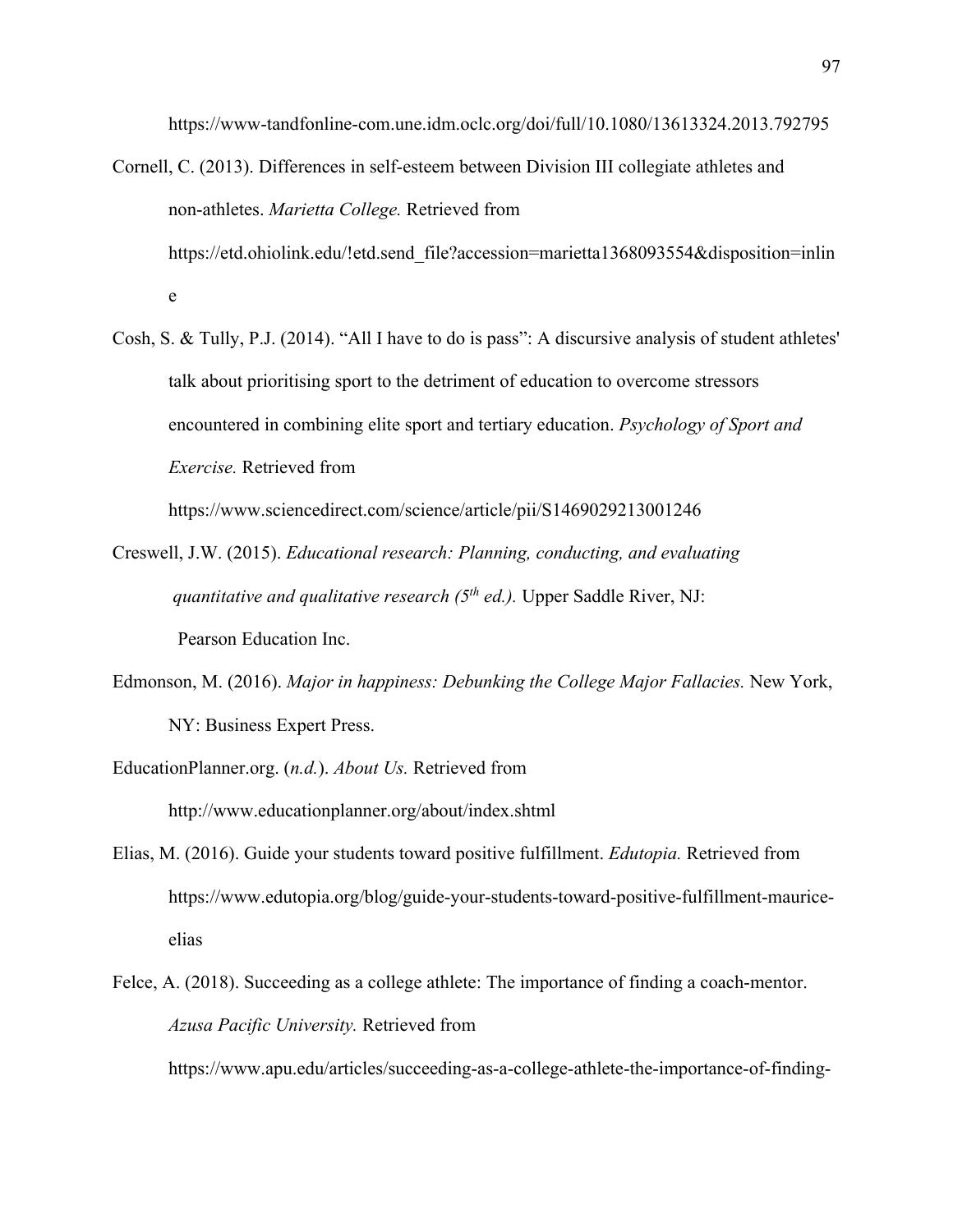https://www-tandfonline-com.une.idm.oclc.org/doi/full/10.1080/13613324.2013.792795

Cornell, C. (2013). Differences in self-esteem between Division III collegiate athletes and non-athletes. *Marietta College.* Retrieved from https://etd.ohiolink.edu/!etd.send_file?accession=marietta1368093554&disposition=inline

Cosh, S. & Tully, P.J. (2014). "All I have to do is pass": A discursive analysis of student athletes' talk about prioritising sport to the detriment of education to overcome stressors encountered in combining elite sport and tertiary education. *Psychology of Sport and Exercise.* Retrieved from https://www.sciencedirect.com/science/article/pii/S1469029213001246

Creswell, J.W. (2015). *Educational research: Planning, conducting, and evaluating quantitative and qualitative research (5th ed.).* Upper Saddle River, NJ: Pearson Education Inc.

Edmonson, M. (2016). *Major in happiness: Debunking the College Major Fallacies.* New York, NY: Business Expert Press.

EducationPlanner.org. (*n.d.*). *About Us.* Retrieved from http://www.educationplanner.org/about/index.shtml

Elias, M. (2016). Guide your students toward positive fulfillment. *Edutopia.* Retrieved from https://www.edutopia.org/blog/guide-your-students-toward-positive-fulfillment-maurice-elias

Felce, A. (2018). Succeeding as a college athlete: The importance of finding a coach-mentor. *Azusa Pacific University.* Retrieved from https://www.apu.edu/articles/succeeding-as-a-college-athlete-the-importance-of-finding-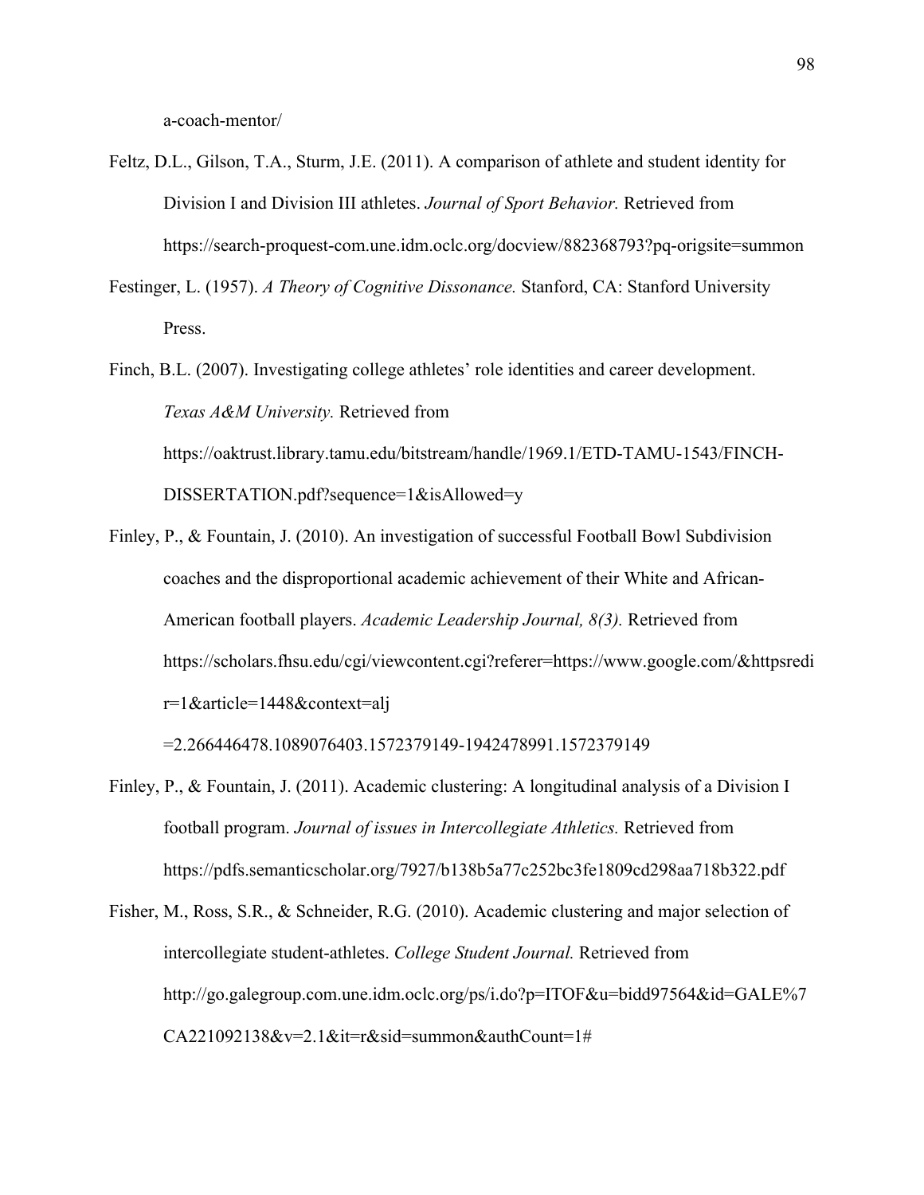a-coach-mentor/

Feltz, D.L., Gilson, T.A., Sturm, J.E. (2011). A comparison of athlete and student identity for Division I and Division III athletes. *Journal of Sport Behavior.* Retrieved from https://search-proquest-com.une.idm.oclc.org/docview/882368793?pq-origsite=summon

Festinger, L. (1957). *A Theory of Cognitive Dissonance.* Stanford, CA: Stanford University Press.

Finch, B.L. (2007). Investigating college athletes' role identities and career development. *Texas A&M University.* Retrieved from https://oaktrust.library.tamu.edu/bitstream/handle/1969.1/ETD-TAMU-1543/FINCH-DISSERTATION.pdf?sequence=1&isAllowed=y

Finley, P., & Fountain, J. (2010). An investigation of successful Football Bowl Subdivision coaches and the disproportional academic achievement of their White and African-American football players. *Academic Leadership Journal, 8(3).* Retrieved from https://scholars.fhsu.edu/cgi/viewcontent.cgi?referer=https://www.google.com/&httpsredir=1&article=1448&context=alj =2.266446478.1089076403.1572379149-1942478991.1572379149

Finley, P., & Fountain, J. (2011). Academic clustering: A longitudinal analysis of a Division I football program. *Journal of issues in Intercollegiate Athletics.* Retrieved from https://pdfs.semanticscholar.org/7927/b138b5a77c252bc3fe1809cd298aa718b322.pdf

Fisher, M., Ross, S.R., & Schneider, R.G. (2010). Academic clustering and major selection of intercollegiate student-athletes. *College Student Journal.* Retrieved from http://go.galegroup.com.une.idm.oclc.org/ps/i.do?p=ITOF&u=bidd97564&id=GALE%7CA221092138&v=2.1&it=r&sid=summon&authCount=1#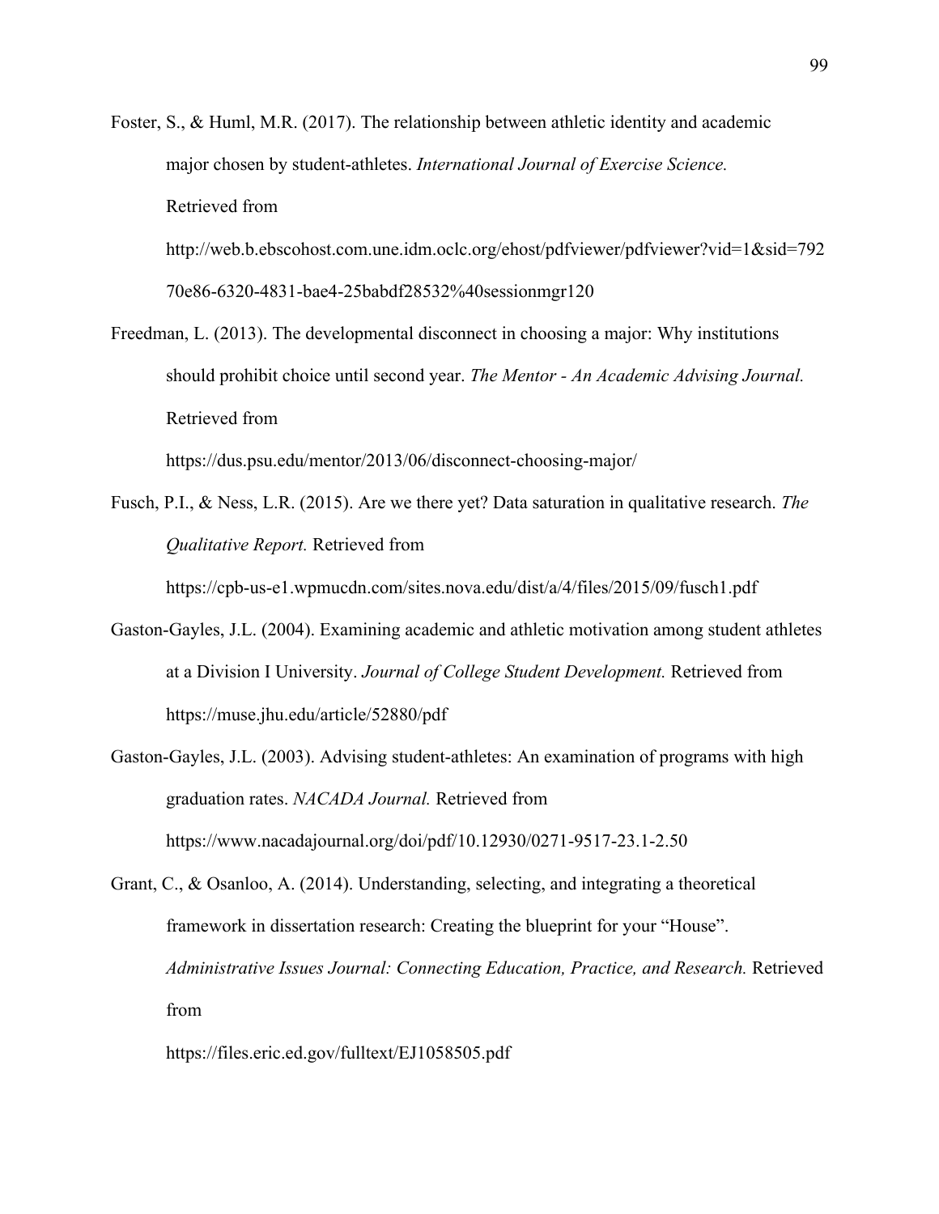Foster, S., & Huml, M.R. (2017). The relationship between athletic identity and academic major chosen by student-athletes. *International Journal of Exercise Science.* Retrieved from http://web.b.ebscohost.com.une.idm.oclc.org/ehost/pdfviewer/pdfviewer?vid=1&sid=79270e86-6320-4831-bae4-25babdf28532%40sessionmgr120

Freedman, L. (2013). The developmental disconnect in choosing a major: Why institutions should prohibit choice until second year. *The Mentor - An Academic Advising Journal.* Retrieved from https://dus.psu.edu/mentor/2013/06/disconnect-choosing-major/

Fusch, P.I., & Ness, L.R. (2015). Are we there yet? Data saturation in qualitative research. *The Qualitative Report.* Retrieved from https://cpb-us-e1.wpmucdn.com/sites.nova.edu/dist/a/4/files/2015/09/fusch1.pdf

Gaston-Gayles, J.L. (2004). Examining academic and athletic motivation among student athletes at a Division I University. *Journal of College Student Development.* Retrieved from https://muse.jhu.edu/article/52880/pdf

Gaston-Gayles, J.L. (2003). Advising student-athletes: An examination of programs with high graduation rates. *NACADA Journal.* Retrieved from https://www.nacadajournal.org/doi/pdf/10.12930/0271-9517-23.1-2.50

Grant, C., & Osanloo, A. (2014). Understanding, selecting, and integrating a theoretical framework in dissertation research: Creating the blueprint for your "House". *Administrative Issues Journal: Connecting Education, Practice, and Research.* Retrieved from https://files.eric.ed.gov/fulltext/EJ1058505.pdf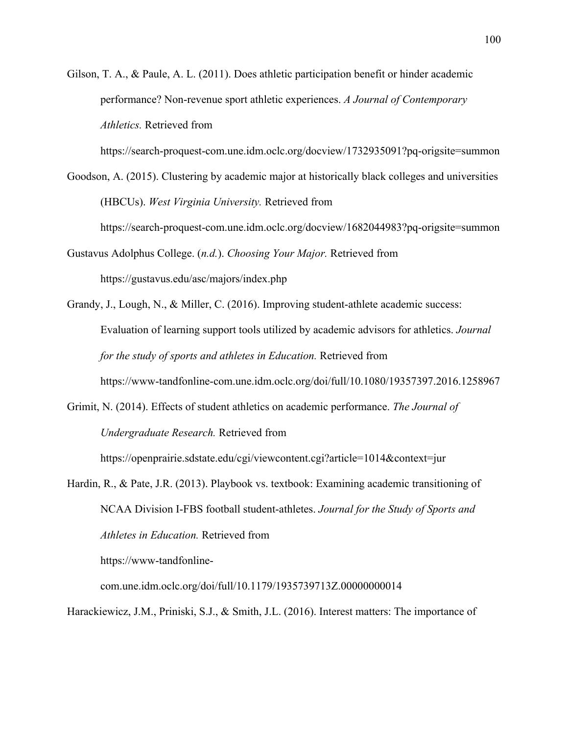Gilson, T. A., & Paule, A. L. (2011). Does athletic participation benefit or hinder academic performance? Non-revenue sport athletic experiences. *A Journal of Contemporary Athletics.* Retrieved from https://search-proquest-com.une.idm.oclc.org/docview/1732935091?pq-origsite=summon

Goodson, A. (2015). Clustering by academic major at historically black colleges and universities (HBCUs). *West Virginia University.* Retrieved from https://search-proquest-com.une.idm.oclc.org/docview/1682044983?pq-origsite=summon

Gustavus Adolphus College. (*n.d.*). *Choosing Your Major.* Retrieved from https://gustavus.edu/asc/majors/index.php

Grandy, J., Lough, N., & Miller, C. (2016). Improving student-athlete academic success: Evaluation of learning support tools utilized by academic advisors for athletics. *Journal for the study of sports and athletes in Education.* Retrieved from https://www-tandfonline-com.une.idm.oclc.org/doi/full/10.1080/19357397.2016.1258967

Grimit, N. (2014). Effects of student athletics on academic performance. *The Journal of Undergraduate Research.* Retrieved from https://openprairie.sdstate.edu/cgi/viewcontent.cgi?article=1014&context=jur

Hardin, R., & Pate, J.R. (2013). Playbook vs. textbook: Examining academic transitioning of NCAA Division I-FBS football student-athletes. *Journal for the Study of Sports and Athletes in Education.* Retrieved from https://www-tandfonline-com.une.idm.oclc.org/doi/full/10.1179/1935739713Z.00000000014

Harackiewicz, J.M., Priniski, S.J., & Smith, J.L. (2016). Interest matters: The importance of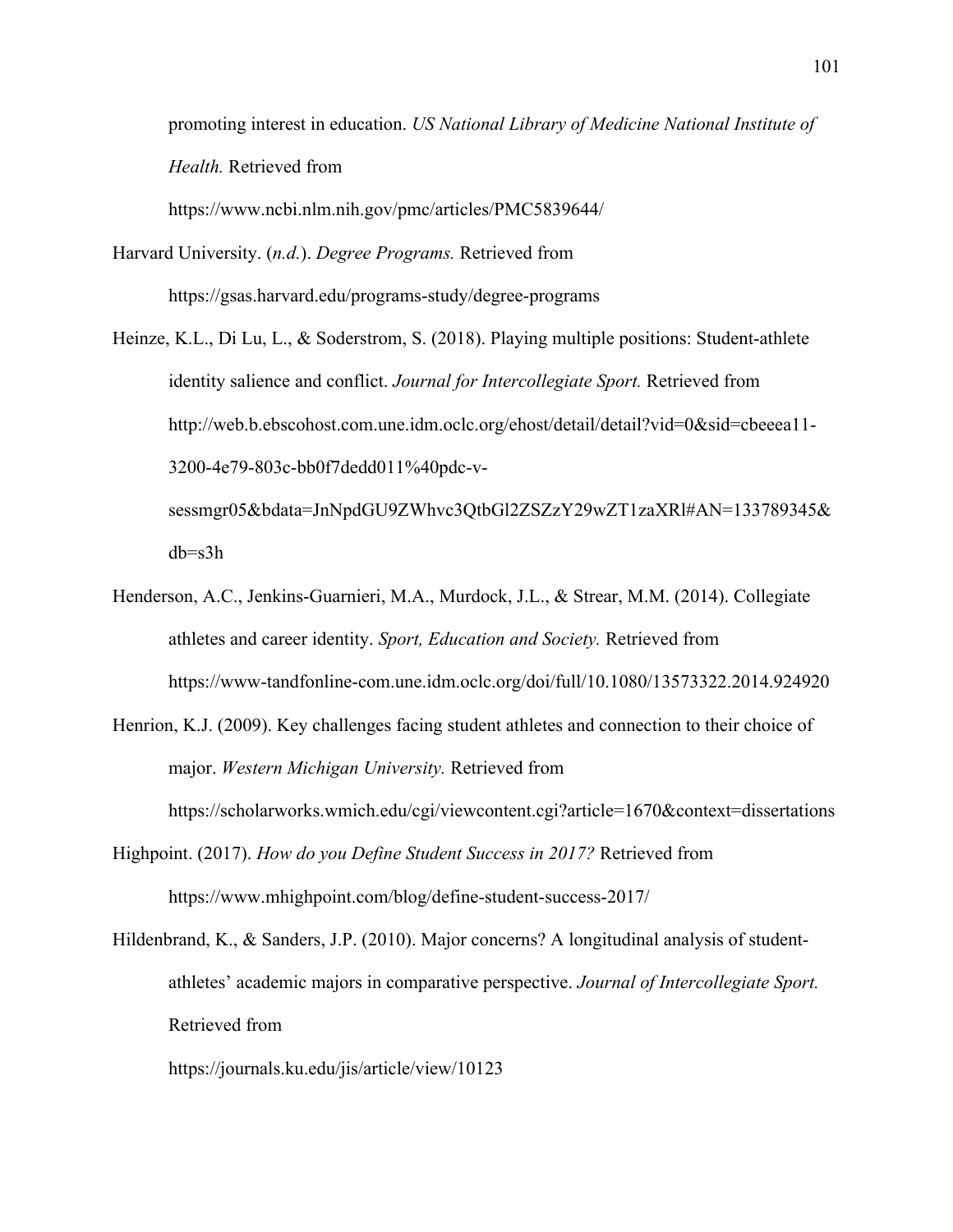promoting interest in education. *US National Library of Medicine National Institute of Health.* Retrieved from https://www.ncbi.nlm.nih.gov/pmc/articles/PMC5839644/

Harvard University. (*n.d.*). *Degree Programs.* Retrieved from https://gsas.harvard.edu/programs-study/degree-programs

Heinze, K.L., Di Lu, L., & Soderstrom, S. (2018). Playing multiple positions: Student-athlete identity salience and conflict. *Journal for Intercollegiate Sport.* Retrieved from http://web.b.ebscohost.com.une.idm.oclc.org/ehost/detail/detail?vid=0&sid=cbeeea11-3200-4e79-803c-bb0f7dedd011%40pdc-v-sessmgr05&bdata=JnNpdGU9ZWhvc3QtbGl2ZSZzY29wZT1zaXRl#AN=133789345&db=s3h

Henderson, A.C., Jenkins-Guarnieri, M.A., Murdock, J.L., & Strear, M.M. (2014). Collegiate athletes and career identity. *Sport, Education and Society.* Retrieved from https://www-tandfonline-com.une.idm.oclc.org/doi/full/10.1080/13573322.2014.924920

Henrion, K.J. (2009). Key challenges facing student athletes and connection to their choice of major. *Western Michigan University.* Retrieved from https://scholarworks.wmich.edu/cgi/viewcontent.cgi?article=1670&context=dissertations

Highpoint. (2017). *How do you Define Student Success in 2017?* Retrieved from https://www.mhighpoint.com/blog/define-student-success-2017/

Hildenbrand, K., & Sanders, J.P. (2010). Major concerns? A longitudinal analysis of student-athletes' academic majors in comparative perspective. *Journal of Intercollegiate Sport.* Retrieved from https://journals.ku.edu/jis/article/view/10123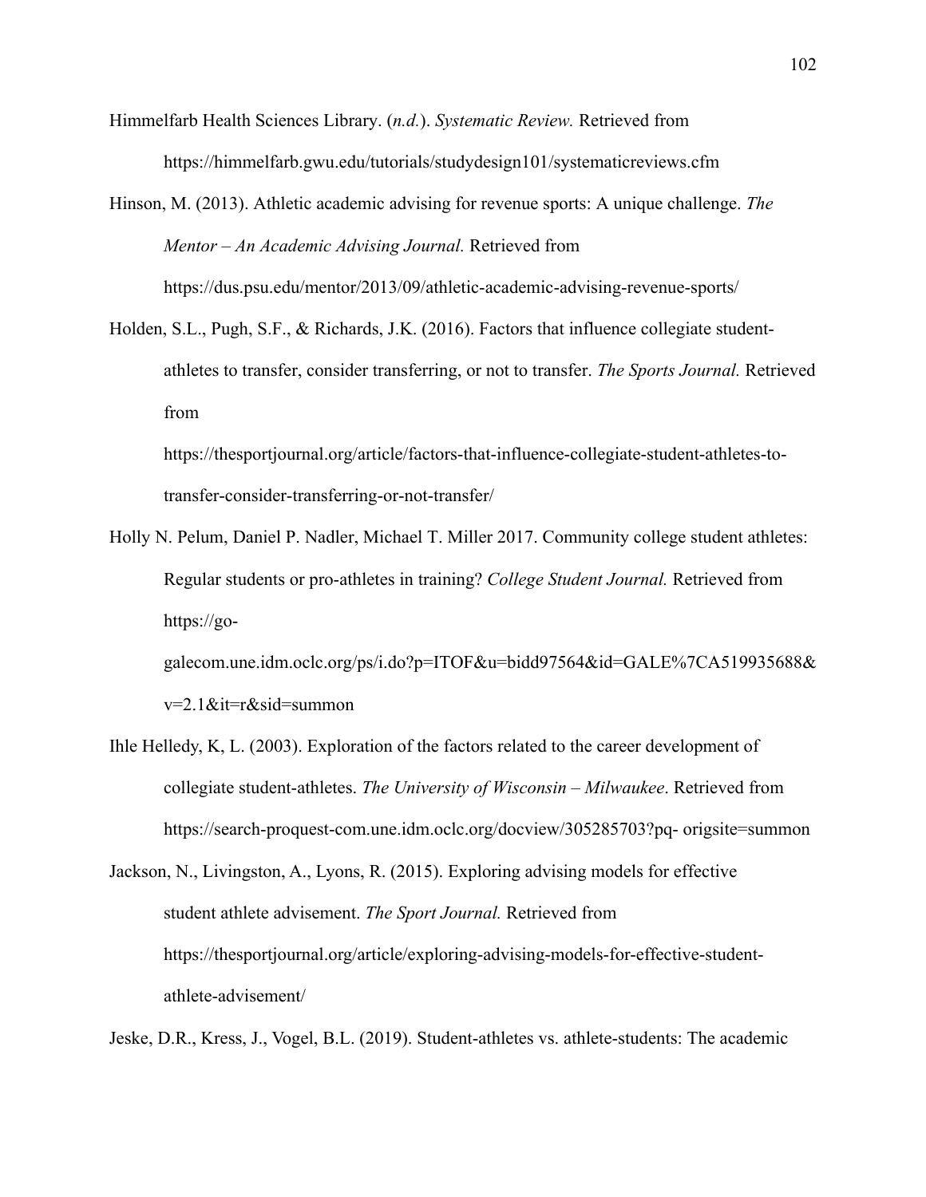Himmelfarb Health Sciences Library. (*n.d.*). *Systematic Review.* Retrieved from https://himmelfarb.gwu.edu/tutorials/studydesign101/systematicreviews.cfm

Hinson, M. (2013). Athletic academic advising for revenue sports: A unique challenge. *The Mentor – An Academic Advising Journal.* Retrieved from https://dus.psu.edu/mentor/2013/09/athletic-academic-advising-revenue-sports/

Holden, S.L., Pugh, S.F., & Richards, J.K. (2016). Factors that influence collegiate student-athletes to transfer, consider transferring, or not to transfer. *The Sports Journal.* Retrieved from https://thesportjournal.org/article/factors-that-influence-collegiate-student-athletes-to-transfer-consider-transferring-or-not-transfer/

Holly N. Pelum, Daniel P. Nadler, Michael T. Miller 2017. Community college student athletes: Regular students or pro-athletes in training? *College Student Journal.* Retrieved from https://go-galecom.une.idm.oclc.org/ps/i.do?p=ITOF&u=bidd97564&id=GALE%7CA519935688&v=2.1&it=r&sid=summon

Ihle Helledy, K, L. (2003). Exploration of the factors related to the career development of collegiate student-athletes. *The University of Wisconsin – Milwaukee*. Retrieved from https://search-proquest-com.une.idm.oclc.org/docview/305285703?pq- origsite=summon

Jackson, N., Livingston, A., Lyons, R. (2015). Exploring advising models for effective student athlete advisement. *The Sport Journal.* Retrieved from https://thesportjournal.org/article/exploring-advising-models-for-effective-student-athlete-advisement/

Jeske, D.R., Kress, J., Vogel, B.L. (2019). Student-athletes vs. athlete-students: The academic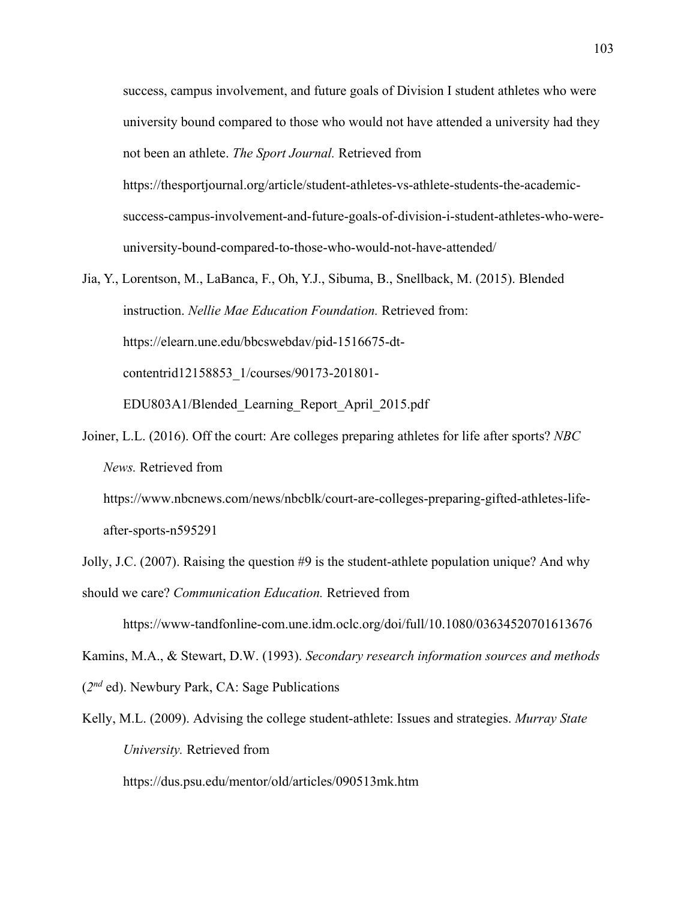success, campus involvement, and future goals of Division I student athletes who were university bound compared to those who would not have attended a university had they not been an athlete. *The Sport Journal.* Retrieved from https://thesportjournal.org/article/student-athletes-vs-athlete-students-the-academic-success-campus-involvement-and-future-goals-of-division-i-student-athletes-who-were-university-bound-compared-to-those-who-would-not-have-attended/

Jia, Y., Lorentson, M., LaBanca, F., Oh, Y.J., Sibuma, B., Snellback, M. (2015). Blended instruction. *Nellie Mae Education Foundation.* Retrieved from: https://elearn.une.edu/bbcswebdav/pid-1516675-dt-contentrid12158853_1/courses/90173-201801-EDU803A1/Blended_Learning_Report_April_2015.pdf

Joiner, L.L. (2016). Off the court: Are colleges preparing athletes for life after sports? *NBC News.* Retrieved from https://www.nbcnews.com/news/nbcblk/court-are-colleges-preparing-gifted-athletes-life-after-sports-n595291

Jolly, J.C. (2007). Raising the question #9 is the student-athlete population unique? And why should we care? *Communication Education.* Retrieved from https://www-tandfonline-com.une.idm.oclc.org/doi/full/10.1080/03634520701613676

Kamins, M.A., & Stewart, D.W. (1993). *Secondary research information sources and methods* (*2nd* ed). Newbury Park, CA: Sage Publications

Kelly, M.L. (2009). Advising the college student-athlete: Issues and strategies. *Murray State University.* Retrieved from https://dus.psu.edu/mentor/old/articles/090513mk.htm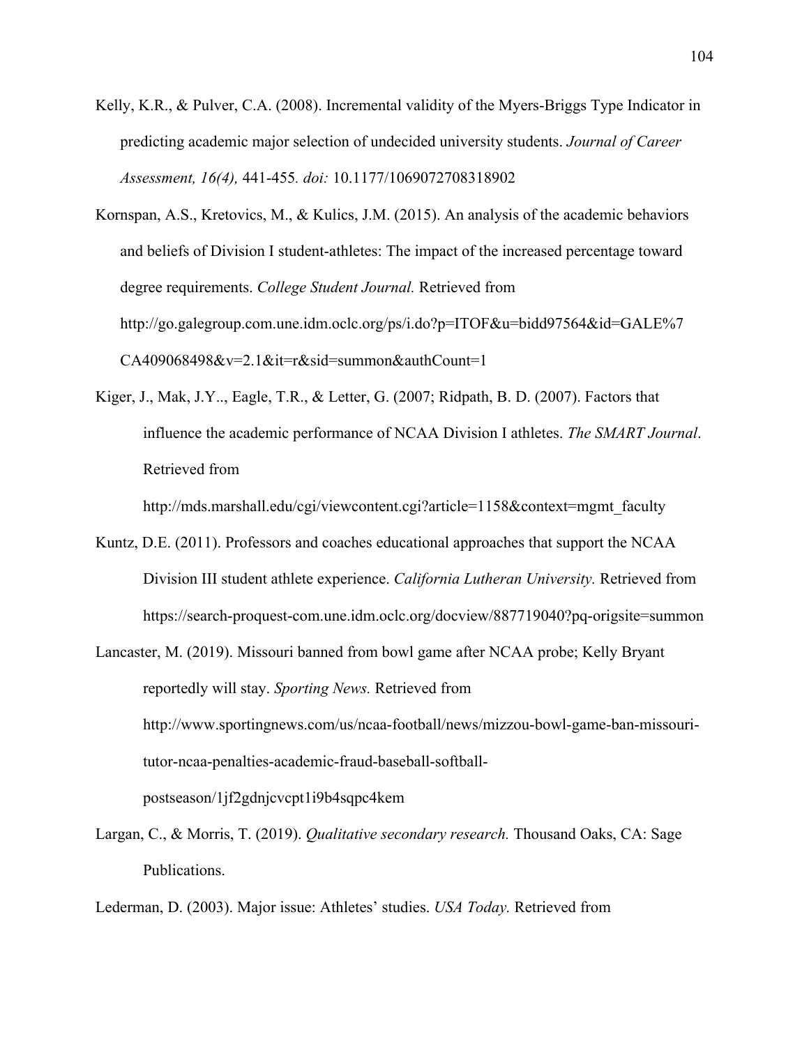Kelly, K.R., & Pulver, C.A. (2008). Incremental validity of the Myers-Briggs Type Indicator in predicting academic major selection of undecided university students. *Journal of Career Assessment, 16(4),* 441-455*. doi:* 10.1177/1069072708318902

Kornspan, A.S., Kretovics, M., & Kulics, J.M. (2015). An analysis of the academic behaviors and beliefs of Division I student-athletes: The impact of the increased percentage toward degree requirements. *College Student Journal.* Retrieved from http://go.galegroup.com.une.idm.oclc.org/ps/i.do?p=ITOF&u=bidd97564&id=GALE%7CA409068498&v=2.1&it=r&sid=summon&authCount=1

Kiger, J., Mak, J.Y.., Eagle, T.R., & Letter, G. (2007; Ridpath, B. D. (2007). Factors that influence the academic performance of NCAA Division I athletes. *The SMART Journal*. Retrieved from http://mds.marshall.edu/cgi/viewcontent.cgi?article=1158&context=mgmt_faculty

Kuntz, D.E. (2011). Professors and coaches educational approaches that support the NCAA Division III student athlete experience. *California Lutheran University.* Retrieved from https://search-proquest-com.une.idm.oclc.org/docview/887719040?pq-origsite=summon

Lancaster, M. (2019). Missouri banned from bowl game after NCAA probe; Kelly Bryant reportedly will stay. *Sporting News.* Retrieved from http://www.sportingnews.com/us/ncaa-football/news/mizzou-bowl-game-ban-missouri-tutor-ncaa-penalties-academic-fraud-baseball-softball-postseason/1jf2gdnjcvcpt1i9b4sqpc4kem

Largan, C., & Morris, T. (2019). *Qualitative secondary research.* Thousand Oaks, CA: Sage Publications.

Lederman, D. (2003). Major issue: Athletes' studies. *USA Today.* Retrieved from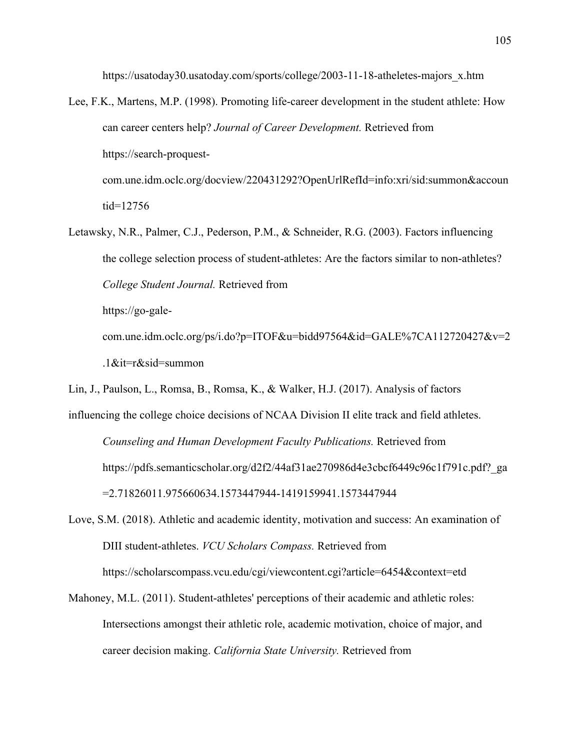https://usatoday30.usatoday.com/sports/college/2003-11-18-atheletes-majors_x.htm

Lee, F.K., Martens, M.P. (1998). Promoting life-career development in the student athlete: How can career centers help? *Journal of Career Development.* Retrieved from https://search-proquest-com.une.idm.oclc.org/docview/220431292?OpenUrlRefId=info:xri/sid:summon&accountid=12756

Letawsky, N.R., Palmer, C.J., Pederson, P.M., & Schneider, R.G. (2003). Factors influencing the college selection process of student-athletes: Are the factors similar to non-athletes? *College Student Journal.* Retrieved from https://go-gale-com.une.idm.oclc.org/ps/i.do?p=ITOF&u=bidd97564&id=GALE%7CA112720427&v=2.1&it=r&sid=summon

Lin, J., Paulson, L., Romsa, B., Romsa, K., & Walker, H.J. (2017). Analysis of factors influencing the college choice decisions of NCAA Division II elite track and field athletes. *Counseling and Human Development Faculty Publications.* Retrieved from https://pdfs.semanticscholar.org/d2f2/44af31ae270986d4e3cbcf6449c96c1f791c.pdf?_ga=2.71826011.975660634.1573447944-1419159941.1573447944

Love, S.M. (2018). Athletic and academic identity, motivation and success: An examination of DIII student-athletes. *VCU Scholars Compass.* Retrieved from https://scholarscompass.vcu.edu/cgi/viewcontent.cgi?article=6454&context=etd

Mahoney, M.L. (2011). Student-athletes' perceptions of their academic and athletic roles: Intersections amongst their athletic role, academic motivation, choice of major, and career decision making. *California State University.* Retrieved from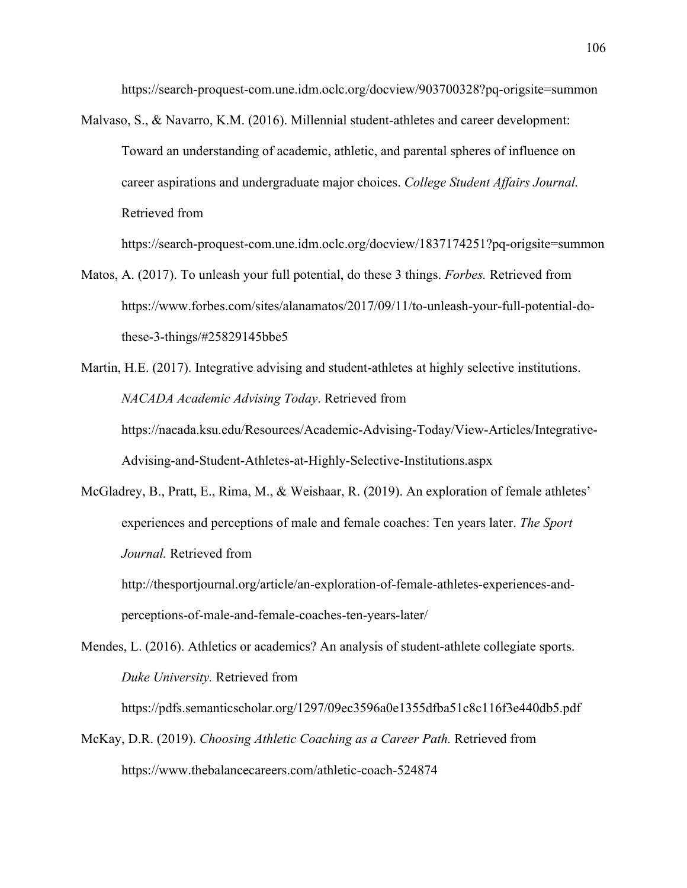https://search-proquest-com.une.idm.oclc.org/docview/903700328?pq-origsite=summon

Malvaso, S., & Navarro, K.M. (2016). Millennial student-athletes and career development: Toward an understanding of academic, athletic, and parental spheres of influence on career aspirations and undergraduate major choices. *College Student Affairs Journal.* Retrieved from https://search-proquest-com.une.idm.oclc.org/docview/1837174251?pq-origsite=summon

Matos, A. (2017). To unleash your full potential, do these 3 things. *Forbes.* Retrieved from https://www.forbes.com/sites/alanamatos/2017/09/11/to-unleash-your-full-potential-do-these-3-things/#25829145bbe5

Martin, H.E. (2017). Integrative advising and student-athletes at highly selective institutions. *NACADA Academic Advising Today*. Retrieved from https://nacada.ksu.edu/Resources/Academic-Advising-Today/View-Articles/Integrative-Advising-and-Student-Athletes-at-Highly-Selective-Institutions.aspx

McGladrey, B., Pratt, E., Rima, M., & Weishaar, R. (2019). An exploration of female athletes' experiences and perceptions of male and female coaches: Ten years later. *The Sport Journal.* Retrieved from http://thesportjournal.org/article/an-exploration-of-female-athletes-experiences-and-perceptions-of-male-and-female-coaches-ten-years-later/

Mendes, L. (2016). Athletics or academics? An analysis of student-athlete collegiate sports. *Duke University.* Retrieved from https://pdfs.semanticscholar.org/1297/09ec3596a0e1355dfba51c8c116f3e440db5.pdf

McKay, D.R. (2019). *Choosing Athletic Coaching as a Career Path.* Retrieved from https://www.thebalancecareers.com/athletic-coach-524874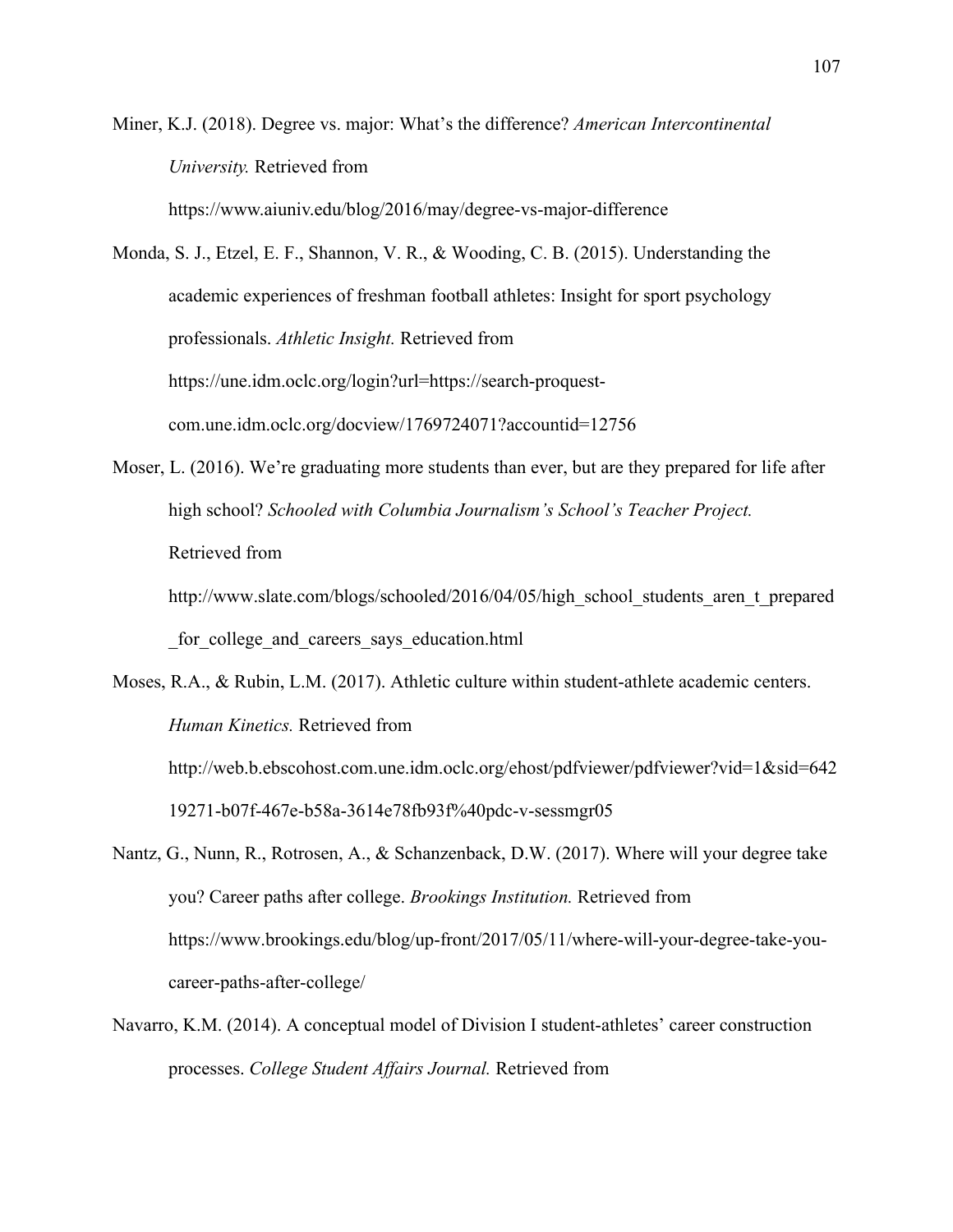Miner, K.J. (2018). Degree vs. major: What's the difference? *American Intercontinental University.* Retrieved from https://www.aiuniv.edu/blog/2016/may/degree-vs-major-difference

Monda, S. J., Etzel, E. F., Shannon, V. R., & Wooding, C. B. (2015). Understanding the academic experiences of freshman football athletes: Insight for sport psychology professionals. *Athletic Insight.* Retrieved from https://une.idm.oclc.org/login?url=https://search-proquest-com.une.idm.oclc.org/docview/1769724071?accountid=12756

Moser, L. (2016). We're graduating more students than ever, but are they prepared for life after high school? *Schooled with Columbia Journalism's School's Teacher Project.* Retrieved from http://www.slate.com/blogs/schooled/2016/04/05/high_school_students_aren_t_prepared_for_college_and_careers_says_education.html

Moses, R.A., & Rubin, L.M. (2017). Athletic culture within student-athlete academic centers. *Human Kinetics.* Retrieved from http://web.b.ebscohost.com.une.idm.oclc.org/ehost/pdfviewer/pdfviewer?vid=1&sid=64219271-b07f-467e-b58a-3614e78fb93f%40pdc-v-sessmgr05

Nantz, G., Nunn, R., Rotrosen, A., & Schanzenback, D.W. (2017). Where will your degree take you? Career paths after college. *Brookings Institution.* Retrieved from https://www.brookings.edu/blog/up-front/2017/05/11/where-will-your-degree-take-you-career-paths-after-college/

Navarro, K.M. (2014). A conceptual model of Division I student-athletes' career construction processes. *College Student Affairs Journal.* Retrieved from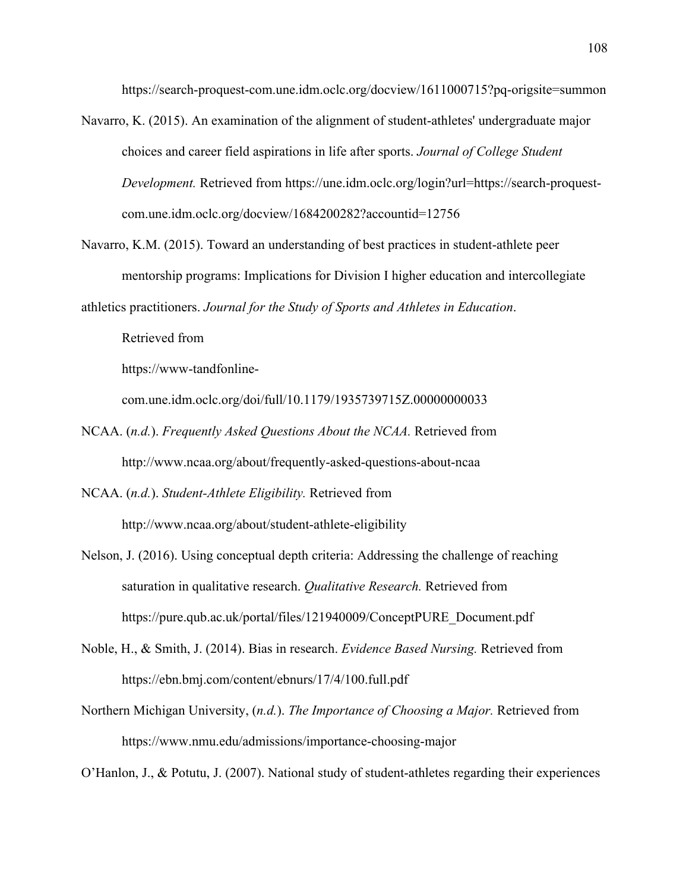https://search-proquest-com.une.idm.oclc.org/docview/1611000715?pq-origsite=summon

Navarro, K. (2015). An examination of the alignment of student-athletes' undergraduate major choices and career field aspirations in life after sports. *Journal of College Student Development.* Retrieved from https://une.idm.oclc.org/login?url=https://search-proquest-com.une.idm.oclc.org/docview/1684200282?accountid=12756

Navarro, K.M. (2015). Toward an understanding of best practices in student-athlete peer mentorship programs: Implications for Division I higher education and intercollegiate athletics practitioners. *Journal for the Study of Sports and Athletes in Education*. Retrieved from https://www-tandfonline-com.une.idm.oclc.org/doi/full/10.1179/1935739715Z.00000000033

NCAA. (*n.d.*). *Frequently Asked Questions About the NCAA.* Retrieved from http://www.ncaa.org/about/frequently-asked-questions-about-ncaa

NCAA. (*n.d.*). *Student-Athlete Eligibility.* Retrieved from http://www.ncaa.org/about/student-athlete-eligibility

Nelson, J. (2016). Using conceptual depth criteria: Addressing the challenge of reaching saturation in qualitative research. *Qualitative Research.* Retrieved from https://pure.qub.ac.uk/portal/files/121940009/ConceptPURE_Document.pdf

Noble, H., & Smith, J. (2014). Bias in research. *Evidence Based Nursing.* Retrieved from https://ebn.bmj.com/content/ebnurs/17/4/100.full.pdf

Northern Michigan University, (*n.d.*). *The Importance of Choosing a Major.* Retrieved from https://www.nmu.edu/admissions/importance-choosing-major

O'Hanlon, J., & Potutu, J. (2007). National study of student-athletes regarding their experiences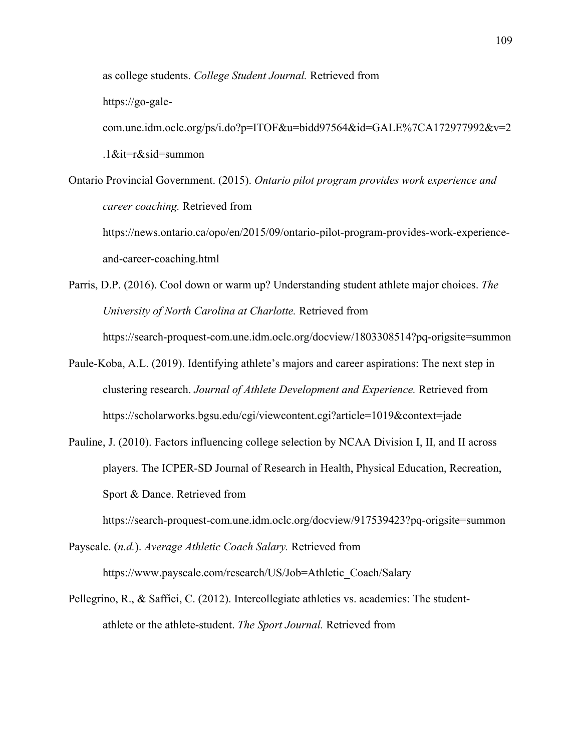as college students. *College Student Journal.* Retrieved from https://go-gale-com.une.idm.oclc.org/ps/i.do?p=ITOF&u=bidd97564&id=GALE%7CA172977992&v=2.1&it=r&sid=summon

Ontario Provincial Government. (2015). *Ontario pilot program provides work experience and career coaching.* Retrieved from https://news.ontario.ca/opo/en/2015/09/ontario-pilot-program-provides-work-experience-and-career-coaching.html

Parris, D.P. (2016). Cool down or warm up? Understanding student athlete major choices. *The University of North Carolina at Charlotte.* Retrieved from https://search-proquest-com.une.idm.oclc.org/docview/1803308514?pq-origsite=summon

Paule-Koba, A.L. (2019). Identifying athlete's majors and career aspirations: The next step in clustering research. *Journal of Athlete Development and Experience.* Retrieved from https://scholarworks.bgsu.edu/cgi/viewcontent.cgi?article=1019&context=jade

Pauline, J. (2010). Factors influencing college selection by NCAA Division I, II, and II across players. The ICPER-SD Journal of Research in Health, Physical Education, Recreation, Sport & Dance. Retrieved from https://search-proquest-com.une.idm.oclc.org/docview/917539423?pq-origsite=summon

Payscale. (*n.d.*). *Average Athletic Coach Salary.* Retrieved from https://www.payscale.com/research/US/Job=Athletic_Coach/Salary

Pellegrino, R., & Saffici, C. (2012). Intercollegiate athletics vs. academics: The student-athlete or the athlete-student. *The Sport Journal.* Retrieved from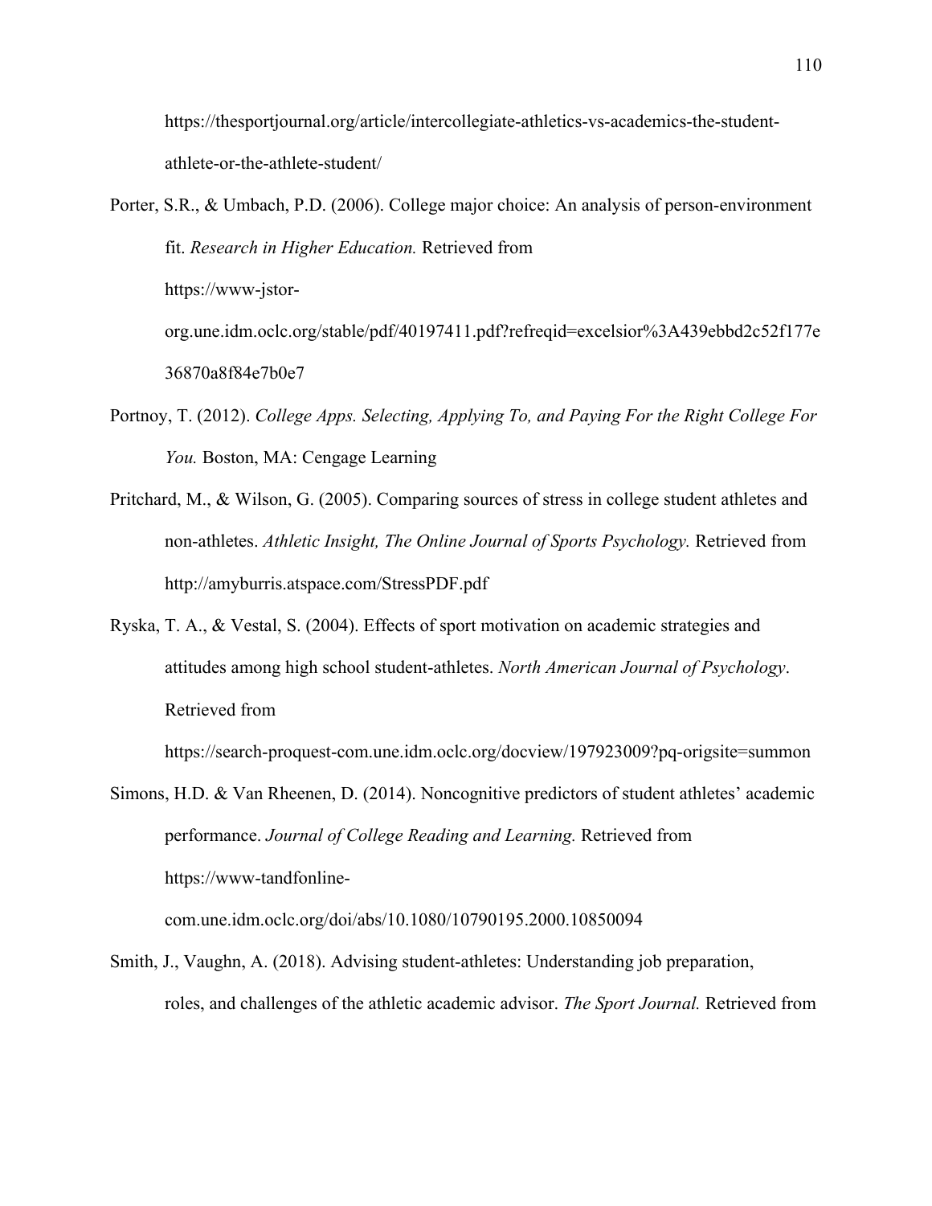https://thesportjournal.org/article/intercollegiate-athletics-vs-academics-the-student-athlete-or-the-athlete-student/

Porter, S.R., & Umbach, P.D. (2006). College major choice: An analysis of person-environment fit. *Research in Higher Education.* Retrieved from https://www-jstor-org.une.idm.oclc.org/stable/pdf/40197411.pdf?refreqid=excelsior%3A439ebbd2c52f177e36870a8f84e7b0e7

Portnoy, T. (2012). *College Apps. Selecting, Applying To, and Paying For the Right College For You.* Boston, MA: Cengage Learning

Pritchard, M., & Wilson, G. (2005). Comparing sources of stress in college student athletes and non-athletes. *Athletic Insight, The Online Journal of Sports Psychology.* Retrieved from http://amyburris.atspace.com/StressPDF.pdf

Ryska, T. A., & Vestal, S. (2004). Effects of sport motivation on academic strategies and attitudes among high school student-athletes. *North American Journal of Psychology*. Retrieved from https://search-proquest-com.une.idm.oclc.org/docview/197923009?pq-origsite=summon

Simons, H.D. & Van Rheenen, D. (2014). Noncognitive predictors of student athletes' academic performance. *Journal of College Reading and Learning.* Retrieved from https://www-tandfonline-com.une.idm.oclc.org/doi/abs/10.1080/10790195.2000.10850094

Smith, J., Vaughn, A. (2018). Advising student-athletes: Understanding job preparation, roles, and challenges of the athletic academic advisor. *The Sport Journal.* Retrieved from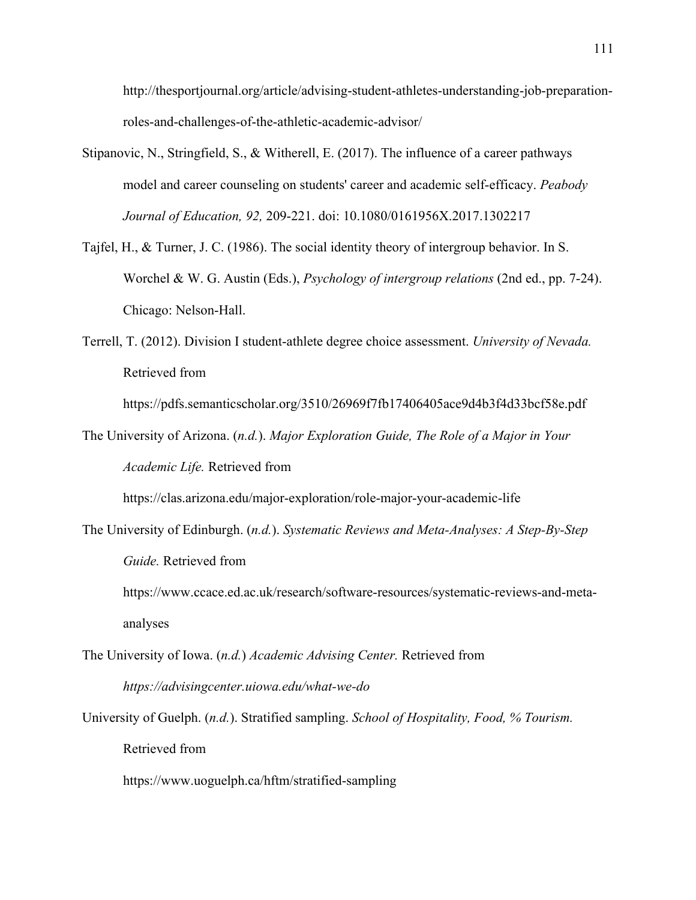http://thesportjournal.org/article/advising-student-athletes-understanding-job-preparation-roles-and-challenges-of-the-athletic-academic-advisor/

Stipanovic, N., Stringfield, S., & Witherell, E. (2017). The influence of a career pathways model and career counseling on students' career and academic self-efficacy. *Peabody Journal of Education, 92,* 209-221. doi: 10.1080/0161956X.2017.1302217

Tajfel, H., & Turner, J. C. (1986). The social identity theory of intergroup behavior. In S. Worchel & W. G. Austin (Eds.), *Psychology of intergroup relations* (2nd ed., pp. 7-24). Chicago: Nelson-Hall.

Terrell, T. (2012). Division I student-athlete degree choice assessment. *University of Nevada.* Retrieved from https://pdfs.semanticscholar.org/3510/26969f7fb17406405ace9d4b3f4d33bcf58e.pdf

The University of Arizona. (*n.d.*). *Major Exploration Guide, The Role of a Major in Your Academic Life.* Retrieved from https://clas.arizona.edu/major-exploration/role-major-your-academic-life

The University of Edinburgh. (*n.d.*). *Systematic Reviews and Meta-Analyses: A Step-By-Step Guide.* Retrieved from https://www.ccace.ed.ac.uk/research/software-resources/systematic-reviews-and-meta-analyses

The University of Iowa. (*n.d.*) *Academic Advising Center.* Retrieved from *https://advisingcenter.uiowa.edu/what-we-do*

University of Guelph. (*n.d.*). Stratified sampling. *School of Hospitality, Food, % Tourism.* Retrieved from https://www.uoguelph.ca/hftm/stratified-sampling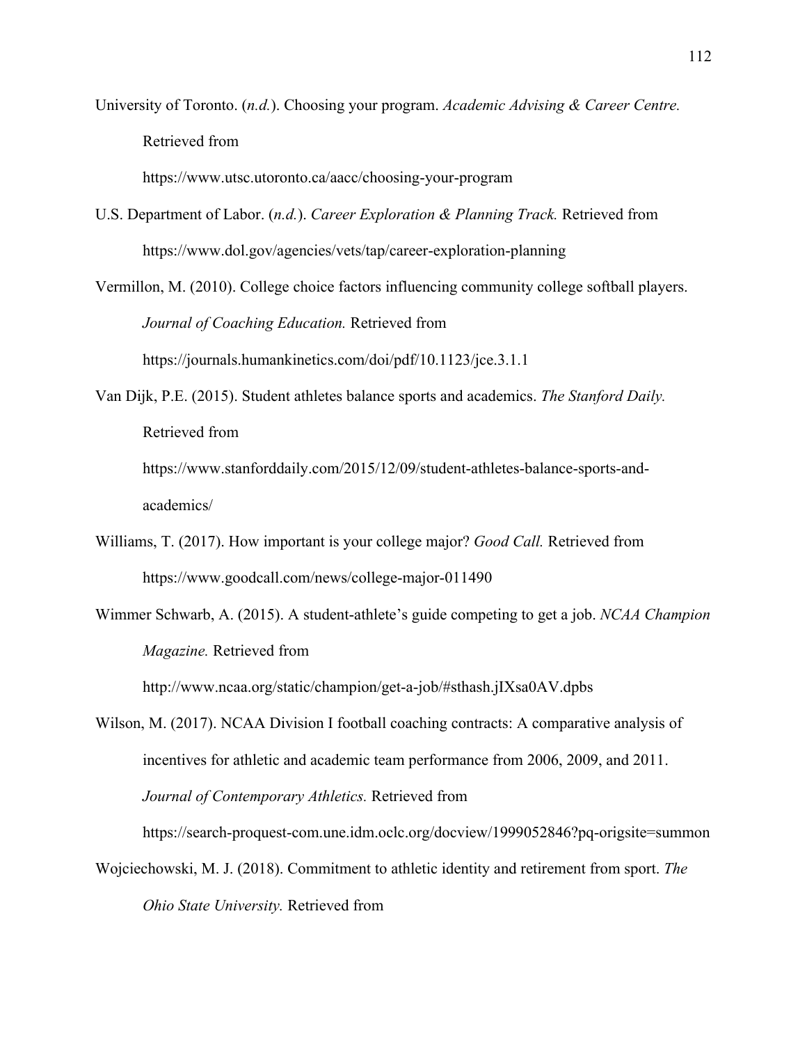University of Toronto. (*n.d.*). Choosing your program. *Academic Advising & Career Centre.* Retrieved from https://www.utsc.utoronto.ca/aacc/choosing-your-program

U.S. Department of Labor. (*n.d.*). *Career Exploration & Planning Track.* Retrieved from https://www.dol.gov/agencies/vets/tap/career-exploration-planning

Vermillon, M. (2010). College choice factors influencing community college softball players. *Journal of Coaching Education.* Retrieved from https://journals.humankinetics.com/doi/pdf/10.1123/jce.3.1.1

Van Dijk, P.E. (2015). Student athletes balance sports and academics. *The Stanford Daily.* Retrieved from https://www.stanforddaily.com/2015/12/09/student-athletes-balance-sports-and-academics/

Williams, T. (2017). How important is your college major? *Good Call.* Retrieved from https://www.goodcall.com/news/college-major-011490

Wimmer Schwarb, A. (2015). A student-athlete's guide competing to get a job. *NCAA Champion Magazine.* Retrieved from http://www.ncaa.org/static/champion/get-a-job/#sthash.jIXsa0AV.dpbs

Wilson, M. (2017). NCAA Division I football coaching contracts: A comparative analysis of incentives for athletic and academic team performance from 2006, 2009, and 2011. *Journal of Contemporary Athletics.* Retrieved from https://search-proquest-com.une.idm.oclc.org/docview/1999052846?pq-origsite=summon

Wojciechowski, M. J. (2018). Commitment to athletic identity and retirement from sport. *The Ohio State University.* Retrieved from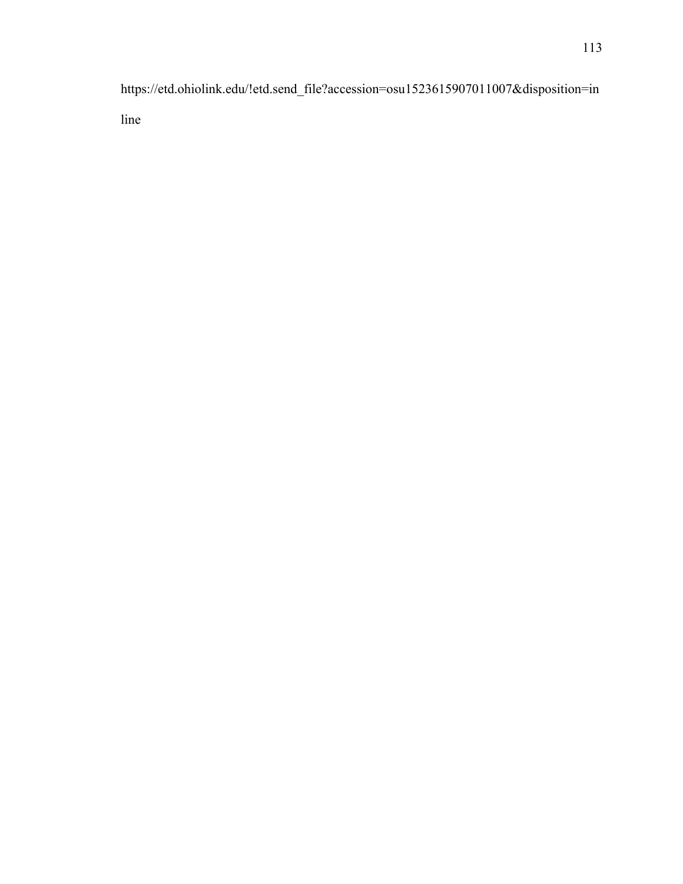https://etd.ohiolink.edu/!etd.send_file?accession=osu1523615907011007&disposition=in

line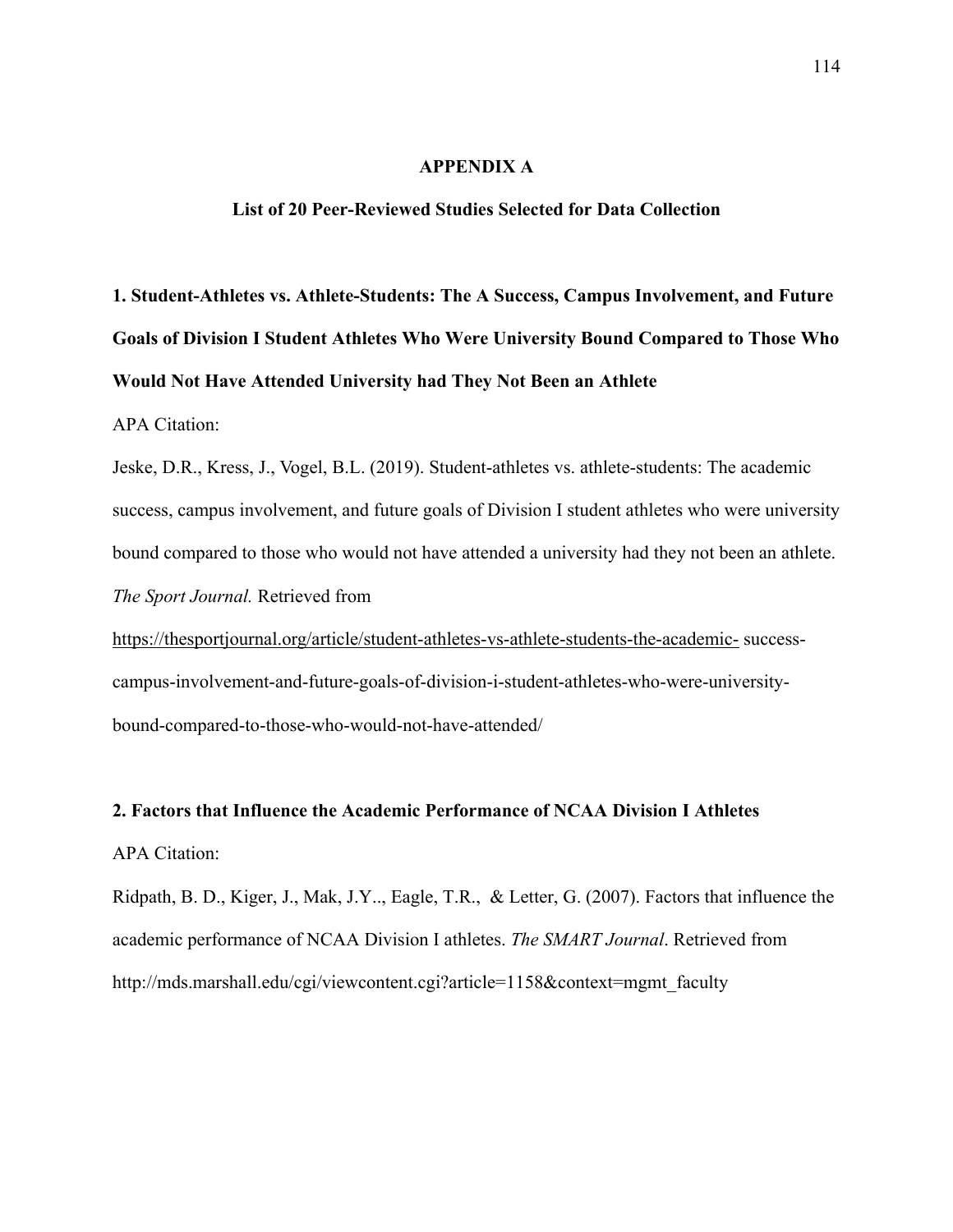# APPENDIX A

## List of 20 Peer-Reviewed Studies Selected for Data Collection

**1. Student-Athletes vs. Athlete-Students: The A Success, Campus Involvement, and Future Goals of Division I Student Athletes Who Were University Bound Compared to Those Who Would Not Have Attended University had They Not Been an Athlete**

APA Citation:

Jeske, D.R., Kress, J., Vogel, B.L. (2019). Student-athletes vs. athlete-students: The academic success, campus involvement, and future goals of Division I student athletes who were university bound compared to those who would not have attended a university had they not been an athlete. *The Sport Journal.* Retrieved from https://thesportjournal.org/article/student-athletes-vs-athlete-students-the-academic- success-campus-involvement-and-future-goals-of-division-i-student-athletes-who-were-university-bound-compared-to-those-who-would-not-have-attended/

**2. Factors that Influence the Academic Performance of NCAA Division I Athletes**

APA Citation:

Ridpath, B. D., Kiger, J., Mak, J.Y.., Eagle, T.R., & Letter, G. (2007). Factors that influence the academic performance of NCAA Division I athletes. *The SMART Journal*. Retrieved from http://mds.marshall.edu/cgi/viewcontent.cgi?article=1158&context=mgmt_faculty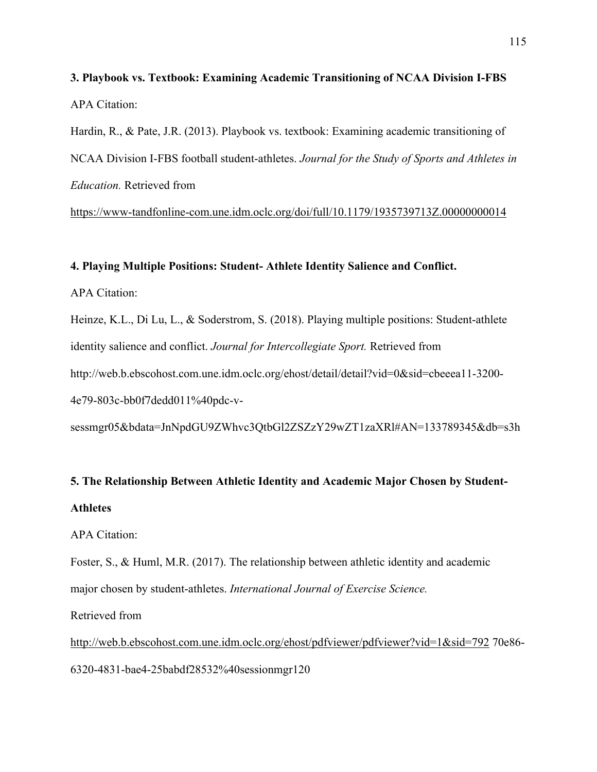**3. Playbook vs. Textbook: Examining Academic Transitioning of NCAA Division I-FBS**

APA Citation:

Hardin, R., & Pate, J.R. (2013). Playbook vs. textbook: Examining academic transitioning of NCAA Division I-FBS football student-athletes. *Journal for the Study of Sports and Athletes in Education.* Retrieved from https://www-tandfonline-com.une.idm.oclc.org/doi/full/10.1179/1935739713Z.00000000014

**4. Playing Multiple Positions: Student- Athlete Identity Salience and Conflict.**

APA Citation:

Heinze, K.L., Di Lu, L., & Soderstrom, S. (2018). Playing multiple positions: Student-athlete identity salience and conflict. *Journal for Intercollegiate Sport.* Retrieved from http://web.b.ebscohost.com.une.idm.oclc.org/ehost/detail/detail?vid=0&sid=cbeeea11-3200-4e79-803c-bb0f7dedd011%40pdc-v-sessmgr05&bdata=JnNpdGU9ZWhvc3QtbGl2ZSZzY29wZT1zaXRl#AN=133789345&db=s3h

**5. The Relationship Between Athletic Identity and Academic Major Chosen by Student-Athletes**

APA Citation:

Foster, S., & Huml, M.R. (2017). The relationship between athletic identity and academic major chosen by student-athletes. *International Journal of Exercise Science.*

Retrieved from

http://web.b.ebscohost.com.une.idm.oclc.org/ehost/pdfviewer/pdfviewer?vid=1&sid=792 70e86-6320-4831-bae4-25babdf28532%40sessionmgr120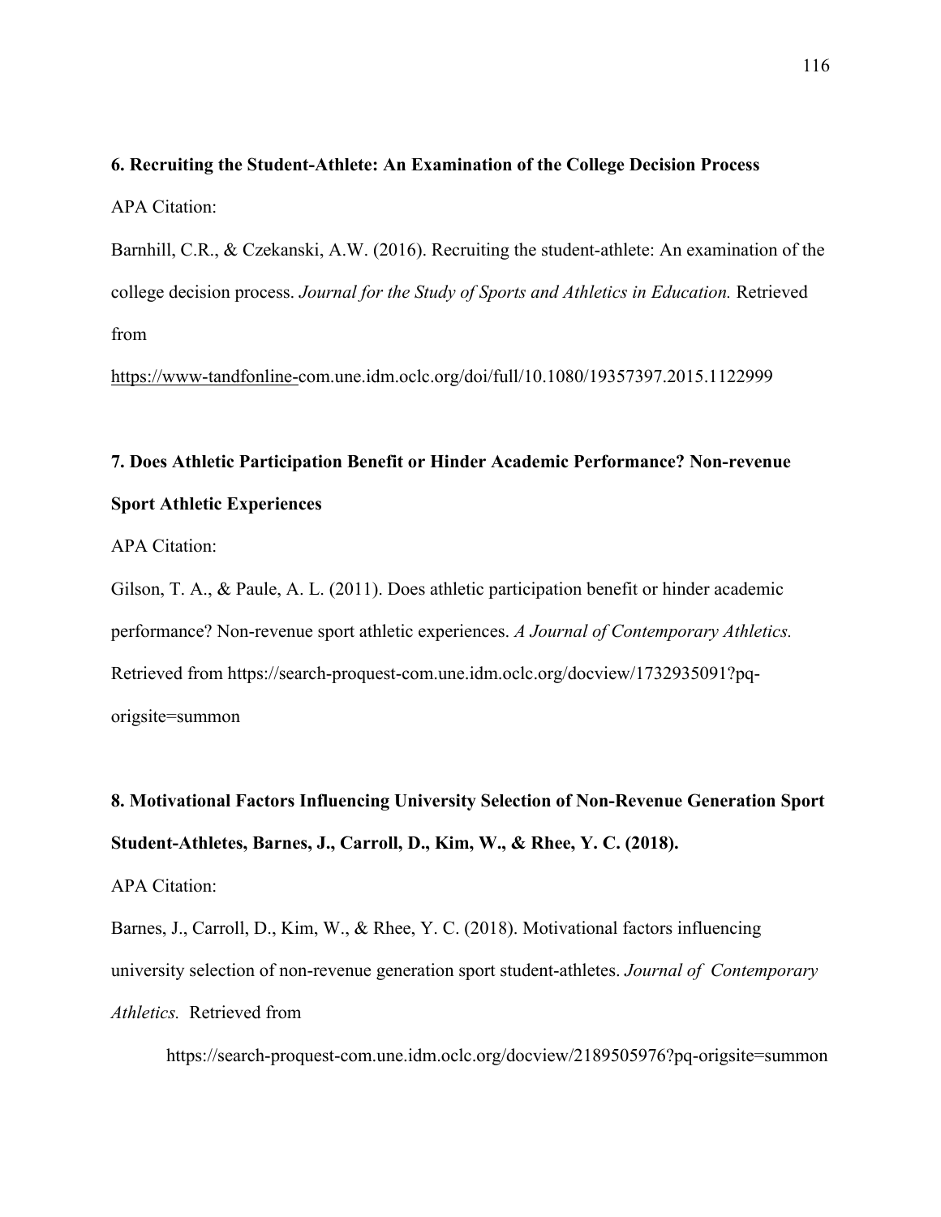**6. Recruiting the Student-Athlete: An Examination of the College Decision Process**

APA Citation:

Barnhill, C.R., & Czekanski, A.W. (2016). Recruiting the student-athlete: An examination of the college decision process. *Journal for the Study of Sports and Athletics in Education.* Retrieved from

https://www-tandfonline-com.une.idm.oclc.org/doi/full/10.1080/19357397.2015.1122999

**7. Does Athletic Participation Benefit or Hinder Academic Performance? Non-revenue Sport Athletic Experiences**

APA Citation:

Gilson, T. A., & Paule, A. L. (2011). Does athletic participation benefit or hinder academic performance? Non-revenue sport athletic experiences. *A Journal of Contemporary Athletics.* Retrieved from https://search-proquest-com.une.idm.oclc.org/docview/1732935091?pq-origsite=summon

**8. Motivational Factors Influencing University Selection of Non-Revenue Generation Sport Student-Athletes, Barnes, J., Carroll, D., Kim, W., & Rhee, Y. C. (2018).**

APA Citation:

Barnes, J., Carroll, D., Kim, W., & Rhee, Y. C. (2018). Motivational factors influencing university selection of non-revenue generation sport student-athletes. *Journal of Contemporary Athletics.* Retrieved from

https://search-proquest-com.une.idm.oclc.org/docview/2189505976?pq-origsite=summon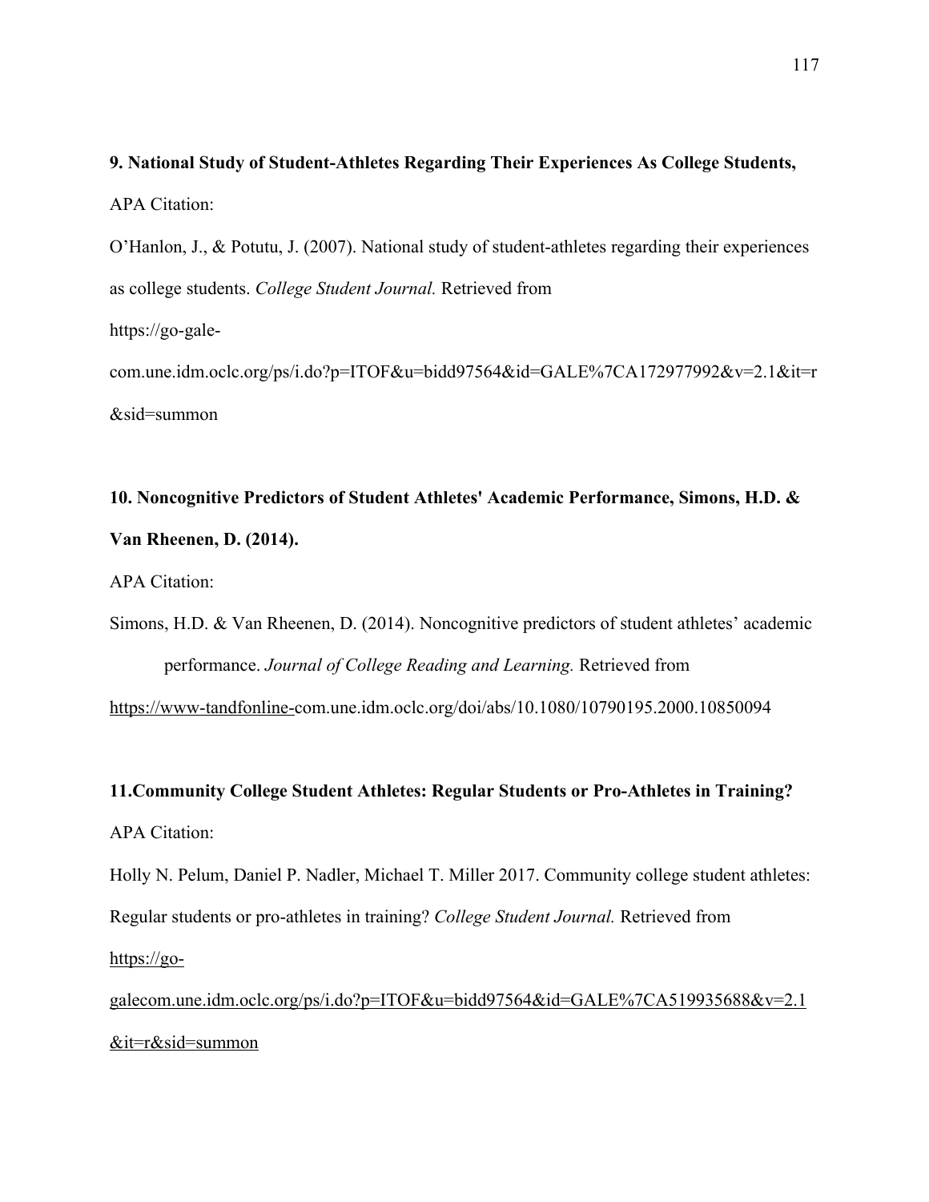**9. National Study of Student-Athletes Regarding Their Experiences As College Students,**

APA Citation:

O'Hanlon, J., & Potutu, J. (2007). National study of student-athletes regarding their experiences as college students. *College Student Journal.* Retrieved from https://go-gale-com.une.idm.oclc.org/ps/i.do?p=ITOF&u=bidd97564&id=GALE%7CA172977992&v=2.1&it=r&sid=summon

**10. Noncognitive Predictors of Student Athletes' Academic Performance, Simons, H.D. & Van Rheenen, D. (2014).**

APA Citation:

Simons, H.D. & Van Rheenen, D. (2014). Noncognitive predictors of student athletes' academic performance. *Journal of College Reading and Learning.* Retrieved from https://www-tandfonline-com.une.idm.oclc.org/doi/abs/10.1080/10790195.2000.10850094

**11.Community College Student Athletes: Regular Students or Pro-Athletes in Training?**

APA Citation:

Holly N. Pelum, Daniel P. Nadler, Michael T. Miller 2017. Community college student athletes: Regular students or pro-athletes in training? *College Student Journal.* Retrieved from https://go-galecom.une.idm.oclc.org/ps/i.do?p=ITOF&u=bidd97564&id=GALE%7CA519935688&v=2.1&it=r&sid=summon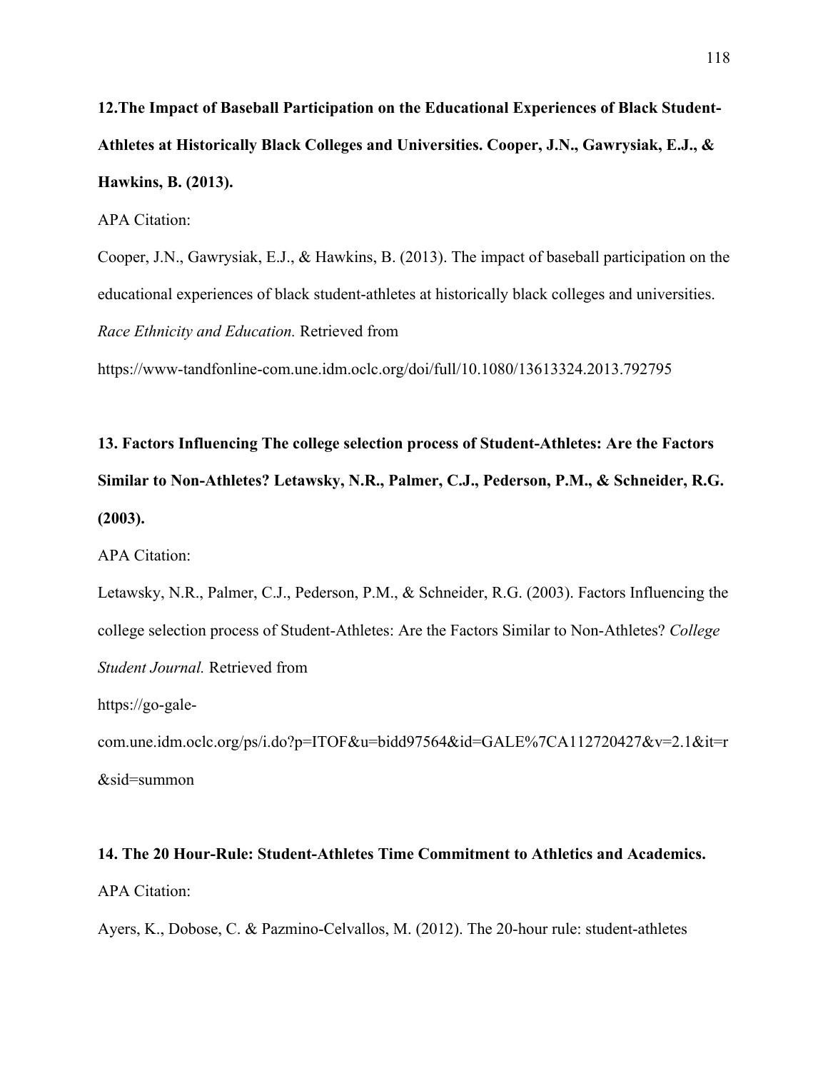**12.The Impact of Baseball Participation on the Educational Experiences of Black Student-Athletes at Historically Black Colleges and Universities. Cooper, J.N., Gawrysiak, E.J., & Hawkins, B. (2013).**

APA Citation:

Cooper, J.N., Gawrysiak, E.J., & Hawkins, B. (2013). The impact of baseball participation on the educational experiences of black student-athletes at historically black colleges and universities. *Race Ethnicity and Education.* Retrieved from

https://www-tandfonline-com.une.idm.oclc.org/doi/full/10.1080/13613324.2013.792795

**13. Factors Influencing The college selection process of Student-Athletes: Are the Factors Similar to Non-Athletes? Letawsky, N.R., Palmer, C.J., Pederson, P.M., & Schneider, R.G. (2003).**

APA Citation:

Letawsky, N.R., Palmer, C.J., Pederson, P.M., & Schneider, R.G. (2003). Factors Influencing the college selection process of Student-Athletes: Are the Factors Similar to Non-Athletes? *College Student Journal.* Retrieved from

https://go-gale-com.une.idm.oclc.org/ps/i.do?p=ITOF&u=bidd97564&id=GALE%7CA112720427&v=2.1&it=r&sid=summon

**14. The 20 Hour-Rule: Student-Athletes Time Commitment to Athletics and Academics.**

APA Citation:

Ayers, K., Dobose, C. & Pazmino-Celvallos, M. (2012). The 20-hour rule: student-athletes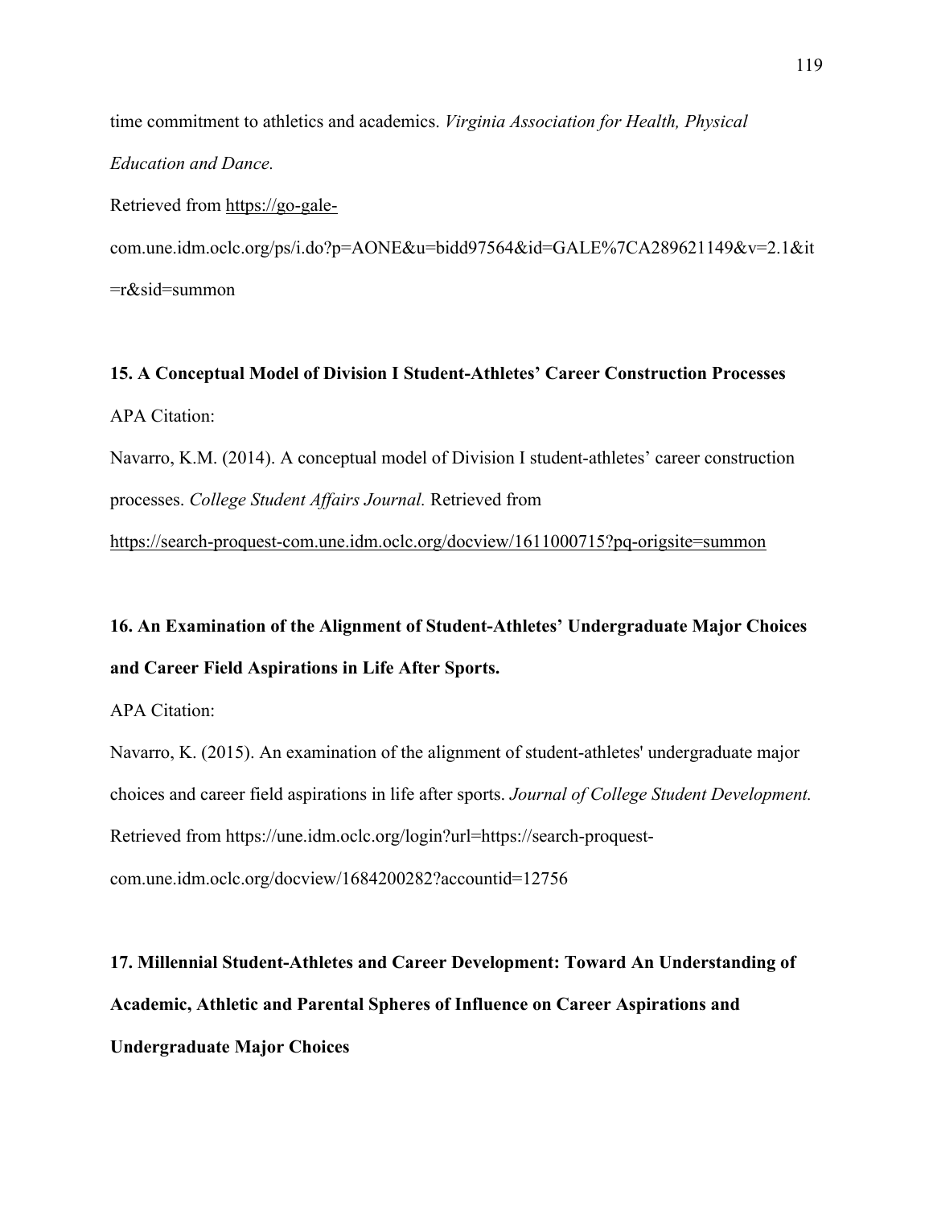time commitment to athletics and academics. *Virginia Association for Health, Physical Education and Dance.*

Retrieved from https://go-gale-com.une.idm.oclc.org/ps/i.do?p=AONE&u=bidd97564&id=GALE%7CA289621149&v=2.1&it=r&sid=summon

**15. A Conceptual Model of Division I Student-Athletes' Career Construction Processes**

APA Citation:

Navarro, K.M. (2014). A conceptual model of Division I student-athletes' career construction processes. *College Student Affairs Journal.* Retrieved from https://search-proquest-com.une.idm.oclc.org/docview/1611000715?pq-origsite=summon

**16. An Examination of the Alignment of Student-Athletes' Undergraduate Major Choices and Career Field Aspirations in Life After Sports.**

APA Citation:

Navarro, K. (2015). An examination of the alignment of student-athletes' undergraduate major choices and career field aspirations in life after sports. *Journal of College Student Development.* Retrieved from https://une.idm.oclc.org/login?url=https://search-proquest-com.une.idm.oclc.org/docview/1684200282?accountid=12756

**17. Millennial Student-Athletes and Career Development: Toward An Understanding of Academic, Athletic and Parental Spheres of Influence on Career Aspirations and Undergraduate Major Choices**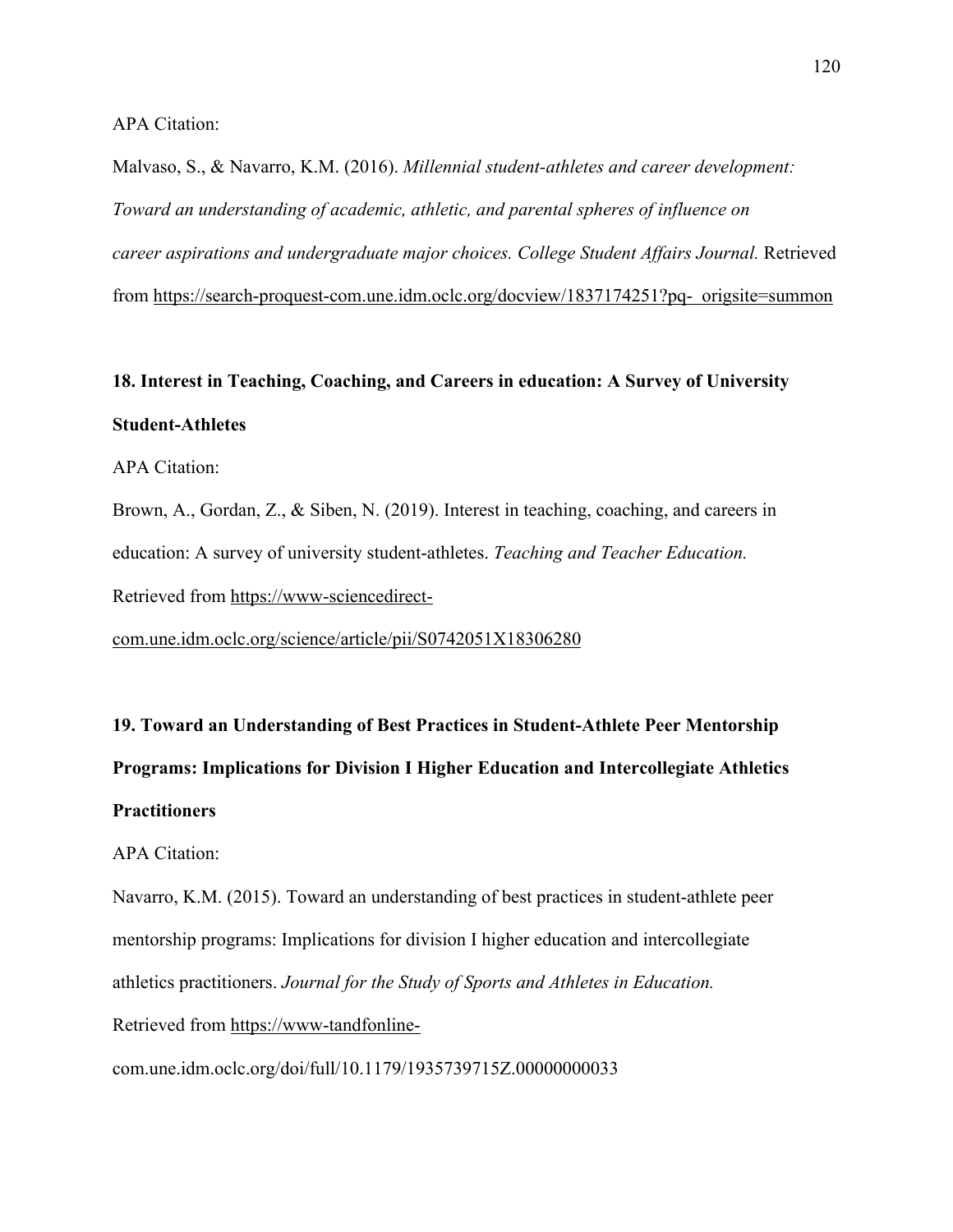APA Citation:

Malvaso, S., & Navarro, K.M. (2016). *Millennial student-athletes and career development: Toward an understanding of academic, athletic, and parental spheres of influence on career aspirations and undergraduate major choices. College Student Affairs Journal.* Retrieved from https://search-proquest-com.une.idm.oclc.org/docview/1837174251?pq- origsite=summon

**18. Interest in Teaching, Coaching, and Careers in education: A Survey of University Student-Athletes**

APA Citation:

Brown, A., Gordan, Z., & Siben, N. (2019). Interest in teaching, coaching, and careers in education: A survey of university student-athletes. *Teaching and Teacher Education.* Retrieved from https://www-sciencedirect-com.une.idm.oclc.org/science/article/pii/S0742051X18306280

**19. Toward an Understanding of Best Practices in Student-Athlete Peer Mentorship Programs: Implications for Division I Higher Education and Intercollegiate Athletics Practitioners**

APA Citation:

Navarro, K.M. (2015). Toward an understanding of best practices in student-athlete peer mentorship programs: Implications for division I higher education and intercollegiate athletics practitioners. *Journal for the Study of Sports and Athletes in Education.* Retrieved from https://www-tandfonline-com.une.idm.oclc.org/doi/full/10.1179/1935739715Z.00000000033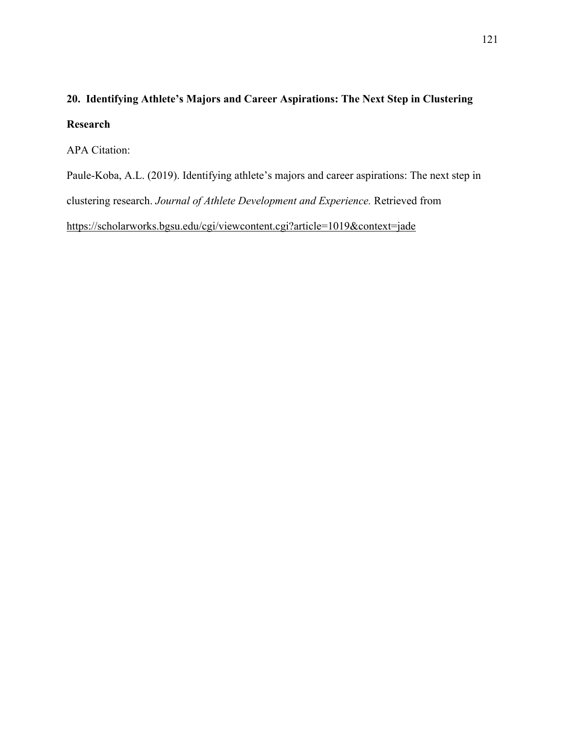**20. Identifying Athlete's Majors and Career Aspirations: The Next Step in Clustering Research**

APA Citation:

Paule-Koba, A.L. (2019). Identifying athlete's majors and career aspirations: The next step in clustering research. *Journal of Athlete Development and Experience.* Retrieved from https://scholarworks.bgsu.edu/cgi/viewcontent.cgi?article=1019&context=jade